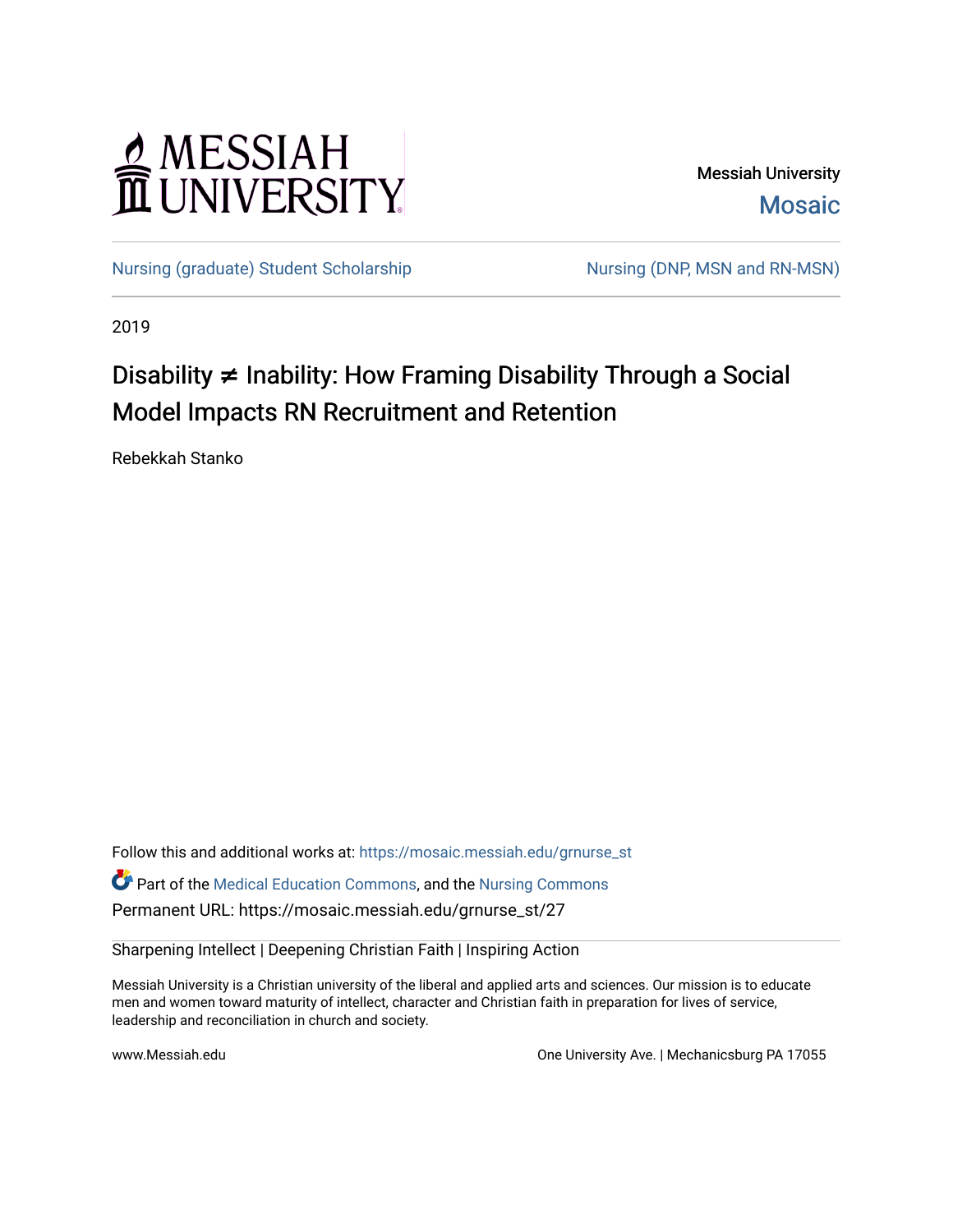MESSIAH UNIVERSITY

Messiah University

Mosaic

Nursing (graduate) Student Scholarship

Nursing (DNP, MSN and RN-MSN)

2019

# Disability ≠ Inability: How Framing Disability Through a Social Model Impacts RN Recruitment and Retention

Rebekkah Stanko

Follow this and additional works at: https://mosaic.messiah.edu/grnurse_st

Part of the Medical Education Commons, and the Nursing Commons

Permanent URL: https://mosaic.messiah.edu/grnurse_st/27

Sharpening Intellect | Deepening Christian Faith | Inspiring Action

Messiah University is a Christian university of the liberal and applied arts and sciences. Our mission is to educate men and women toward maturity of intellect, character and Christian faith in preparation for lives of service, leadership and reconciliation in church and society.

www.Messiah.edu

One University Ave. | Mechanicsburg PA 17055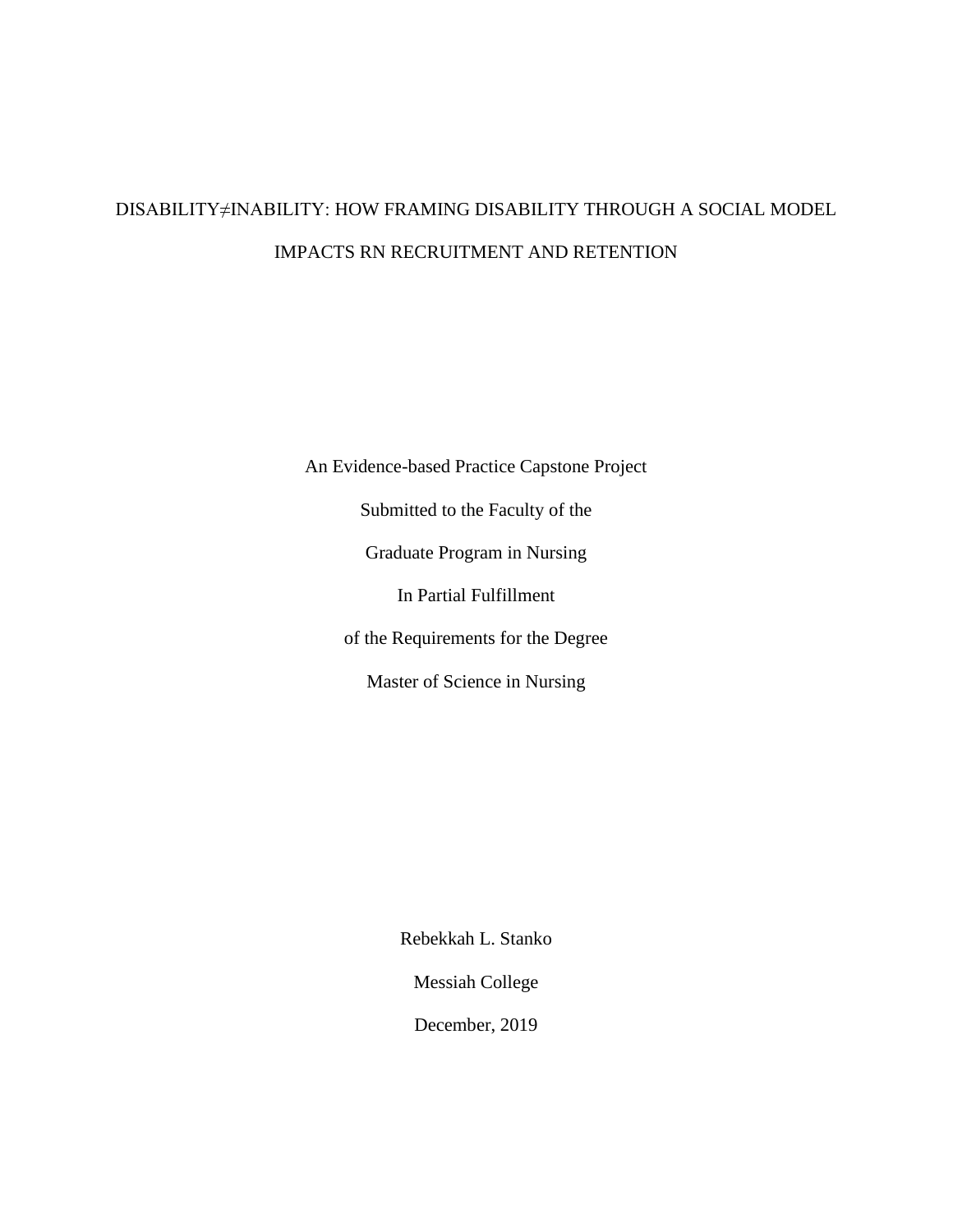# DISABILITY≠INABILITY: HOW FRAMING DISABILITY THROUGH A SOCIAL MODEL IMPACTS RN RECRUITMENT AND RETENTION

An Evidence-based Practice Capstone Project

Submitted to the Faculty of the

Graduate Program in Nursing

In Partial Fulfillment

of the Requirements for the Degree

Master of Science in Nursing

Rebekkah L. Stanko

Messiah College

December, 2019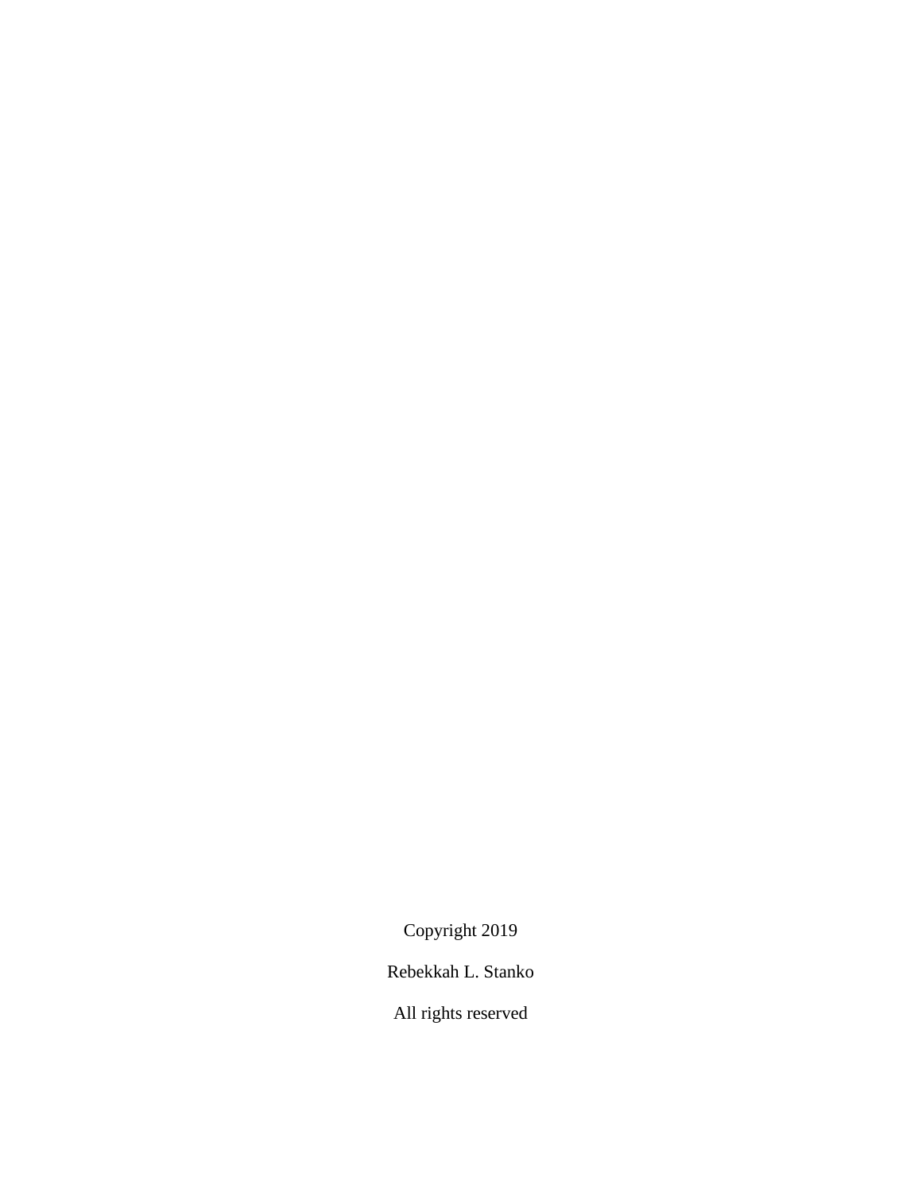Copyright 2019

Rebekkah L. Stanko

All rights reserved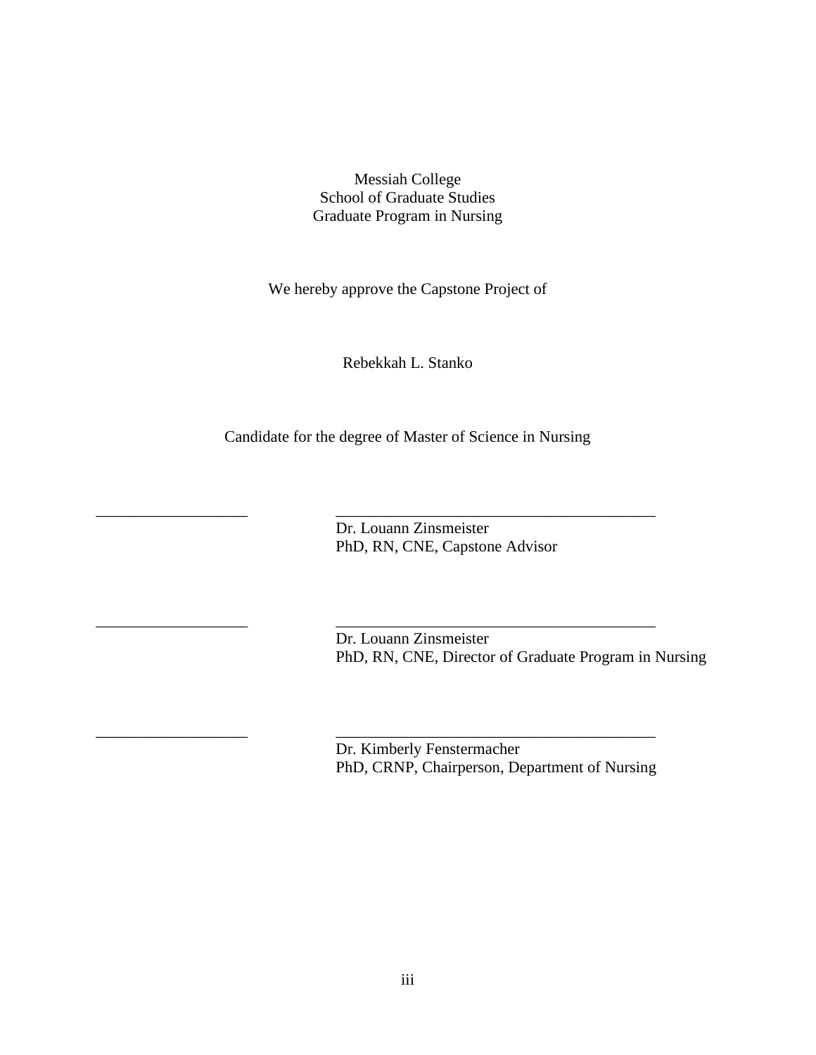Messiah College
School of Graduate Studies
Graduate Program in Nursing

We hereby approve the Capstone Project of

Rebekkah L. Stanko

Candidate for the degree of Master of Science in Nursing

\_\_\_\_\_\_\_\_\_\_\_\_\_\_\_\_\_\_\_\_ \_\_\_\_\_\_\_\_\_\_\_\_\_\_\_\_\_\_\_\_\_\_\_\_\_\_\_\_\_\_\_\_\_\_\_\_\_\_\_\_\_\_
Dr. Louann Zinsmeister
PhD, RN, CNE, Capstone Advisor

\_\_\_\_\_\_\_\_\_\_\_\_\_\_\_\_\_\_\_\_ \_\_\_\_\_\_\_\_\_\_\_\_\_\_\_\_\_\_\_\_\_\_\_\_\_\_\_\_\_\_\_\_\_\_\_\_\_\_\_\_\_\_
Dr. Louann Zinsmeister
PhD, RN, CNE, Director of Graduate Program in Nursing

\_\_\_\_\_\_\_\_\_\_\_\_\_\_\_\_\_\_\_\_ \_\_\_\_\_\_\_\_\_\_\_\_\_\_\_\_\_\_\_\_\_\_\_\_\_\_\_\_\_\_\_\_\_\_\_\_\_\_\_\_\_\_
Dr. Kimberly Fenstermacher
PhD, CRNP, Chairperson, Department of Nursing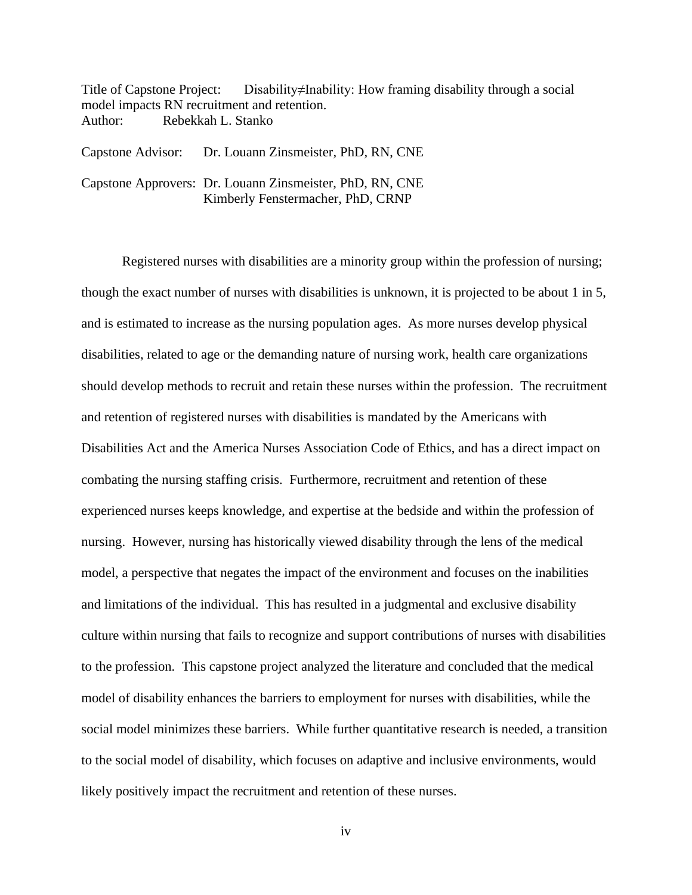Title of Capstone Project: Disability≠Inability: How framing disability through a social model impacts RN recruitment and retention.
Author: Rebekkah L. Stanko

Capstone Advisor: Dr. Louann Zinsmeister, PhD, RN, CNE

Capstone Approvers: Dr. Louann Zinsmeister, PhD, RN, CNE
Kimberly Fenstermacher, PhD, CRNP

Registered nurses with disabilities are a minority group within the profession of nursing; though the exact number of nurses with disabilities is unknown, it is projected to be about 1 in 5, and is estimated to increase as the nursing population ages. As more nurses develop physical disabilities, related to age or the demanding nature of nursing work, health care organizations should develop methods to recruit and retain these nurses within the profession. The recruitment and retention of registered nurses with disabilities is mandated by the Americans with Disabilities Act and the America Nurses Association Code of Ethics, and has a direct impact on combating the nursing staffing crisis. Furthermore, recruitment and retention of these experienced nurses keeps knowledge, and expertise at the bedside and within the profession of nursing. However, nursing has historically viewed disability through the lens of the medical model, a perspective that negates the impact of the environment and focuses on the inabilities and limitations of the individual. This has resulted in a judgmental and exclusive disability culture within nursing that fails to recognize and support contributions of nurses with disabilities to the profession. This capstone project analyzed the literature and concluded that the medical model of disability enhances the barriers to employment for nurses with disabilities, while the social model minimizes these barriers. While further quantitative research is needed, a transition to the social model of disability, which focuses on adaptive and inclusive environments, would likely positively impact the recruitment and retention of these nurses.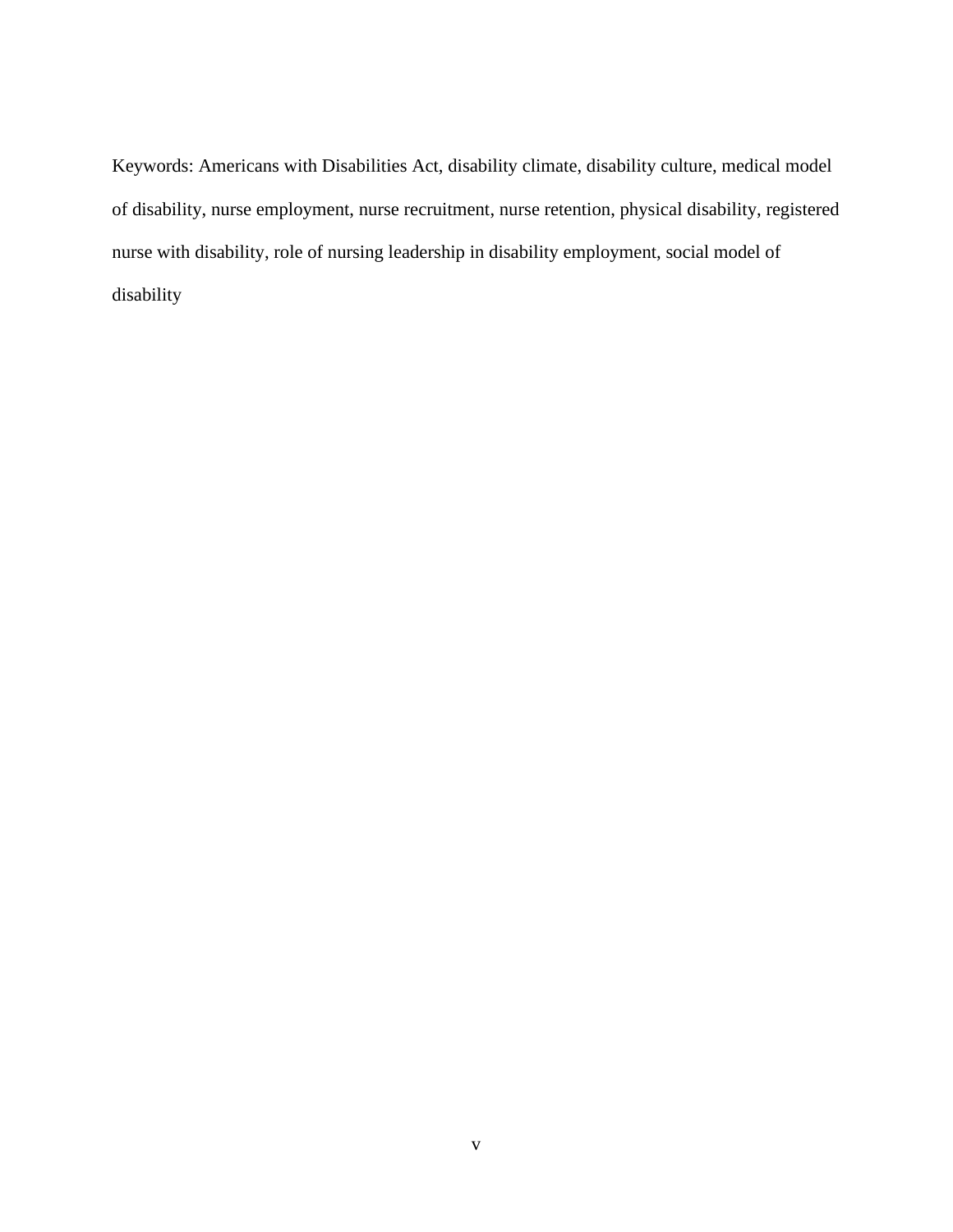Keywords: Americans with Disabilities Act, disability climate, disability culture, medical model of disability, nurse employment, nurse recruitment, nurse retention, physical disability, registered nurse with disability, role of nursing leadership in disability employment, social model of disability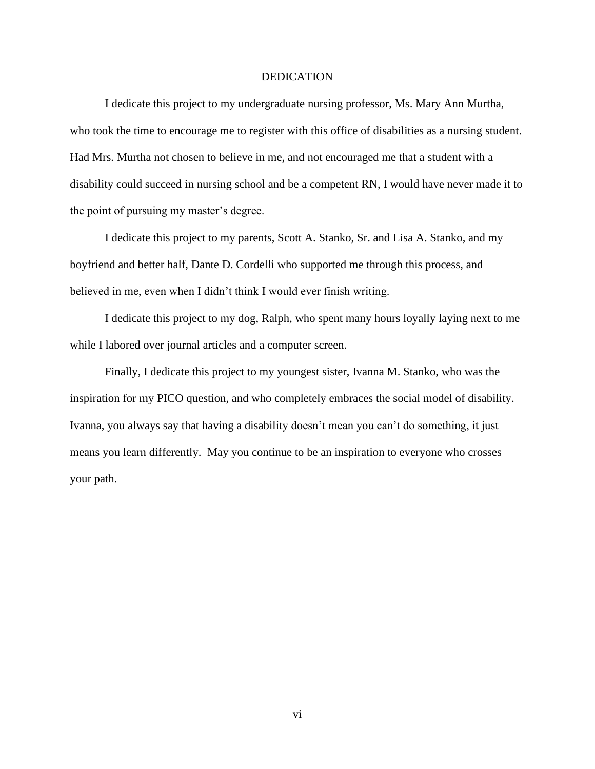# DEDICATION

I dedicate this project to my undergraduate nursing professor, Ms. Mary Ann Murtha, who took the time to encourage me to register with this office of disabilities as a nursing student. Had Mrs. Murtha not chosen to believe in me, and not encouraged me that a student with a disability could succeed in nursing school and be a competent RN, I would have never made it to the point of pursuing my master's degree.

I dedicate this project to my parents, Scott A. Stanko, Sr. and Lisa A. Stanko, and my boyfriend and better half, Dante D. Cordelli who supported me through this process, and believed in me, even when I didn't think I would ever finish writing.

I dedicate this project to my dog, Ralph, who spent many hours loyally laying next to me while I labored over journal articles and a computer screen.

Finally, I dedicate this project to my youngest sister, Ivanna M. Stanko, who was the inspiration for my PICO question, and who completely embraces the social model of disability. Ivanna, you always say that having a disability doesn't mean you can't do something, it just means you learn differently. May you continue to be an inspiration to everyone who crosses your path.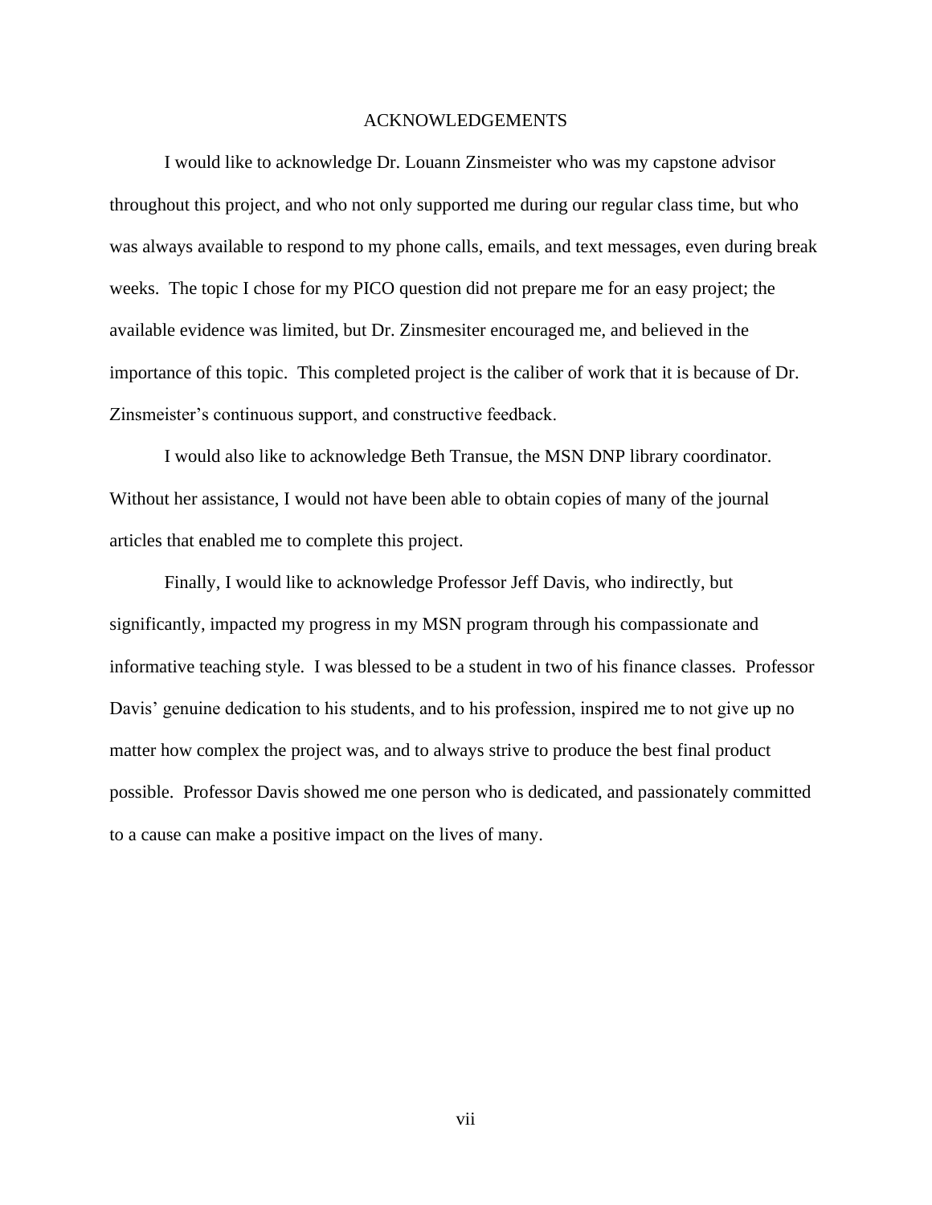# ACKNOWLEDGEMENTS

I would like to acknowledge Dr. Louann Zinsmeister who was my capstone advisor throughout this project, and who not only supported me during our regular class time, but who was always available to respond to my phone calls, emails, and text messages, even during break weeks. The topic I chose for my PICO question did not prepare me for an easy project; the available evidence was limited, but Dr. Zinsmesiter encouraged me, and believed in the importance of this topic. This completed project is the caliber of work that it is because of Dr. Zinsmeister's continuous support, and constructive feedback.

I would also like to acknowledge Beth Transue, the MSN DNP library coordinator. Without her assistance, I would not have been able to obtain copies of many of the journal articles that enabled me to complete this project.

Finally, I would like to acknowledge Professor Jeff Davis, who indirectly, but significantly, impacted my progress in my MSN program through his compassionate and informative teaching style. I was blessed to be a student in two of his finance classes. Professor Davis' genuine dedication to his students, and to his profession, inspired me to not give up no matter how complex the project was, and to always strive to produce the best final product possible. Professor Davis showed me one person who is dedicated, and passionately committed to a cause can make a positive impact on the lives of many.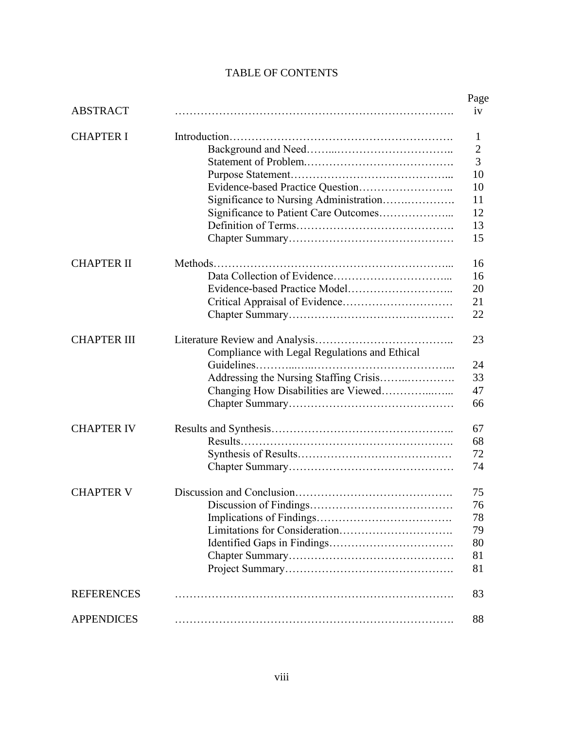# TABLE OF CONTENTS

| | | Page |
|---|---|---|
| ABSTRACT | | iv |
| CHAPTER I | Introduction | 1 |
| | Background and Need | 2 |
| | Statement of Problem | 3 |
| | Purpose Statement | 10 |
| | Evidence-based Practice Question | 10 |
| | Significance to Nursing Administration | 11 |
| | Significance to Patient Care Outcomes | 12 |
| | Definition of Terms | 13 |
| | Chapter Summary | 15 |
| CHAPTER II | Methods | 16 |
| | Data Collection of Evidence | 16 |
| | Evidence-based Practice Model | 20 |
| | Critical Appraisal of Evidence | 21 |
| | Chapter Summary | 22 |
| CHAPTER III | Literature Review and Analysis | 23 |
| | Compliance with Legal Regulations and Ethical Guidelines | 24 |
| | Addressing the Nursing Staffing Crisis | 33 |
| | Changing How Disabilities are Viewed | 47 |
| | Chapter Summary | 66 |
| CHAPTER IV | Results and Synthesis | 67 |
| | Results | 68 |
| | Synthesis of Results | 72 |
| | Chapter Summary | 74 |
| CHAPTER V | Discussion and Conclusion | 75 |
| | Discussion of Findings | 76 |
| | Implications of Findings | 78 |
| | Limitations for Consideration | 79 |
| | Identified Gaps in Findings | 80 |
| | Chapter Summary | 81 |
| | Project Summary | 81 |
| REFERENCES | | 83 |
| APPENDICES | | 88 |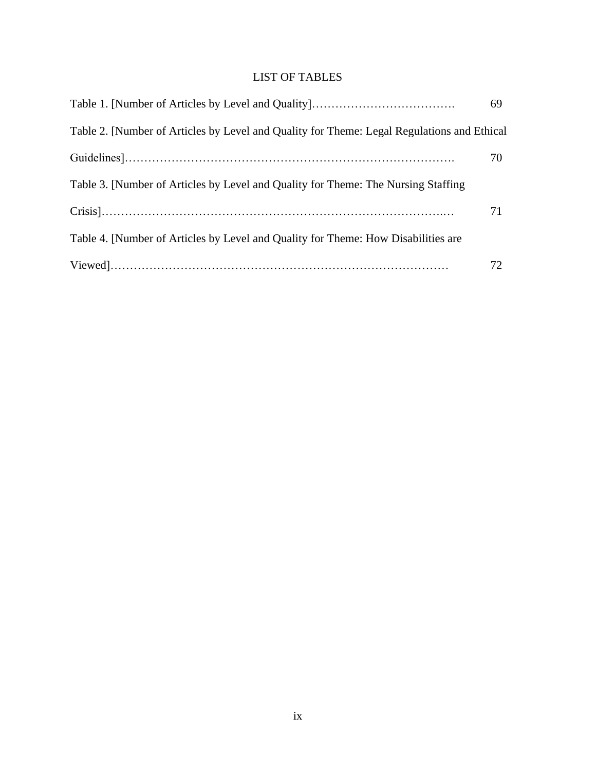# LIST OF TABLES

Table 1. [Number of Articles by Level and Quality]………………………………. 69

Table 2. [Number of Articles by Level and Quality for Theme: Legal Regulations and Ethical Guidelines]………………………………………………………………………. 70

Table 3. [Number of Articles by Level and Quality for Theme: The Nursing Staffing Crisis]…………………………………………………………………………..… 71

Table 4. [Number of Articles by Level and Quality for Theme: How Disabilities are Viewed]………………………………………………………………………… 72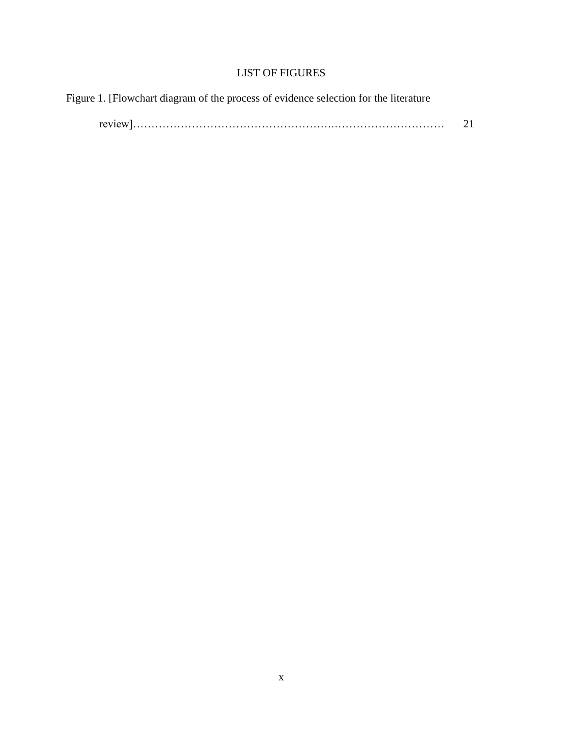# LIST OF FIGURES

Figure 1. [Flowchart diagram of the process of evidence selection for the literature review]…………………………………………………..………………………… 21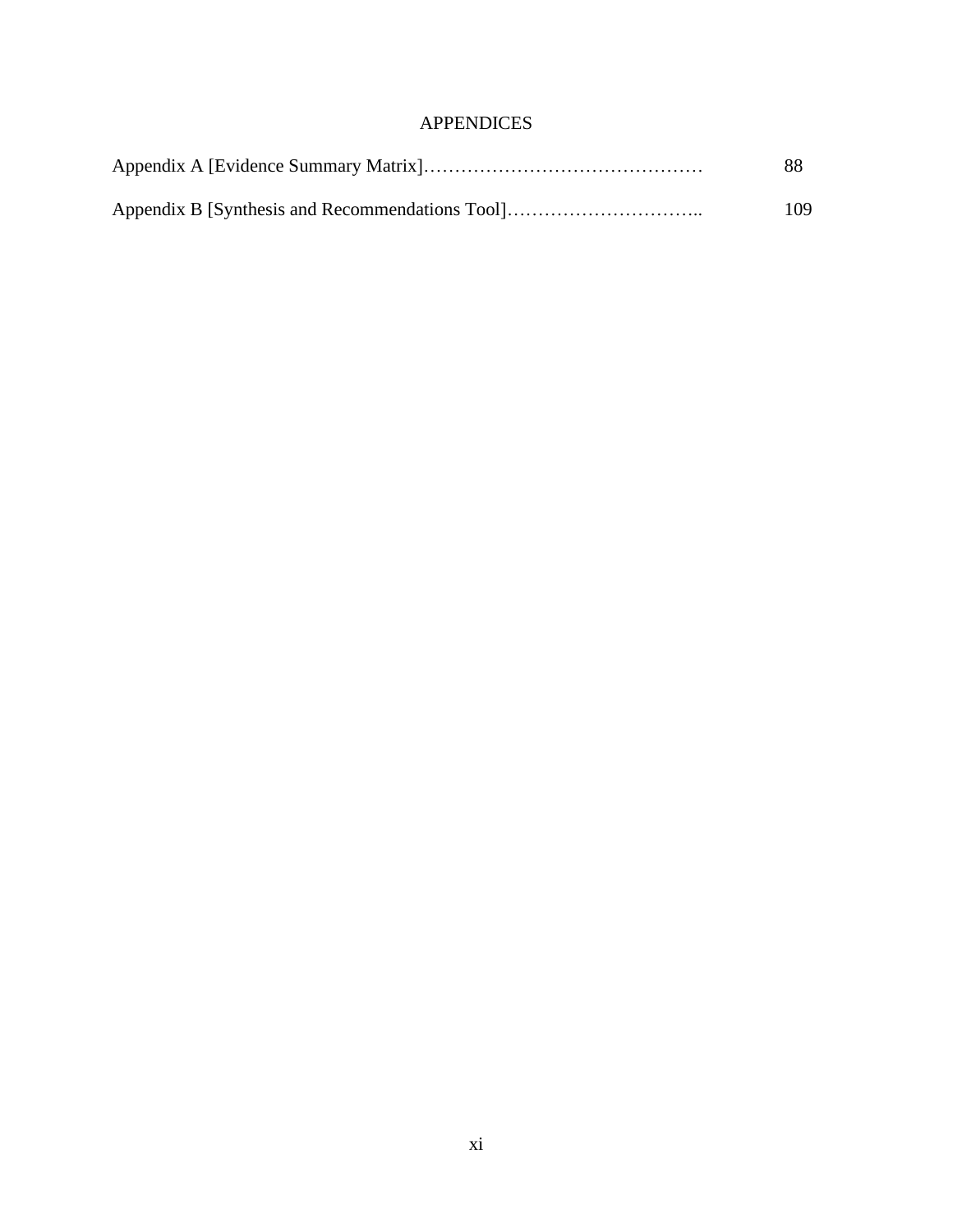# APPENDICES

Appendix A [Evidence Summary Matrix]……………………………………… 88

Appendix B [Synthesis and Recommendations Tool]………………………….. 109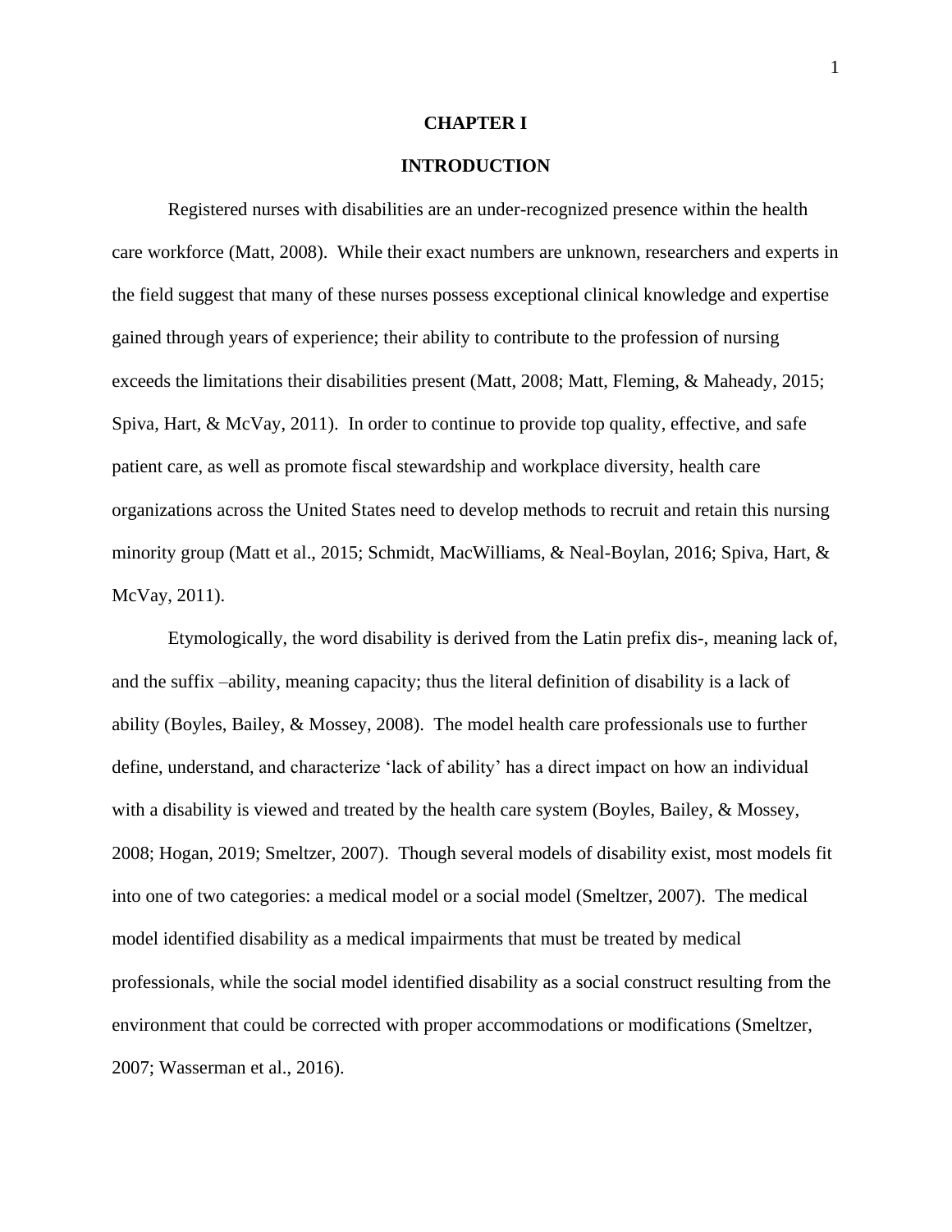# CHAPTER I

# INTRODUCTION

Registered nurses with disabilities are an under-recognized presence within the health care workforce (Matt, 2008). While their exact numbers are unknown, researchers and experts in the field suggest that many of these nurses possess exceptional clinical knowledge and expertise gained through years of experience; their ability to contribute to the profession of nursing exceeds the limitations their disabilities present (Matt, 2008; Matt, Fleming, & Maheady, 2015; Spiva, Hart, & McVay, 2011). In order to continue to provide top quality, effective, and safe patient care, as well as promote fiscal stewardship and workplace diversity, health care organizations across the United States need to develop methods to recruit and retain this nursing minority group (Matt et al., 2015; Schmidt, MacWilliams, & Neal-Boylan, 2016; Spiva, Hart, & McVay, 2011).

Etymologically, the word disability is derived from the Latin prefix dis-, meaning lack of, and the suffix –ability, meaning capacity; thus the literal definition of disability is a lack of ability (Boyles, Bailey, & Mossey, 2008). The model health care professionals use to further define, understand, and characterize 'lack of ability' has a direct impact on how an individual with a disability is viewed and treated by the health care system (Boyles, Bailey, & Mossey, 2008; Hogan, 2019; Smeltzer, 2007). Though several models of disability exist, most models fit into one of two categories: a medical model or a social model (Smeltzer, 2007). The medical model identified disability as a medical impairments that must be treated by medical professionals, while the social model identified disability as a social construct resulting from the environment that could be corrected with proper accommodations or modifications (Smeltzer, 2007; Wasserman et al., 2016).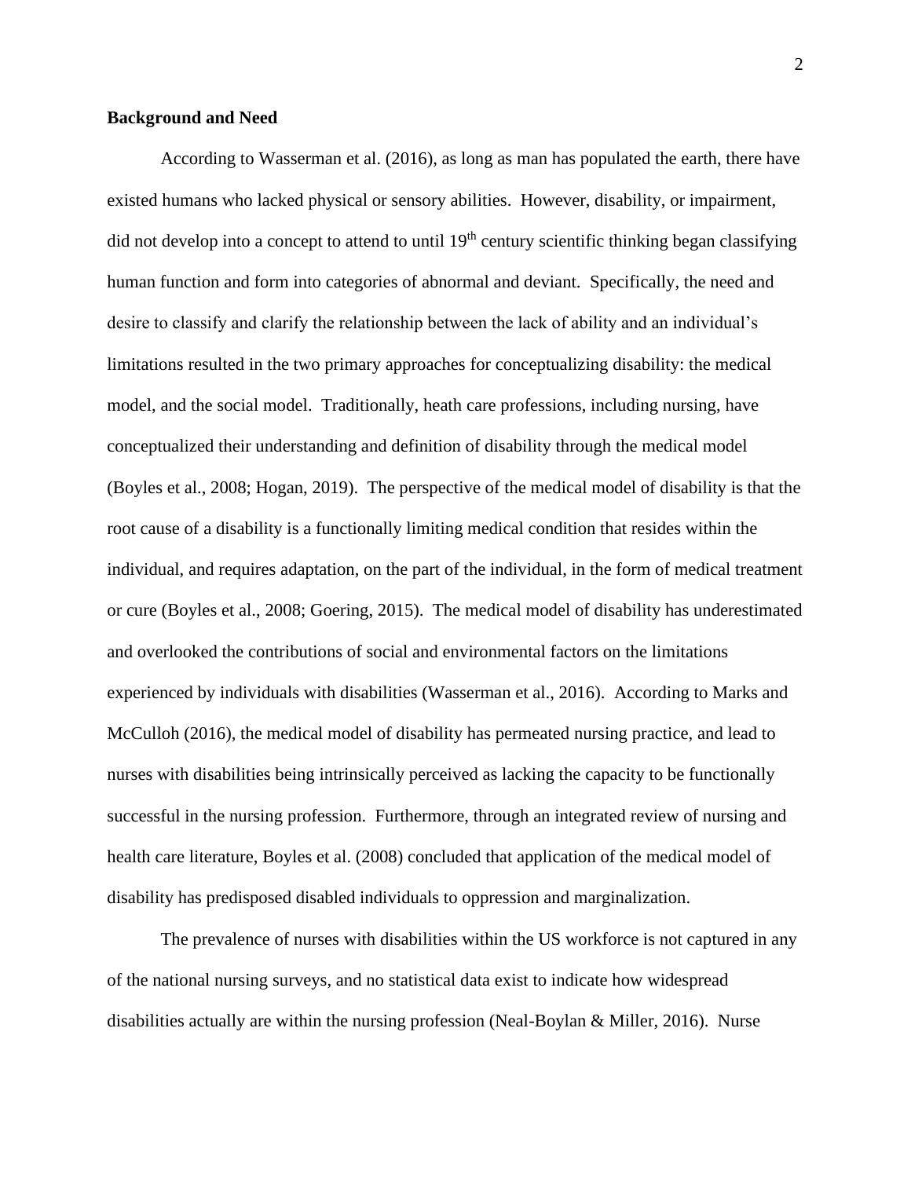**Background and Need**

According to Wasserman et al. (2016), as long as man has populated the earth, there have existed humans who lacked physical or sensory abilities. However, disability, or impairment, did not develop into a concept to attend to until 19th century scientific thinking began classifying human function and form into categories of abnormal and deviant. Specifically, the need and desire to classify and clarify the relationship between the lack of ability and an individual's limitations resulted in the two primary approaches for conceptualizing disability: the medical model, and the social model. Traditionally, heath care professions, including nursing, have conceptualized their understanding and definition of disability through the medical model (Boyles et al., 2008; Hogan, 2019). The perspective of the medical model of disability is that the root cause of a disability is a functionally limiting medical condition that resides within the individual, and requires adaptation, on the part of the individual, in the form of medical treatment or cure (Boyles et al., 2008; Goering, 2015). The medical model of disability has underestimated and overlooked the contributions of social and environmental factors on the limitations experienced by individuals with disabilities (Wasserman et al., 2016). According to Marks and McCulloh (2016), the medical model of disability has permeated nursing practice, and lead to nurses with disabilities being intrinsically perceived as lacking the capacity to be functionally successful in the nursing profession. Furthermore, through an integrated review of nursing and health care literature, Boyles et al. (2008) concluded that application of the medical model of disability has predisposed disabled individuals to oppression and marginalization.

The prevalence of nurses with disabilities within the US workforce is not captured in any of the national nursing surveys, and no statistical data exist to indicate how widespread disabilities actually are within the nursing profession (Neal-Boylan & Miller, 2016). Nurse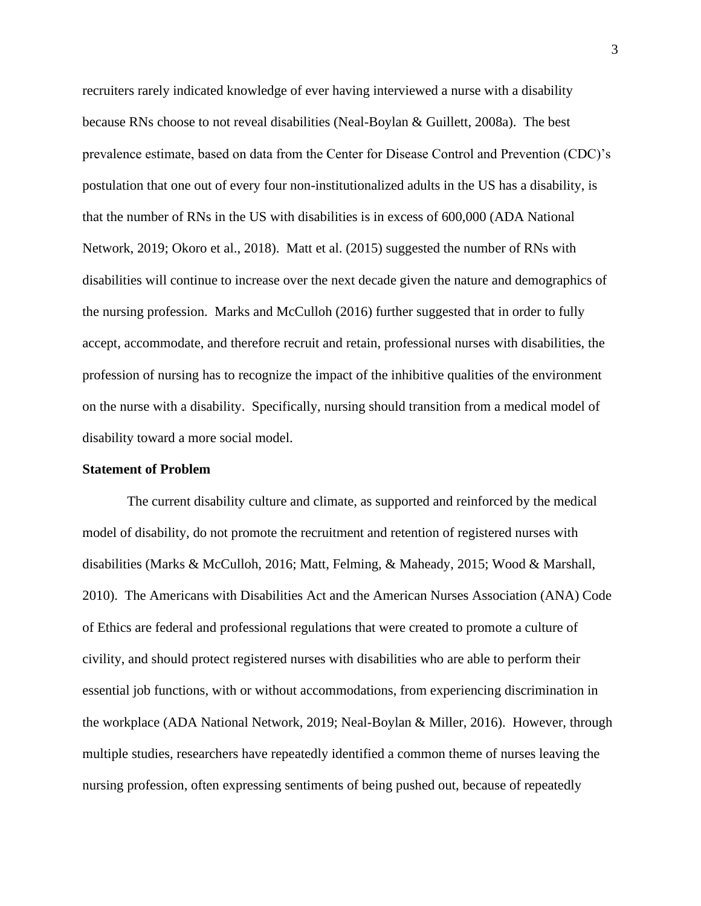recruiters rarely indicated knowledge of ever having interviewed a nurse with a disability because RNs choose to not reveal disabilities (Neal-Boylan & Guillett, 2008a). The best prevalence estimate, based on data from the Center for Disease Control and Prevention (CDC)'s postulation that one out of every four non-institutionalized adults in the US has a disability, is that the number of RNs in the US with disabilities is in excess of 600,000 (ADA National Network, 2019; Okoro et al., 2018). Matt et al. (2015) suggested the number of RNs with disabilities will continue to increase over the next decade given the nature and demographics of the nursing profession. Marks and McCulloh (2016) further suggested that in order to fully accept, accommodate, and therefore recruit and retain, professional nurses with disabilities, the profession of nursing has to recognize the impact of the inhibitive qualities of the environment on the nurse with a disability. Specifically, nursing should transition from a medical model of disability toward a more social model.

**Statement of Problem**

The current disability culture and climate, as supported and reinforced by the medical model of disability, do not promote the recruitment and retention of registered nurses with disabilities (Marks & McCulloh, 2016; Matt, Felming, & Maheady, 2015; Wood & Marshall, 2010). The Americans with Disabilities Act and the American Nurses Association (ANA) Code of Ethics are federal and professional regulations that were created to promote a culture of civility, and should protect registered nurses with disabilities who are able to perform their essential job functions, with or without accommodations, from experiencing discrimination in the workplace (ADA National Network, 2019; Neal-Boylan & Miller, 2016). However, through multiple studies, researchers have repeatedly identified a common theme of nurses leaving the nursing profession, often expressing sentiments of being pushed out, because of repeatedly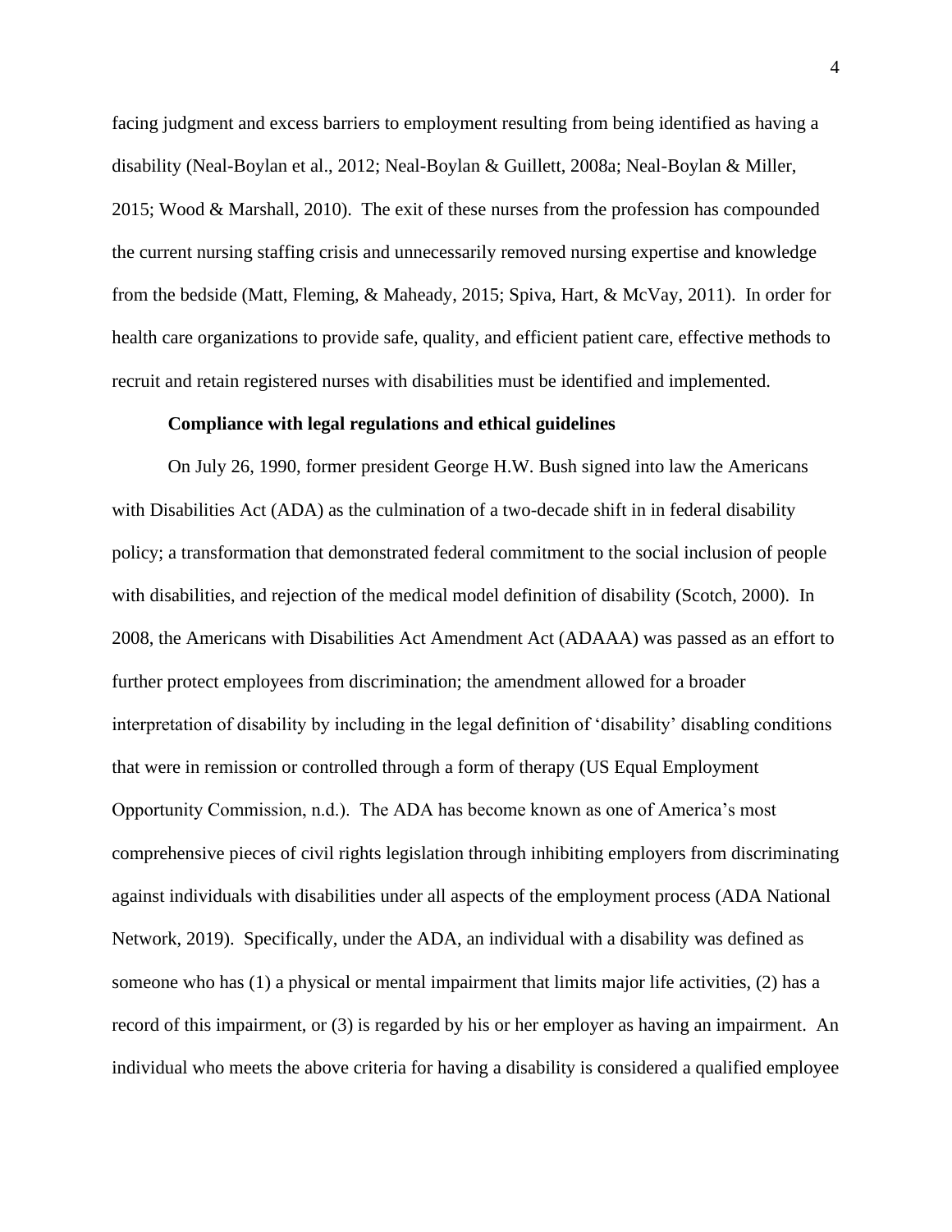facing judgment and excess barriers to employment resulting from being identified as having a disability (Neal-Boylan et al., 2012; Neal-Boylan & Guillett, 2008a; Neal-Boylan & Miller, 2015; Wood & Marshall, 2010). The exit of these nurses from the profession has compounded the current nursing staffing crisis and unnecessarily removed nursing expertise and knowledge from the bedside (Matt, Fleming, & Maheady, 2015; Spiva, Hart, & McVay, 2011). In order for health care organizations to provide safe, quality, and efficient patient care, effective methods to recruit and retain registered nurses with disabilities must be identified and implemented.

**Compliance with legal regulations and ethical guidelines**

On July 26, 1990, former president George H.W. Bush signed into law the Americans with Disabilities Act (ADA) as the culmination of a two-decade shift in in federal disability policy; a transformation that demonstrated federal commitment to the social inclusion of people with disabilities, and rejection of the medical model definition of disability (Scotch, 2000). In 2008, the Americans with Disabilities Act Amendment Act (ADAAA) was passed as an effort to further protect employees from discrimination; the amendment allowed for a broader interpretation of disability by including in the legal definition of 'disability' disabling conditions that were in remission or controlled through a form of therapy (US Equal Employment Opportunity Commission, n.d.). The ADA has become known as one of America's most comprehensive pieces of civil rights legislation through inhibiting employers from discriminating against individuals with disabilities under all aspects of the employment process (ADA National Network, 2019). Specifically, under the ADA, an individual with a disability was defined as someone who has (1) a physical or mental impairment that limits major life activities, (2) has a record of this impairment, or (3) is regarded by his or her employer as having an impairment. An individual who meets the above criteria for having a disability is considered a qualified employee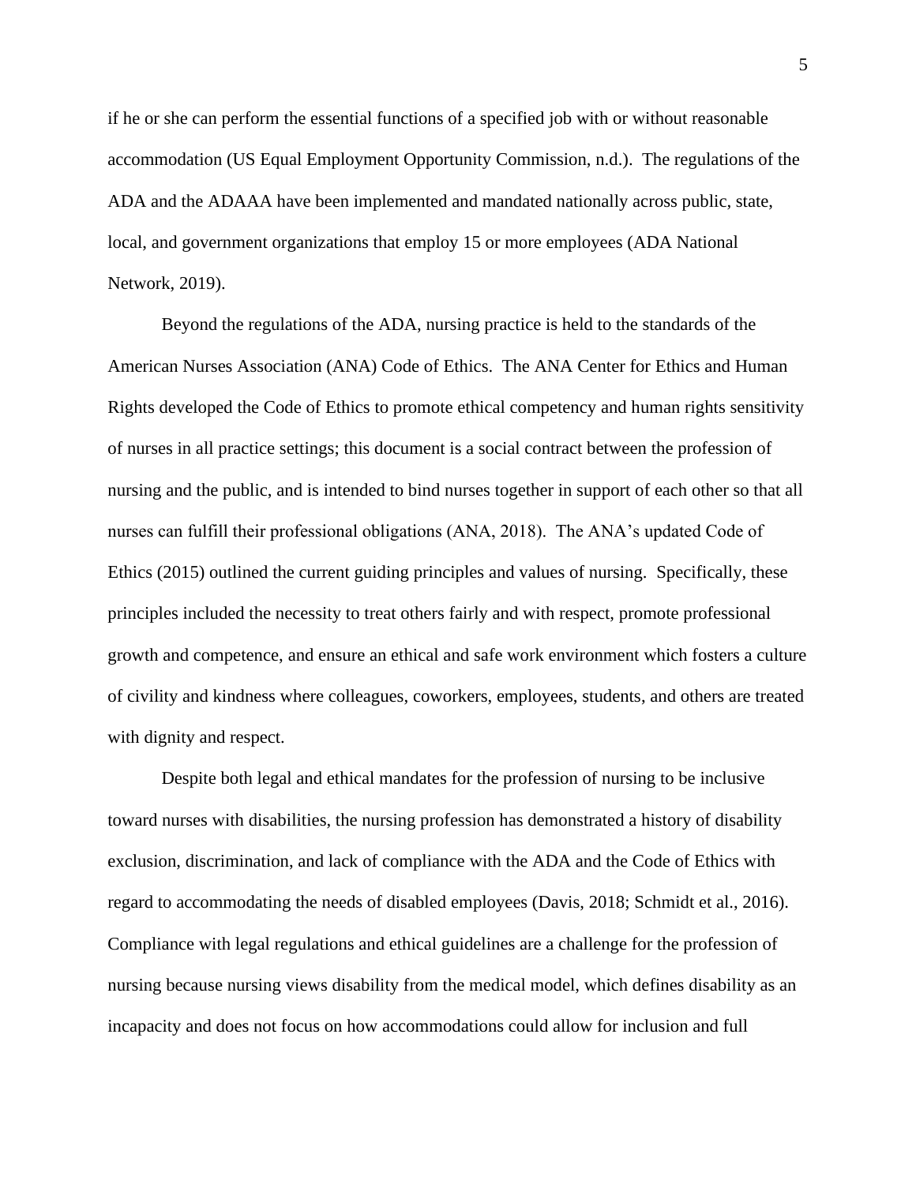if he or she can perform the essential functions of a specified job with or without reasonable accommodation (US Equal Employment Opportunity Commission, n.d.). The regulations of the ADA and the ADAAA have been implemented and mandated nationally across public, state, local, and government organizations that employ 15 or more employees (ADA National Network, 2019).

Beyond the regulations of the ADA, nursing practice is held to the standards of the American Nurses Association (ANA) Code of Ethics. The ANA Center for Ethics and Human Rights developed the Code of Ethics to promote ethical competency and human rights sensitivity of nurses in all practice settings; this document is a social contract between the profession of nursing and the public, and is intended to bind nurses together in support of each other so that all nurses can fulfill their professional obligations (ANA, 2018). The ANA's updated Code of Ethics (2015) outlined the current guiding principles and values of nursing. Specifically, these principles included the necessity to treat others fairly and with respect, promote professional growth and competence, and ensure an ethical and safe work environment which fosters a culture of civility and kindness where colleagues, coworkers, employees, students, and others are treated with dignity and respect.

Despite both legal and ethical mandates for the profession of nursing to be inclusive toward nurses with disabilities, the nursing profession has demonstrated a history of disability exclusion, discrimination, and lack of compliance with the ADA and the Code of Ethics with regard to accommodating the needs of disabled employees (Davis, 2018; Schmidt et al., 2016). Compliance with legal regulations and ethical guidelines are a challenge for the profession of nursing because nursing views disability from the medical model, which defines disability as an incapacity and does not focus on how accommodations could allow for inclusion and full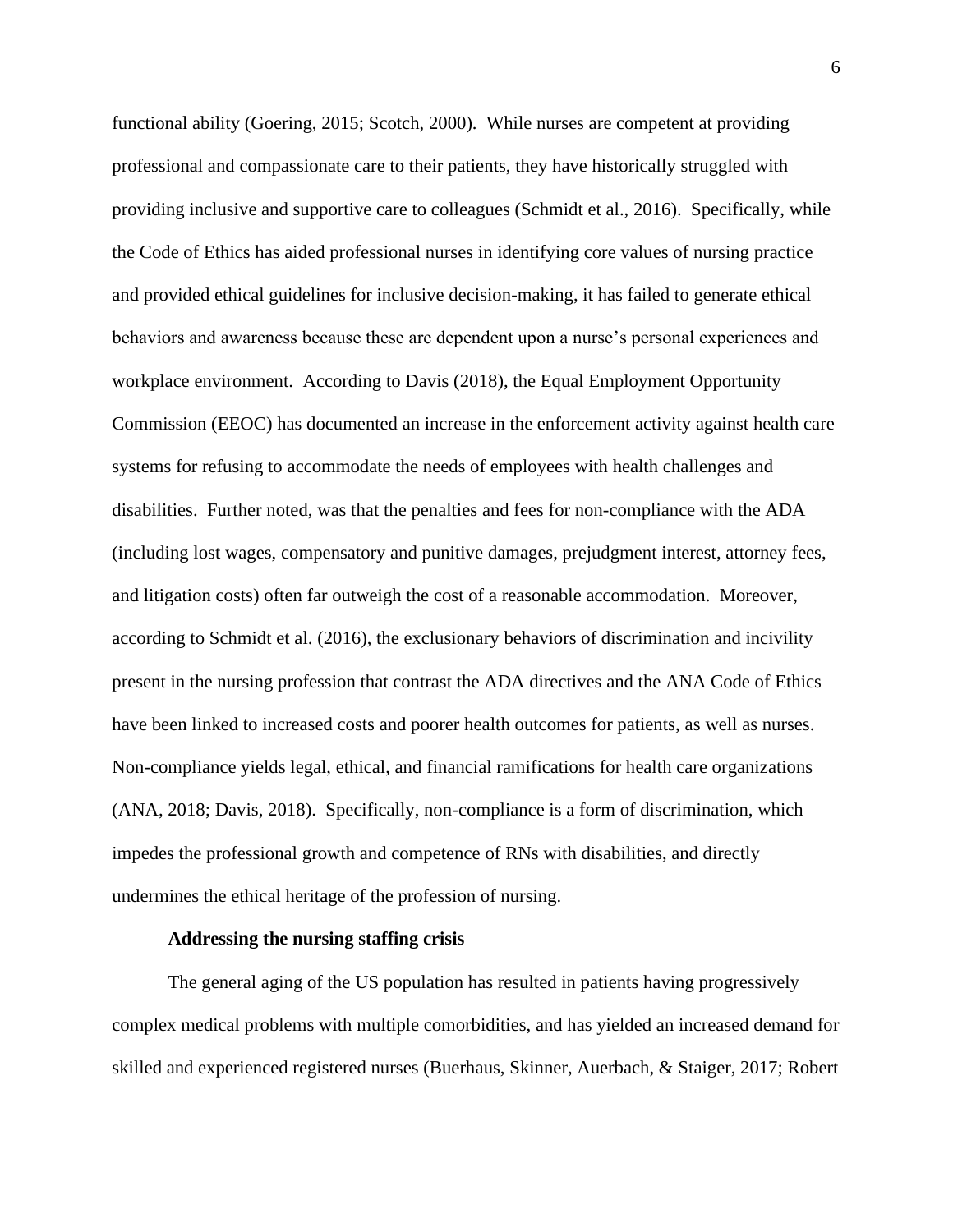functional ability (Goering, 2015; Scotch, 2000). While nurses are competent at providing professional and compassionate care to their patients, they have historically struggled with providing inclusive and supportive care to colleagues (Schmidt et al., 2016). Specifically, while the Code of Ethics has aided professional nurses in identifying core values of nursing practice and provided ethical guidelines for inclusive decision-making, it has failed to generate ethical behaviors and awareness because these are dependent upon a nurse's personal experiences and workplace environment. According to Davis (2018), the Equal Employment Opportunity Commission (EEOC) has documented an increase in the enforcement activity against health care systems for refusing to accommodate the needs of employees with health challenges and disabilities. Further noted, was that the penalties and fees for non-compliance with the ADA (including lost wages, compensatory and punitive damages, prejudgment interest, attorney fees, and litigation costs) often far outweigh the cost of a reasonable accommodation. Moreover, according to Schmidt et al. (2016), the exclusionary behaviors of discrimination and incivility present in the nursing profession that contrast the ADA directives and the ANA Code of Ethics have been linked to increased costs and poorer health outcomes for patients, as well as nurses. Non-compliance yields legal, ethical, and financial ramifications for health care organizations (ANA, 2018; Davis, 2018). Specifically, non-compliance is a form of discrimination, which impedes the professional growth and competence of RNs with disabilities, and directly undermines the ethical heritage of the profession of nursing.

**Addressing the nursing staffing crisis**

The general aging of the US population has resulted in patients having progressively complex medical problems with multiple comorbidities, and has yielded an increased demand for skilled and experienced registered nurses (Buerhaus, Skinner, Auerbach, & Staiger, 2017; Robert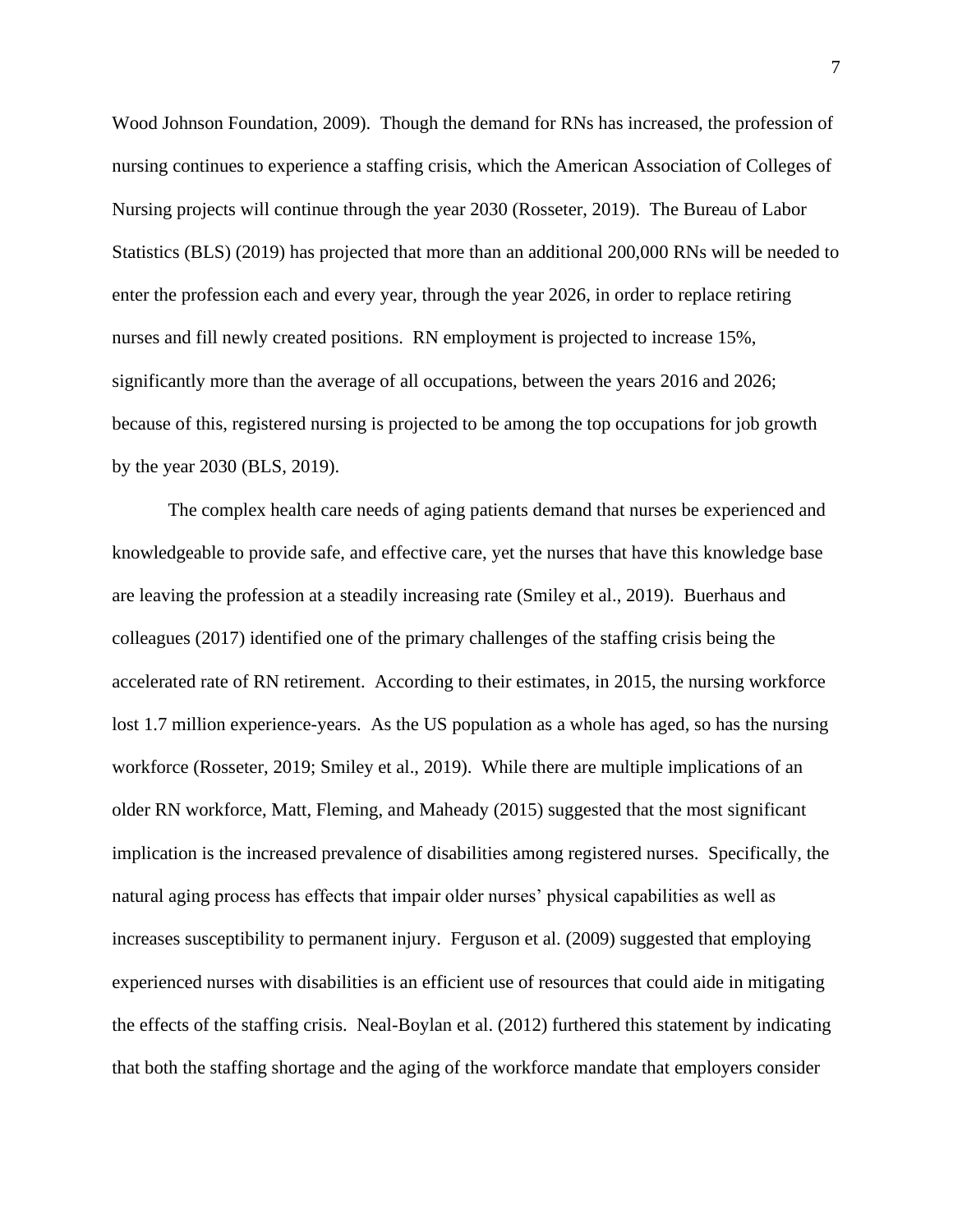Wood Johnson Foundation, 2009). Though the demand for RNs has increased, the profession of nursing continues to experience a staffing crisis, which the American Association of Colleges of Nursing projects will continue through the year 2030 (Rosseter, 2019). The Bureau of Labor Statistics (BLS) (2019) has projected that more than an additional 200,000 RNs will be needed to enter the profession each and every year, through the year 2026, in order to replace retiring nurses and fill newly created positions. RN employment is projected to increase 15%, significantly more than the average of all occupations, between the years 2016 and 2026; because of this, registered nursing is projected to be among the top occupations for job growth by the year 2030 (BLS, 2019).

The complex health care needs of aging patients demand that nurses be experienced and knowledgeable to provide safe, and effective care, yet the nurses that have this knowledge base are leaving the profession at a steadily increasing rate (Smiley et al., 2019). Buerhaus and colleagues (2017) identified one of the primary challenges of the staffing crisis being the accelerated rate of RN retirement. According to their estimates, in 2015, the nursing workforce lost 1.7 million experience-years. As the US population as a whole has aged, so has the nursing workforce (Rosseter, 2019; Smiley et al., 2019). While there are multiple implications of an older RN workforce, Matt, Fleming, and Maheady (2015) suggested that the most significant implication is the increased prevalence of disabilities among registered nurses. Specifically, the natural aging process has effects that impair older nurses' physical capabilities as well as increases susceptibility to permanent injury. Ferguson et al. (2009) suggested that employing experienced nurses with disabilities is an efficient use of resources that could aide in mitigating the effects of the staffing crisis. Neal-Boylan et al. (2012) furthered this statement by indicating that both the staffing shortage and the aging of the workforce mandate that employers consider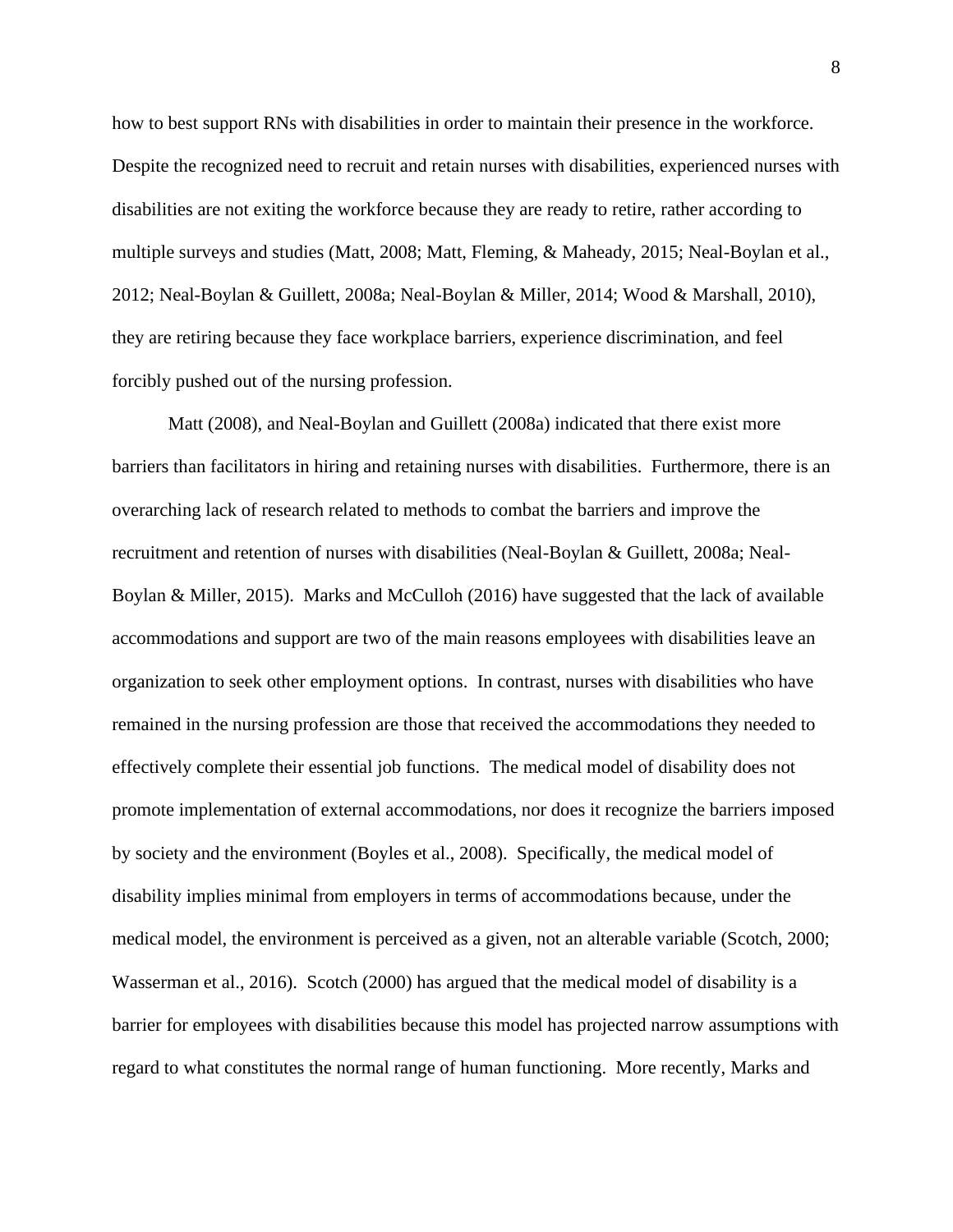how to best support RNs with disabilities in order to maintain their presence in the workforce. Despite the recognized need to recruit and retain nurses with disabilities, experienced nurses with disabilities are not exiting the workforce because they are ready to retire, rather according to multiple surveys and studies (Matt, 2008; Matt, Fleming, & Maheady, 2015; Neal-Boylan et al., 2012; Neal-Boylan & Guillett, 2008a; Neal-Boylan & Miller, 2014; Wood & Marshall, 2010), they are retiring because they face workplace barriers, experience discrimination, and feel forcibly pushed out of the nursing profession.

Matt (2008), and Neal-Boylan and Guillett (2008a) indicated that there exist more barriers than facilitators in hiring and retaining nurses with disabilities. Furthermore, there is an overarching lack of research related to methods to combat the barriers and improve the recruitment and retention of nurses with disabilities (Neal-Boylan & Guillett, 2008a; Neal-Boylan & Miller, 2015). Marks and McCulloh (2016) have suggested that the lack of available accommodations and support are two of the main reasons employees with disabilities leave an organization to seek other employment options. In contrast, nurses with disabilities who have remained in the nursing profession are those that received the accommodations they needed to effectively complete their essential job functions. The medical model of disability does not promote implementation of external accommodations, nor does it recognize the barriers imposed by society and the environment (Boyles et al., 2008). Specifically, the medical model of disability implies minimal from employers in terms of accommodations because, under the medical model, the environment is perceived as a given, not an alterable variable (Scotch, 2000; Wasserman et al., 2016). Scotch (2000) has argued that the medical model of disability is a barrier for employees with disabilities because this model has projected narrow assumptions with regard to what constitutes the normal range of human functioning. More recently, Marks and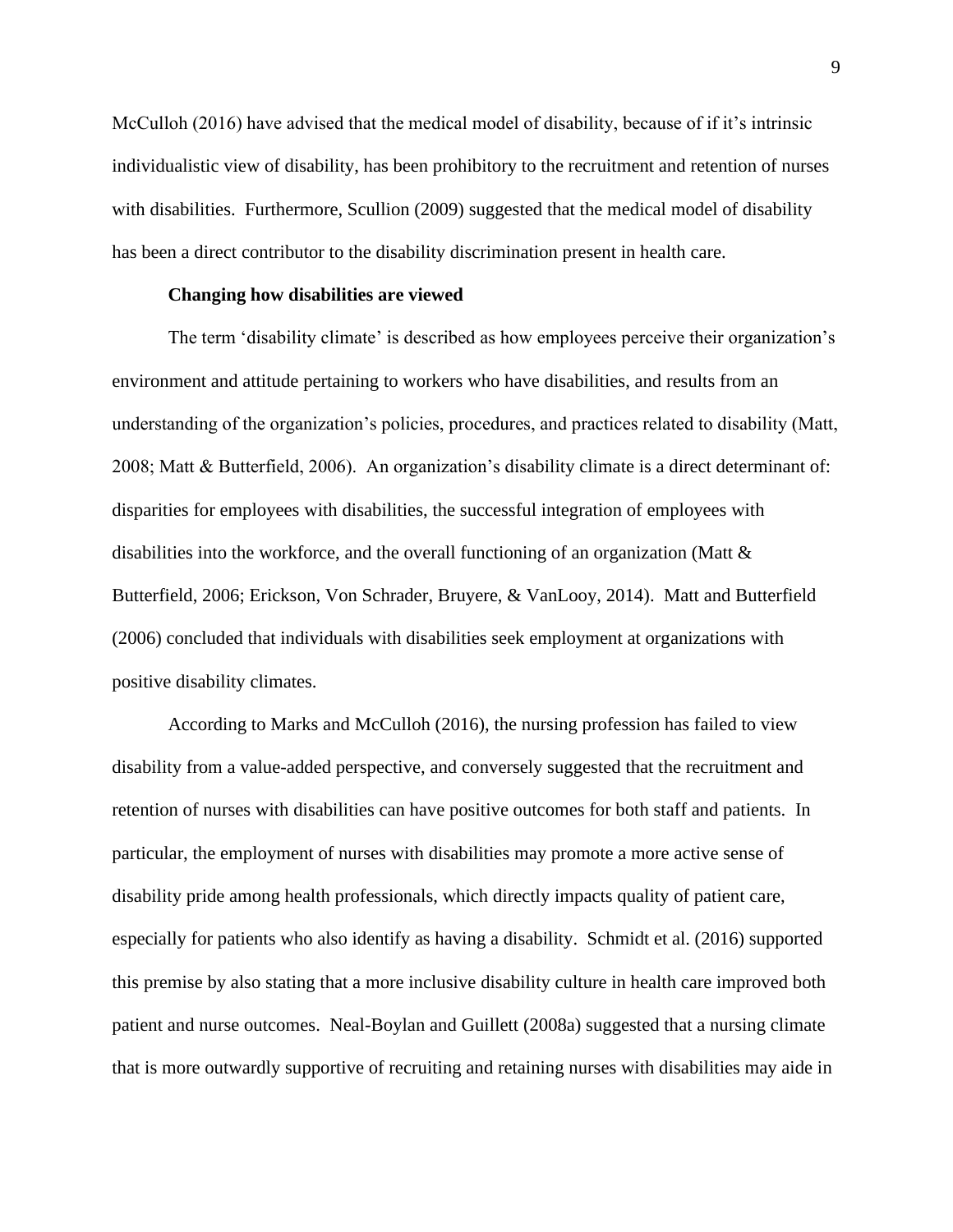McCulloh (2016) have advised that the medical model of disability, because of if it's intrinsic individualistic view of disability, has been prohibitory to the recruitment and retention of nurses with disabilities. Furthermore, Scullion (2009) suggested that the medical model of disability has been a direct contributor to the disability discrimination present in health care.

**Changing how disabilities are viewed**

The term 'disability climate' is described as how employees perceive their organization's environment and attitude pertaining to workers who have disabilities, and results from an understanding of the organization's policies, procedures, and practices related to disability (Matt, 2008; Matt & Butterfield, 2006). An organization's disability climate is a direct determinant of: disparities for employees with disabilities, the successful integration of employees with disabilities into the workforce, and the overall functioning of an organization (Matt & Butterfield, 2006; Erickson, Von Schrader, Bruyere, & VanLooy, 2014). Matt and Butterfield (2006) concluded that individuals with disabilities seek employment at organizations with positive disability climates.

According to Marks and McCulloh (2016), the nursing profession has failed to view disability from a value-added perspective, and conversely suggested that the recruitment and retention of nurses with disabilities can have positive outcomes for both staff and patients. In particular, the employment of nurses with disabilities may promote a more active sense of disability pride among health professionals, which directly impacts quality of patient care, especially for patients who also identify as having a disability. Schmidt et al. (2016) supported this premise by also stating that a more inclusive disability culture in health care improved both patient and nurse outcomes. Neal-Boylan and Guillett (2008a) suggested that a nursing climate that is more outwardly supportive of recruiting and retaining nurses with disabilities may aide in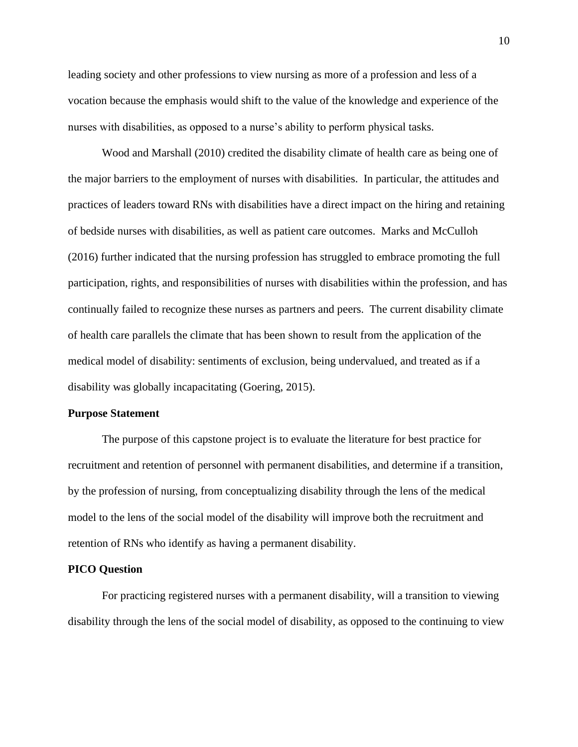leading society and other professions to view nursing as more of a profession and less of a vocation because the emphasis would shift to the value of the knowledge and experience of the nurses with disabilities, as opposed to a nurse's ability to perform physical tasks.

Wood and Marshall (2010) credited the disability climate of health care as being one of the major barriers to the employment of nurses with disabilities. In particular, the attitudes and practices of leaders toward RNs with disabilities have a direct impact on the hiring and retaining of bedside nurses with disabilities, as well as patient care outcomes. Marks and McCulloh (2016) further indicated that the nursing profession has struggled to embrace promoting the full participation, rights, and responsibilities of nurses with disabilities within the profession, and has continually failed to recognize these nurses as partners and peers. The current disability climate of health care parallels the climate that has been shown to result from the application of the medical model of disability: sentiments of exclusion, being undervalued, and treated as if a disability was globally incapacitating (Goering, 2015).

**Purpose Statement**

The purpose of this capstone project is to evaluate the literature for best practice for recruitment and retention of personnel with permanent disabilities, and determine if a transition, by the profession of nursing, from conceptualizing disability through the lens of the medical model to the lens of the social model of the disability will improve both the recruitment and retention of RNs who identify as having a permanent disability.

**PICO Question**

For practicing registered nurses with a permanent disability, will a transition to viewing disability through the lens of the social model of disability, as opposed to the continuing to view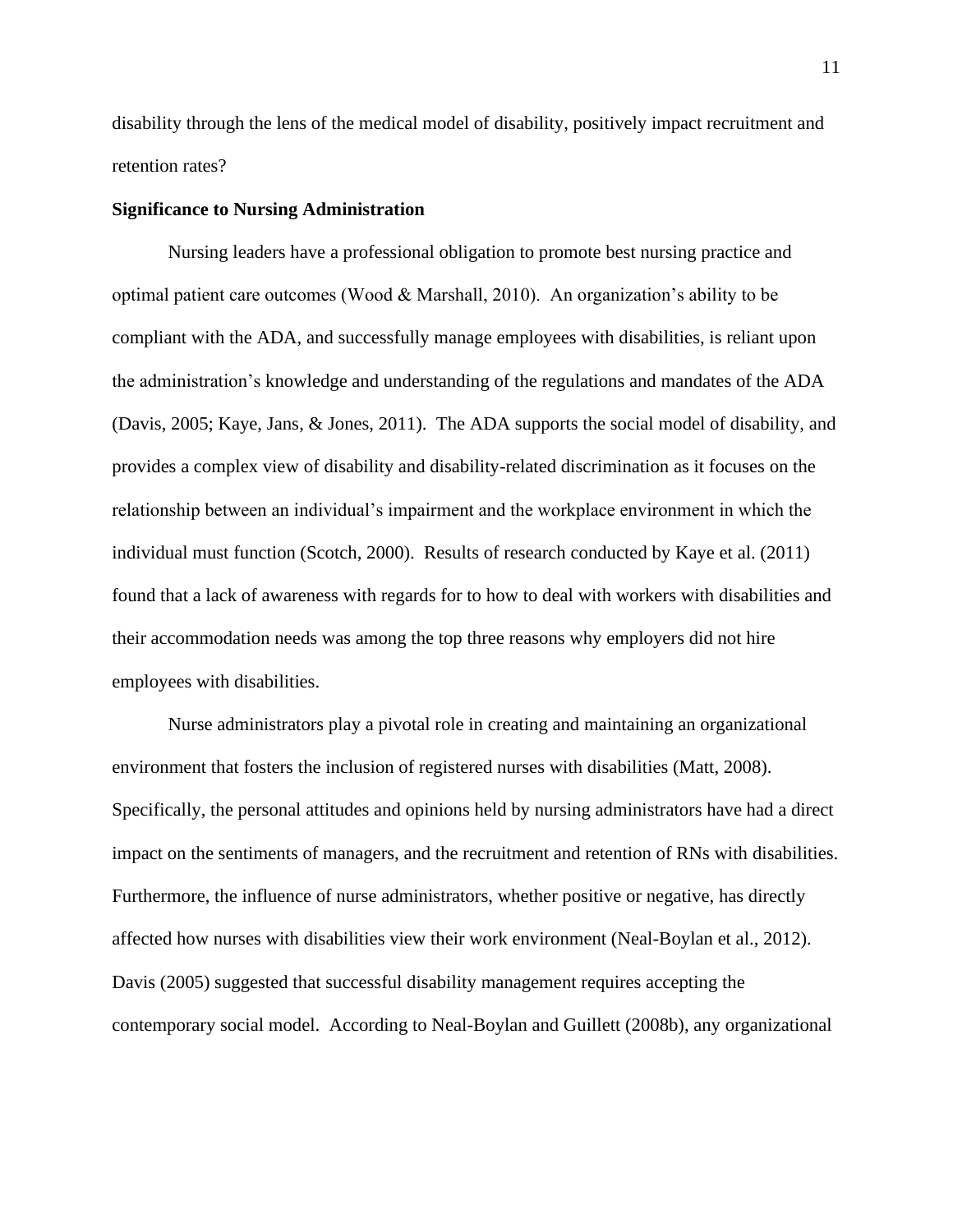disability through the lens of the medical model of disability, positively impact recruitment and retention rates?

**Significance to Nursing Administration**

Nursing leaders have a professional obligation to promote best nursing practice and optimal patient care outcomes (Wood & Marshall, 2010). An organization's ability to be compliant with the ADA, and successfully manage employees with disabilities, is reliant upon the administration's knowledge and understanding of the regulations and mandates of the ADA (Davis, 2005; Kaye, Jans, & Jones, 2011). The ADA supports the social model of disability, and provides a complex view of disability and disability-related discrimination as it focuses on the relationship between an individual's impairment and the workplace environment in which the individual must function (Scotch, 2000). Results of research conducted by Kaye et al. (2011) found that a lack of awareness with regards for to how to deal with workers with disabilities and their accommodation needs was among the top three reasons why employers did not hire employees with disabilities.

Nurse administrators play a pivotal role in creating and maintaining an organizational environment that fosters the inclusion of registered nurses with disabilities (Matt, 2008). Specifically, the personal attitudes and opinions held by nursing administrators have had a direct impact on the sentiments of managers, and the recruitment and retention of RNs with disabilities. Furthermore, the influence of nurse administrators, whether positive or negative, has directly affected how nurses with disabilities view their work environment (Neal-Boylan et al., 2012). Davis (2005) suggested that successful disability management requires accepting the contemporary social model. According to Neal-Boylan and Guillett (2008b), any organizational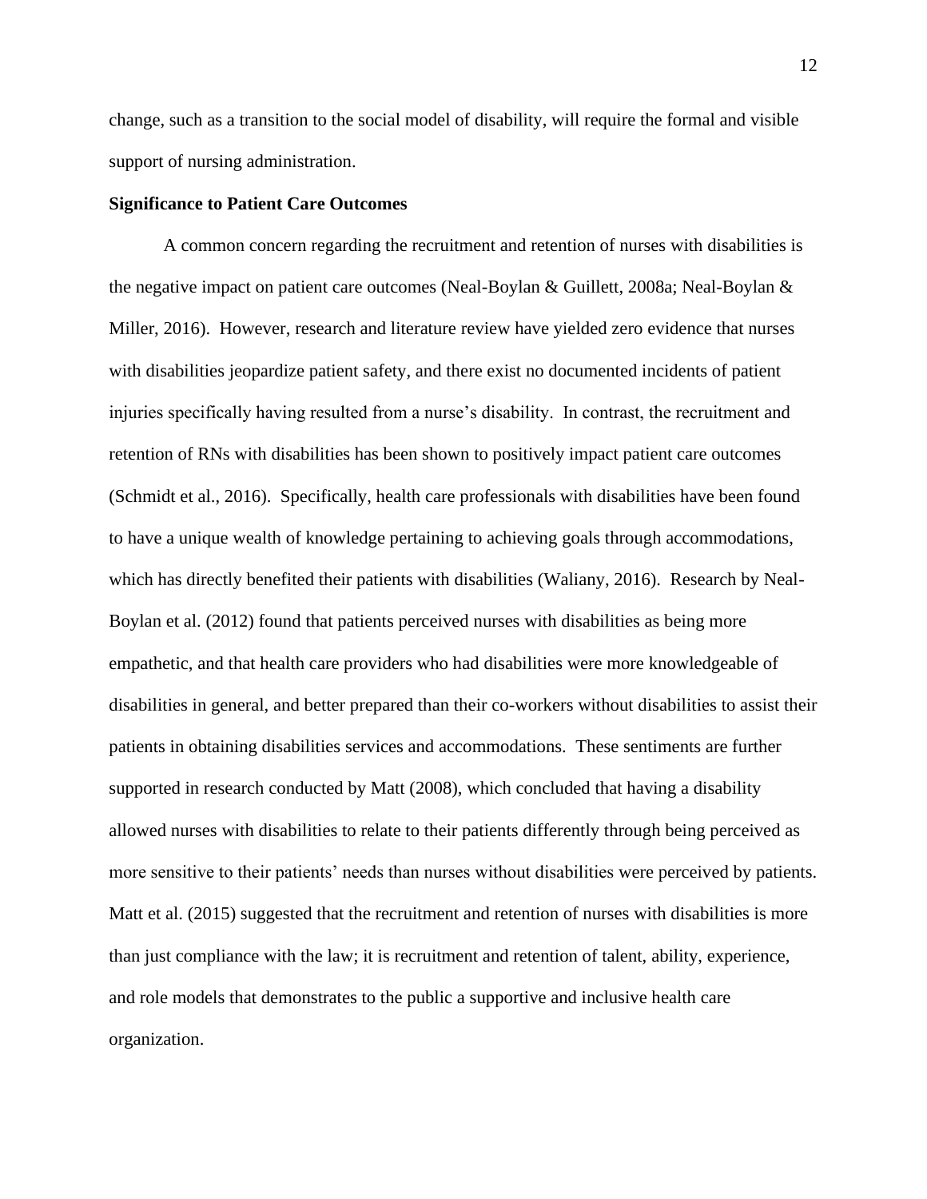change, such as a transition to the social model of disability, will require the formal and visible support of nursing administration.

**Significance to Patient Care Outcomes**

A common concern regarding the recruitment and retention of nurses with disabilities is the negative impact on patient care outcomes (Neal-Boylan & Guillett, 2008a; Neal-Boylan & Miller, 2016). However, research and literature review have yielded zero evidence that nurses with disabilities jeopardize patient safety, and there exist no documented incidents of patient injuries specifically having resulted from a nurse's disability. In contrast, the recruitment and retention of RNs with disabilities has been shown to positively impact patient care outcomes (Schmidt et al., 2016). Specifically, health care professionals with disabilities have been found to have a unique wealth of knowledge pertaining to achieving goals through accommodations, which has directly benefited their patients with disabilities (Waliany, 2016). Research by Neal-Boylan et al. (2012) found that patients perceived nurses with disabilities as being more empathetic, and that health care providers who had disabilities were more knowledgeable of disabilities in general, and better prepared than their co-workers without disabilities to assist their patients in obtaining disabilities services and accommodations. These sentiments are further supported in research conducted by Matt (2008), which concluded that having a disability allowed nurses with disabilities to relate to their patients differently through being perceived as more sensitive to their patients' needs than nurses without disabilities were perceived by patients. Matt et al. (2015) suggested that the recruitment and retention of nurses with disabilities is more than just compliance with the law; it is recruitment and retention of talent, ability, experience, and role models that demonstrates to the public a supportive and inclusive health care organization.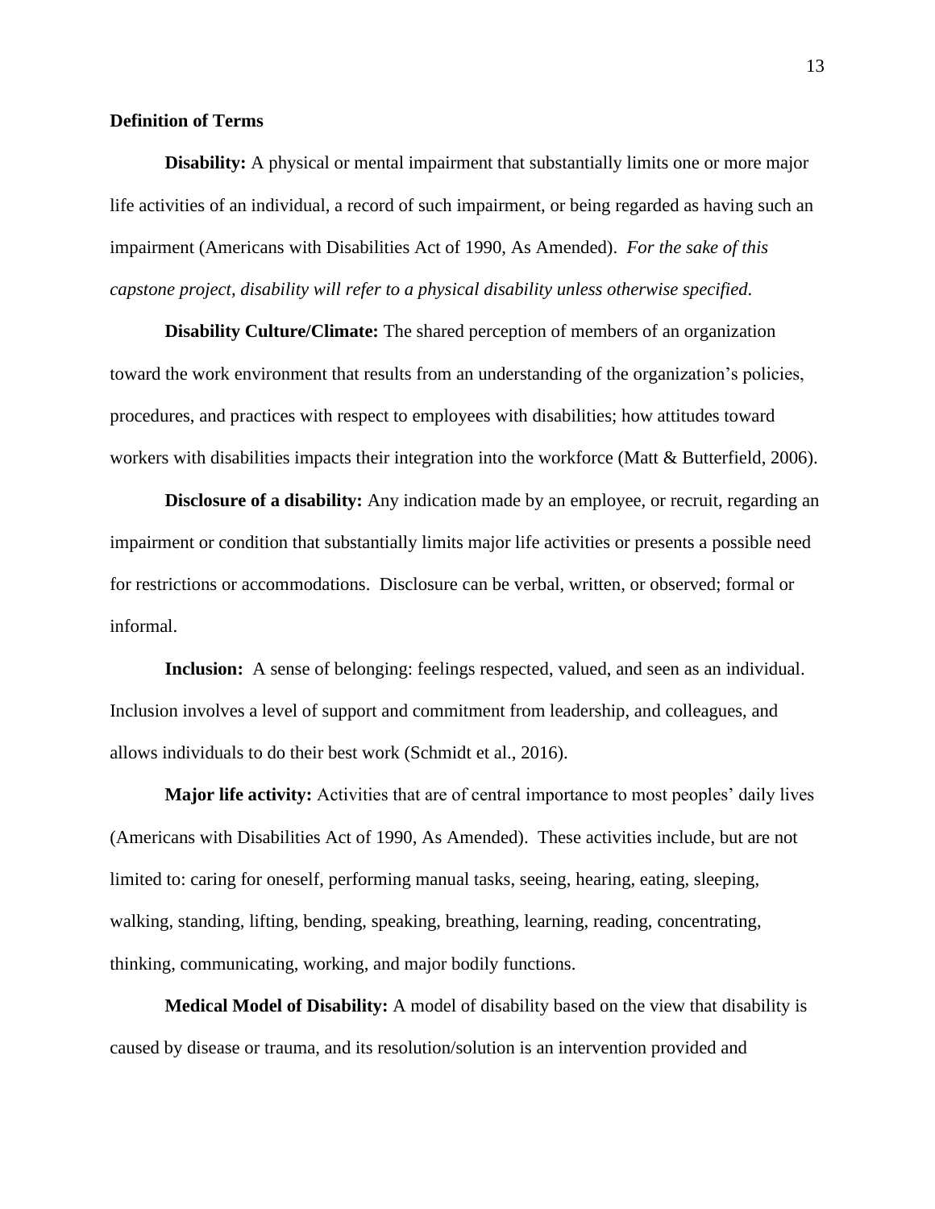**Definition of Terms**

**Disability:** A physical or mental impairment that substantially limits one or more major life activities of an individual, a record of such impairment, or being regarded as having such an impairment (Americans with Disabilities Act of 1990, As Amended). *For the sake of this capstone project, disability will refer to a physical disability unless otherwise specified.*

**Disability Culture/Climate:** The shared perception of members of an organization toward the work environment that results from an understanding of the organization's policies, procedures, and practices with respect to employees with disabilities; how attitudes toward workers with disabilities impacts their integration into the workforce (Matt & Butterfield, 2006).

**Disclosure of a disability:** Any indication made by an employee, or recruit, regarding an impairment or condition that substantially limits major life activities or presents a possible need for restrictions or accommodations. Disclosure can be verbal, written, or observed; formal or informal.

**Inclusion:** A sense of belonging: feelings respected, valued, and seen as an individual. Inclusion involves a level of support and commitment from leadership, and colleagues, and allows individuals to do their best work (Schmidt et al., 2016).

**Major life activity:** Activities that are of central importance to most peoples' daily lives (Americans with Disabilities Act of 1990, As Amended). These activities include, but are not limited to: caring for oneself, performing manual tasks, seeing, hearing, eating, sleeping, walking, standing, lifting, bending, speaking, breathing, learning, reading, concentrating, thinking, communicating, working, and major bodily functions.

**Medical Model of Disability:** A model of disability based on the view that disability is caused by disease or trauma, and its resolution/solution is an intervention provided and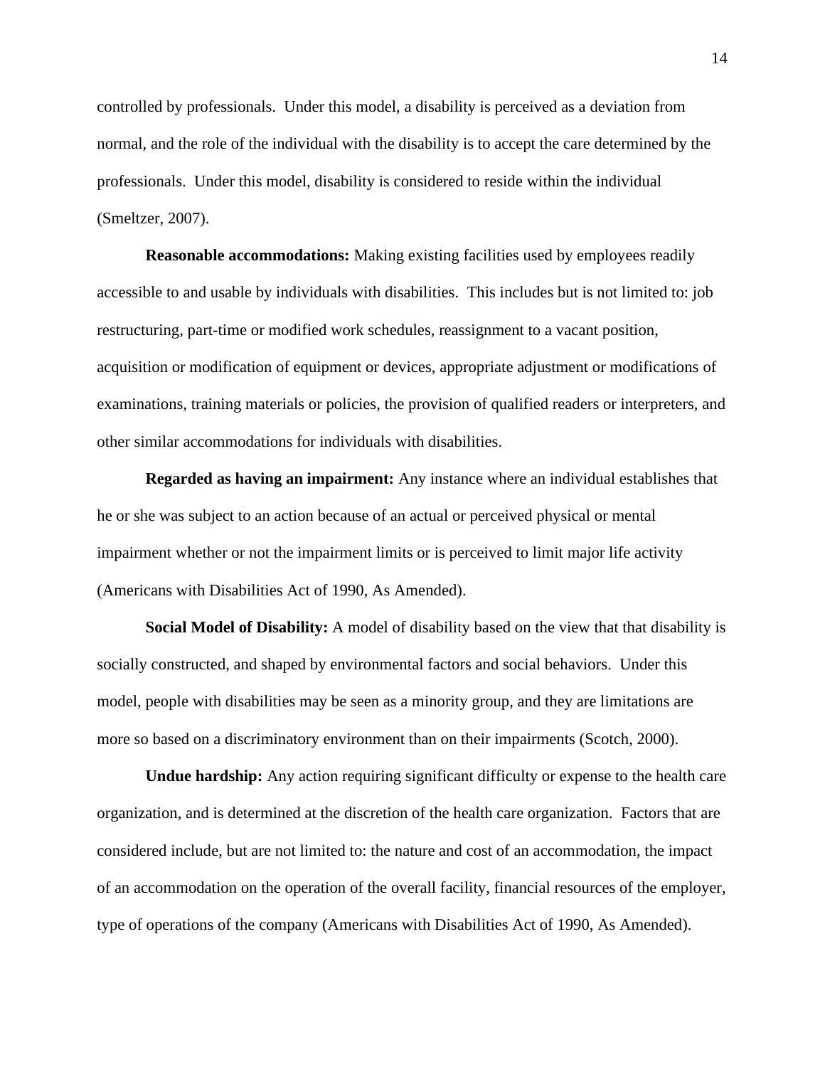controlled by professionals. Under this model, a disability is perceived as a deviation from normal, and the role of the individual with the disability is to accept the care determined by the professionals. Under this model, disability is considered to reside within the individual (Smeltzer, 2007).

**Reasonable accommodations:** Making existing facilities used by employees readily accessible to and usable by individuals with disabilities. This includes but is not limited to: job restructuring, part-time or modified work schedules, reassignment to a vacant position, acquisition or modification of equipment or devices, appropriate adjustment or modifications of examinations, training materials or policies, the provision of qualified readers or interpreters, and other similar accommodations for individuals with disabilities.

**Regarded as having an impairment:** Any instance where an individual establishes that he or she was subject to an action because of an actual or perceived physical or mental impairment whether or not the impairment limits or is perceived to limit major life activity (Americans with Disabilities Act of 1990, As Amended).

**Social Model of Disability:** A model of disability based on the view that that disability is socially constructed, and shaped by environmental factors and social behaviors. Under this model, people with disabilities may be seen as a minority group, and they are limitations are more so based on a discriminatory environment than on their impairments (Scotch, 2000).

**Undue hardship:** Any action requiring significant difficulty or expense to the health care organization, and is determined at the discretion of the health care organization. Factors that are considered include, but are not limited to: the nature and cost of an accommodation, the impact of an accommodation on the operation of the overall facility, financial resources of the employer, type of operations of the company (Americans with Disabilities Act of 1990, As Amended).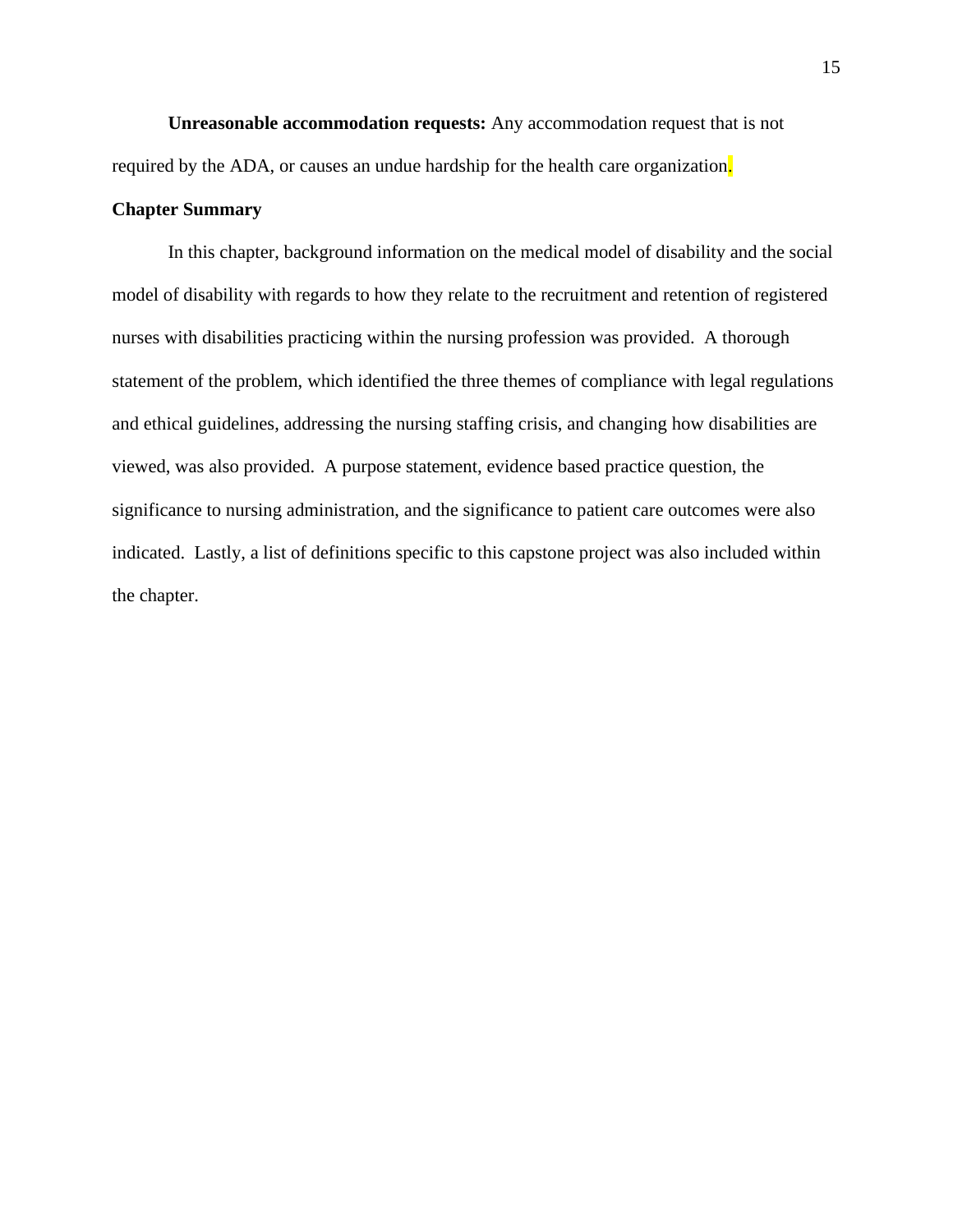**Unreasonable accommodation requests:** Any accommodation request that is not required by the ADA, or causes an undue hardship for the health care organization.

### Chapter Summary

In this chapter, background information on the medical model of disability and the social model of disability with regards to how they relate to the recruitment and retention of registered nurses with disabilities practicing within the nursing profession was provided. A thorough statement of the problem, which identified the three themes of compliance with legal regulations and ethical guidelines, addressing the nursing staffing crisis, and changing how disabilities are viewed, was also provided. A purpose statement, evidence based practice question, the significance to nursing administration, and the significance to patient care outcomes were also indicated. Lastly, a list of definitions specific to this capstone project was also included within the chapter.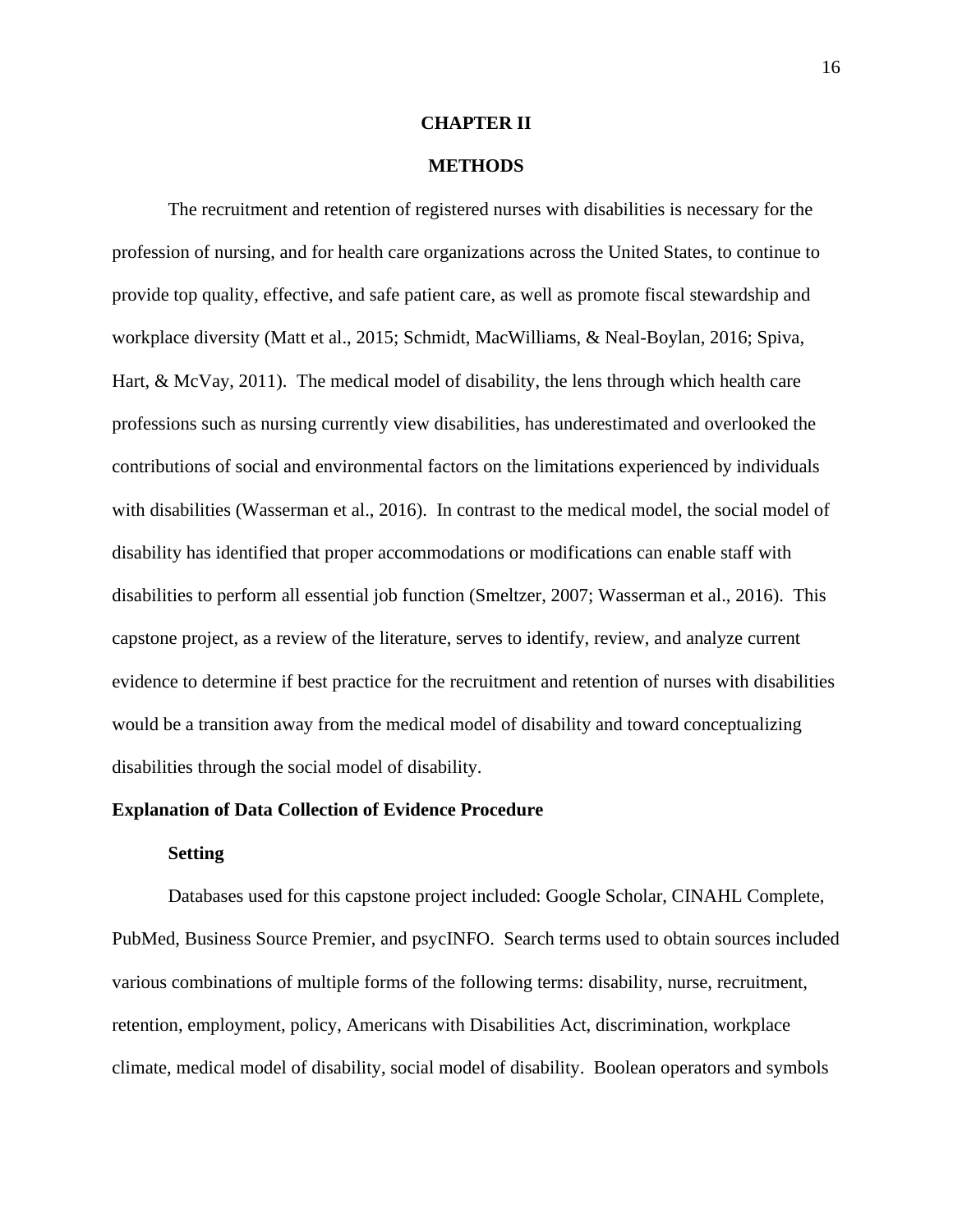# CHAPTER II

# METHODS

The recruitment and retention of registered nurses with disabilities is necessary for the profession of nursing, and for health care organizations across the United States, to continue to provide top quality, effective, and safe patient care, as well as promote fiscal stewardship and workplace diversity (Matt et al., 2015; Schmidt, MacWilliams, & Neal-Boylan, 2016; Spiva, Hart, & McVay, 2011). The medical model of disability, the lens through which health care professions such as nursing currently view disabilities, has underestimated and overlooked the contributions of social and environmental factors on the limitations experienced by individuals with disabilities (Wasserman et al., 2016). In contrast to the medical model, the social model of disability has identified that proper accommodations or modifications can enable staff with disabilities to perform all essential job function (Smeltzer, 2007; Wasserman et al., 2016). This capstone project, as a review of the literature, serves to identify, review, and analyze current evidence to determine if best practice for the recruitment and retention of nurses with disabilities would be a transition away from the medical model of disability and toward conceptualizing disabilities through the social model of disability.

## Explanation of Data Collection of Evidence Procedure

### Setting

Databases used for this capstone project included: Google Scholar, CINAHL Complete, PubMed, Business Source Premier, and psycINFO. Search terms used to obtain sources included various combinations of multiple forms of the following terms: disability, nurse, recruitment, retention, employment, policy, Americans with Disabilities Act, discrimination, workplace climate, medical model of disability, social model of disability. Boolean operators and symbols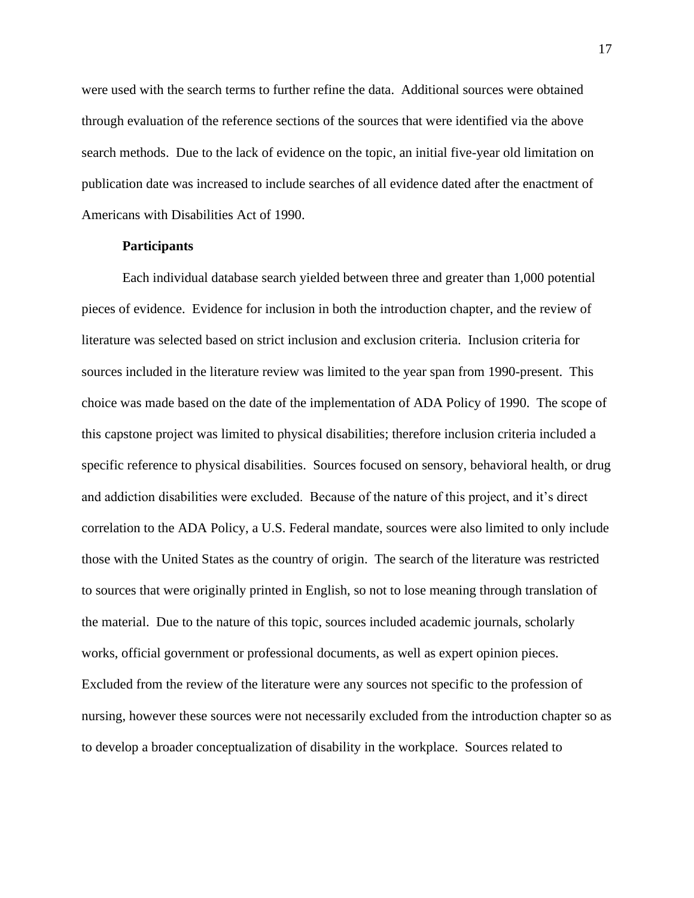were used with the search terms to further refine the data. Additional sources were obtained through evaluation of the reference sections of the sources that were identified via the above search methods. Due to the lack of evidence on the topic, an initial five-year old limitation on publication date was increased to include searches of all evidence dated after the enactment of Americans with Disabilities Act of 1990.

**Participants**

Each individual database search yielded between three and greater than 1,000 potential pieces of evidence. Evidence for inclusion in both the introduction chapter, and the review of literature was selected based on strict inclusion and exclusion criteria. Inclusion criteria for sources included in the literature review was limited to the year span from 1990-present. This choice was made based on the date of the implementation of ADA Policy of 1990. The scope of this capstone project was limited to physical disabilities; therefore inclusion criteria included a specific reference to physical disabilities. Sources focused on sensory, behavioral health, or drug and addiction disabilities were excluded. Because of the nature of this project, and it's direct correlation to the ADA Policy, a U.S. Federal mandate, sources were also limited to only include those with the United States as the country of origin. The search of the literature was restricted to sources that were originally printed in English, so not to lose meaning through translation of the material. Due to the nature of this topic, sources included academic journals, scholarly works, official government or professional documents, as well as expert opinion pieces. Excluded from the review of the literature were any sources not specific to the profession of nursing, however these sources were not necessarily excluded from the introduction chapter so as to develop a broader conceptualization of disability in the workplace. Sources related to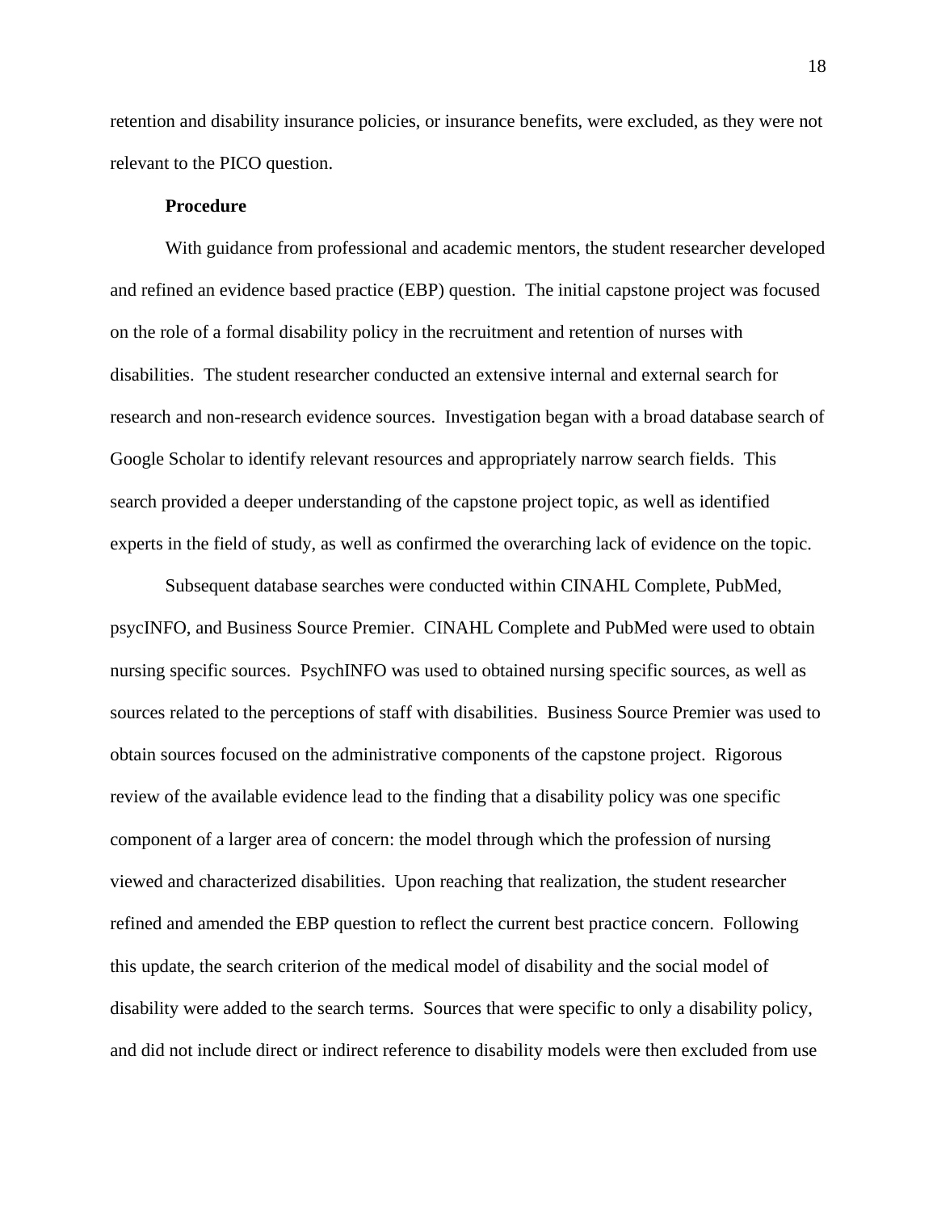retention and disability insurance policies, or insurance benefits, were excluded, as they were not relevant to the PICO question.

**Procedure**

With guidance from professional and academic mentors, the student researcher developed and refined an evidence based practice (EBP) question. The initial capstone project was focused on the role of a formal disability policy in the recruitment and retention of nurses with disabilities. The student researcher conducted an extensive internal and external search for research and non-research evidence sources. Investigation began with a broad database search of Google Scholar to identify relevant resources and appropriately narrow search fields. This search provided a deeper understanding of the capstone project topic, as well as identified experts in the field of study, as well as confirmed the overarching lack of evidence on the topic.

Subsequent database searches were conducted within CINAHL Complete, PubMed, psycINFO, and Business Source Premier. CINAHL Complete and PubMed were used to obtain nursing specific sources. PsychINFO was used to obtained nursing specific sources, as well as sources related to the perceptions of staff with disabilities. Business Source Premier was used to obtain sources focused on the administrative components of the capstone project. Rigorous review of the available evidence lead to the finding that a disability policy was one specific component of a larger area of concern: the model through which the profession of nursing viewed and characterized disabilities. Upon reaching that realization, the student researcher refined and amended the EBP question to reflect the current best practice concern. Following this update, the search criterion of the medical model of disability and the social model of disability were added to the search terms. Sources that were specific to only a disability policy, and did not include direct or indirect reference to disability models were then excluded from use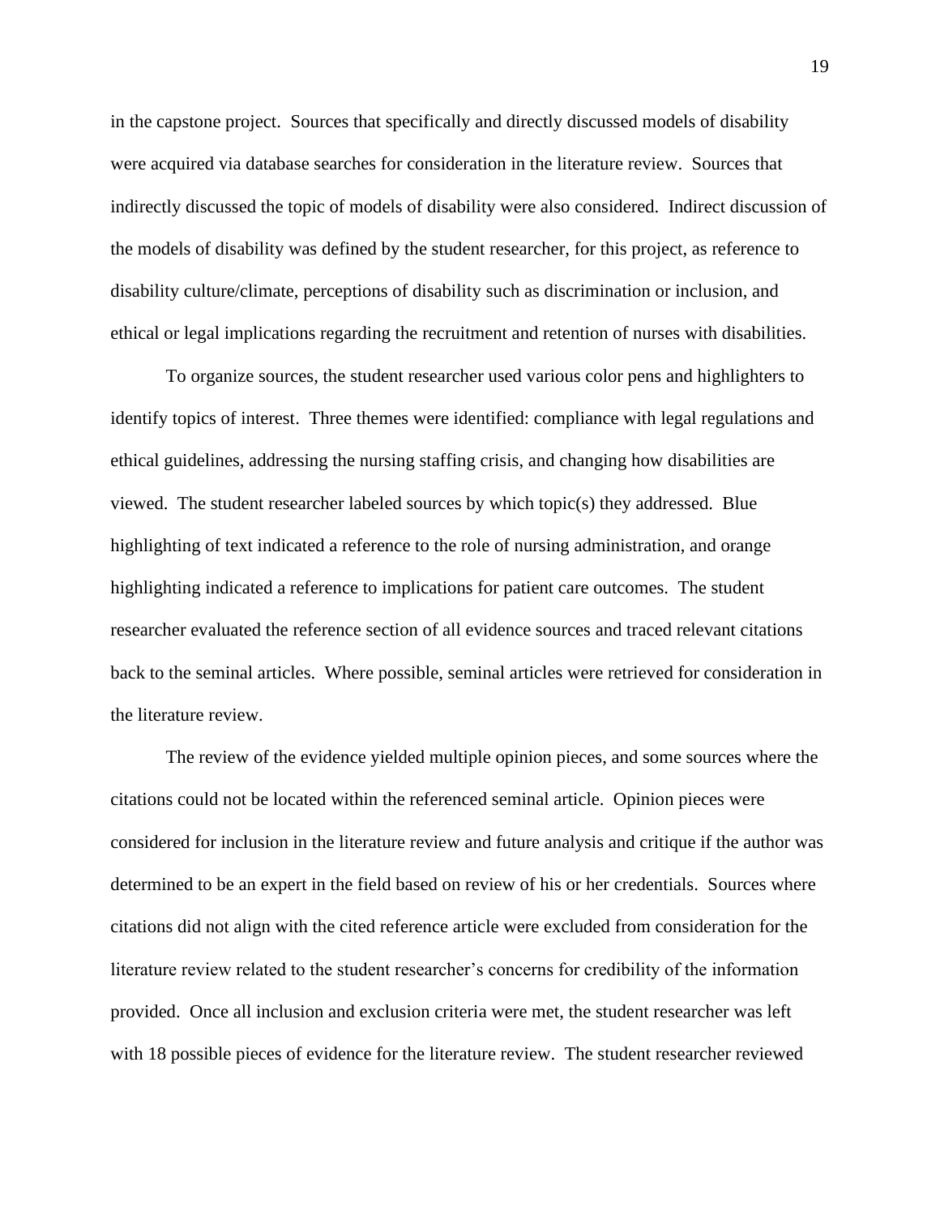in the capstone project. Sources that specifically and directly discussed models of disability were acquired via database searches for consideration in the literature review. Sources that indirectly discussed the topic of models of disability were also considered. Indirect discussion of the models of disability was defined by the student researcher, for this project, as reference to disability culture/climate, perceptions of disability such as discrimination or inclusion, and ethical or legal implications regarding the recruitment and retention of nurses with disabilities.

To organize sources, the student researcher used various color pens and highlighters to identify topics of interest. Three themes were identified: compliance with legal regulations and ethical guidelines, addressing the nursing staffing crisis, and changing how disabilities are viewed. The student researcher labeled sources by which topic(s) they addressed. Blue highlighting of text indicated a reference to the role of nursing administration, and orange highlighting indicated a reference to implications for patient care outcomes. The student researcher evaluated the reference section of all evidence sources and traced relevant citations back to the seminal articles. Where possible, seminal articles were retrieved for consideration in the literature review.

The review of the evidence yielded multiple opinion pieces, and some sources where the citations could not be located within the referenced seminal article. Opinion pieces were considered for inclusion in the literature review and future analysis and critique if the author was determined to be an expert in the field based on review of his or her credentials. Sources where citations did not align with the cited reference article were excluded from consideration for the literature review related to the student researcher's concerns for credibility of the information provided. Once all inclusion and exclusion criteria were met, the student researcher was left with 18 possible pieces of evidence for the literature review. The student researcher reviewed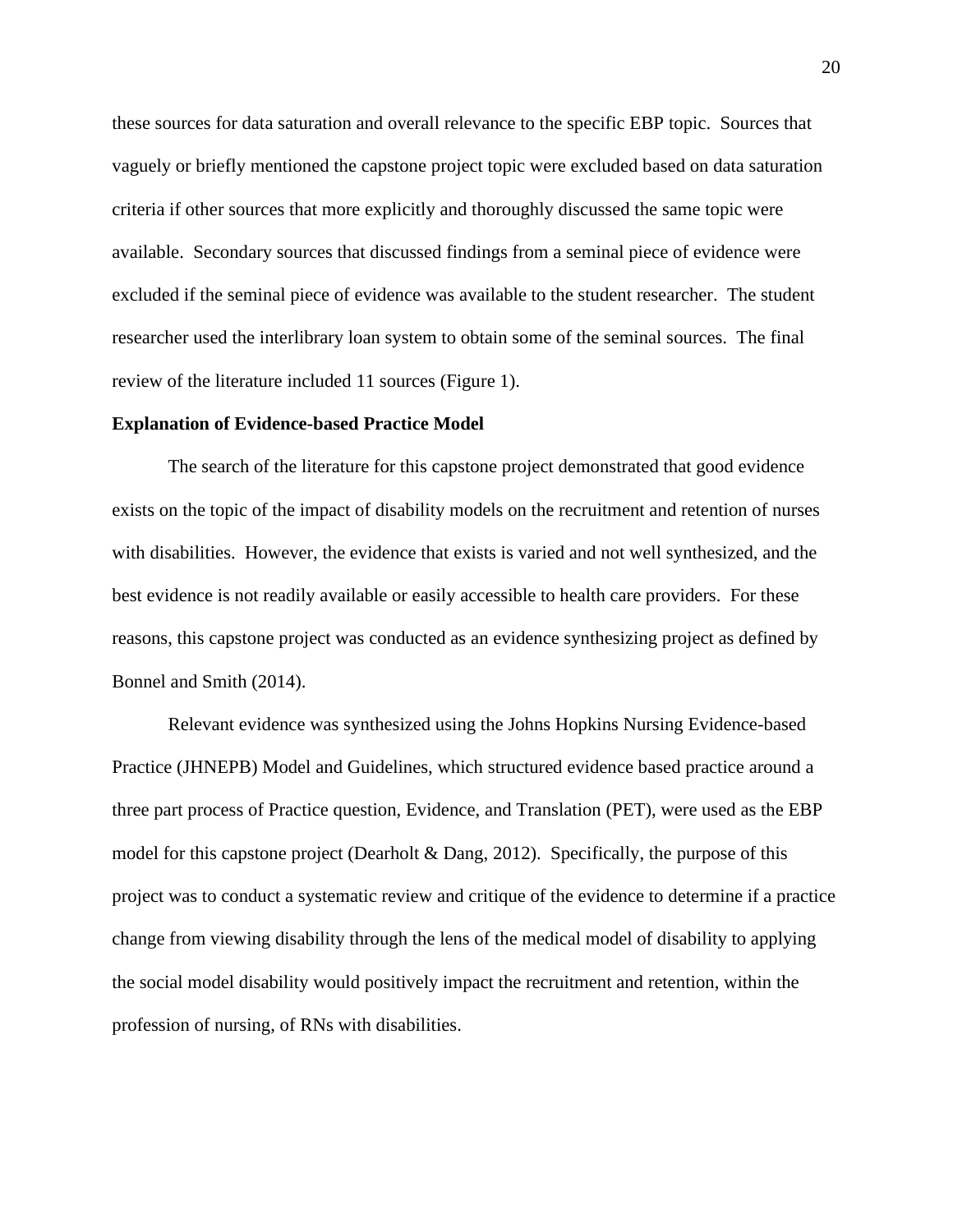these sources for data saturation and overall relevance to the specific EBP topic. Sources that vaguely or briefly mentioned the capstone project topic were excluded based on data saturation criteria if other sources that more explicitly and thoroughly discussed the same topic were available. Secondary sources that discussed findings from a seminal piece of evidence were excluded if the seminal piece of evidence was available to the student researcher. The student researcher used the interlibrary loan system to obtain some of the seminal sources. The final review of the literature included 11 sources (Figure 1).

**Explanation of Evidence-based Practice Model**

The search of the literature for this capstone project demonstrated that good evidence exists on the topic of the impact of disability models on the recruitment and retention of nurses with disabilities. However, the evidence that exists is varied and not well synthesized, and the best evidence is not readily available or easily accessible to health care providers. For these reasons, this capstone project was conducted as an evidence synthesizing project as defined by Bonnel and Smith (2014).

Relevant evidence was synthesized using the Johns Hopkins Nursing Evidence-based Practice (JHNEPB) Model and Guidelines, which structured evidence based practice around a three part process of Practice question, Evidence, and Translation (PET), were used as the EBP model for this capstone project (Dearholt & Dang, 2012). Specifically, the purpose of this project was to conduct a systematic review and critique of the evidence to determine if a practice change from viewing disability through the lens of the medical model of disability to applying the social model disability would positively impact the recruitment and retention, within the profession of nursing, of RNs with disabilities.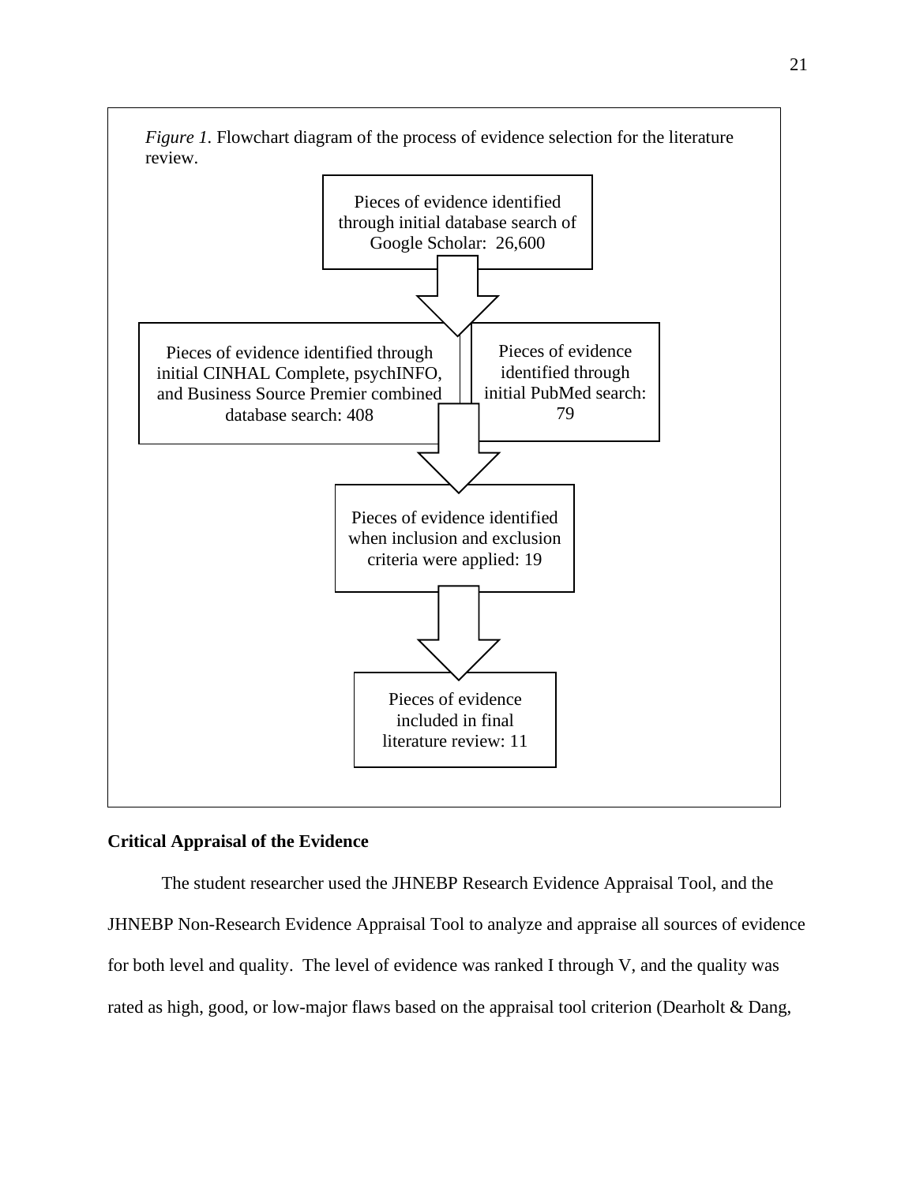*Figure 1*. Flowchart diagram of the process of evidence selection for the literature review.

Pieces of evidence identified through initial database search of Google Scholar: 26,600

Pieces of evidence identified through initial CINHAL Complete, psychINFO, and Business Source Premier combined database search: 408

Pieces of evidence identified through initial PubMed search: 79

Pieces of evidence identified when inclusion and exclusion criteria were applied: 19

Pieces of evidence included in final literature review: 11

**Critical Appraisal of the Evidence**

The student researcher used the JHNEBP Research Evidence Appraisal Tool, and the JHNEBP Non-Research Evidence Appraisal Tool to analyze and appraise all sources of evidence for both level and quality. The level of evidence was ranked I through V, and the quality was rated as high, good, or low-major flaws based on the appraisal tool criterion (Dearholt & Dang,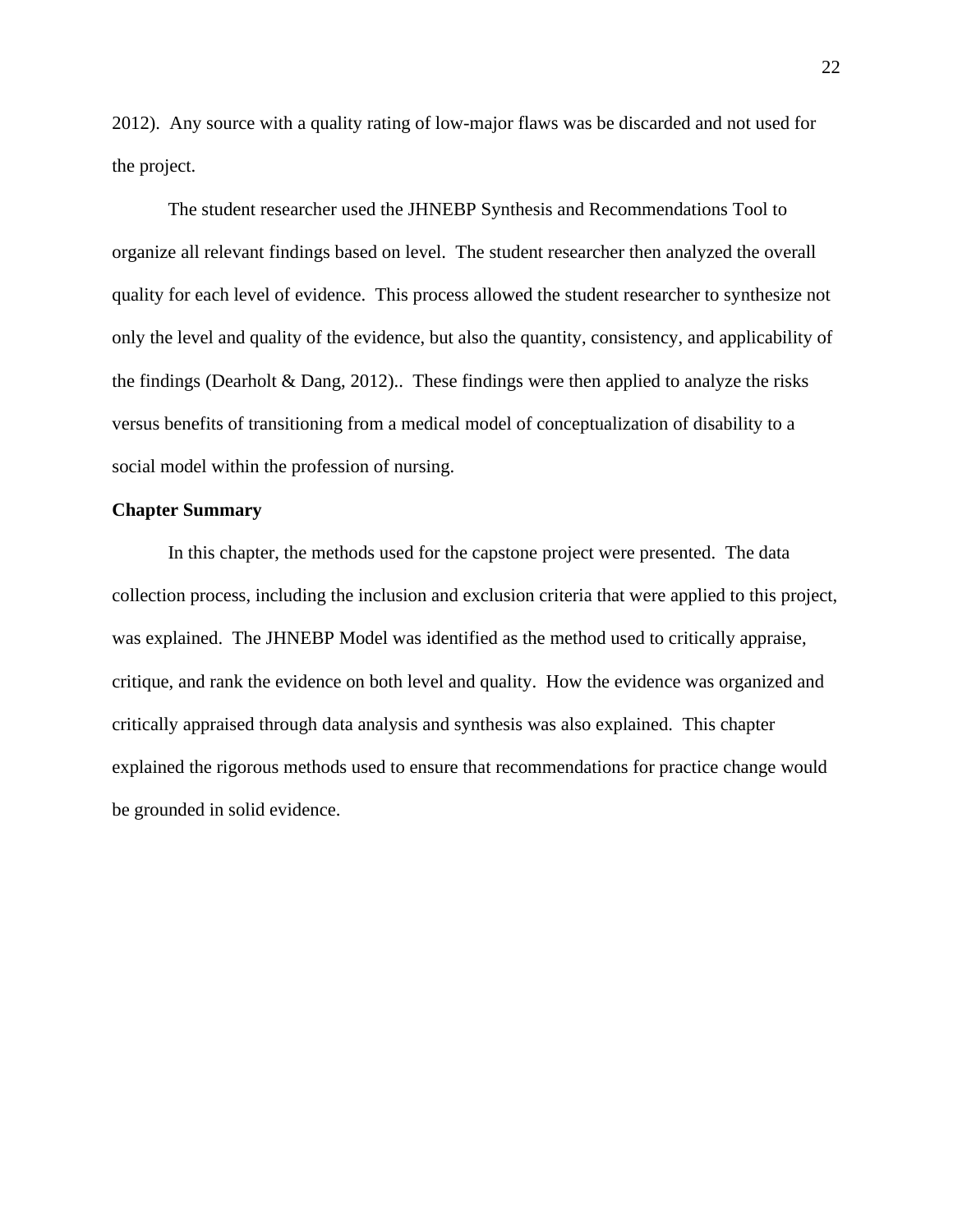2012). Any source with a quality rating of low-major flaws was be discarded and not used for the project.

The student researcher used the JHNEBP Synthesis and Recommendations Tool to organize all relevant findings based on level. The student researcher then analyzed the overall quality for each level of evidence. This process allowed the student researcher to synthesize not only the level and quality of the evidence, but also the quantity, consistency, and applicability of the findings (Dearholt & Dang, 2012).. These findings were then applied to analyze the risks versus benefits of transitioning from a medical model of conceptualization of disability to a social model within the profession of nursing.

**Chapter Summary**

In this chapter, the methods used for the capstone project were presented. The data collection process, including the inclusion and exclusion criteria that were applied to this project, was explained. The JHNEBP Model was identified as the method used to critically appraise, critique, and rank the evidence on both level and quality. How the evidence was organized and critically appraised through data analysis and synthesis was also explained. This chapter explained the rigorous methods used to ensure that recommendations for practice change would be grounded in solid evidence.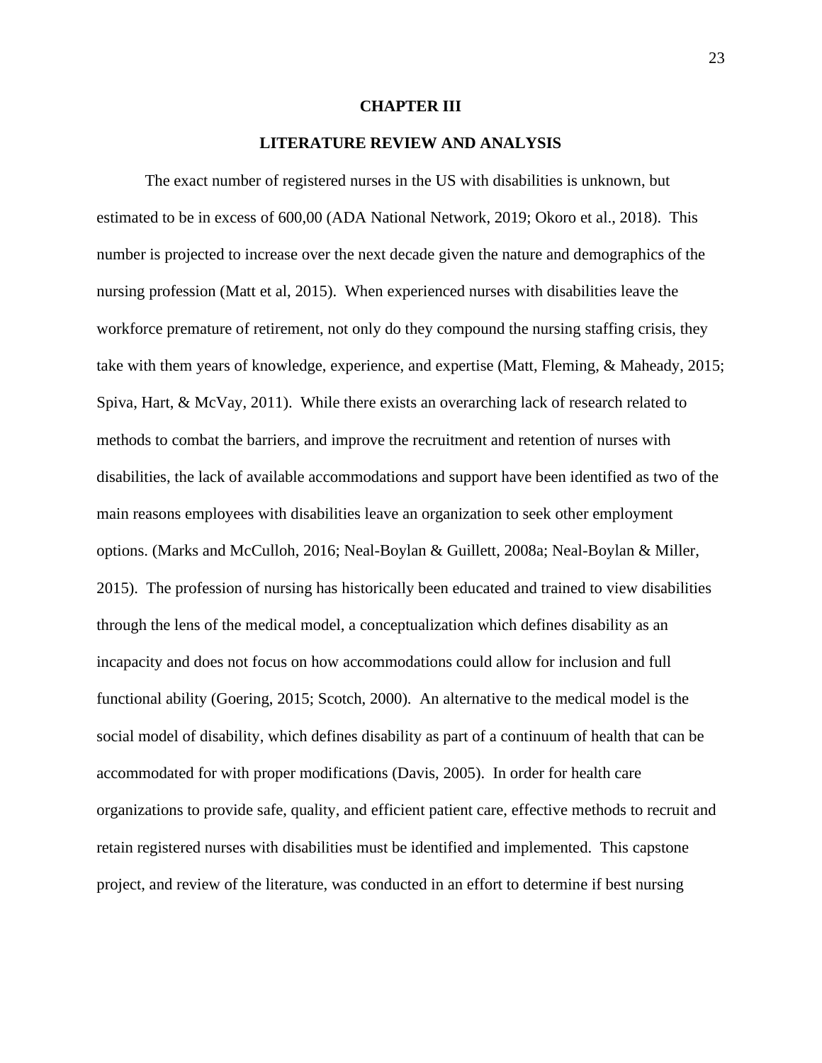# CHAPTER III

## LITERATURE REVIEW AND ANALYSIS

The exact number of registered nurses in the US with disabilities is unknown, but estimated to be in excess of 600,00 (ADA National Network, 2019; Okoro et al., 2018). This number is projected to increase over the next decade given the nature and demographics of the nursing profession (Matt et al, 2015). When experienced nurses with disabilities leave the workforce premature of retirement, not only do they compound the nursing staffing crisis, they take with them years of knowledge, experience, and expertise (Matt, Fleming, & Maheady, 2015; Spiva, Hart, & McVay, 2011). While there exists an overarching lack of research related to methods to combat the barriers, and improve the recruitment and retention of nurses with disabilities, the lack of available accommodations and support have been identified as two of the main reasons employees with disabilities leave an organization to seek other employment options. (Marks and McCulloh, 2016; Neal-Boylan & Guillett, 2008a; Neal-Boylan & Miller, 2015). The profession of nursing has historically been educated and trained to view disabilities through the lens of the medical model, a conceptualization which defines disability as an incapacity and does not focus on how accommodations could allow for inclusion and full functional ability (Goering, 2015; Scotch, 2000). An alternative to the medical model is the social model of disability, which defines disability as part of a continuum of health that can be accommodated for with proper modifications (Davis, 2005). In order for health care organizations to provide safe, quality, and efficient patient care, effective methods to recruit and retain registered nurses with disabilities must be identified and implemented. This capstone project, and review of the literature, was conducted in an effort to determine if best nursing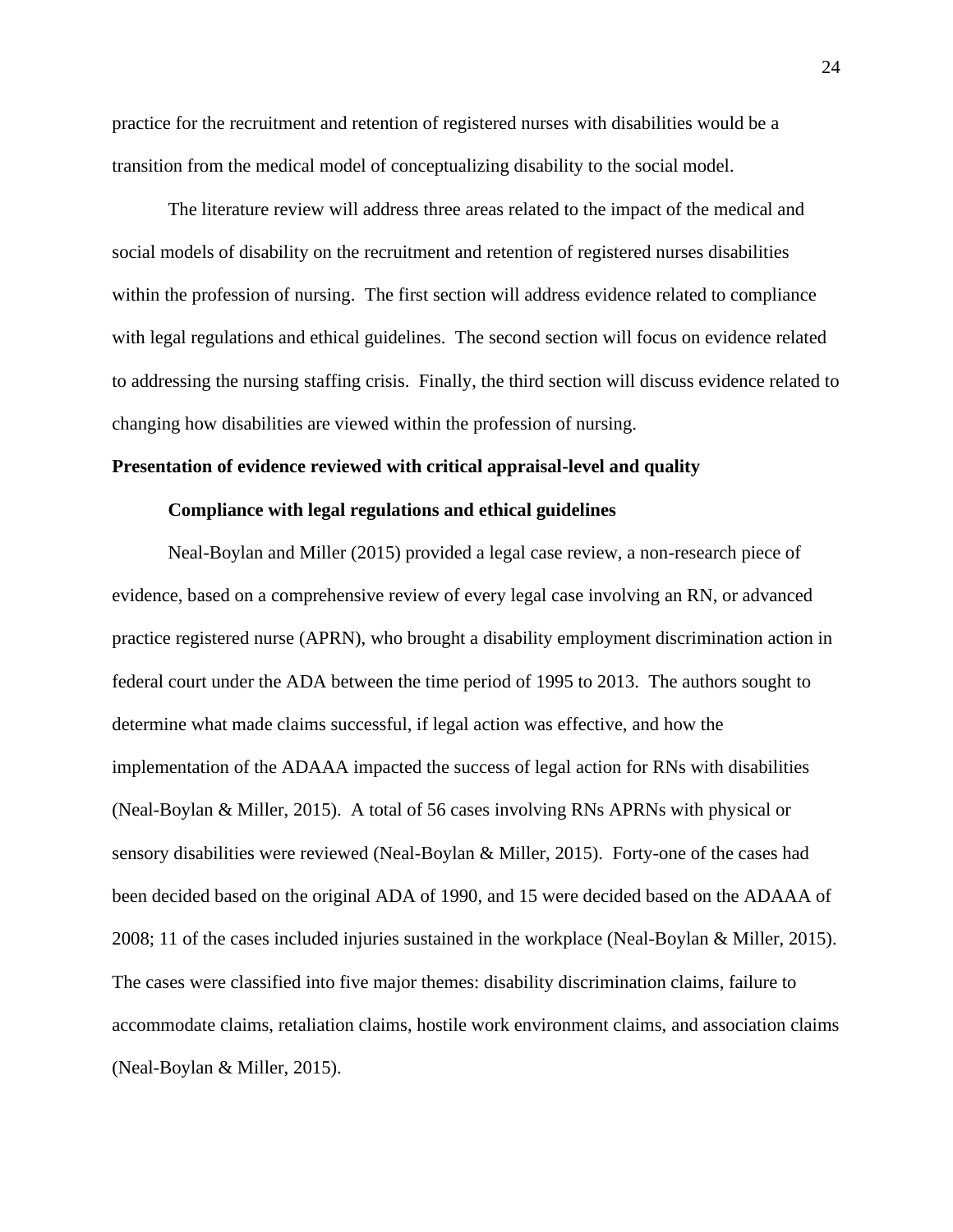practice for the recruitment and retention of registered nurses with disabilities would be a transition from the medical model of conceptualizing disability to the social model.

The literature review will address three areas related to the impact of the medical and social models of disability on the recruitment and retention of registered nurses disabilities within the profession of nursing. The first section will address evidence related to compliance with legal regulations and ethical guidelines. The second section will focus on evidence related to addressing the nursing staffing crisis. Finally, the third section will discuss evidence related to changing how disabilities are viewed within the profession of nursing.

## Presentation of evidence reviewed with critical appraisal-level and quality

### Compliance with legal regulations and ethical guidelines

Neal-Boylan and Miller (2015) provided a legal case review, a non-research piece of evidence, based on a comprehensive review of every legal case involving an RN, or advanced practice registered nurse (APRN), who brought a disability employment discrimination action in federal court under the ADA between the time period of 1995 to 2013. The authors sought to determine what made claims successful, if legal action was effective, and how the implementation of the ADAAA impacted the success of legal action for RNs with disabilities (Neal-Boylan & Miller, 2015). A total of 56 cases involving RNs APRNs with physical or sensory disabilities were reviewed (Neal-Boylan & Miller, 2015). Forty-one of the cases had been decided based on the original ADA of 1990, and 15 were decided based on the ADAAA of 2008; 11 of the cases included injuries sustained in the workplace (Neal-Boylan & Miller, 2015). The cases were classified into five major themes: disability discrimination claims, failure to accommodate claims, retaliation claims, hostile work environment claims, and association claims (Neal-Boylan & Miller, 2015).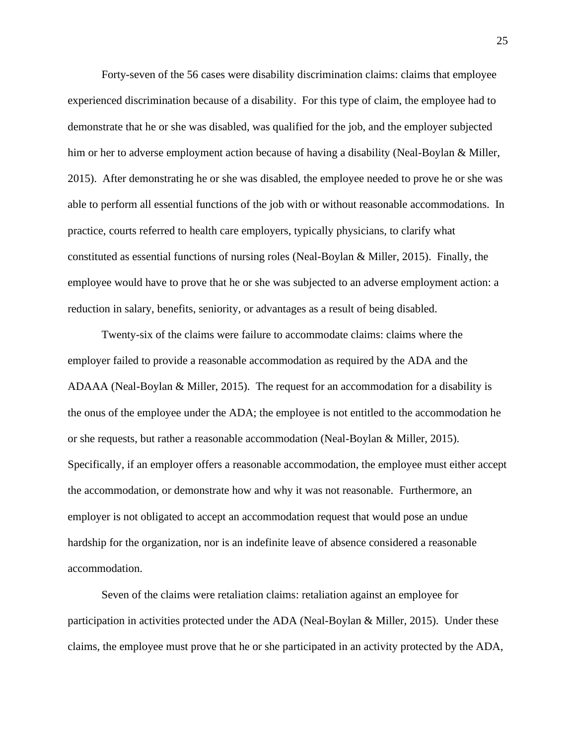Forty-seven of the 56 cases were disability discrimination claims: claims that employee experienced discrimination because of a disability. For this type of claim, the employee had to demonstrate that he or she was disabled, was qualified for the job, and the employer subjected him or her to adverse employment action because of having a disability (Neal-Boylan & Miller, 2015). After demonstrating he or she was disabled, the employee needed to prove he or she was able to perform all essential functions of the job with or without reasonable accommodations. In practice, courts referred to health care employers, typically physicians, to clarify what constituted as essential functions of nursing roles (Neal-Boylan & Miller, 2015). Finally, the employee would have to prove that he or she was subjected to an adverse employment action: a reduction in salary, benefits, seniority, or advantages as a result of being disabled.

Twenty-six of the claims were failure to accommodate claims: claims where the employer failed to provide a reasonable accommodation as required by the ADA and the ADAAA (Neal-Boylan & Miller, 2015). The request for an accommodation for a disability is the onus of the employee under the ADA; the employee is not entitled to the accommodation he or she requests, but rather a reasonable accommodation (Neal-Boylan & Miller, 2015). Specifically, if an employer offers a reasonable accommodation, the employee must either accept the accommodation, or demonstrate how and why it was not reasonable. Furthermore, an employer is not obligated to accept an accommodation request that would pose an undue hardship for the organization, nor is an indefinite leave of absence considered a reasonable accommodation.

Seven of the claims were retaliation claims: retaliation against an employee for participation in activities protected under the ADA (Neal-Boylan & Miller, 2015). Under these claims, the employee must prove that he or she participated in an activity protected by the ADA,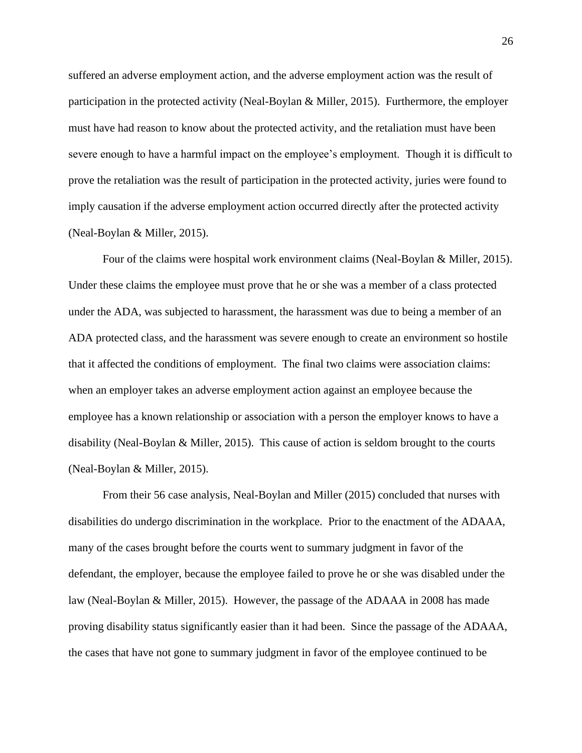suffered an adverse employment action, and the adverse employment action was the result of participation in the protected activity (Neal-Boylan & Miller, 2015). Furthermore, the employer must have had reason to know about the protected activity, and the retaliation must have been severe enough to have a harmful impact on the employee's employment. Though it is difficult to prove the retaliation was the result of participation in the protected activity, juries were found to imply causation if the adverse employment action occurred directly after the protected activity (Neal-Boylan & Miller, 2015).

Four of the claims were hospital work environment claims (Neal-Boylan & Miller, 2015). Under these claims the employee must prove that he or she was a member of a class protected under the ADA, was subjected to harassment, the harassment was due to being a member of an ADA protected class, and the harassment was severe enough to create an environment so hostile that it affected the conditions of employment. The final two claims were association claims: when an employer takes an adverse employment action against an employee because the employee has a known relationship or association with a person the employer knows to have a disability (Neal-Boylan & Miller, 2015). This cause of action is seldom brought to the courts (Neal-Boylan & Miller, 2015).

From their 56 case analysis, Neal-Boylan and Miller (2015) concluded that nurses with disabilities do undergo discrimination in the workplace. Prior to the enactment of the ADAAA, many of the cases brought before the courts went to summary judgment in favor of the defendant, the employer, because the employee failed to prove he or she was disabled under the law (Neal-Boylan & Miller, 2015). However, the passage of the ADAAA in 2008 has made proving disability status significantly easier than it had been. Since the passage of the ADAAA, the cases that have not gone to summary judgment in favor of the employee continued to be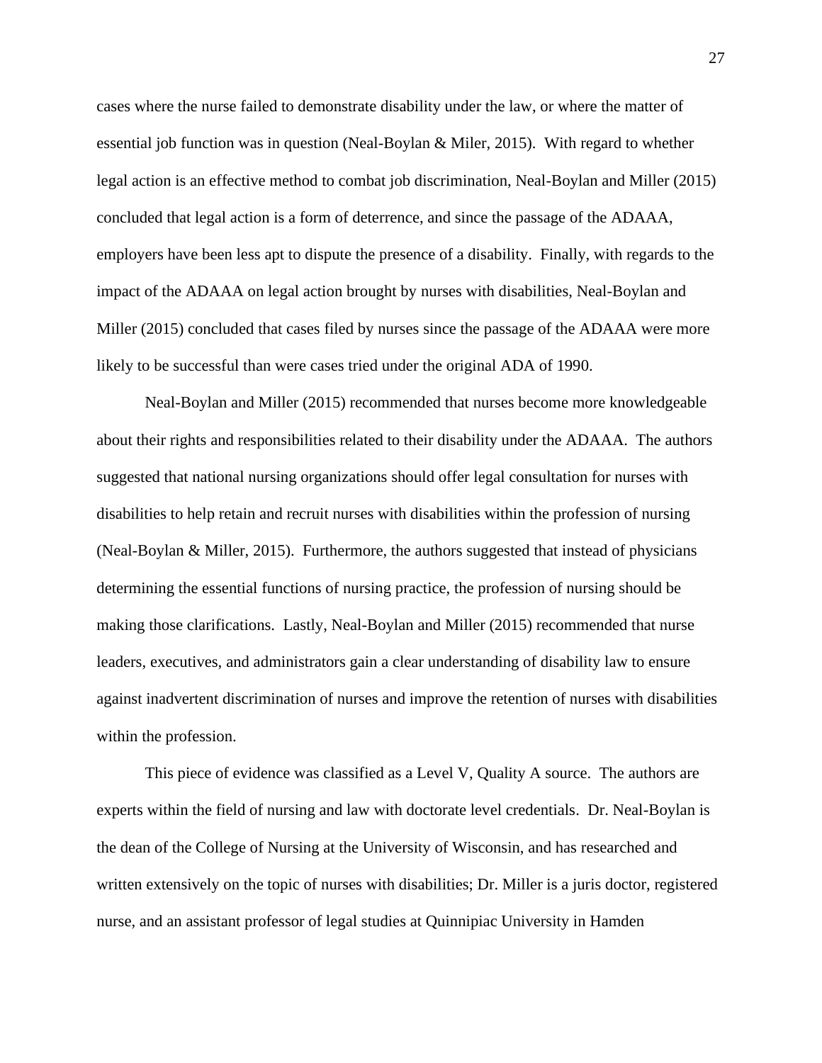cases where the nurse failed to demonstrate disability under the law, or where the matter of essential job function was in question (Neal-Boylan & Miler, 2015). With regard to whether legal action is an effective method to combat job discrimination, Neal-Boylan and Miller (2015) concluded that legal action is a form of deterrence, and since the passage of the ADAAA, employers have been less apt to dispute the presence of a disability. Finally, with regards to the impact of the ADAAA on legal action brought by nurses with disabilities, Neal-Boylan and Miller (2015) concluded that cases filed by nurses since the passage of the ADAAA were more likely to be successful than were cases tried under the original ADA of 1990.

Neal-Boylan and Miller (2015) recommended that nurses become more knowledgeable about their rights and responsibilities related to their disability under the ADAAA. The authors suggested that national nursing organizations should offer legal consultation for nurses with disabilities to help retain and recruit nurses with disabilities within the profession of nursing (Neal-Boylan & Miller, 2015). Furthermore, the authors suggested that instead of physicians determining the essential functions of nursing practice, the profession of nursing should be making those clarifications. Lastly, Neal-Boylan and Miller (2015) recommended that nurse leaders, executives, and administrators gain a clear understanding of disability law to ensure against inadvertent discrimination of nurses and improve the retention of nurses with disabilities within the profession.

This piece of evidence was classified as a Level V, Quality A source. The authors are experts within the field of nursing and law with doctorate level credentials. Dr. Neal-Boylan is the dean of the College of Nursing at the University of Wisconsin, and has researched and written extensively on the topic of nurses with disabilities; Dr. Miller is a juris doctor, registered nurse, and an assistant professor of legal studies at Quinnipiac University in Hamden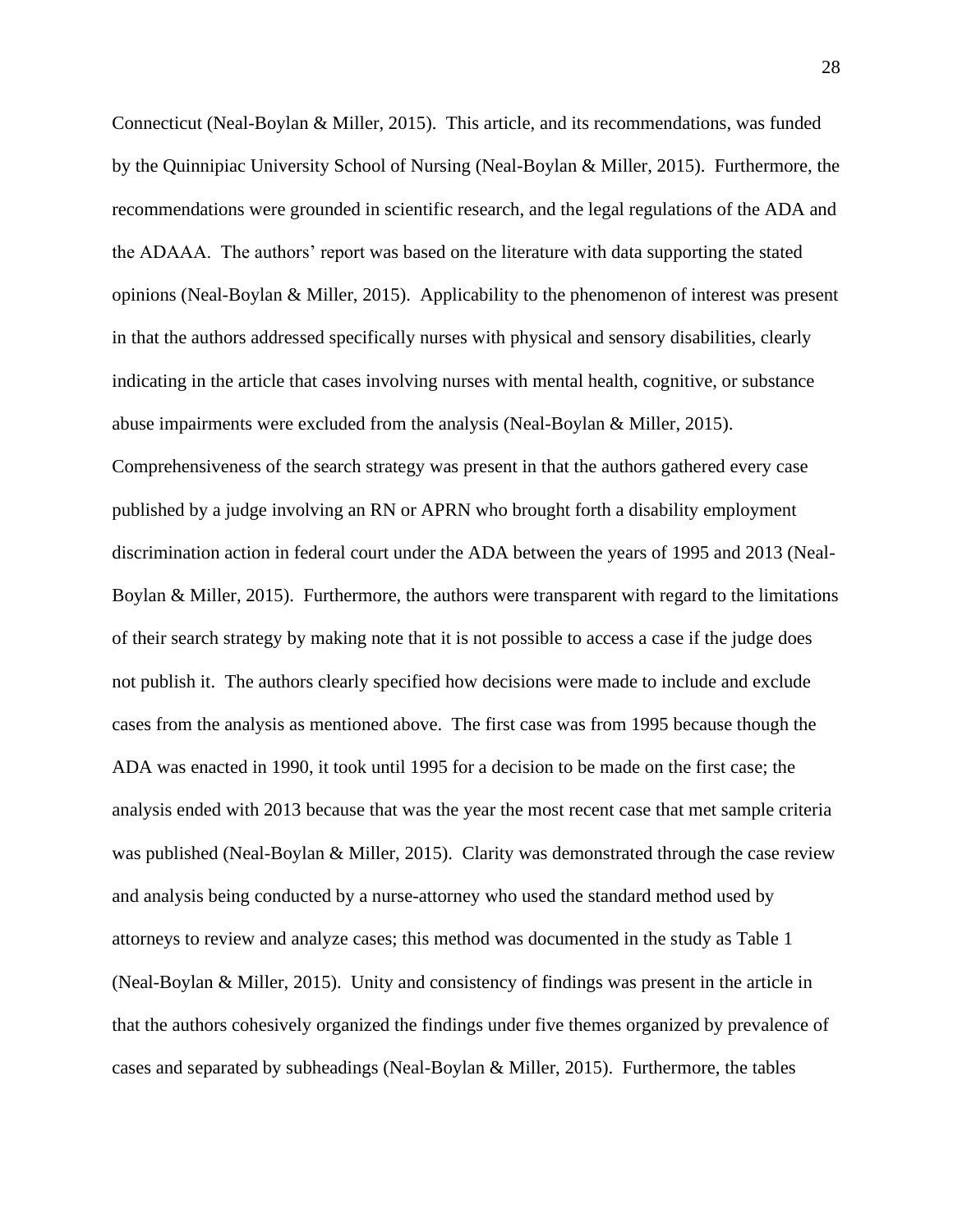Connecticut (Neal-Boylan & Miller, 2015). This article, and its recommendations, was funded by the Quinnipiac University School of Nursing (Neal-Boylan & Miller, 2015). Furthermore, the recommendations were grounded in scientific research, and the legal regulations of the ADA and the ADAAA. The authors' report was based on the literature with data supporting the stated opinions (Neal-Boylan & Miller, 2015). Applicability to the phenomenon of interest was present in that the authors addressed specifically nurses with physical and sensory disabilities, clearly indicating in the article that cases involving nurses with mental health, cognitive, or substance abuse impairments were excluded from the analysis (Neal-Boylan & Miller, 2015). Comprehensiveness of the search strategy was present in that the authors gathered every case published by a judge involving an RN or APRN who brought forth a disability employment discrimination action in federal court under the ADA between the years of 1995 and 2013 (Neal-Boylan & Miller, 2015). Furthermore, the authors were transparent with regard to the limitations of their search strategy by making note that it is not possible to access a case if the judge does not publish it. The authors clearly specified how decisions were made to include and exclude cases from the analysis as mentioned above. The first case was from 1995 because though the ADA was enacted in 1990, it took until 1995 for a decision to be made on the first case; the analysis ended with 2013 because that was the year the most recent case that met sample criteria was published (Neal-Boylan & Miller, 2015). Clarity was demonstrated through the case review and analysis being conducted by a nurse-attorney who used the standard method used by attorneys to review and analyze cases; this method was documented in the study as Table 1 (Neal-Boylan & Miller, 2015). Unity and consistency of findings was present in the article in that the authors cohesively organized the findings under five themes organized by prevalence of cases and separated by subheadings (Neal-Boylan & Miller, 2015). Furthermore, the tables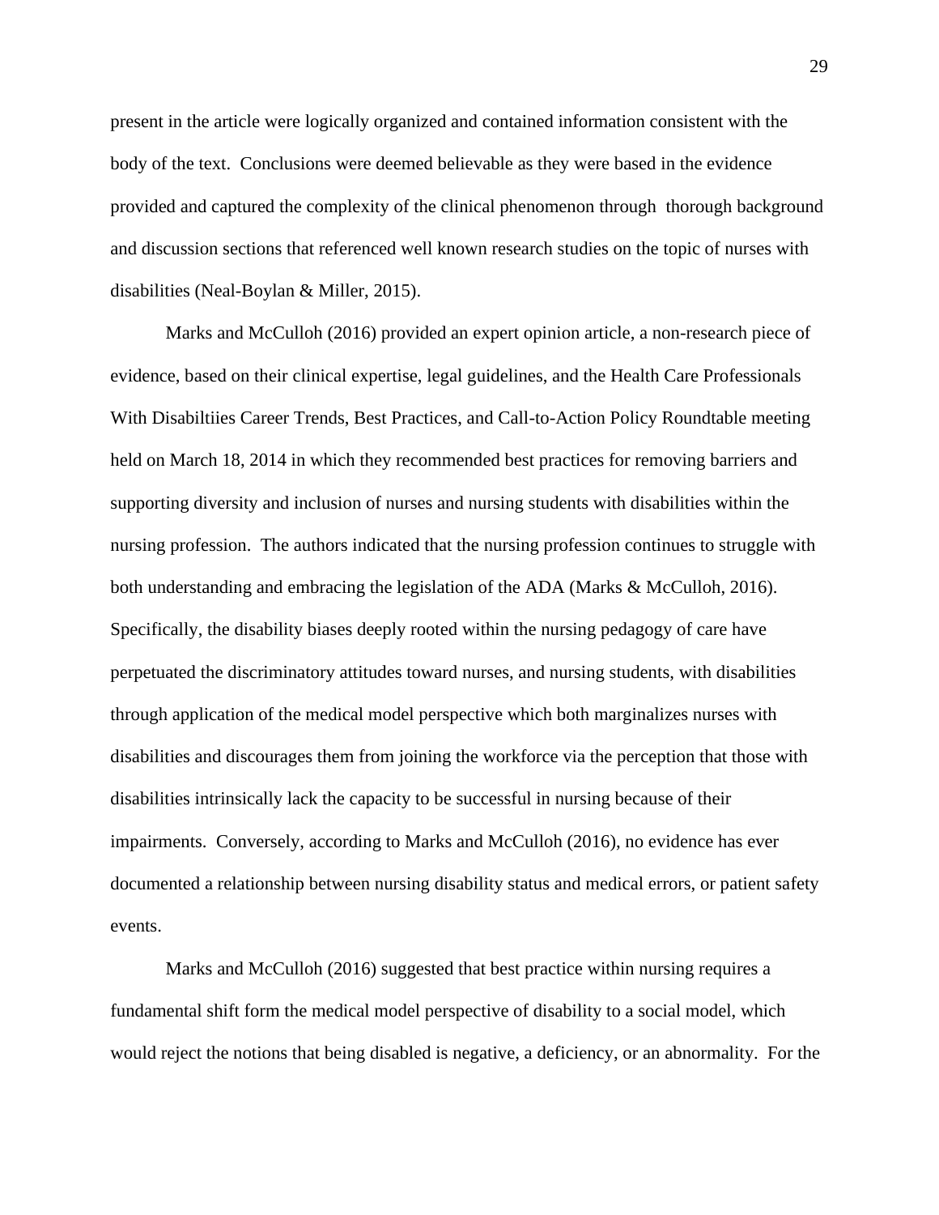present in the article were logically organized and contained information consistent with the body of the text. Conclusions were deemed believable as they were based in the evidence provided and captured the complexity of the clinical phenomenon through thorough background and discussion sections that referenced well known research studies on the topic of nurses with disabilities (Neal-Boylan & Miller, 2015).

Marks and McCulloh (2016) provided an expert opinion article, a non-research piece of evidence, based on their clinical expertise, legal guidelines, and the Health Care Professionals With Disabiltiies Career Trends, Best Practices, and Call-to-Action Policy Roundtable meeting held on March 18, 2014 in which they recommended best practices for removing barriers and supporting diversity and inclusion of nurses and nursing students with disabilities within the nursing profession. The authors indicated that the nursing profession continues to struggle with both understanding and embracing the legislation of the ADA (Marks & McCulloh, 2016). Specifically, the disability biases deeply rooted within the nursing pedagogy of care have perpetuated the discriminatory attitudes toward nurses, and nursing students, with disabilities through application of the medical model perspective which both marginalizes nurses with disabilities and discourages them from joining the workforce via the perception that those with disabilities intrinsically lack the capacity to be successful in nursing because of their impairments. Conversely, according to Marks and McCulloh (2016), no evidence has ever documented a relationship between nursing disability status and medical errors, or patient safety events.

Marks and McCulloh (2016) suggested that best practice within nursing requires a fundamental shift form the medical model perspective of disability to a social model, which would reject the notions that being disabled is negative, a deficiency, or an abnormality. For the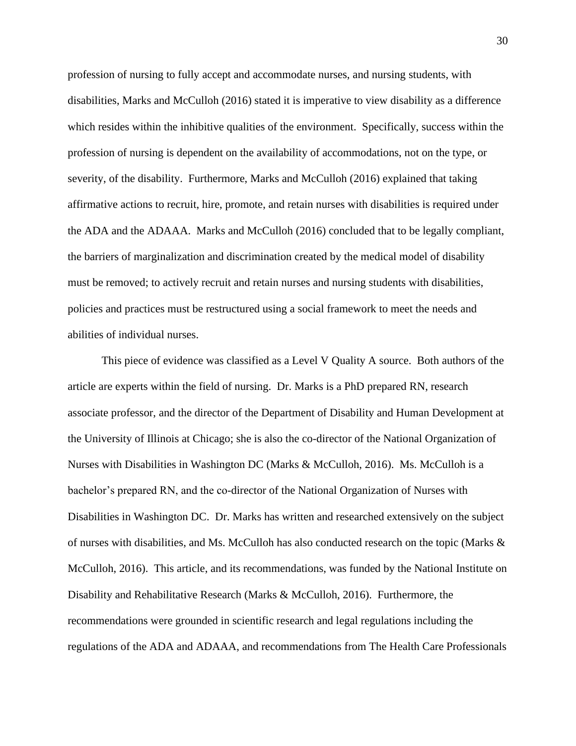profession of nursing to fully accept and accommodate nurses, and nursing students, with disabilities, Marks and McCulloh (2016) stated it is imperative to view disability as a difference which resides within the inhibitive qualities of the environment. Specifically, success within the profession of nursing is dependent on the availability of accommodations, not on the type, or severity, of the disability. Furthermore, Marks and McCulloh (2016) explained that taking affirmative actions to recruit, hire, promote, and retain nurses with disabilities is required under the ADA and the ADAAA. Marks and McCulloh (2016) concluded that to be legally compliant, the barriers of marginalization and discrimination created by the medical model of disability must be removed; to actively recruit and retain nurses and nursing students with disabilities, policies and practices must be restructured using a social framework to meet the needs and abilities of individual nurses.

This piece of evidence was classified as a Level V Quality A source. Both authors of the article are experts within the field of nursing. Dr. Marks is a PhD prepared RN, research associate professor, and the director of the Department of Disability and Human Development at the University of Illinois at Chicago; she is also the co-director of the National Organization of Nurses with Disabilities in Washington DC (Marks & McCulloh, 2016). Ms. McCulloh is a bachelor's prepared RN, and the co-director of the National Organization of Nurses with Disabilities in Washington DC. Dr. Marks has written and researched extensively on the subject of nurses with disabilities, and Ms. McCulloh has also conducted research on the topic (Marks & McCulloh, 2016). This article, and its recommendations, was funded by the National Institute on Disability and Rehabilitative Research (Marks & McCulloh, 2016). Furthermore, the recommendations were grounded in scientific research and legal regulations including the regulations of the ADA and ADAAA, and recommendations from The Health Care Professionals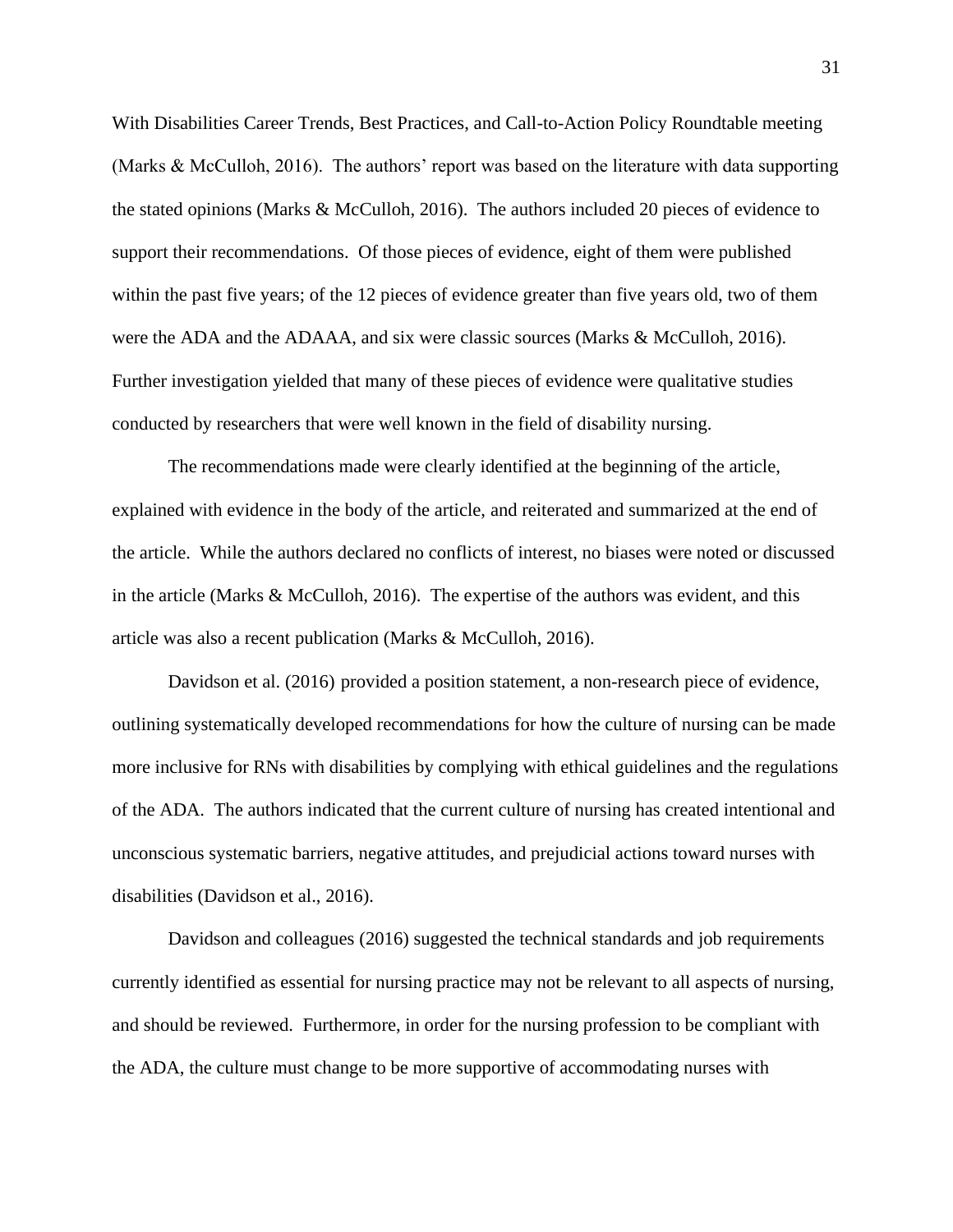With Disabilities Career Trends, Best Practices, and Call-to-Action Policy Roundtable meeting (Marks & McCulloh, 2016). The authors' report was based on the literature with data supporting the stated opinions (Marks & McCulloh, 2016). The authors included 20 pieces of evidence to support their recommendations. Of those pieces of evidence, eight of them were published within the past five years; of the 12 pieces of evidence greater than five years old, two of them were the ADA and the ADAAA, and six were classic sources (Marks & McCulloh, 2016). Further investigation yielded that many of these pieces of evidence were qualitative studies conducted by researchers that were well known in the field of disability nursing.

The recommendations made were clearly identified at the beginning of the article, explained with evidence in the body of the article, and reiterated and summarized at the end of the article. While the authors declared no conflicts of interest, no biases were noted or discussed in the article (Marks & McCulloh, 2016). The expertise of the authors was evident, and this article was also a recent publication (Marks & McCulloh, 2016).

Davidson et al. (2016) provided a position statement, a non-research piece of evidence, outlining systematically developed recommendations for how the culture of nursing can be made more inclusive for RNs with disabilities by complying with ethical guidelines and the regulations of the ADA. The authors indicated that the current culture of nursing has created intentional and unconscious systematic barriers, negative attitudes, and prejudicial actions toward nurses with disabilities (Davidson et al., 2016).

Davidson and colleagues (2016) suggested the technical standards and job requirements currently identified as essential for nursing practice may not be relevant to all aspects of nursing, and should be reviewed. Furthermore, in order for the nursing profession to be compliant with the ADA, the culture must change to be more supportive of accommodating nurses with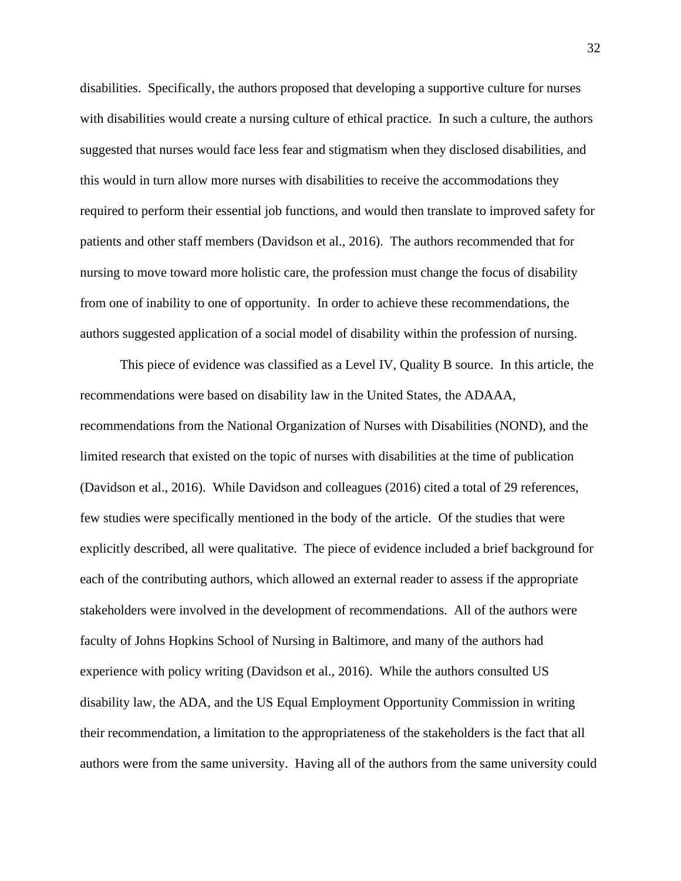disabilities.  Specifically, the authors proposed that developing a supportive culture for nurses with disabilities would create a nursing culture of ethical practice.  In such a culture, the authors suggested that nurses would face less fear and stigmatism when they disclosed disabilities, and this would in turn allow more nurses with disabilities to receive the accommodations they required to perform their essential job functions, and would then translate to improved safety for patients and other staff members (Davidson et al., 2016).  The authors recommended that for nursing to move toward more holistic care, the profession must change the focus of disability from one of inability to one of opportunity.  In order to achieve these recommendations, the authors suggested application of a social model of disability within the profession of nursing.

This piece of evidence was classified as a Level IV, Quality B source.  In this article, the recommendations were based on disability law in the United States, the ADAAA, recommendations from the National Organization of Nurses with Disabilities (NOND), and the limited research that existed on the topic of nurses with disabilities at the time of publication (Davidson et al., 2016).  While Davidson and colleagues (2016) cited a total of 29 references, few studies were specifically mentioned in the body of the article.  Of the studies that were explicitly described, all were qualitative.  The piece of evidence included a brief background for each of the contributing authors, which allowed an external reader to assess if the appropriate stakeholders were involved in the development of recommendations.  All of the authors were faculty of Johns Hopkins School of Nursing in Baltimore, and many of the authors had experience with policy writing (Davidson et al., 2016).  While the authors consulted US disability law, the ADA, and the US Equal Employment Opportunity Commission in writing their recommendation, a limitation to the appropriateness of the stakeholders is the fact that all authors were from the same university.  Having all of the authors from the same university could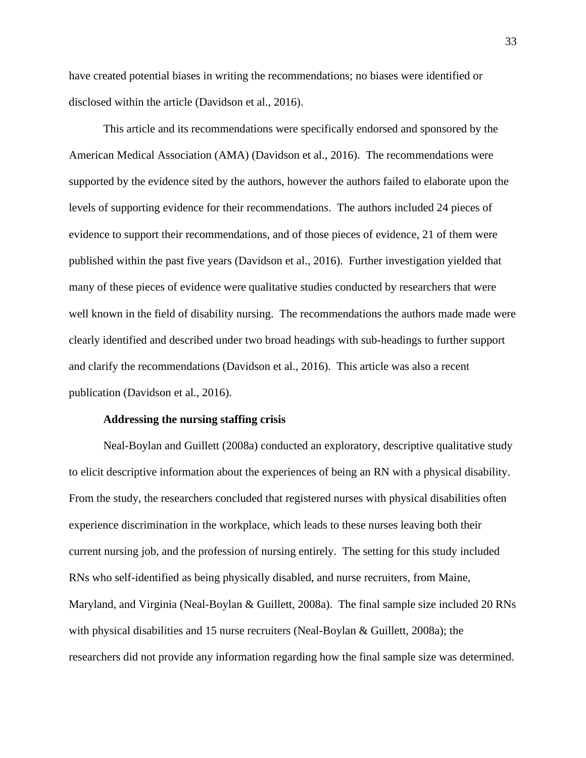have created potential biases in writing the recommendations; no biases were identified or disclosed within the article (Davidson et al., 2016).

This article and its recommendations were specifically endorsed and sponsored by the American Medical Association (AMA) (Davidson et al., 2016). The recommendations were supported by the evidence sited by the authors, however the authors failed to elaborate upon the levels of supporting evidence for their recommendations. The authors included 24 pieces of evidence to support their recommendations, and of those pieces of evidence, 21 of them were published within the past five years (Davidson et al., 2016). Further investigation yielded that many of these pieces of evidence were qualitative studies conducted by researchers that were well known in the field of disability nursing. The recommendations the authors made made were clearly identified and described under two broad headings with sub-headings to further support and clarify the recommendations (Davidson et al., 2016). This article was also a recent publication (Davidson et al., 2016).

**Addressing the nursing staffing crisis**

Neal-Boylan and Guillett (2008a) conducted an exploratory, descriptive qualitative study to elicit descriptive information about the experiences of being an RN with a physical disability. From the study, the researchers concluded that registered nurses with physical disabilities often experience discrimination in the workplace, which leads to these nurses leaving both their current nursing job, and the profession of nursing entirely. The setting for this study included RNs who self-identified as being physically disabled, and nurse recruiters, from Maine, Maryland, and Virginia (Neal-Boylan & Guillett, 2008a). The final sample size included 20 RNs with physical disabilities and 15 nurse recruiters (Neal-Boylan & Guillett, 2008a); the researchers did not provide any information regarding how the final sample size was determined.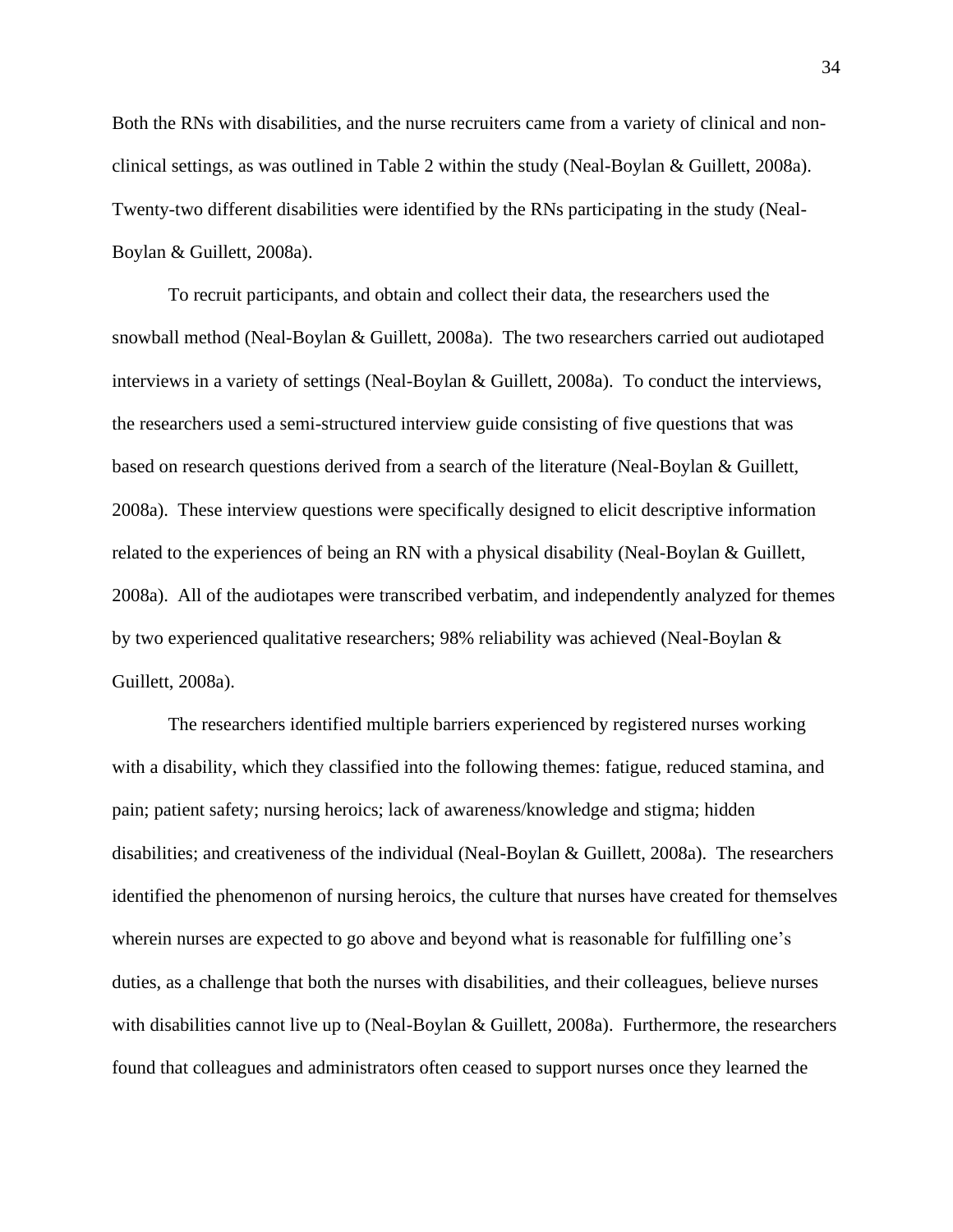Both the RNs with disabilities, and the nurse recruiters came from a variety of clinical and non-clinical settings, as was outlined in Table 2 within the study (Neal-Boylan & Guillett, 2008a). Twenty-two different disabilities were identified by the RNs participating in the study (Neal-Boylan & Guillett, 2008a).

To recruit participants, and obtain and collect their data, the researchers used the snowball method (Neal-Boylan & Guillett, 2008a). The two researchers carried out audiotaped interviews in a variety of settings (Neal-Boylan & Guillett, 2008a). To conduct the interviews, the researchers used a semi-structured interview guide consisting of five questions that was based on research questions derived from a search of the literature (Neal-Boylan & Guillett, 2008a). These interview questions were specifically designed to elicit descriptive information related to the experiences of being an RN with a physical disability (Neal-Boylan & Guillett, 2008a). All of the audiotapes were transcribed verbatim, and independently analyzed for themes by two experienced qualitative researchers; 98% reliability was achieved (Neal-Boylan & Guillett, 2008a).

The researchers identified multiple barriers experienced by registered nurses working with a disability, which they classified into the following themes: fatigue, reduced stamina, and pain; patient safety; nursing heroics; lack of awareness/knowledge and stigma; hidden disabilities; and creativeness of the individual (Neal-Boylan & Guillett, 2008a). The researchers identified the phenomenon of nursing heroics, the culture that nurses have created for themselves wherein nurses are expected to go above and beyond what is reasonable for fulfilling one's duties, as a challenge that both the nurses with disabilities, and their colleagues, believe nurses with disabilities cannot live up to (Neal-Boylan & Guillett, 2008a). Furthermore, the researchers found that colleagues and administrators often ceased to support nurses once they learned the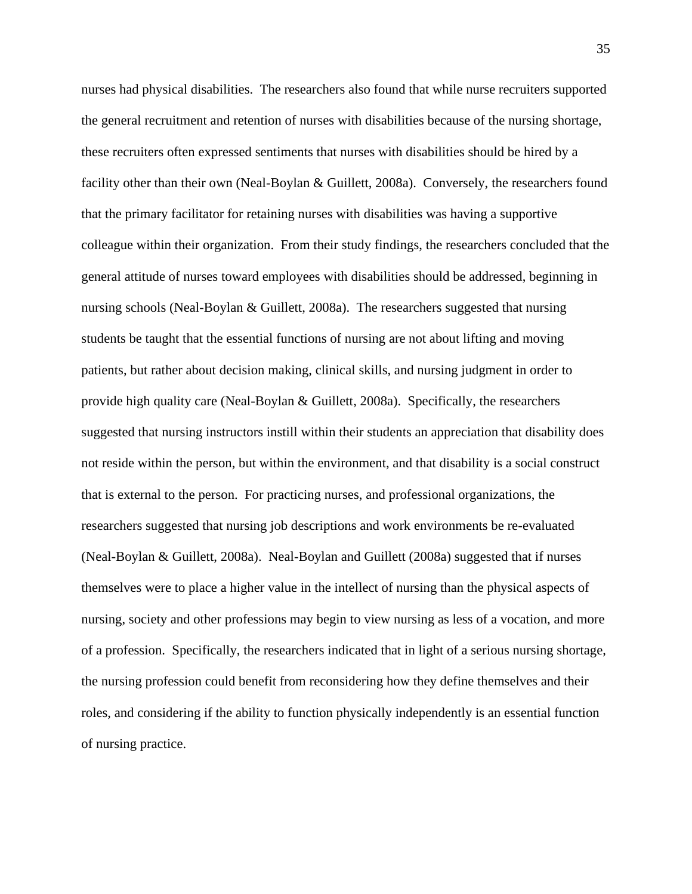nurses had physical disabilities. The researchers also found that while nurse recruiters supported the general recruitment and retention of nurses with disabilities because of the nursing shortage, these recruiters often expressed sentiments that nurses with disabilities should be hired by a facility other than their own (Neal-Boylan & Guillett, 2008a). Conversely, the researchers found that the primary facilitator for retaining nurses with disabilities was having a supportive colleague within their organization. From their study findings, the researchers concluded that the general attitude of nurses toward employees with disabilities should be addressed, beginning in nursing schools (Neal-Boylan & Guillett, 2008a). The researchers suggested that nursing students be taught that the essential functions of nursing are not about lifting and moving patients, but rather about decision making, clinical skills, and nursing judgment in order to provide high quality care (Neal-Boylan & Guillett, 2008a). Specifically, the researchers suggested that nursing instructors instill within their students an appreciation that disability does not reside within the person, but within the environment, and that disability is a social construct that is external to the person. For practicing nurses, and professional organizations, the researchers suggested that nursing job descriptions and work environments be re-evaluated (Neal-Boylan & Guillett, 2008a). Neal-Boylan and Guillett (2008a) suggested that if nurses themselves were to place a higher value in the intellect of nursing than the physical aspects of nursing, society and other professions may begin to view nursing as less of a vocation, and more of a profession. Specifically, the researchers indicated that in light of a serious nursing shortage, the nursing profession could benefit from reconsidering how they define themselves and their roles, and considering if the ability to function physically independently is an essential function of nursing practice.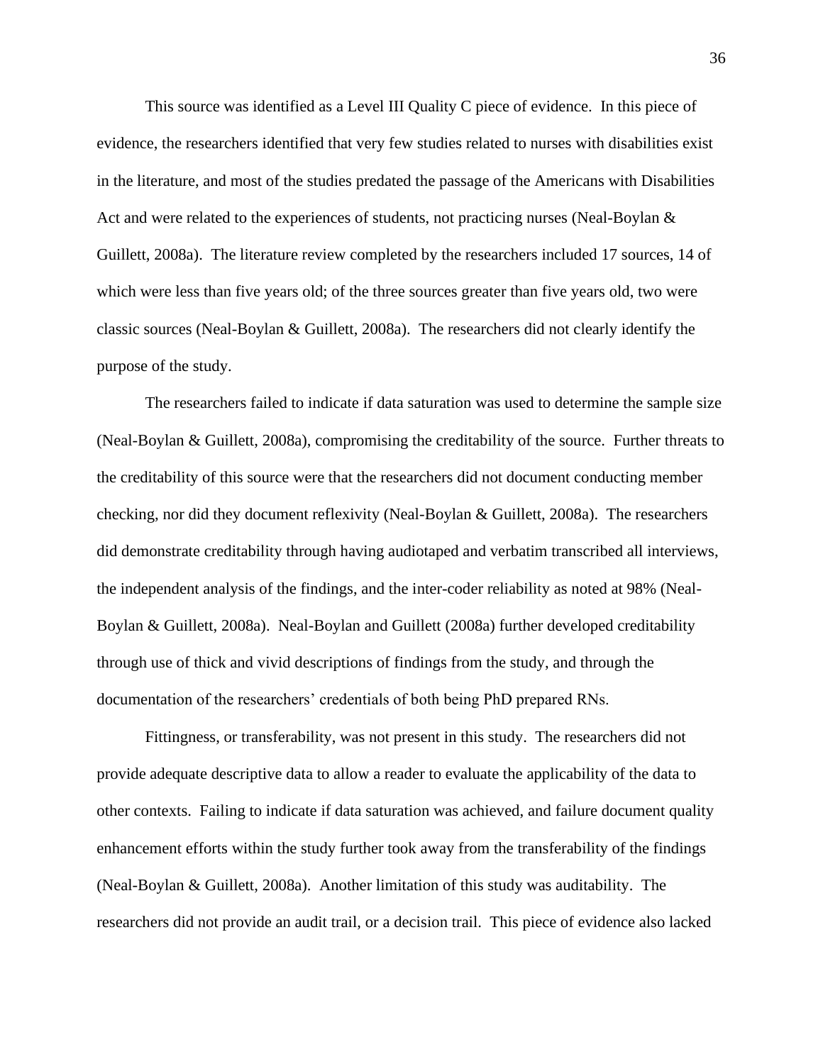This source was identified as a Level III Quality C piece of evidence. In this piece of evidence, the researchers identified that very few studies related to nurses with disabilities exist in the literature, and most of the studies predated the passage of the Americans with Disabilities Act and were related to the experiences of students, not practicing nurses (Neal-Boylan & Guillett, 2008a). The literature review completed by the researchers included 17 sources, 14 of which were less than five years old; of the three sources greater than five years old, two were classic sources (Neal-Boylan & Guillett, 2008a). The researchers did not clearly identify the purpose of the study.

The researchers failed to indicate if data saturation was used to determine the sample size (Neal-Boylan & Guillett, 2008a), compromising the creditability of the source. Further threats to the creditability of this source were that the researchers did not document conducting member checking, nor did they document reflexivity (Neal-Boylan & Guillett, 2008a). The researchers did demonstrate creditability through having audiotaped and verbatim transcribed all interviews, the independent analysis of the findings, and the inter-coder reliability as noted at 98% (Neal-Boylan & Guillett, 2008a). Neal-Boylan and Guillett (2008a) further developed creditability through use of thick and vivid descriptions of findings from the study, and through the documentation of the researchers' credentials of both being PhD prepared RNs.

Fittingness, or transferability, was not present in this study. The researchers did not provide adequate descriptive data to allow a reader to evaluate the applicability of the data to other contexts. Failing to indicate if data saturation was achieved, and failure document quality enhancement efforts within the study further took away from the transferability of the findings (Neal-Boylan & Guillett, 2008a). Another limitation of this study was auditability. The researchers did not provide an audit trail, or a decision trail. This piece of evidence also lacked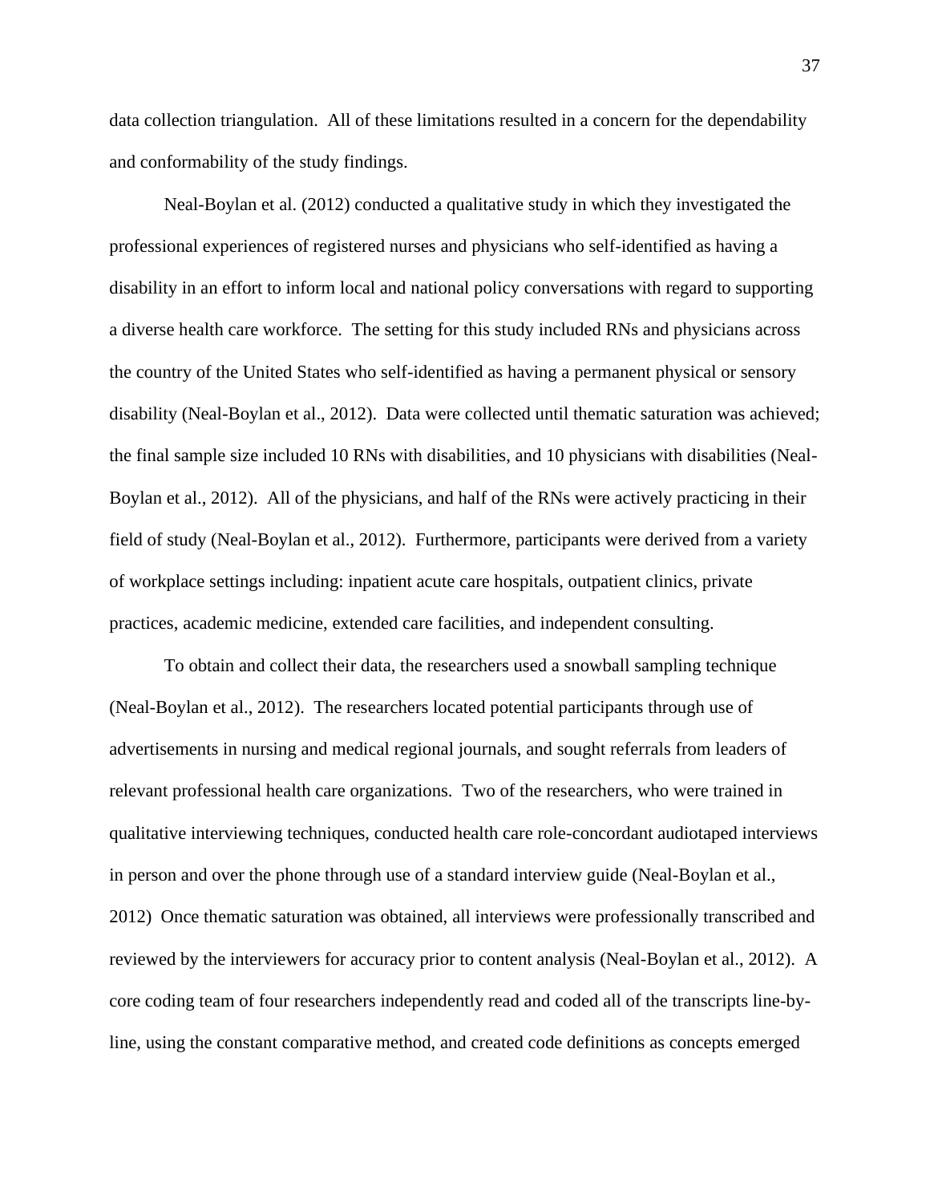data collection triangulation. All of these limitations resulted in a concern for the dependability and conformability of the study findings.

Neal-Boylan et al. (2012) conducted a qualitative study in which they investigated the professional experiences of registered nurses and physicians who self-identified as having a disability in an effort to inform local and national policy conversations with regard to supporting a diverse health care workforce. The setting for this study included RNs and physicians across the country of the United States who self-identified as having a permanent physical or sensory disability (Neal-Boylan et al., 2012). Data were collected until thematic saturation was achieved; the final sample size included 10 RNs with disabilities, and 10 physicians with disabilities (Neal-Boylan et al., 2012). All of the physicians, and half of the RNs were actively practicing in their field of study (Neal-Boylan et al., 2012). Furthermore, participants were derived from a variety of workplace settings including: inpatient acute care hospitals, outpatient clinics, private practices, academic medicine, extended care facilities, and independent consulting.

To obtain and collect their data, the researchers used a snowball sampling technique (Neal-Boylan et al., 2012). The researchers located potential participants through use of advertisements in nursing and medical regional journals, and sought referrals from leaders of relevant professional health care organizations. Two of the researchers, who were trained in qualitative interviewing techniques, conducted health care role-concordant audiotaped interviews in person and over the phone through use of a standard interview guide (Neal-Boylan et al., 2012) Once thematic saturation was obtained, all interviews were professionally transcribed and reviewed by the interviewers for accuracy prior to content analysis (Neal-Boylan et al., 2012). A core coding team of four researchers independently read and coded all of the transcripts line-by-line, using the constant comparative method, and created code definitions as concepts emerged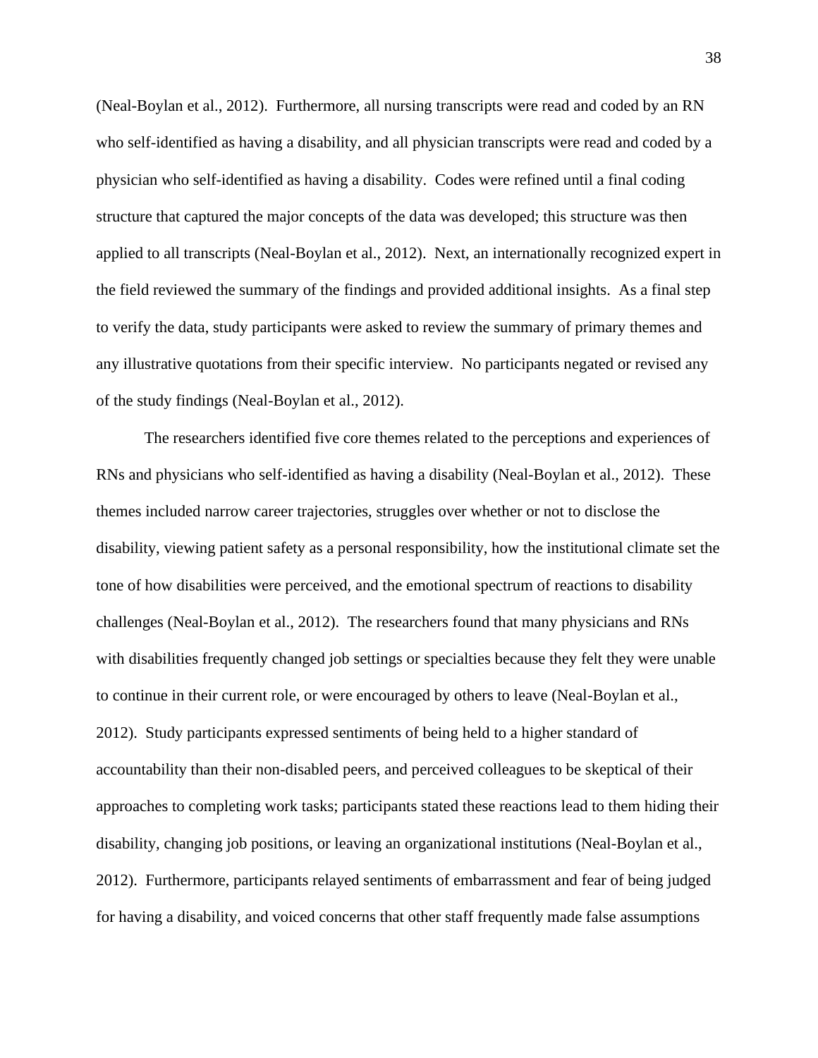(Neal-Boylan et al., 2012). Furthermore, all nursing transcripts were read and coded by an RN who self-identified as having a disability, and all physician transcripts were read and coded by a physician who self-identified as having a disability. Codes were refined until a final coding structure that captured the major concepts of the data was developed; this structure was then applied to all transcripts (Neal-Boylan et al., 2012). Next, an internationally recognized expert in the field reviewed the summary of the findings and provided additional insights. As a final step to verify the data, study participants were asked to review the summary of primary themes and any illustrative quotations from their specific interview. No participants negated or revised any of the study findings (Neal-Boylan et al., 2012).

The researchers identified five core themes related to the perceptions and experiences of RNs and physicians who self-identified as having a disability (Neal-Boylan et al., 2012). These themes included narrow career trajectories, struggles over whether or not to disclose the disability, viewing patient safety as a personal responsibility, how the institutional climate set the tone of how disabilities were perceived, and the emotional spectrum of reactions to disability challenges (Neal-Boylan et al., 2012). The researchers found that many physicians and RNs with disabilities frequently changed job settings or specialties because they felt they were unable to continue in their current role, or were encouraged by others to leave (Neal-Boylan et al., 2012). Study participants expressed sentiments of being held to a higher standard of accountability than their non-disabled peers, and perceived colleagues to be skeptical of their approaches to completing work tasks; participants stated these reactions lead to them hiding their disability, changing job positions, or leaving an organizational institutions (Neal-Boylan et al., 2012). Furthermore, participants relayed sentiments of embarrassment and fear of being judged for having a disability, and voiced concerns that other staff frequently made false assumptions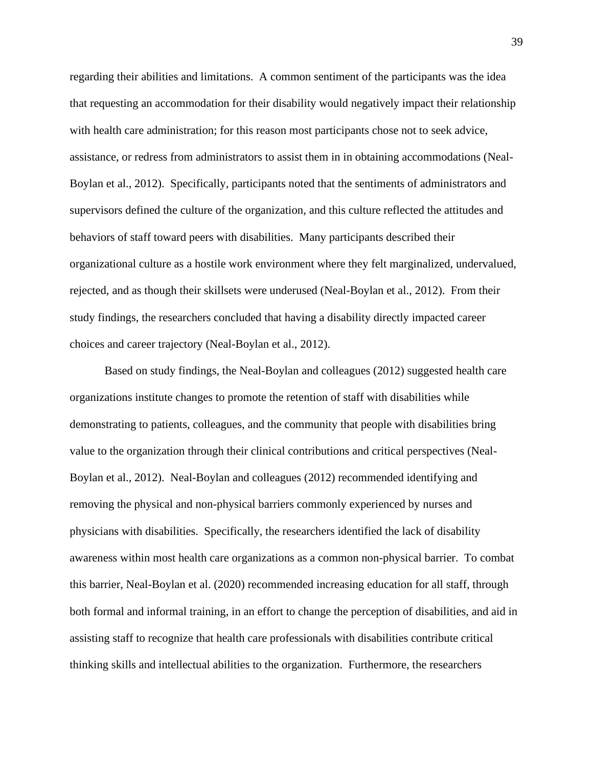regarding their abilities and limitations. A common sentiment of the participants was the idea that requesting an accommodation for their disability would negatively impact their relationship with health care administration; for this reason most participants chose not to seek advice, assistance, or redress from administrators to assist them in in obtaining accommodations (Neal-Boylan et al., 2012). Specifically, participants noted that the sentiments of administrators and supervisors defined the culture of the organization, and this culture reflected the attitudes and behaviors of staff toward peers with disabilities. Many participants described their organizational culture as a hostile work environment where they felt marginalized, undervalued, rejected, and as though their skillsets were underused (Neal-Boylan et al., 2012). From their study findings, the researchers concluded that having a disability directly impacted career choices and career trajectory (Neal-Boylan et al., 2012).

Based on study findings, the Neal-Boylan and colleagues (2012) suggested health care organizations institute changes to promote the retention of staff with disabilities while demonstrating to patients, colleagues, and the community that people with disabilities bring value to the organization through their clinical contributions and critical perspectives (Neal-Boylan et al., 2012). Neal-Boylan and colleagues (2012) recommended identifying and removing the physical and non-physical barriers commonly experienced by nurses and physicians with disabilities. Specifically, the researchers identified the lack of disability awareness within most health care organizations as a common non-physical barrier. To combat this barrier, Neal-Boylan et al. (2020) recommended increasing education for all staff, through both formal and informal training, in an effort to change the perception of disabilities, and aid in assisting staff to recognize that health care professionals with disabilities contribute critical thinking skills and intellectual abilities to the organization. Furthermore, the researchers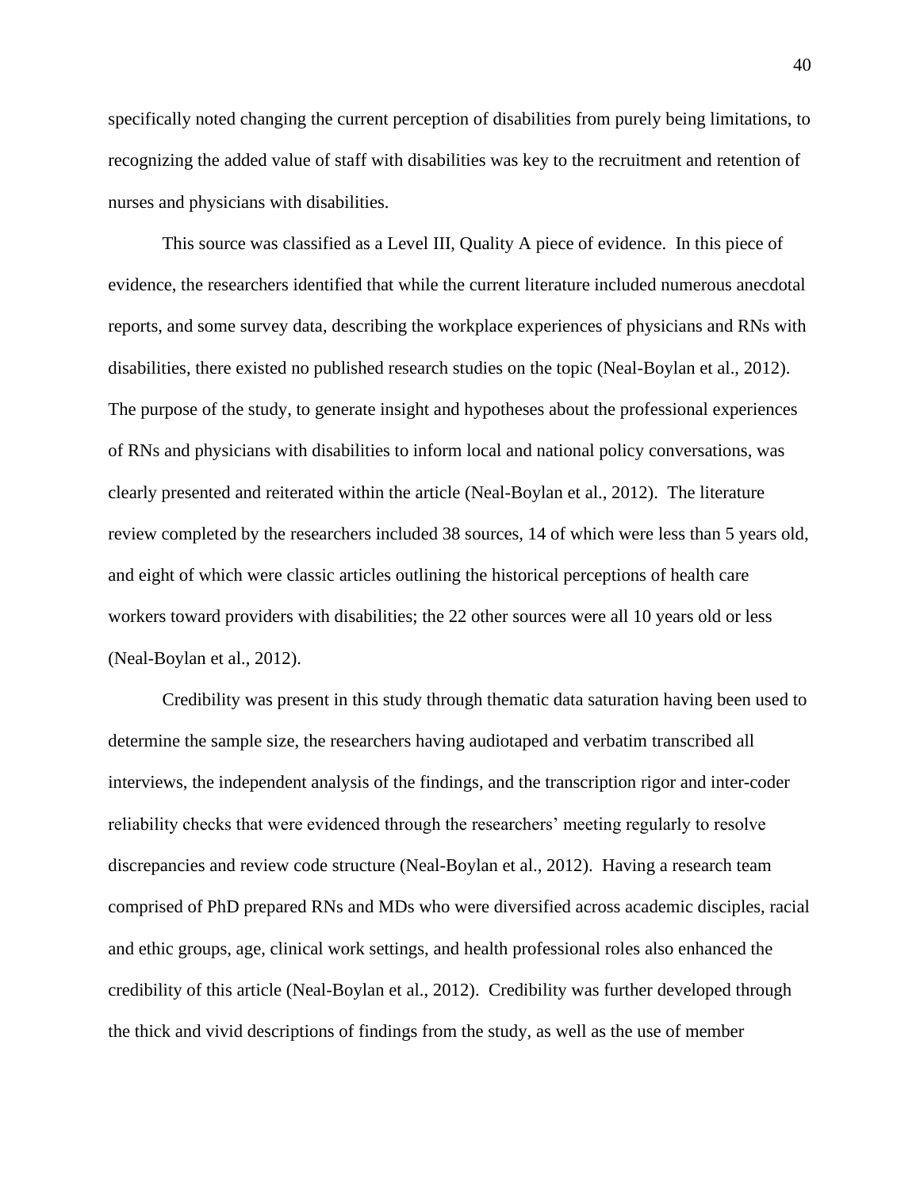specifically noted changing the current perception of disabilities from purely being limitations, to recognizing the added value of staff with disabilities was key to the recruitment and retention of nurses and physicians with disabilities.

This source was classified as a Level III, Quality A piece of evidence. In this piece of evidence, the researchers identified that while the current literature included numerous anecdotal reports, and some survey data, describing the workplace experiences of physicians and RNs with disabilities, there existed no published research studies on the topic (Neal-Boylan et al., 2012). The purpose of the study, to generate insight and hypotheses about the professional experiences of RNs and physicians with disabilities to inform local and national policy conversations, was clearly presented and reiterated within the article (Neal-Boylan et al., 2012). The literature review completed by the researchers included 38 sources, 14 of which were less than 5 years old, and eight of which were classic articles outlining the historical perceptions of health care workers toward providers with disabilities; the 22 other sources were all 10 years old or less (Neal-Boylan et al., 2012).

Credibility was present in this study through thematic data saturation having been used to determine the sample size, the researchers having audiotaped and verbatim transcribed all interviews, the independent analysis of the findings, and the transcription rigor and inter-coder reliability checks that were evidenced through the researchers' meeting regularly to resolve discrepancies and review code structure (Neal-Boylan et al., 2012). Having a research team comprised of PhD prepared RNs and MDs who were diversified across academic disciples, racial and ethic groups, age, clinical work settings, and health professional roles also enhanced the credibility of this article (Neal-Boylan et al., 2012). Credibility was further developed through the thick and vivid descriptions of findings from the study, as well as the use of member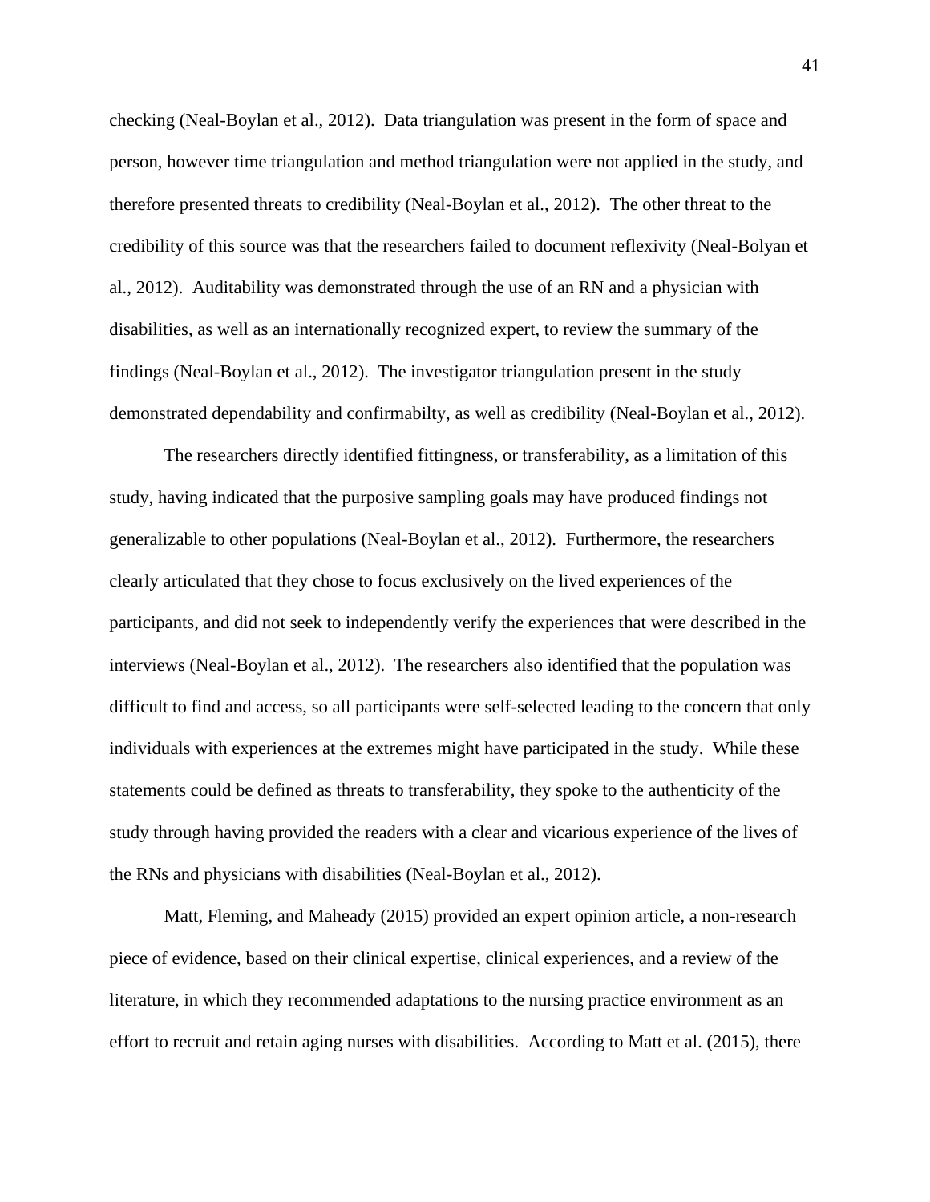checking (Neal-Boylan et al., 2012). Data triangulation was present in the form of space and person, however time triangulation and method triangulation were not applied in the study, and therefore presented threats to credibility (Neal-Boylan et al., 2012). The other threat to the credibility of this source was that the researchers failed to document reflexivity (Neal-Bolyan et al., 2012). Auditability was demonstrated through the use of an RN and a physician with disabilities, as well as an internationally recognized expert, to review the summary of the findings (Neal-Boylan et al., 2012). The investigator triangulation present in the study demonstrated dependability and confirmabilty, as well as credibility (Neal-Boylan et al., 2012).

The researchers directly identified fittingness, or transferability, as a limitation of this study, having indicated that the purposive sampling goals may have produced findings not generalizable to other populations (Neal-Boylan et al., 2012). Furthermore, the researchers clearly articulated that they chose to focus exclusively on the lived experiences of the participants, and did not seek to independently verify the experiences that were described in the interviews (Neal-Boylan et al., 2012). The researchers also identified that the population was difficult to find and access, so all participants were self-selected leading to the concern that only individuals with experiences at the extremes might have participated in the study. While these statements could be defined as threats to transferability, they spoke to the authenticity of the study through having provided the readers with a clear and vicarious experience of the lives of the RNs and physicians with disabilities (Neal-Boylan et al., 2012).

Matt, Fleming, and Maheady (2015) provided an expert opinion article, a non-research piece of evidence, based on their clinical expertise, clinical experiences, and a review of the literature, in which they recommended adaptations to the nursing practice environment as an effort to recruit and retain aging nurses with disabilities. According to Matt et al. (2015), there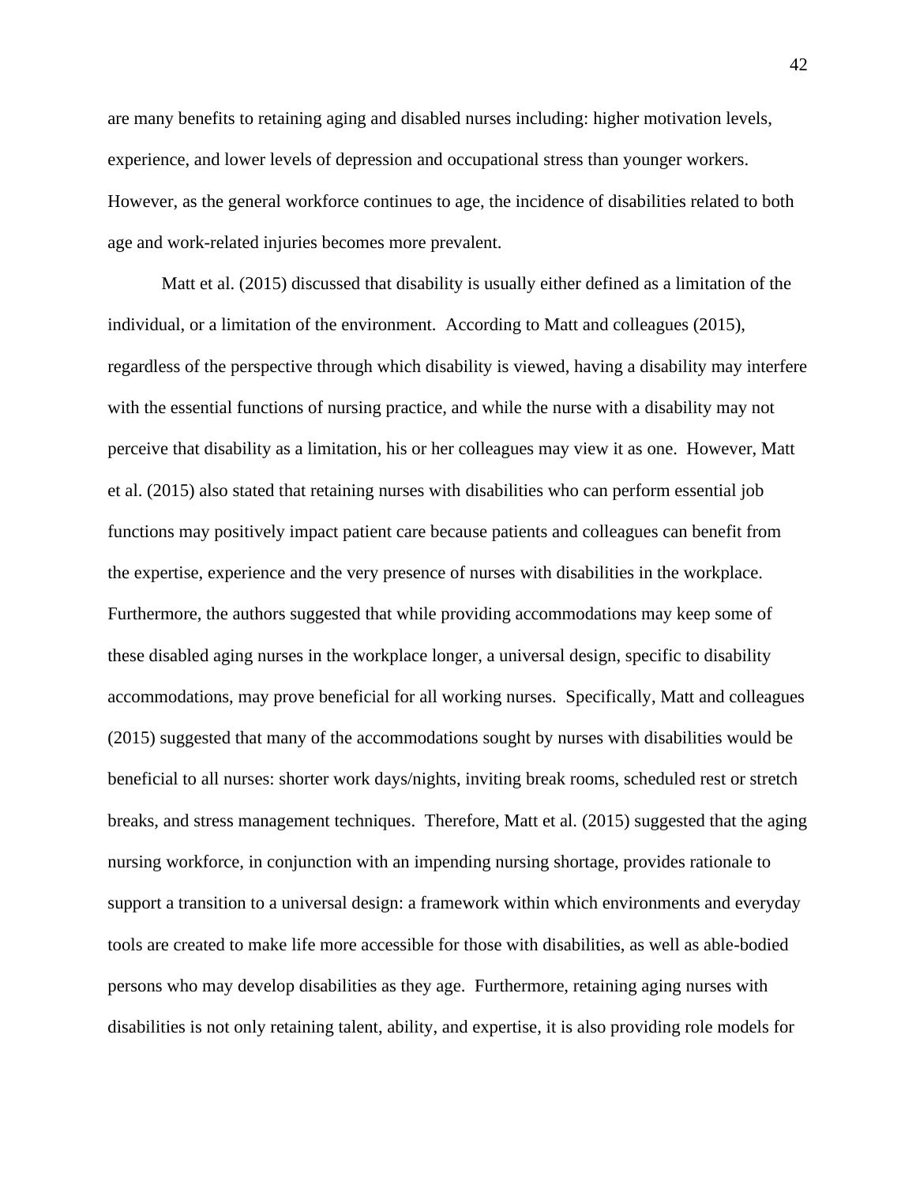are many benefits to retaining aging and disabled nurses including: higher motivation levels, experience, and lower levels of depression and occupational stress than younger workers. However, as the general workforce continues to age, the incidence of disabilities related to both age and work-related injuries becomes more prevalent.

Matt et al. (2015) discussed that disability is usually either defined as a limitation of the individual, or a limitation of the environment. According to Matt and colleagues (2015), regardless of the perspective through which disability is viewed, having a disability may interfere with the essential functions of nursing practice, and while the nurse with a disability may not perceive that disability as a limitation, his or her colleagues may view it as one. However, Matt et al. (2015) also stated that retaining nurses with disabilities who can perform essential job functions may positively impact patient care because patients and colleagues can benefit from the expertise, experience and the very presence of nurses with disabilities in the workplace. Furthermore, the authors suggested that while providing accommodations may keep some of these disabled aging nurses in the workplace longer, a universal design, specific to disability accommodations, may prove beneficial for all working nurses. Specifically, Matt and colleagues (2015) suggested that many of the accommodations sought by nurses with disabilities would be beneficial to all nurses: shorter work days/nights, inviting break rooms, scheduled rest or stretch breaks, and stress management techniques. Therefore, Matt et al. (2015) suggested that the aging nursing workforce, in conjunction with an impending nursing shortage, provides rationale to support a transition to a universal design: a framework within which environments and everyday tools are created to make life more accessible for those with disabilities, as well as able-bodied persons who may develop disabilities as they age. Furthermore, retaining aging nurses with disabilities is not only retaining talent, ability, and expertise, it is also providing role models for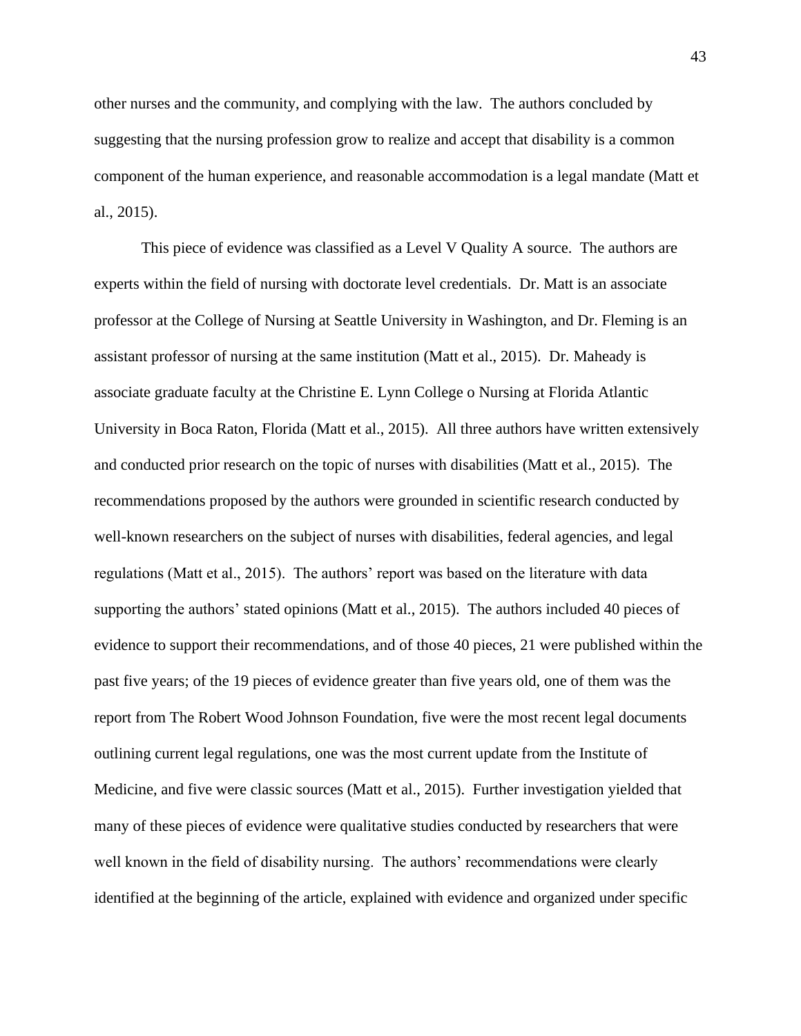other nurses and the community, and complying with the law. The authors concluded by suggesting that the nursing profession grow to realize and accept that disability is a common component of the human experience, and reasonable accommodation is a legal mandate (Matt et al., 2015).

This piece of evidence was classified as a Level V Quality A source. The authors are experts within the field of nursing with doctorate level credentials. Dr. Matt is an associate professor at the College of Nursing at Seattle University in Washington, and Dr. Fleming is an assistant professor of nursing at the same institution (Matt et al., 2015). Dr. Maheady is associate graduate faculty at the Christine E. Lynn College o Nursing at Florida Atlantic University in Boca Raton, Florida (Matt et al., 2015). All three authors have written extensively and conducted prior research on the topic of nurses with disabilities (Matt et al., 2015). The recommendations proposed by the authors were grounded in scientific research conducted by well-known researchers on the subject of nurses with disabilities, federal agencies, and legal regulations (Matt et al., 2015). The authors' report was based on the literature with data supporting the authors' stated opinions (Matt et al., 2015). The authors included 40 pieces of evidence to support their recommendations, and of those 40 pieces, 21 were published within the past five years; of the 19 pieces of evidence greater than five years old, one of them was the report from The Robert Wood Johnson Foundation, five were the most recent legal documents outlining current legal regulations, one was the most current update from the Institute of Medicine, and five were classic sources (Matt et al., 2015). Further investigation yielded that many of these pieces of evidence were qualitative studies conducted by researchers that were well known in the field of disability nursing. The authors' recommendations were clearly identified at the beginning of the article, explained with evidence and organized under specific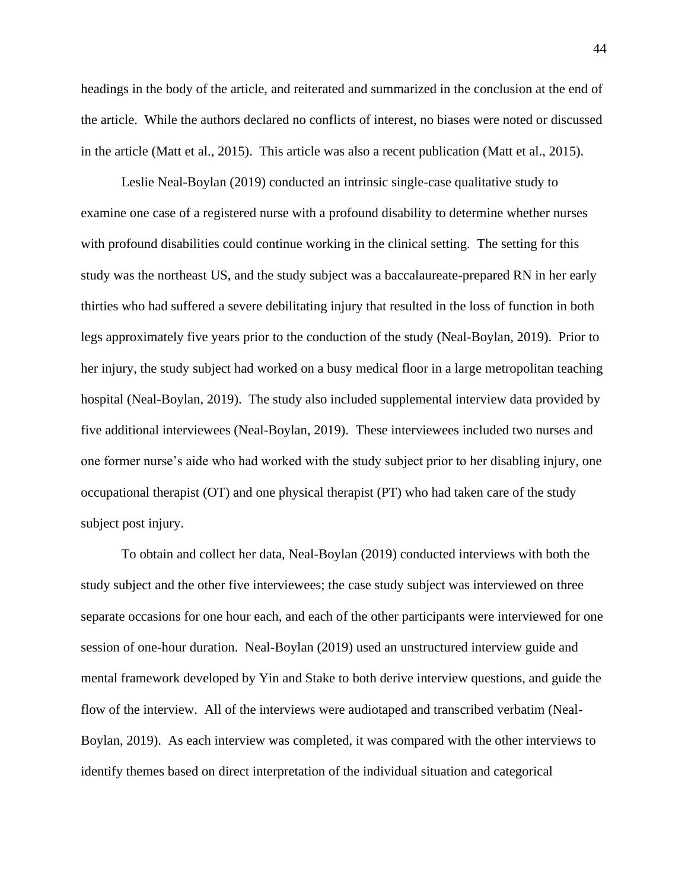headings in the body of the article, and reiterated and summarized in the conclusion at the end of the article. While the authors declared no conflicts of interest, no biases were noted or discussed in the article (Matt et al., 2015). This article was also a recent publication (Matt et al., 2015).

Leslie Neal-Boylan (2019) conducted an intrinsic single-case qualitative study to examine one case of a registered nurse with a profound disability to determine whether nurses with profound disabilities could continue working in the clinical setting. The setting for this study was the northeast US, and the study subject was a baccalaureate-prepared RN in her early thirties who had suffered a severe debilitating injury that resulted in the loss of function in both legs approximately five years prior to the conduction of the study (Neal-Boylan, 2019). Prior to her injury, the study subject had worked on a busy medical floor in a large metropolitan teaching hospital (Neal-Boylan, 2019). The study also included supplemental interview data provided by five additional interviewees (Neal-Boylan, 2019). These interviewees included two nurses and one former nurse's aide who had worked with the study subject prior to her disabling injury, one occupational therapist (OT) and one physical therapist (PT) who had taken care of the study subject post injury.

To obtain and collect her data, Neal-Boylan (2019) conducted interviews with both the study subject and the other five interviewees; the case study subject was interviewed on three separate occasions for one hour each, and each of the other participants were interviewed for one session of one-hour duration. Neal-Boylan (2019) used an unstructured interview guide and mental framework developed by Yin and Stake to both derive interview questions, and guide the flow of the interview. All of the interviews were audiotaped and transcribed verbatim (Neal-Boylan, 2019). As each interview was completed, it was compared with the other interviews to identify themes based on direct interpretation of the individual situation and categorical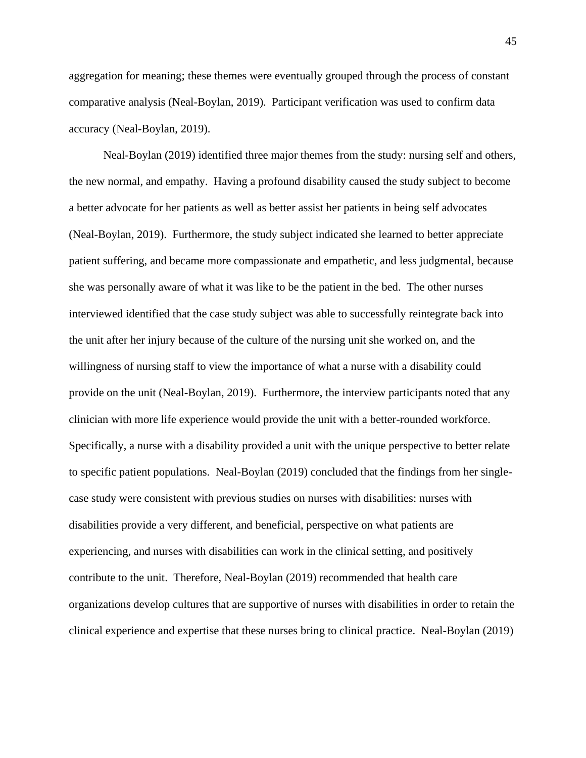aggregation for meaning; these themes were eventually grouped through the process of constant comparative analysis (Neal-Boylan, 2019). Participant verification was used to confirm data accuracy (Neal-Boylan, 2019).

Neal-Boylan (2019) identified three major themes from the study: nursing self and others, the new normal, and empathy. Having a profound disability caused the study subject to become a better advocate for her patients as well as better assist her patients in being self advocates (Neal-Boylan, 2019). Furthermore, the study subject indicated she learned to better appreciate patient suffering, and became more compassionate and empathetic, and less judgmental, because she was personally aware of what it was like to be the patient in the bed. The other nurses interviewed identified that the case study subject was able to successfully reintegrate back into the unit after her injury because of the culture of the nursing unit she worked on, and the willingness of nursing staff to view the importance of what a nurse with a disability could provide on the unit (Neal-Boylan, 2019). Furthermore, the interview participants noted that any clinician with more life experience would provide the unit with a better-rounded workforce. Specifically, a nurse with a disability provided a unit with the unique perspective to better relate to specific patient populations. Neal-Boylan (2019) concluded that the findings from her single-case study were consistent with previous studies on nurses with disabilities: nurses with disabilities provide a very different, and beneficial, perspective on what patients are experiencing, and nurses with disabilities can work in the clinical setting, and positively contribute to the unit. Therefore, Neal-Boylan (2019) recommended that health care organizations develop cultures that are supportive of nurses with disabilities in order to retain the clinical experience and expertise that these nurses bring to clinical practice. Neal-Boylan (2019)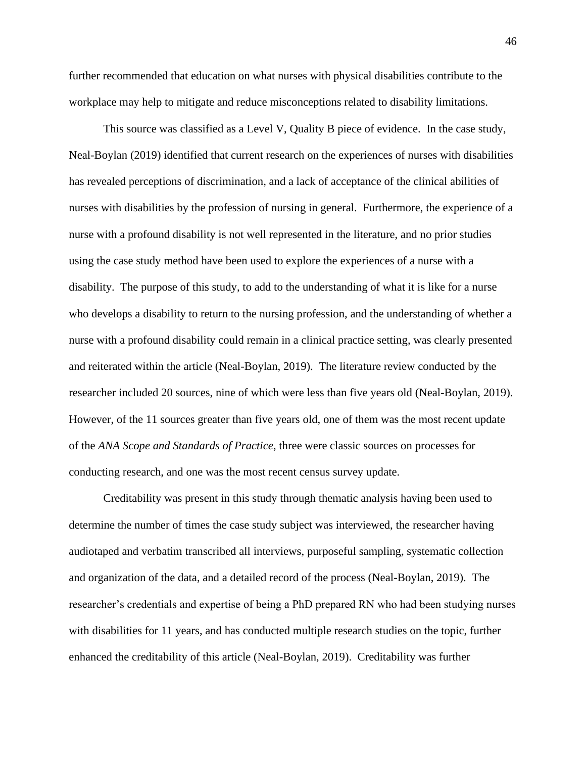further recommended that education on what nurses with physical disabilities contribute to the workplace may help to mitigate and reduce misconceptions related to disability limitations.

This source was classified as a Level V, Quality B piece of evidence. In the case study, Neal-Boylan (2019) identified that current research on the experiences of nurses with disabilities has revealed perceptions of discrimination, and a lack of acceptance of the clinical abilities of nurses with disabilities by the profession of nursing in general. Furthermore, the experience of a nurse with a profound disability is not well represented in the literature, and no prior studies using the case study method have been used to explore the experiences of a nurse with a disability. The purpose of this study, to add to the understanding of what it is like for a nurse who develops a disability to return to the nursing profession, and the understanding of whether a nurse with a profound disability could remain in a clinical practice setting, was clearly presented and reiterated within the article (Neal-Boylan, 2019). The literature review conducted by the researcher included 20 sources, nine of which were less than five years old (Neal-Boylan, 2019). However, of the 11 sources greater than five years old, one of them was the most recent update of the *ANA Scope and Standards of Practice*, three were classic sources on processes for conducting research, and one was the most recent census survey update.

Creditability was present in this study through thematic analysis having been used to determine the number of times the case study subject was interviewed, the researcher having audiotaped and verbatim transcribed all interviews, purposeful sampling, systematic collection and organization of the data, and a detailed record of the process (Neal-Boylan, 2019). The researcher's credentials and expertise of being a PhD prepared RN who had been studying nurses with disabilities for 11 years, and has conducted multiple research studies on the topic, further enhanced the creditability of this article (Neal-Boylan, 2019). Creditability was further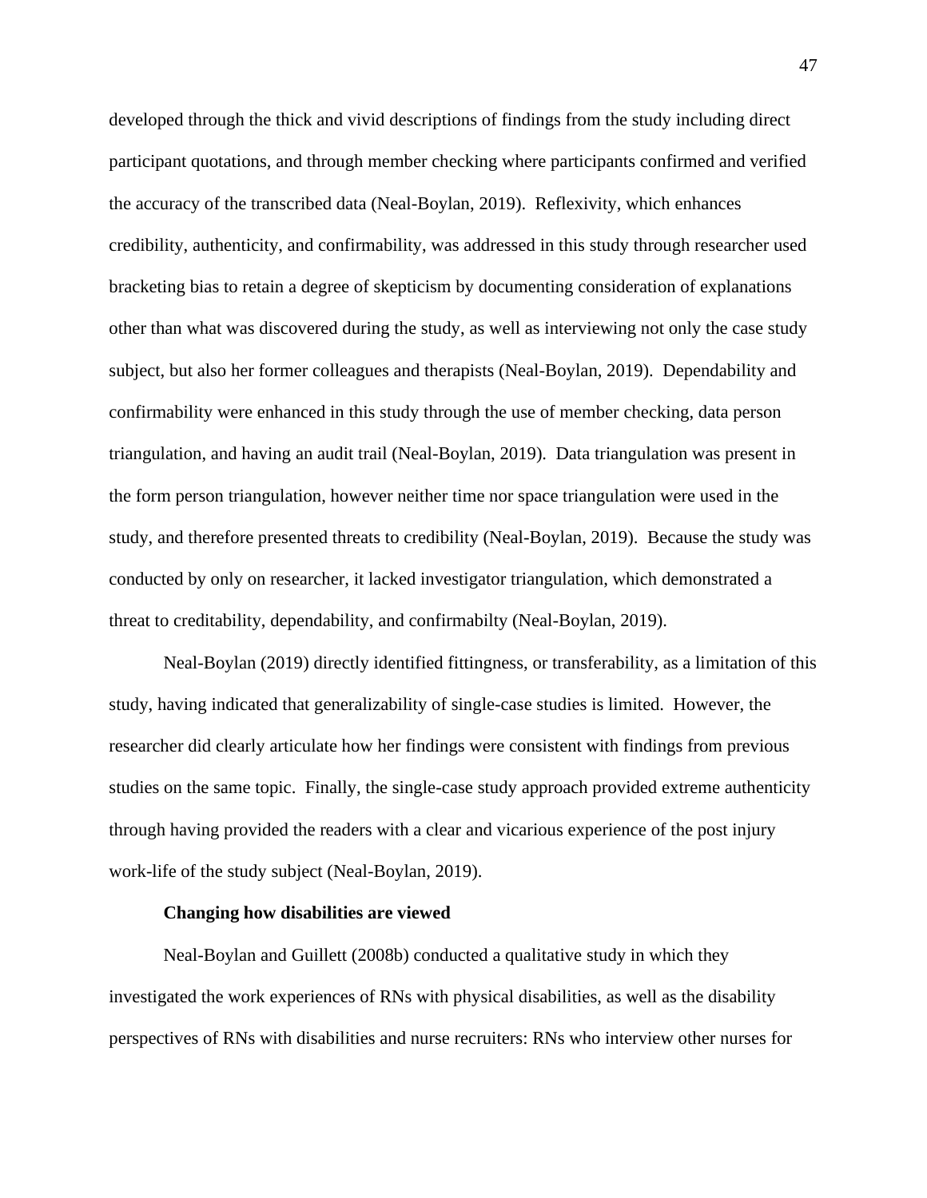developed through the thick and vivid descriptions of findings from the study including direct participant quotations, and through member checking where participants confirmed and verified the accuracy of the transcribed data (Neal-Boylan, 2019). Reflexivity, which enhances credibility, authenticity, and confirmability, was addressed in this study through researcher used bracketing bias to retain a degree of skepticism by documenting consideration of explanations other than what was discovered during the study, as well as interviewing not only the case study subject, but also her former colleagues and therapists (Neal-Boylan, 2019). Dependability and confirmability were enhanced in this study through the use of member checking, data person triangulation, and having an audit trail (Neal-Boylan, 2019). Data triangulation was present in the form person triangulation, however neither time nor space triangulation were used in the study, and therefore presented threats to credibility (Neal-Boylan, 2019). Because the study was conducted by only on researcher, it lacked investigator triangulation, which demonstrated a threat to creditability, dependability, and confirmabilty (Neal-Boylan, 2019).

Neal-Boylan (2019) directly identified fittingness, or transferability, as a limitation of this study, having indicated that generalizability of single-case studies is limited. However, the researcher did clearly articulate how her findings were consistent with findings from previous studies on the same topic. Finally, the single-case study approach provided extreme authenticity through having provided the readers with a clear and vicarious experience of the post injury work-life of the study subject (Neal-Boylan, 2019).

**Changing how disabilities are viewed**

Neal-Boylan and Guillett (2008b) conducted a qualitative study in which they investigated the work experiences of RNs with physical disabilities, as well as the disability perspectives of RNs with disabilities and nurse recruiters: RNs who interview other nurses for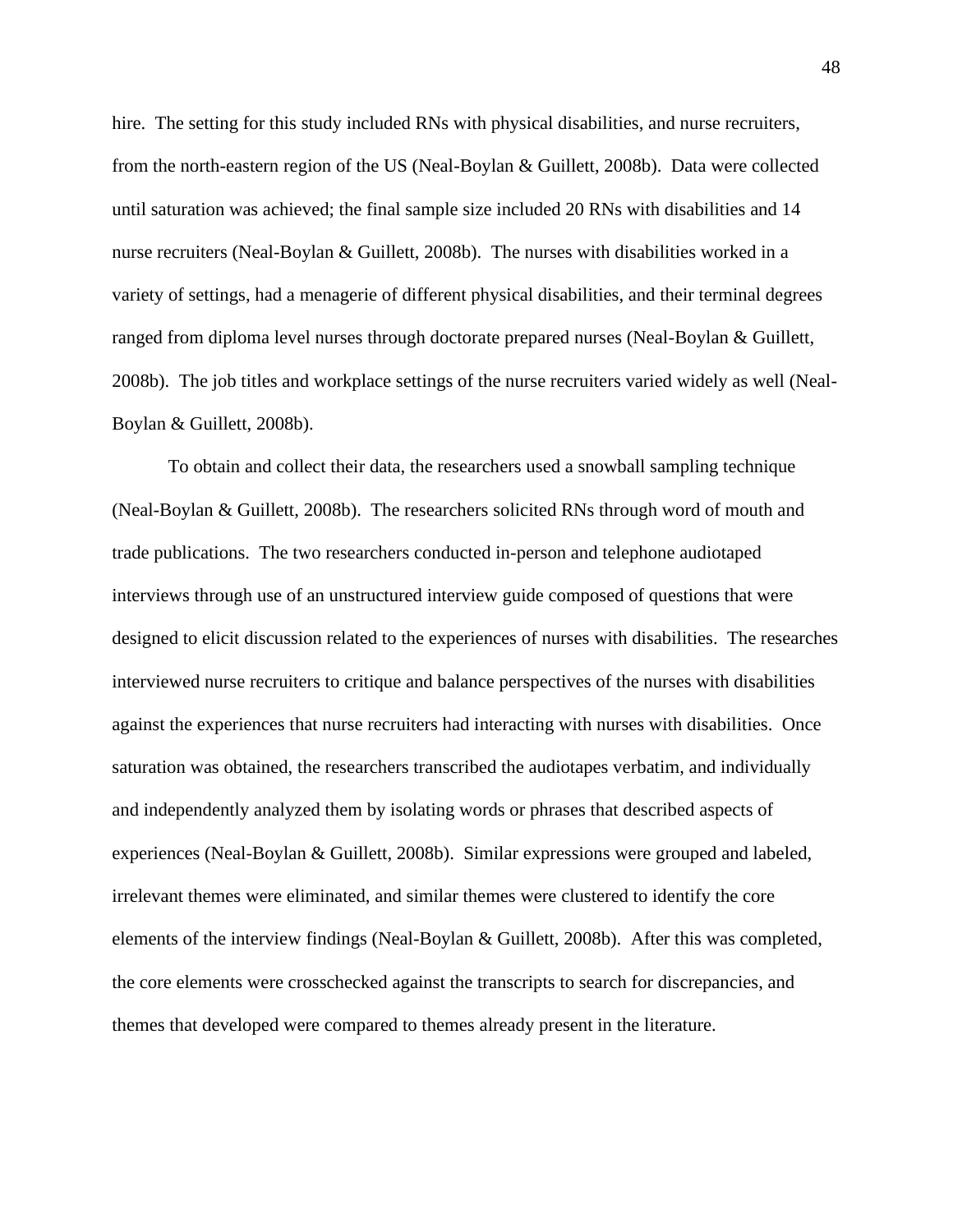hire. The setting for this study included RNs with physical disabilities, and nurse recruiters, from the north-eastern region of the US (Neal-Boylan & Guillett, 2008b). Data were collected until saturation was achieved; the final sample size included 20 RNs with disabilities and 14 nurse recruiters (Neal-Boylan & Guillett, 2008b). The nurses with disabilities worked in a variety of settings, had a menagerie of different physical disabilities, and their terminal degrees ranged from diploma level nurses through doctorate prepared nurses (Neal-Boylan & Guillett, 2008b). The job titles and workplace settings of the nurse recruiters varied widely as well (Neal-Boylan & Guillett, 2008b).

To obtain and collect their data, the researchers used a snowball sampling technique (Neal-Boylan & Guillett, 2008b). The researchers solicited RNs through word of mouth and trade publications. The two researchers conducted in-person and telephone audiotaped interviews through use of an unstructured interview guide composed of questions that were designed to elicit discussion related to the experiences of nurses with disabilities. The researches interviewed nurse recruiters to critique and balance perspectives of the nurses with disabilities against the experiences that nurse recruiters had interacting with nurses with disabilities. Once saturation was obtained, the researchers transcribed the audiotapes verbatim, and individually and independently analyzed them by isolating words or phrases that described aspects of experiences (Neal-Boylan & Guillett, 2008b). Similar expressions were grouped and labeled, irrelevant themes were eliminated, and similar themes were clustered to identify the core elements of the interview findings (Neal-Boylan & Guillett, 2008b). After this was completed, the core elements were crosschecked against the transcripts to search for discrepancies, and themes that developed were compared to themes already present in the literature.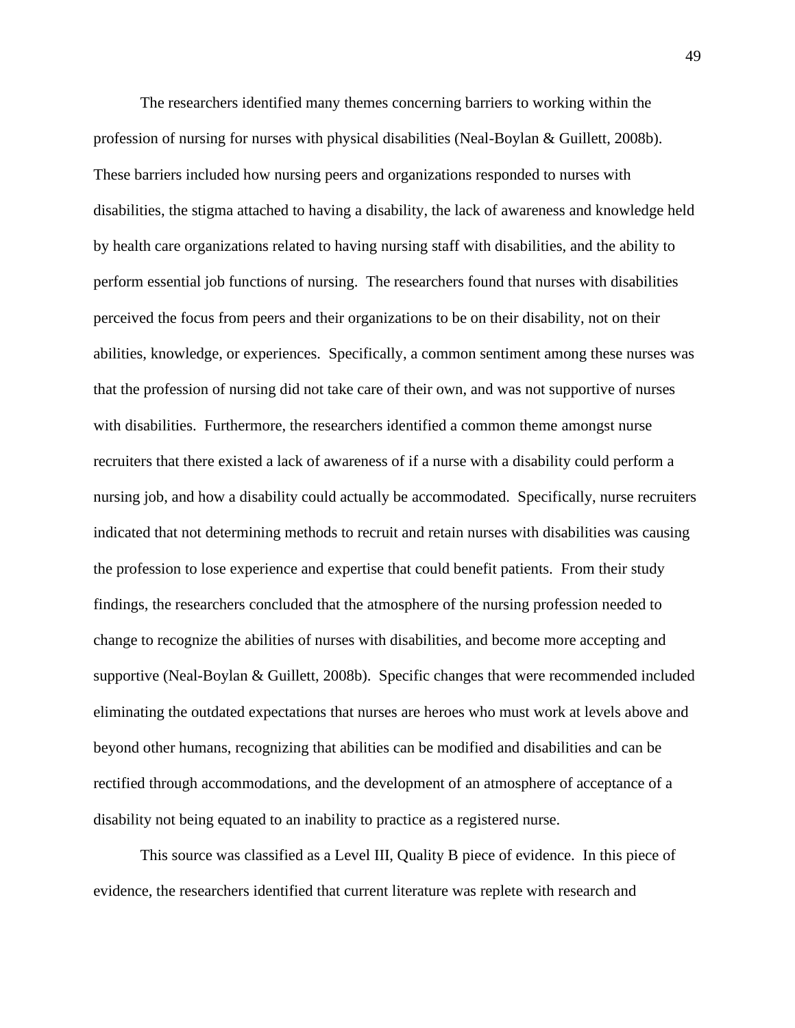The researchers identified many themes concerning barriers to working within the profession of nursing for nurses with physical disabilities (Neal-Boylan & Guillett, 2008b). These barriers included how nursing peers and organizations responded to nurses with disabilities, the stigma attached to having a disability, the lack of awareness and knowledge held by health care organizations related to having nursing staff with disabilities, and the ability to perform essential job functions of nursing. The researchers found that nurses with disabilities perceived the focus from peers and their organizations to be on their disability, not on their abilities, knowledge, or experiences. Specifically, a common sentiment among these nurses was that the profession of nursing did not take care of their own, and was not supportive of nurses with disabilities. Furthermore, the researchers identified a common theme amongst nurse recruiters that there existed a lack of awareness of if a nurse with a disability could perform a nursing job, and how a disability could actually be accommodated. Specifically, nurse recruiters indicated that not determining methods to recruit and retain nurses with disabilities was causing the profession to lose experience and expertise that could benefit patients. From their study findings, the researchers concluded that the atmosphere of the nursing profession needed to change to recognize the abilities of nurses with disabilities, and become more accepting and supportive (Neal-Boylan & Guillett, 2008b). Specific changes that were recommended included eliminating the outdated expectations that nurses are heroes who must work at levels above and beyond other humans, recognizing that abilities can be modified and disabilities and can be rectified through accommodations, and the development of an atmosphere of acceptance of a disability not being equated to an inability to practice as a registered nurse.

This source was classified as a Level III, Quality B piece of evidence. In this piece of evidence, the researchers identified that current literature was replete with research and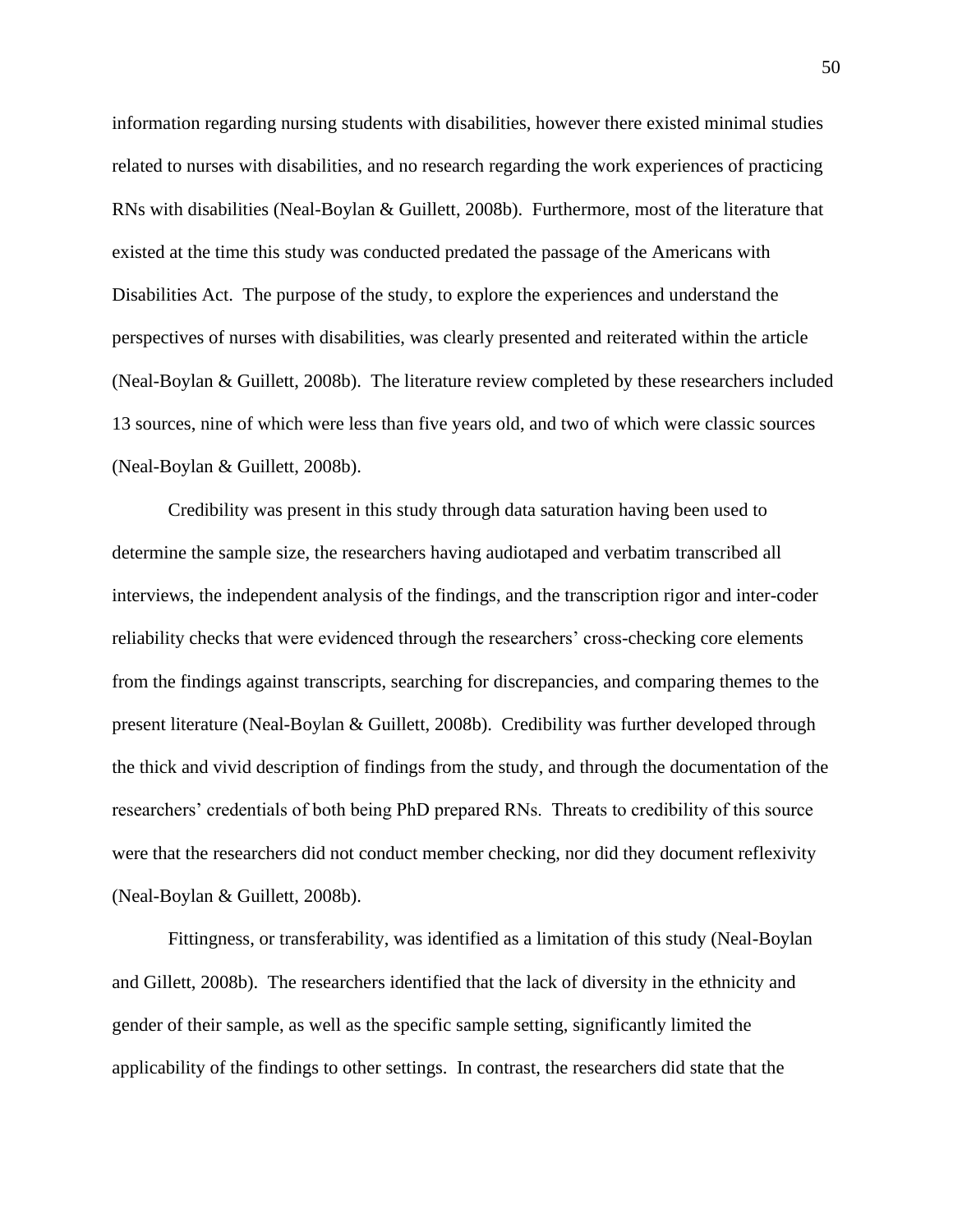information regarding nursing students with disabilities, however there existed minimal studies related to nurses with disabilities, and no research regarding the work experiences of practicing RNs with disabilities (Neal-Boylan & Guillett, 2008b). Furthermore, most of the literature that existed at the time this study was conducted predated the passage of the Americans with Disabilities Act. The purpose of the study, to explore the experiences and understand the perspectives of nurses with disabilities, was clearly presented and reiterated within the article (Neal-Boylan & Guillett, 2008b). The literature review completed by these researchers included 13 sources, nine of which were less than five years old, and two of which were classic sources (Neal-Boylan & Guillett, 2008b).

Credibility was present in this study through data saturation having been used to determine the sample size, the researchers having audiotaped and verbatim transcribed all interviews, the independent analysis of the findings, and the transcription rigor and inter-coder reliability checks that were evidenced through the researchers' cross-checking core elements from the findings against transcripts, searching for discrepancies, and comparing themes to the present literature (Neal-Boylan & Guillett, 2008b). Credibility was further developed through the thick and vivid description of findings from the study, and through the documentation of the researchers' credentials of both being PhD prepared RNs. Threats to credibility of this source were that the researchers did not conduct member checking, nor did they document reflexivity (Neal-Boylan & Guillett, 2008b).

Fittingness, or transferability, was identified as a limitation of this study (Neal-Boylan and Gillett, 2008b). The researchers identified that the lack of diversity in the ethnicity and gender of their sample, as well as the specific sample setting, significantly limited the applicability of the findings to other settings. In contrast, the researchers did state that the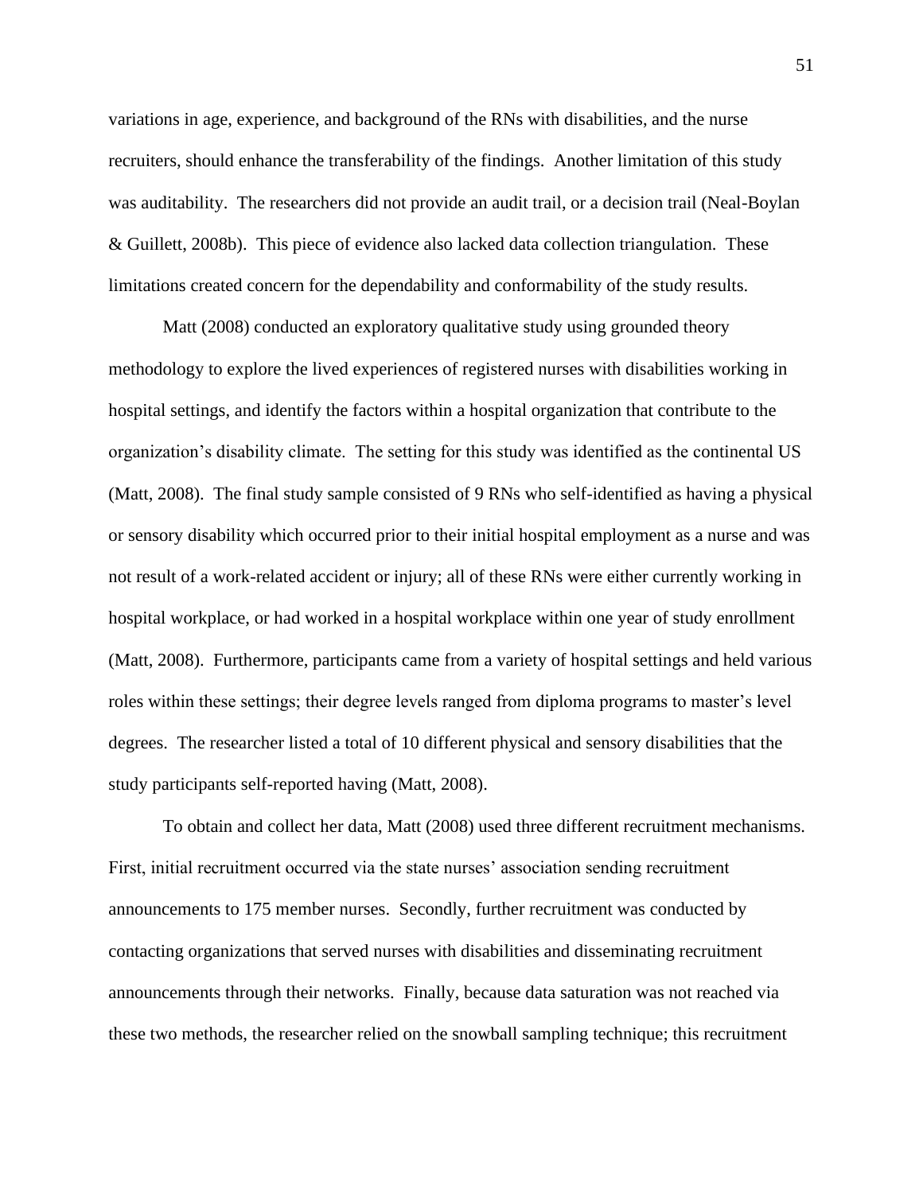variations in age, experience, and background of the RNs with disabilities, and the nurse recruiters, should enhance the transferability of the findings. Another limitation of this study was auditability. The researchers did not provide an audit trail, or a decision trail (Neal-Boylan & Guillett, 2008b). This piece of evidence also lacked data collection triangulation. These limitations created concern for the dependability and conformability of the study results.

Matt (2008) conducted an exploratory qualitative study using grounded theory methodology to explore the lived experiences of registered nurses with disabilities working in hospital settings, and identify the factors within a hospital organization that contribute to the organization's disability climate. The setting for this study was identified as the continental US (Matt, 2008). The final study sample consisted of 9 RNs who self-identified as having a physical or sensory disability which occurred prior to their initial hospital employment as a nurse and was not result of a work-related accident or injury; all of these RNs were either currently working in hospital workplace, or had worked in a hospital workplace within one year of study enrollment (Matt, 2008). Furthermore, participants came from a variety of hospital settings and held various roles within these settings; their degree levels ranged from diploma programs to master's level degrees. The researcher listed a total of 10 different physical and sensory disabilities that the study participants self-reported having (Matt, 2008).

To obtain and collect her data, Matt (2008) used three different recruitment mechanisms. First, initial recruitment occurred via the state nurses' association sending recruitment announcements to 175 member nurses. Secondly, further recruitment was conducted by contacting organizations that served nurses with disabilities and disseminating recruitment announcements through their networks. Finally, because data saturation was not reached via these two methods, the researcher relied on the snowball sampling technique; this recruitment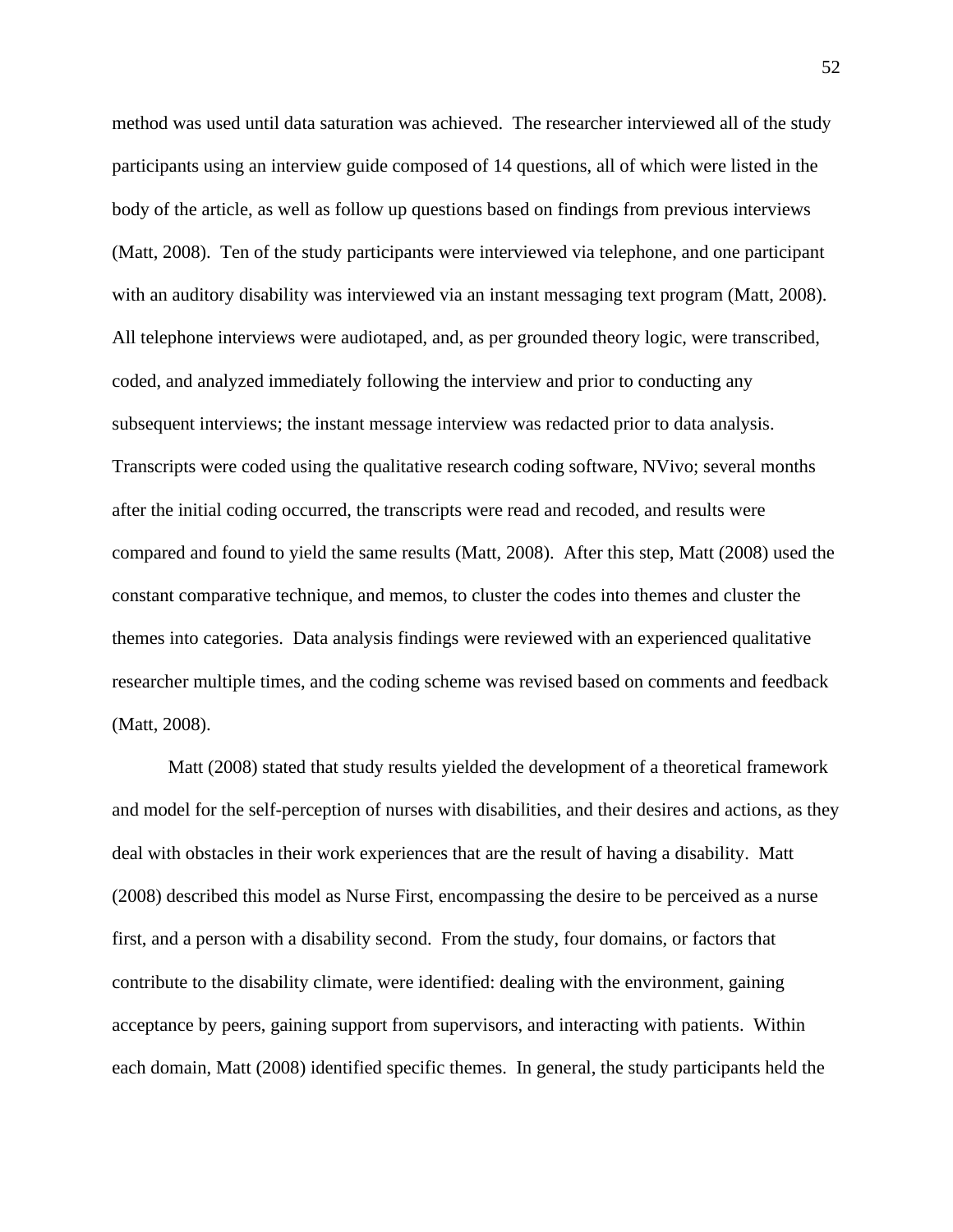method was used until data saturation was achieved. The researcher interviewed all of the study participants using an interview guide composed of 14 questions, all of which were listed in the body of the article, as well as follow up questions based on findings from previous interviews (Matt, 2008). Ten of the study participants were interviewed via telephone, and one participant with an auditory disability was interviewed via an instant messaging text program (Matt, 2008). All telephone interviews were audiotaped, and, as per grounded theory logic, were transcribed, coded, and analyzed immediately following the interview and prior to conducting any subsequent interviews; the instant message interview was redacted prior to data analysis. Transcripts were coded using the qualitative research coding software, NVivo; several months after the initial coding occurred, the transcripts were read and recoded, and results were compared and found to yield the same results (Matt, 2008). After this step, Matt (2008) used the constant comparative technique, and memos, to cluster the codes into themes and cluster the themes into categories. Data analysis findings were reviewed with an experienced qualitative researcher multiple times, and the coding scheme was revised based on comments and feedback (Matt, 2008).

Matt (2008) stated that study results yielded the development of a theoretical framework and model for the self-perception of nurses with disabilities, and their desires and actions, as they deal with obstacles in their work experiences that are the result of having a disability. Matt (2008) described this model as Nurse First, encompassing the desire to be perceived as a nurse first, and a person with a disability second. From the study, four domains, or factors that contribute to the disability climate, were identified: dealing with the environment, gaining acceptance by peers, gaining support from supervisors, and interacting with patients. Within each domain, Matt (2008) identified specific themes. In general, the study participants held the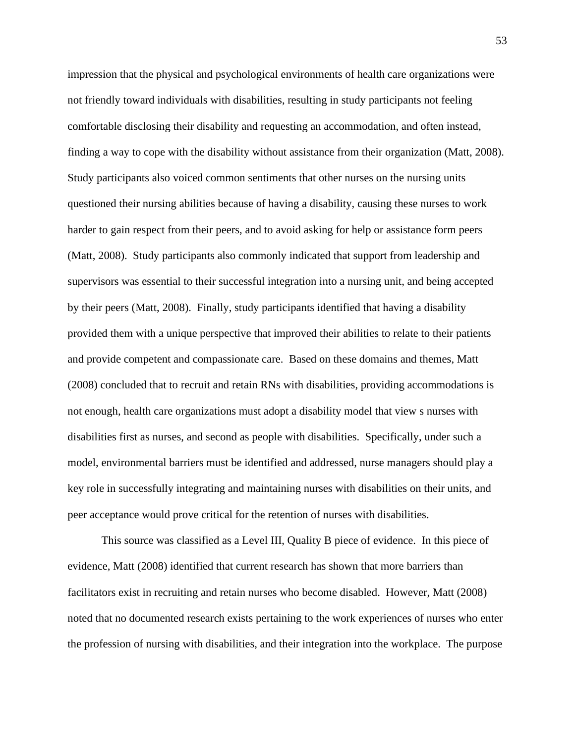impression that the physical and psychological environments of health care organizations were not friendly toward individuals with disabilities, resulting in study participants not feeling comfortable disclosing their disability and requesting an accommodation, and often instead, finding a way to cope with the disability without assistance from their organization (Matt, 2008). Study participants also voiced common sentiments that other nurses on the nursing units questioned their nursing abilities because of having a disability, causing these nurses to work harder to gain respect from their peers, and to avoid asking for help or assistance form peers (Matt, 2008). Study participants also commonly indicated that support from leadership and supervisors was essential to their successful integration into a nursing unit, and being accepted by their peers (Matt, 2008). Finally, study participants identified that having a disability provided them with a unique perspective that improved their abilities to relate to their patients and provide competent and compassionate care. Based on these domains and themes, Matt (2008) concluded that to recruit and retain RNs with disabilities, providing accommodations is not enough, health care organizations must adopt a disability model that view s nurses with disabilities first as nurses, and second as people with disabilities. Specifically, under such a model, environmental barriers must be identified and addressed, nurse managers should play a key role in successfully integrating and maintaining nurses with disabilities on their units, and peer acceptance would prove critical for the retention of nurses with disabilities.

This source was classified as a Level III, Quality B piece of evidence. In this piece of evidence, Matt (2008) identified that current research has shown that more barriers than facilitators exist in recruiting and retain nurses who become disabled. However, Matt (2008) noted that no documented research exists pertaining to the work experiences of nurses who enter the profession of nursing with disabilities, and their integration into the workplace. The purpose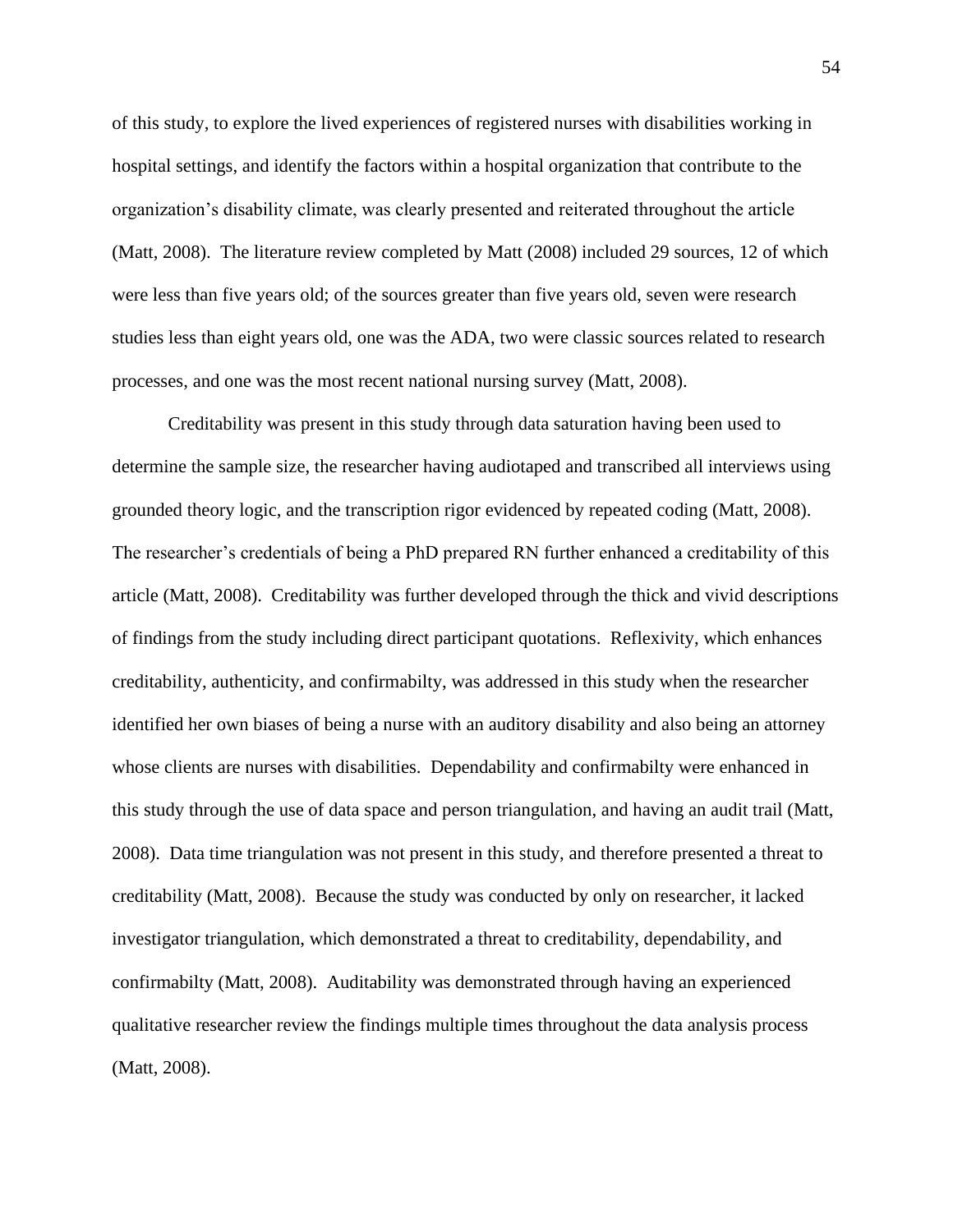of this study, to explore the lived experiences of registered nurses with disabilities working in hospital settings, and identify the factors within a hospital organization that contribute to the organization's disability climate, was clearly presented and reiterated throughout the article (Matt, 2008). The literature review completed by Matt (2008) included 29 sources, 12 of which were less than five years old; of the sources greater than five years old, seven were research studies less than eight years old, one was the ADA, two were classic sources related to research processes, and one was the most recent national nursing survey (Matt, 2008).

Creditability was present in this study through data saturation having been used to determine the sample size, the researcher having audiotaped and transcribed all interviews using grounded theory logic, and the transcription rigor evidenced by repeated coding (Matt, 2008). The researcher's credentials of being a PhD prepared RN further enhanced a creditability of this article (Matt, 2008). Creditability was further developed through the thick and vivid descriptions of findings from the study including direct participant quotations. Reflexivity, which enhances creditability, authenticity, and confirmabilty, was addressed in this study when the researcher identified her own biases of being a nurse with an auditory disability and also being an attorney whose clients are nurses with disabilities. Dependability and confirmabilty were enhanced in this study through the use of data space and person triangulation, and having an audit trail (Matt, 2008). Data time triangulation was not present in this study, and therefore presented a threat to creditability (Matt, 2008). Because the study was conducted by only on researcher, it lacked investigator triangulation, which demonstrated a threat to creditability, dependability, and confirmabilty (Matt, 2008). Auditability was demonstrated through having an experienced qualitative researcher review the findings multiple times throughout the data analysis process (Matt, 2008).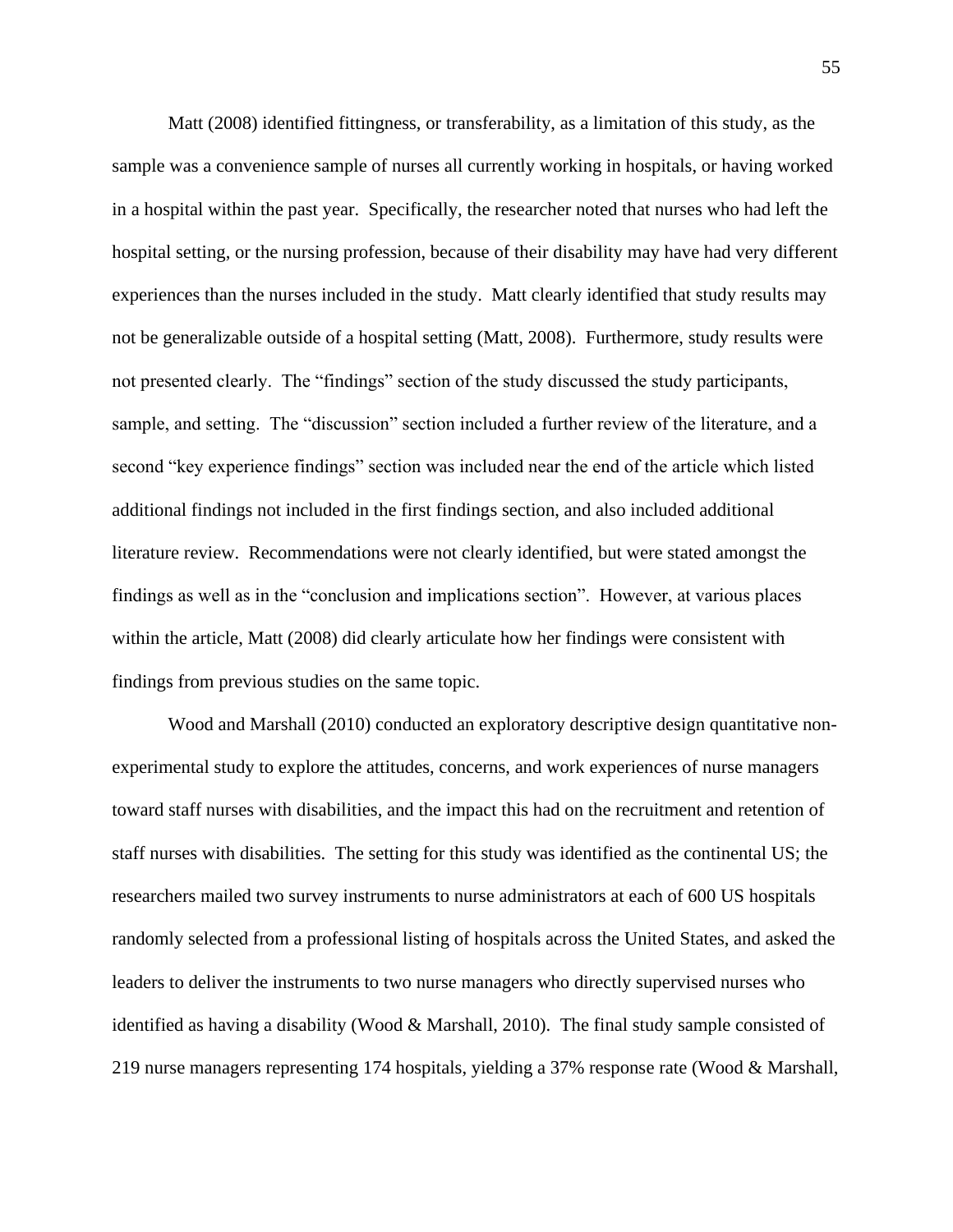Matt (2008) identified fittingness, or transferability, as a limitation of this study, as the sample was a convenience sample of nurses all currently working in hospitals, or having worked in a hospital within the past year. Specifically, the researcher noted that nurses who had left the hospital setting, or the nursing profession, because of their disability may have had very different experiences than the nurses included in the study. Matt clearly identified that study results may not be generalizable outside of a hospital setting (Matt, 2008). Furthermore, study results were not presented clearly. The "findings" section of the study discussed the study participants, sample, and setting. The "discussion" section included a further review of the literature, and a second "key experience findings" section was included near the end of the article which listed additional findings not included in the first findings section, and also included additional literature review. Recommendations were not clearly identified, but were stated amongst the findings as well as in the "conclusion and implications section". However, at various places within the article, Matt (2008) did clearly articulate how her findings were consistent with findings from previous studies on the same topic.

Wood and Marshall (2010) conducted an exploratory descriptive design quantitative non-experimental study to explore the attitudes, concerns, and work experiences of nurse managers toward staff nurses with disabilities, and the impact this had on the recruitment and retention of staff nurses with disabilities. The setting for this study was identified as the continental US; the researchers mailed two survey instruments to nurse administrators at each of 600 US hospitals randomly selected from a professional listing of hospitals across the United States, and asked the leaders to deliver the instruments to two nurse managers who directly supervised nurses who identified as having a disability (Wood & Marshall, 2010). The final study sample consisted of 219 nurse managers representing 174 hospitals, yielding a 37% response rate (Wood & Marshall,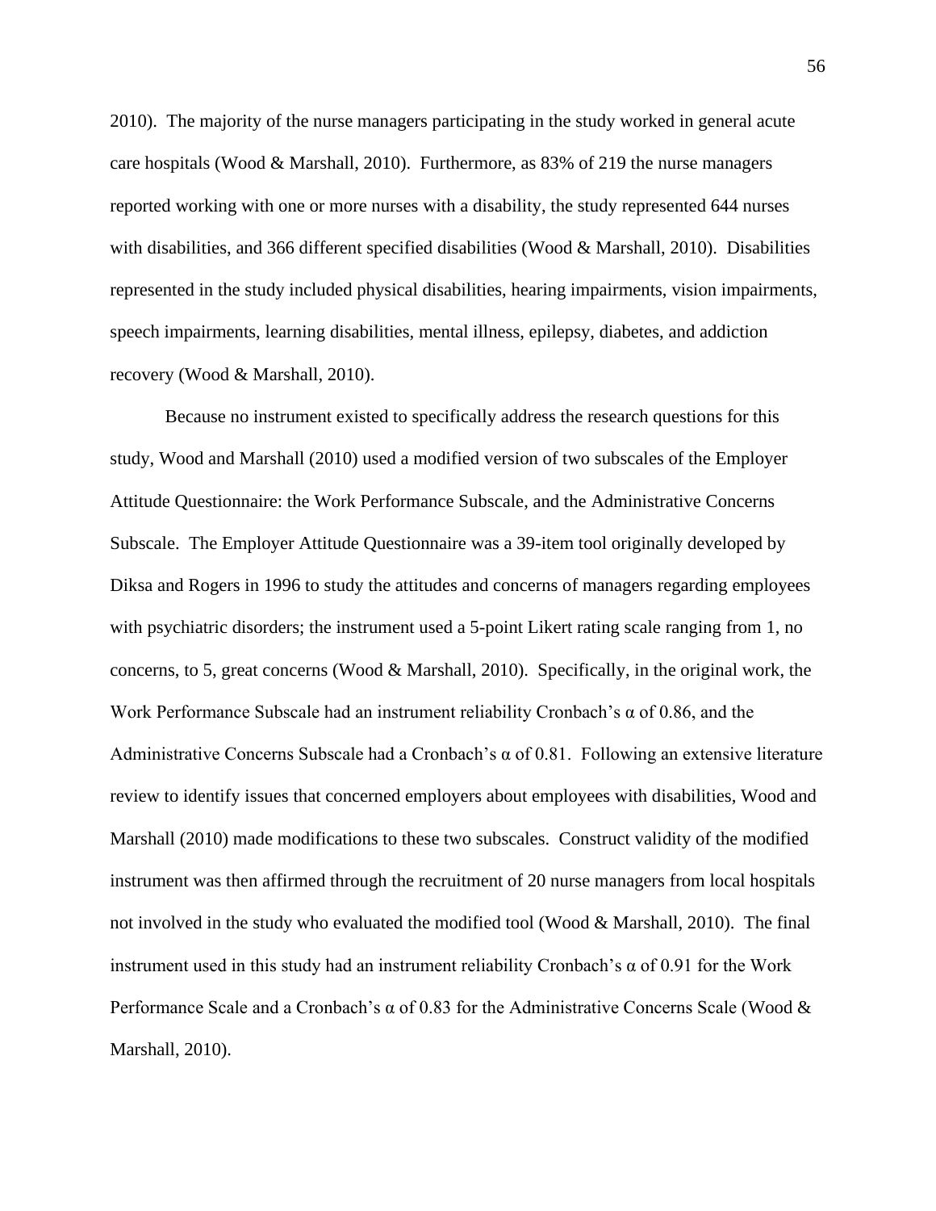2010). The majority of the nurse managers participating in the study worked in general acute care hospitals (Wood & Marshall, 2010). Furthermore, as 83% of 219 the nurse managers reported working with one or more nurses with a disability, the study represented 644 nurses with disabilities, and 366 different specified disabilities (Wood & Marshall, 2010). Disabilities represented in the study included physical disabilities, hearing impairments, vision impairments, speech impairments, learning disabilities, mental illness, epilepsy, diabetes, and addiction recovery (Wood & Marshall, 2010).

Because no instrument existed to specifically address the research questions for this study, Wood and Marshall (2010) used a modified version of two subscales of the Employer Attitude Questionnaire: the Work Performance Subscale, and the Administrative Concerns Subscale. The Employer Attitude Questionnaire was a 39-item tool originally developed by Diksa and Rogers in 1996 to study the attitudes and concerns of managers regarding employees with psychiatric disorders; the instrument used a 5-point Likert rating scale ranging from 1, no concerns, to 5, great concerns (Wood & Marshall, 2010). Specifically, in the original work, the Work Performance Subscale had an instrument reliability Cronbach's $\alpha$ of 0.86, and the Administrative Concerns Subscale had a Cronbach's $\alpha$ of 0.81. Following an extensive literature review to identify issues that concerned employers about employees with disabilities, Wood and Marshall (2010) made modifications to these two subscales. Construct validity of the modified instrument was then affirmed through the recruitment of 20 nurse managers from local hospitals not involved in the study who evaluated the modified tool (Wood & Marshall, 2010). The final instrument used in this study had an instrument reliability Cronbach's $\alpha$ of 0.91 for the Work Performance Scale and a Cronbach's $\alpha$ of 0.83 for the Administrative Concerns Scale (Wood & Marshall, 2010).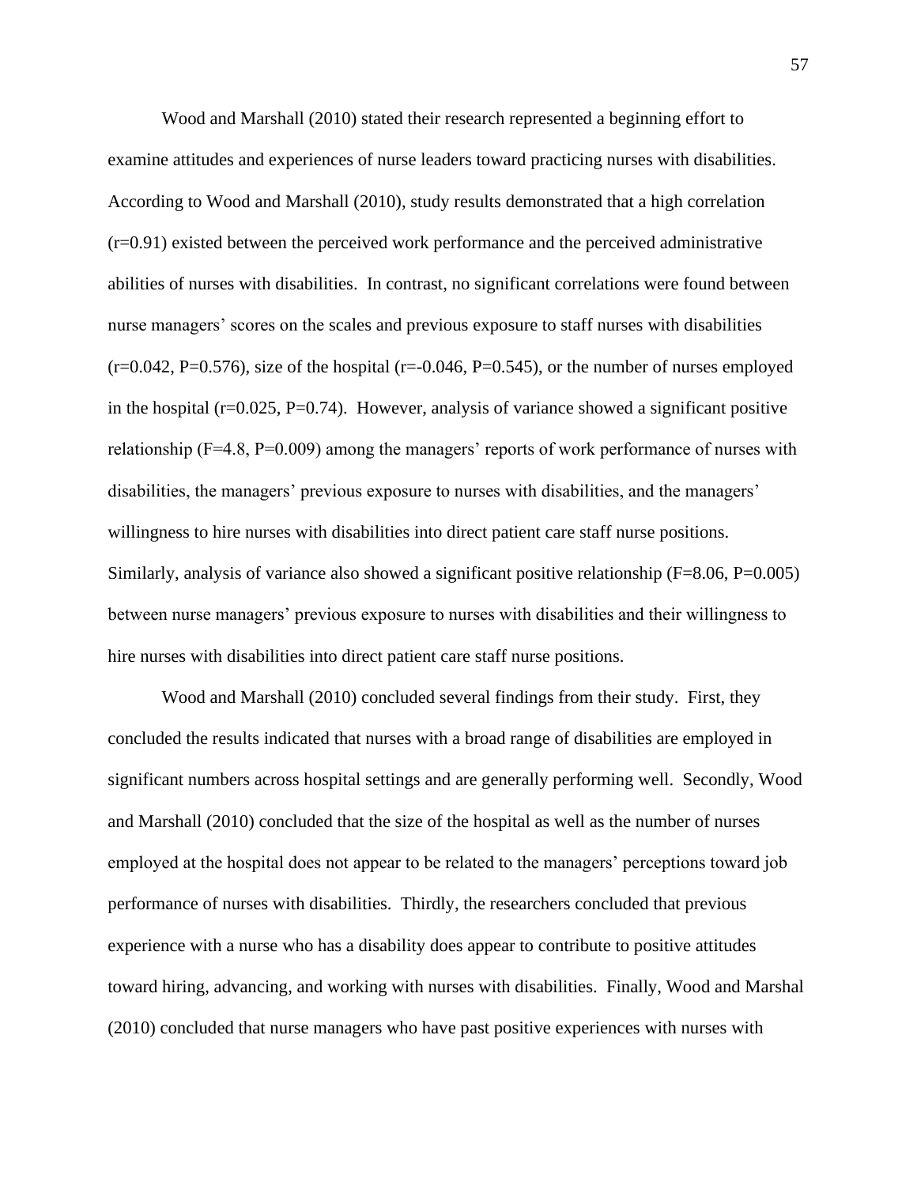Wood and Marshall (2010) stated their research represented a beginning effort to examine attitudes and experiences of nurse leaders toward practicing nurses with disabilities. According to Wood and Marshall (2010), study results demonstrated that a high correlation ($r=0.91$) existed between the perceived work performance and the perceived administrative abilities of nurses with disabilities. In contrast, no significant correlations were found between nurse managers' scores on the scales and previous exposure to staff nurses with disabilities ($r=0.042$, $P=0.576$), size of the hospital ($r=-0.046$, $P=0.545$), or the number of nurses employed in the hospital ($r=0.025$, $P=0.74$). However, analysis of variance showed a significant positive relationship ($F=4.8$, $P=0.009$) among the managers' reports of work performance of nurses with disabilities, the managers' previous exposure to nurses with disabilities, and the managers' willingness to hire nurses with disabilities into direct patient care staff nurse positions. Similarly, analysis of variance also showed a significant positive relationship ($F=8.06$, $P=0.005$) between nurse managers' previous exposure to nurses with disabilities and their willingness to hire nurses with disabilities into direct patient care staff nurse positions.

Wood and Marshall (2010) concluded several findings from their study. First, they concluded the results indicated that nurses with a broad range of disabilities are employed in significant numbers across hospital settings and are generally performing well. Secondly, Wood and Marshall (2010) concluded that the size of the hospital as well as the number of nurses employed at the hospital does not appear to be related to the managers' perceptions toward job performance of nurses with disabilities. Thirdly, the researchers concluded that previous experience with a nurse who has a disability does appear to contribute to positive attitudes toward hiring, advancing, and working with nurses with disabilities. Finally, Wood and Marshal (2010) concluded that nurse managers who have past positive experiences with nurses with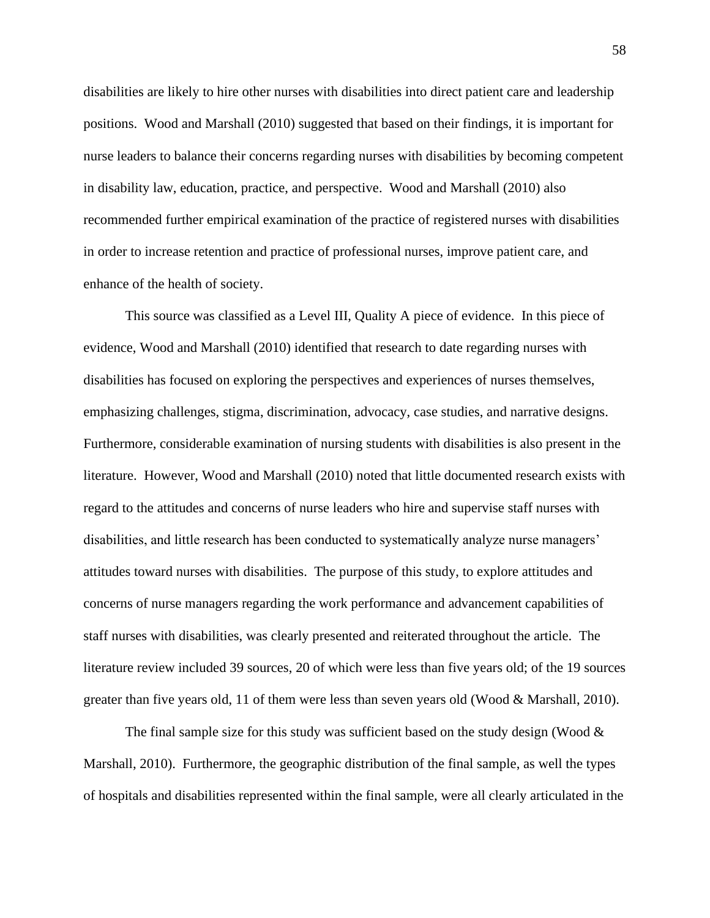disabilities are likely to hire other nurses with disabilities into direct patient care and leadership positions. Wood and Marshall (2010) suggested that based on their findings, it is important for nurse leaders to balance their concerns regarding nurses with disabilities by becoming competent in disability law, education, practice, and perspective. Wood and Marshall (2010) also recommended further empirical examination of the practice of registered nurses with disabilities in order to increase retention and practice of professional nurses, improve patient care, and enhance of the health of society.

This source was classified as a Level III, Quality A piece of evidence. In this piece of evidence, Wood and Marshall (2010) identified that research to date regarding nurses with disabilities has focused on exploring the perspectives and experiences of nurses themselves, emphasizing challenges, stigma, discrimination, advocacy, case studies, and narrative designs. Furthermore, considerable examination of nursing students with disabilities is also present in the literature. However, Wood and Marshall (2010) noted that little documented research exists with regard to the attitudes and concerns of nurse leaders who hire and supervise staff nurses with disabilities, and little research has been conducted to systematically analyze nurse managers' attitudes toward nurses with disabilities. The purpose of this study, to explore attitudes and concerns of nurse managers regarding the work performance and advancement capabilities of staff nurses with disabilities, was clearly presented and reiterated throughout the article. The literature review included 39 sources, 20 of which were less than five years old; of the 19 sources greater than five years old, 11 of them were less than seven years old (Wood & Marshall, 2010).

The final sample size for this study was sufficient based on the study design (Wood & Marshall, 2010). Furthermore, the geographic distribution of the final sample, as well the types of hospitals and disabilities represented within the final sample, were all clearly articulated in the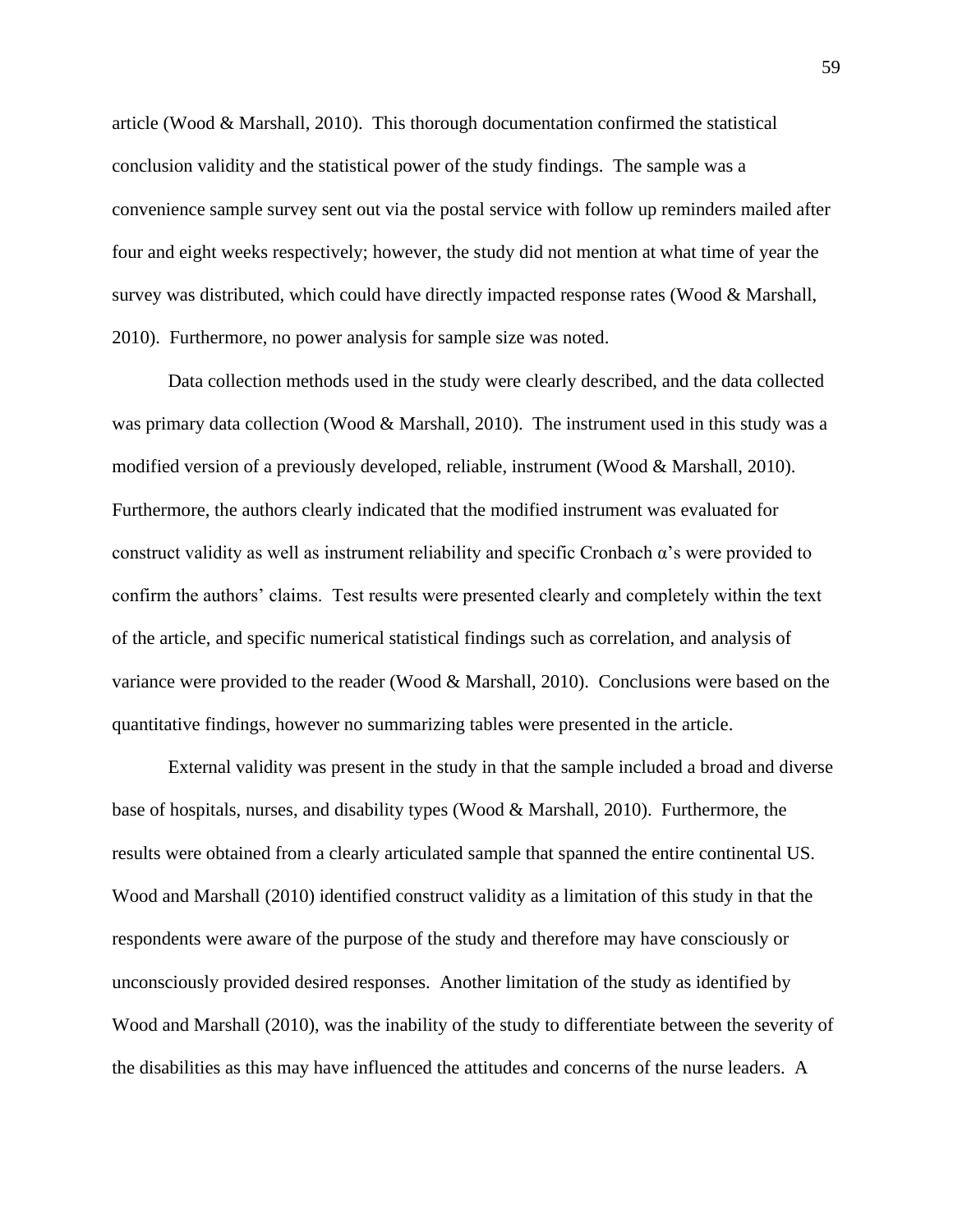article (Wood & Marshall, 2010). This thorough documentation confirmed the statistical conclusion validity and the statistical power of the study findings. The sample was a convenience sample survey sent out via the postal service with follow up reminders mailed after four and eight weeks respectively; however, the study did not mention at what time of year the survey was distributed, which could have directly impacted response rates (Wood & Marshall, 2010). Furthermore, no power analysis for sample size was noted.

Data collection methods used in the study were clearly described, and the data collected was primary data collection (Wood & Marshall, 2010). The instrument used in this study was a modified version of a previously developed, reliable, instrument (Wood & Marshall, 2010). Furthermore, the authors clearly indicated that the modified instrument was evaluated for construct validity as well as instrument reliability and specific Cronbach α's were provided to confirm the authors' claims. Test results were presented clearly and completely within the text of the article, and specific numerical statistical findings such as correlation, and analysis of variance were provided to the reader (Wood & Marshall, 2010). Conclusions were based on the quantitative findings, however no summarizing tables were presented in the article.

External validity was present in the study in that the sample included a broad and diverse base of hospitals, nurses, and disability types (Wood & Marshall, 2010). Furthermore, the results were obtained from a clearly articulated sample that spanned the entire continental US. Wood and Marshall (2010) identified construct validity as a limitation of this study in that the respondents were aware of the purpose of the study and therefore may have consciously or unconsciously provided desired responses. Another limitation of the study as identified by Wood and Marshall (2010), was the inability of the study to differentiate between the severity of the disabilities as this may have influenced the attitudes and concerns of the nurse leaders. A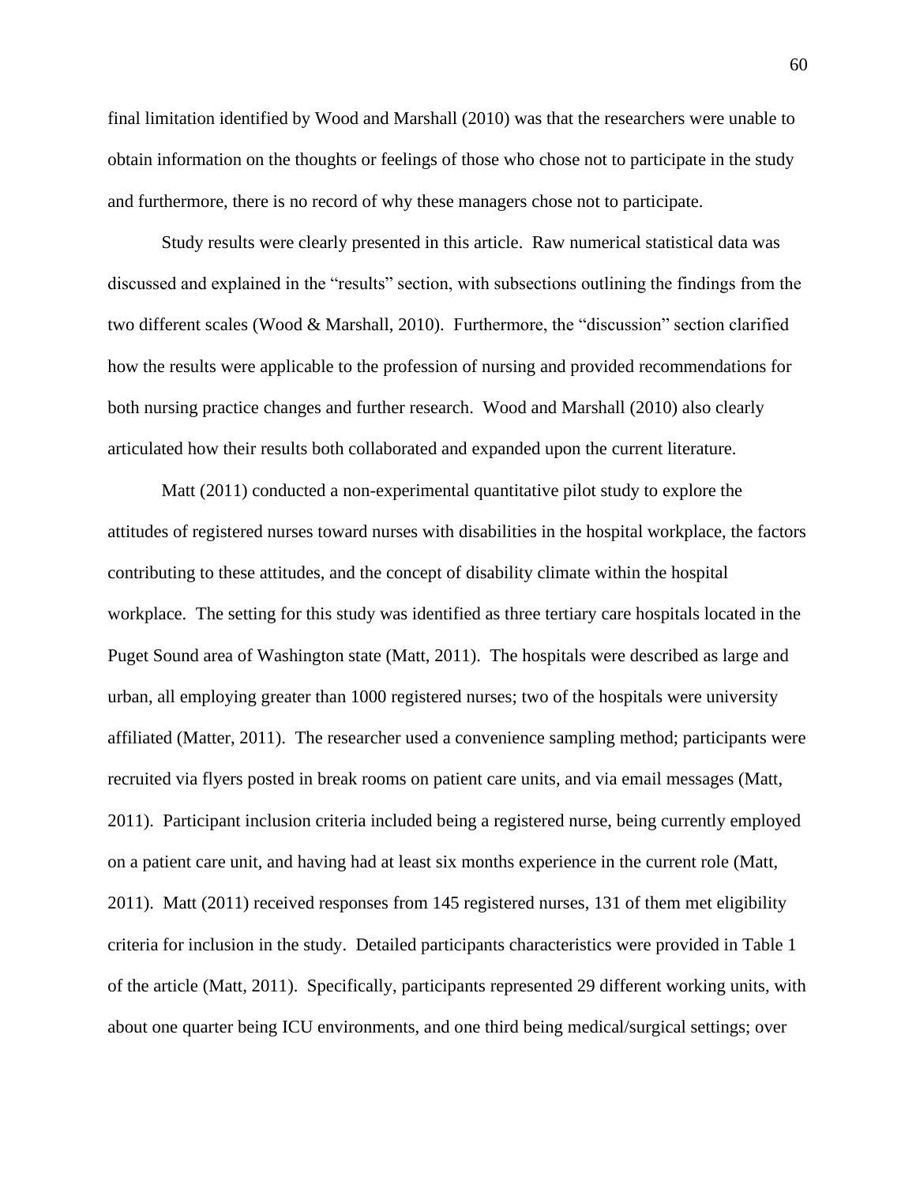final limitation identified by Wood and Marshall (2010) was that the researchers were unable to obtain information on the thoughts or feelings of those who chose not to participate in the study and furthermore, there is no record of why these managers chose not to participate.

Study results were clearly presented in this article. Raw numerical statistical data was discussed and explained in the "results" section, with subsections outlining the findings from the two different scales (Wood & Marshall, 2010). Furthermore, the "discussion" section clarified how the results were applicable to the profession of nursing and provided recommendations for both nursing practice changes and further research. Wood and Marshall (2010) also clearly articulated how their results both collaborated and expanded upon the current literature.

Matt (2011) conducted a non-experimental quantitative pilot study to explore the attitudes of registered nurses toward nurses with disabilities in the hospital workplace, the factors contributing to these attitudes, and the concept of disability climate within the hospital workplace. The setting for this study was identified as three tertiary care hospitals located in the Puget Sound area of Washington state (Matt, 2011). The hospitals were described as large and urban, all employing greater than 1000 registered nurses; two of the hospitals were university affiliated (Matter, 2011). The researcher used a convenience sampling method; participants were recruited via flyers posted in break rooms on patient care units, and via email messages (Matt, 2011). Participant inclusion criteria included being a registered nurse, being currently employed on a patient care unit, and having had at least six months experience in the current role (Matt, 2011). Matt (2011) received responses from 145 registered nurses, 131 of them met eligibility criteria for inclusion in the study. Detailed participants characteristics were provided in Table 1 of the article (Matt, 2011). Specifically, participants represented 29 different working units, with about one quarter being ICU environments, and one third being medical/surgical settings; over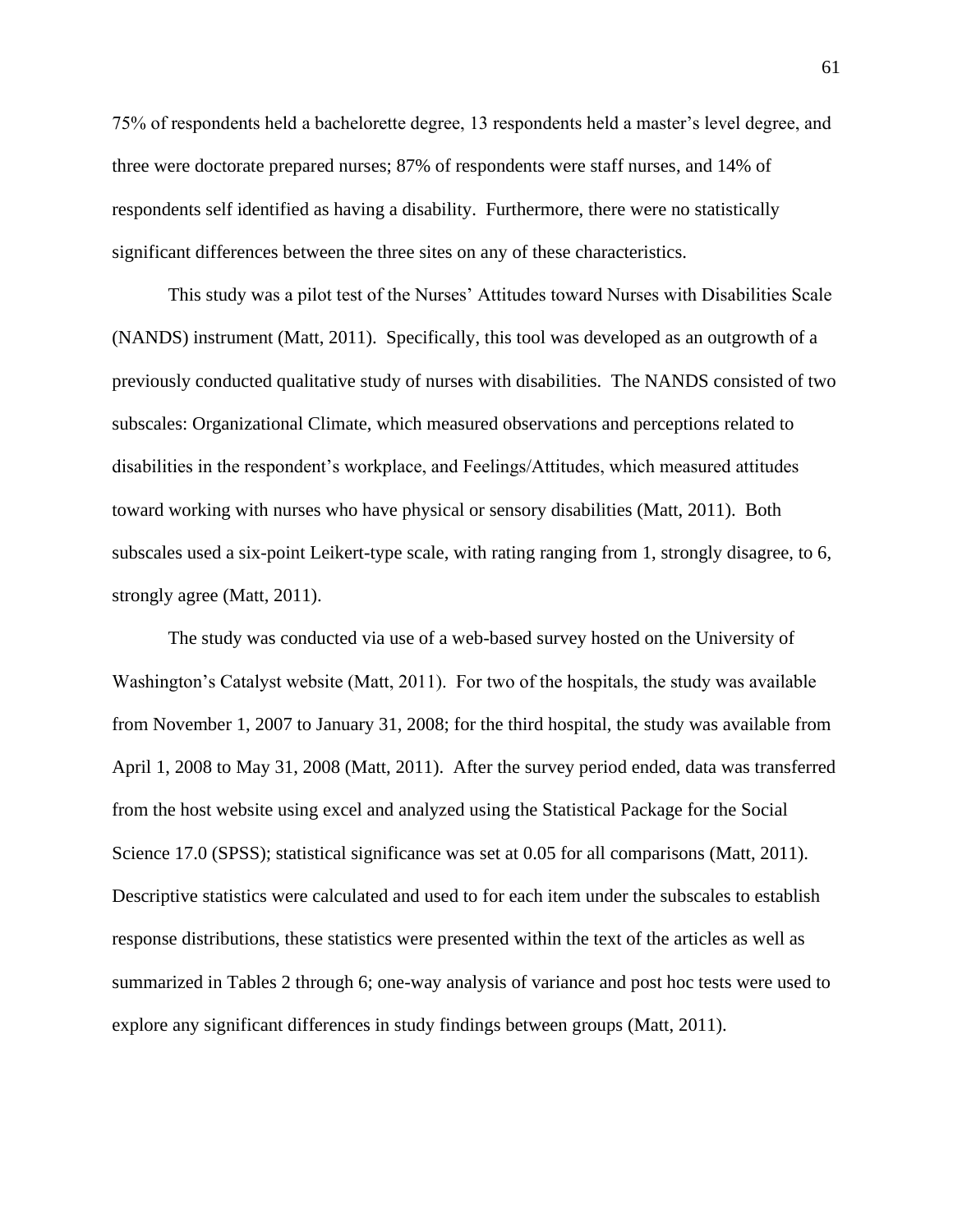75% of respondents held a bachelorette degree, 13 respondents held a master's level degree, and three were doctorate prepared nurses; 87% of respondents were staff nurses, and 14% of respondents self identified as having a disability. Furthermore, there were no statistically significant differences between the three sites on any of these characteristics.

This study was a pilot test of the Nurses' Attitudes toward Nurses with Disabilities Scale (NANDS) instrument (Matt, 2011). Specifically, this tool was developed as an outgrowth of a previously conducted qualitative study of nurses with disabilities. The NANDS consisted of two subscales: Organizational Climate, which measured observations and perceptions related to disabilities in the respondent's workplace, and Feelings/Attitudes, which measured attitudes toward working with nurses who have physical or sensory disabilities (Matt, 2011). Both subscales used a six-point Leikert-type scale, with rating ranging from 1, strongly disagree, to 6, strongly agree (Matt, 2011).

The study was conducted via use of a web-based survey hosted on the University of Washington's Catalyst website (Matt, 2011). For two of the hospitals, the study was available from November 1, 2007 to January 31, 2008; for the third hospital, the study was available from April 1, 2008 to May 31, 2008 (Matt, 2011). After the survey period ended, data was transferred from the host website using excel and analyzed using the Statistical Package for the Social Science 17.0 (SPSS); statistical significance was set at 0.05 for all comparisons (Matt, 2011). Descriptive statistics were calculated and used to for each item under the subscales to establish response distributions, these statistics were presented within the text of the articles as well as summarized in Tables 2 through 6; one-way analysis of variance and post hoc tests were used to explore any significant differences in study findings between groups (Matt, 2011).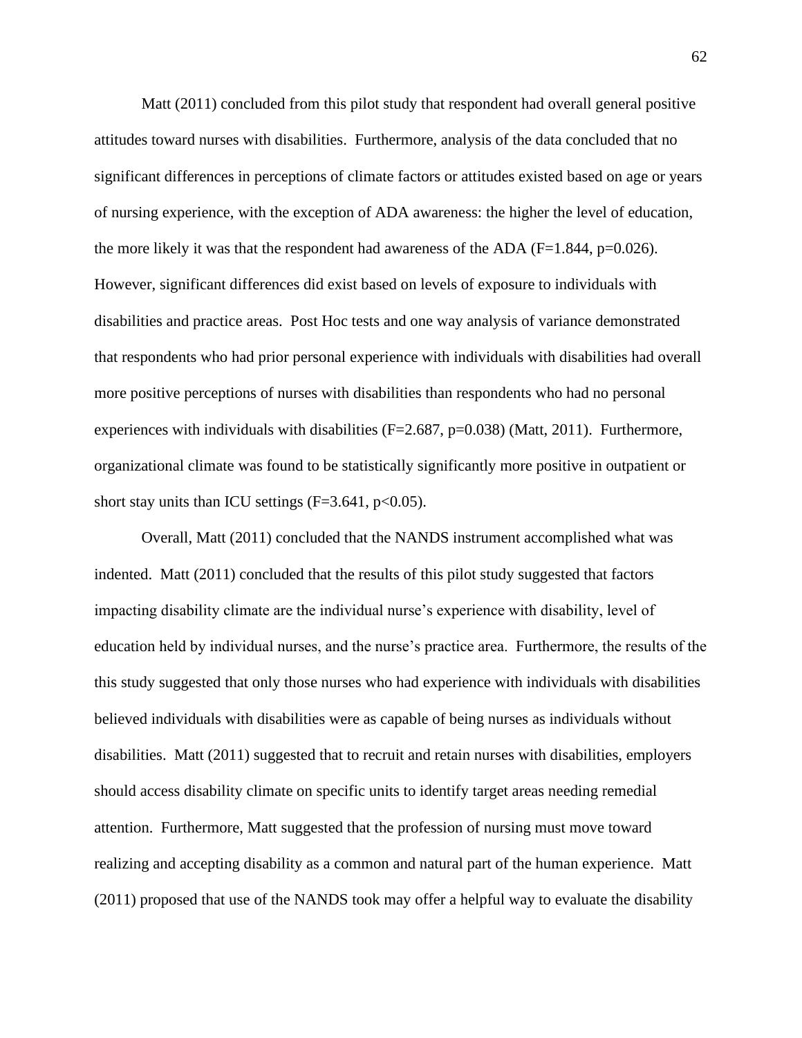Matt (2011) concluded from this pilot study that respondent had overall general positive attitudes toward nurses with disabilities. Furthermore, analysis of the data concluded that no significant differences in perceptions of climate factors or attitudes existed based on age or years of nursing experience, with the exception of ADA awareness: the higher the level of education, the more likely it was that the respondent had awareness of the ADA ($F=1.844$, $p=0.026$). However, significant differences did exist based on levels of exposure to individuals with disabilities and practice areas. Post Hoc tests and one way analysis of variance demonstrated that respondents who had prior personal experience with individuals with disabilities had overall more positive perceptions of nurses with disabilities than respondents who had no personal experiences with individuals with disabilities ($F=2.687$, $p=0.038$) (Matt, 2011). Furthermore, organizational climate was found to be statistically significantly more positive in outpatient or short stay units than ICU settings ($F=3.641$, $p<0.05$).

Overall, Matt (2011) concluded that the NANDS instrument accomplished what was indented. Matt (2011) concluded that the results of this pilot study suggested that factors impacting disability climate are the individual nurse's experience with disability, level of education held by individual nurses, and the nurse's practice area. Furthermore, the results of the this study suggested that only those nurses who had experience with individuals with disabilities believed individuals with disabilities were as capable of being nurses as individuals without disabilities. Matt (2011) suggested that to recruit and retain nurses with disabilities, employers should access disability climate on specific units to identify target areas needing remedial attention. Furthermore, Matt suggested that the profession of nursing must move toward realizing and accepting disability as a common and natural part of the human experience. Matt (2011) proposed that use of the NANDS took may offer a helpful way to evaluate the disability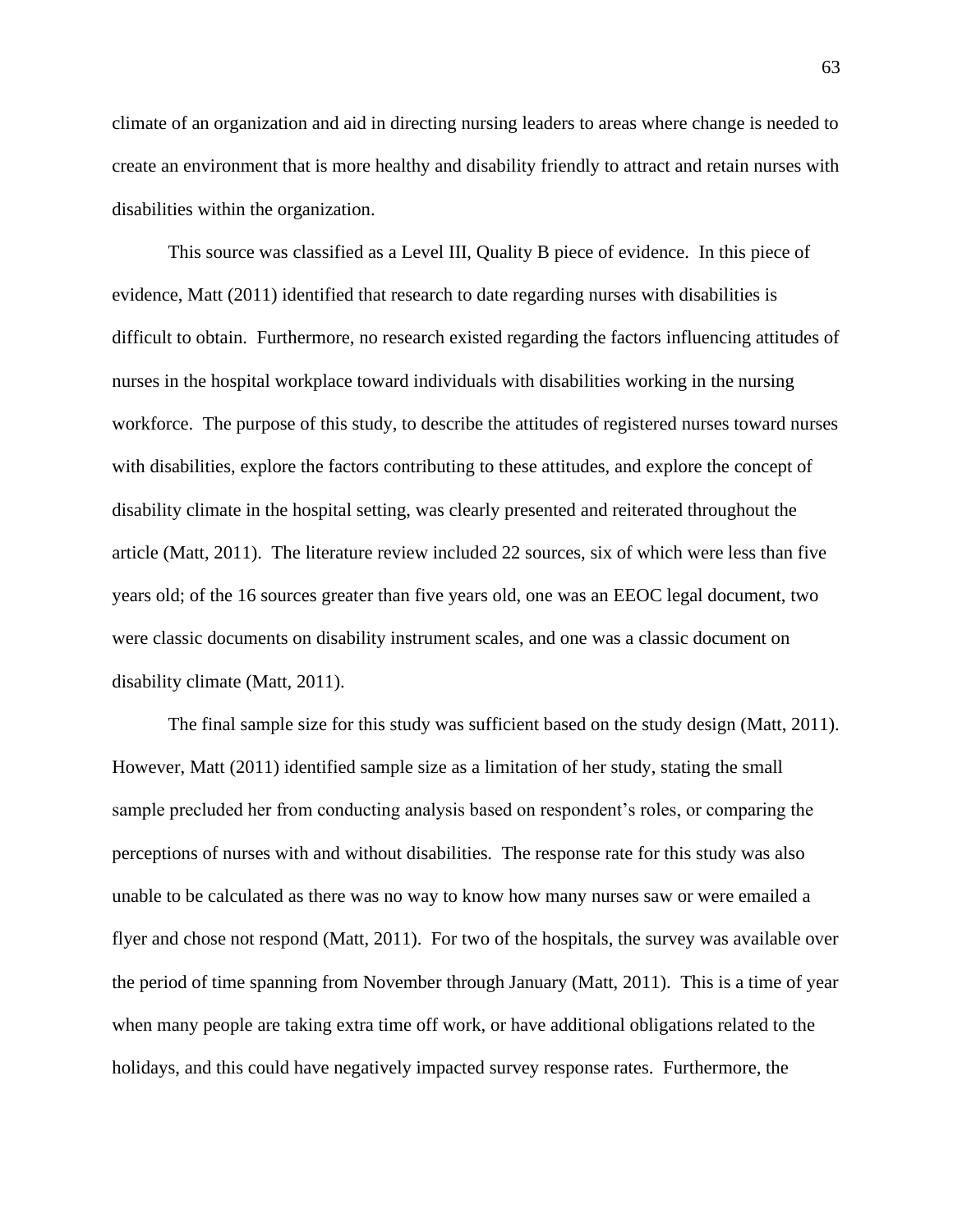climate of an organization and aid in directing nursing leaders to areas where change is needed to create an environment that is more healthy and disability friendly to attract and retain nurses with disabilities within the organization.

This source was classified as a Level III, Quality B piece of evidence. In this piece of evidence, Matt (2011) identified that research to date regarding nurses with disabilities is difficult to obtain. Furthermore, no research existed regarding the factors influencing attitudes of nurses in the hospital workplace toward individuals with disabilities working in the nursing workforce. The purpose of this study, to describe the attitudes of registered nurses toward nurses with disabilities, explore the factors contributing to these attitudes, and explore the concept of disability climate in the hospital setting, was clearly presented and reiterated throughout the article (Matt, 2011). The literature review included 22 sources, six of which were less than five years old; of the 16 sources greater than five years old, one was an EEOC legal document, two were classic documents on disability instrument scales, and one was a classic document on disability climate (Matt, 2011).

The final sample size for this study was sufficient based on the study design (Matt, 2011). However, Matt (2011) identified sample size as a limitation of her study, stating the small sample precluded her from conducting analysis based on respondent's roles, or comparing the perceptions of nurses with and without disabilities. The response rate for this study was also unable to be calculated as there was no way to know how many nurses saw or were emailed a flyer and chose not respond (Matt, 2011). For two of the hospitals, the survey was available over the period of time spanning from November through January (Matt, 2011). This is a time of year when many people are taking extra time off work, or have additional obligations related to the holidays, and this could have negatively impacted survey response rates. Furthermore, the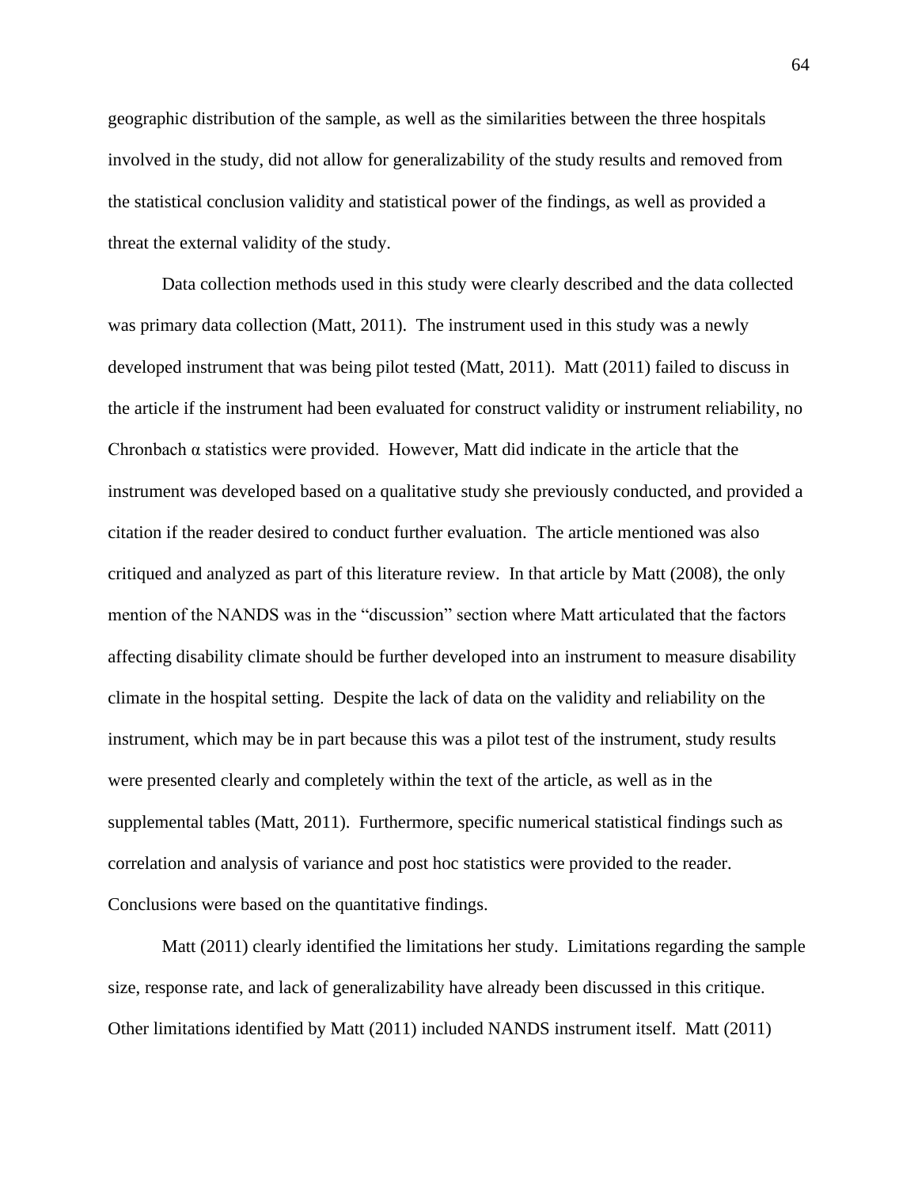geographic distribution of the sample, as well as the similarities between the three hospitals involved in the study, did not allow for generalizability of the study results and removed from the statistical conclusion validity and statistical power of the findings, as well as provided a threat the external validity of the study.

Data collection methods used in this study were clearly described and the data collected was primary data collection (Matt, 2011). The instrument used in this study was a newly developed instrument that was being pilot tested (Matt, 2011). Matt (2011) failed to discuss in the article if the instrument had been evaluated for construct validity or instrument reliability, no Chronbach $\alpha$ statistics were provided. However, Matt did indicate in the article that the instrument was developed based on a qualitative study she previously conducted, and provided a citation if the reader desired to conduct further evaluation. The article mentioned was also critiqued and analyzed as part of this literature review. In that article by Matt (2008), the only mention of the NANDS was in the "discussion" section where Matt articulated that the factors affecting disability climate should be further developed into an instrument to measure disability climate in the hospital setting. Despite the lack of data on the validity and reliability on the instrument, which may be in part because this was a pilot test of the instrument, study results were presented clearly and completely within the text of the article, as well as in the supplemental tables (Matt, 2011). Furthermore, specific numerical statistical findings such as correlation and analysis of variance and post hoc statistics were provided to the reader. Conclusions were based on the quantitative findings.

Matt (2011) clearly identified the limitations her study. Limitations regarding the sample size, response rate, and lack of generalizability have already been discussed in this critique. Other limitations identified by Matt (2011) included NANDS instrument itself. Matt (2011)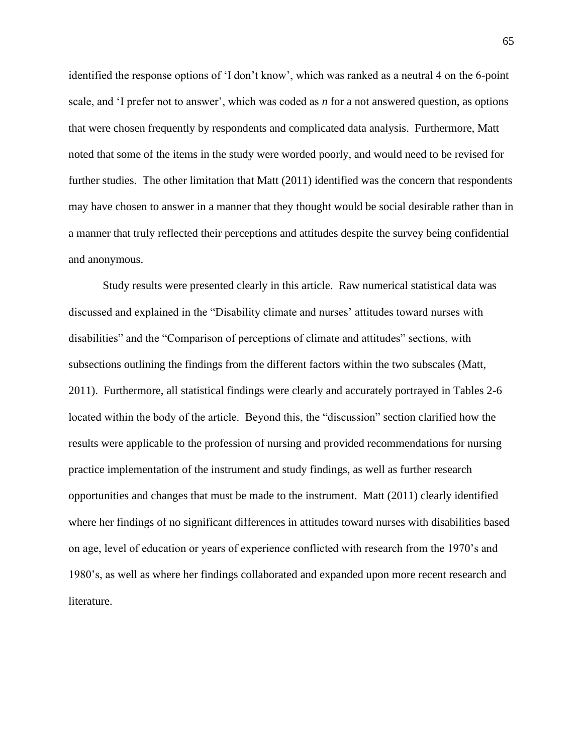identified the response options of 'I don't know', which was ranked as a neutral 4 on the 6-point scale, and 'I prefer not to answer', which was coded as *n* for a not answered question, as options that were chosen frequently by respondents and complicated data analysis. Furthermore, Matt noted that some of the items in the study were worded poorly, and would need to be revised for further studies. The other limitation that Matt (2011) identified was the concern that respondents may have chosen to answer in a manner that they thought would be social desirable rather than in a manner that truly reflected their perceptions and attitudes despite the survey being confidential and anonymous.

Study results were presented clearly in this article. Raw numerical statistical data was discussed and explained in the "Disability climate and nurses' attitudes toward nurses with disabilities" and the "Comparison of perceptions of climate and attitudes" sections, with subsections outlining the findings from the different factors within the two subscales (Matt, 2011). Furthermore, all statistical findings were clearly and accurately portrayed in Tables 2-6 located within the body of the article. Beyond this, the "discussion" section clarified how the results were applicable to the profession of nursing and provided recommendations for nursing practice implementation of the instrument and study findings, as well as further research opportunities and changes that must be made to the instrument. Matt (2011) clearly identified where her findings of no significant differences in attitudes toward nurses with disabilities based on age, level of education or years of experience conflicted with research from the 1970's and 1980's, as well as where her findings collaborated and expanded upon more recent research and literature.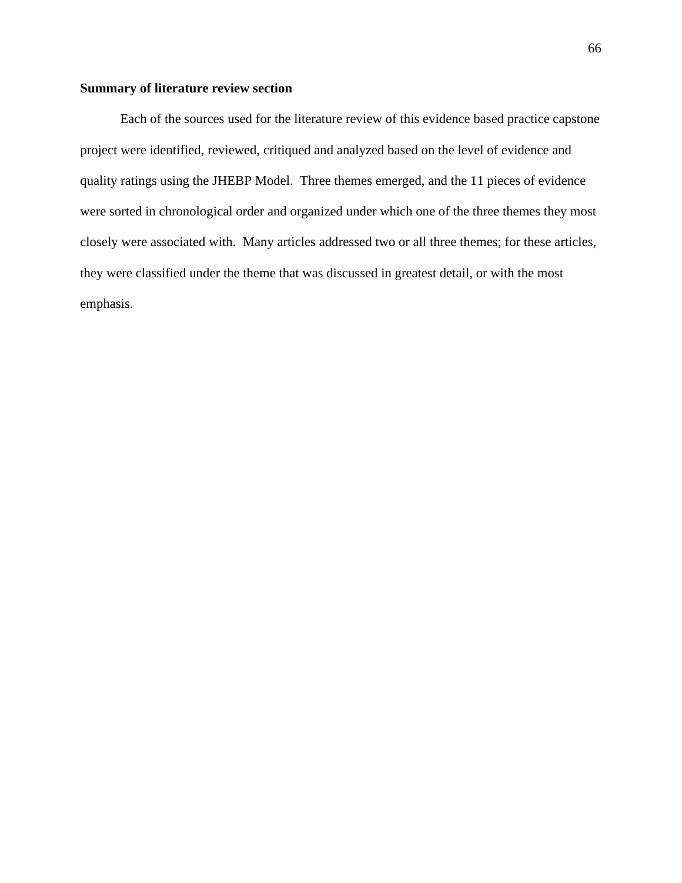## Summary of literature review section

Each of the sources used for the literature review of this evidence based practice capstone project were identified, reviewed, critiqued and analyzed based on the level of evidence and quality ratings using the JHEBP Model. Three themes emerged, and the 11 pieces of evidence were sorted in chronological order and organized under which one of the three themes they most closely were associated with. Many articles addressed two or all three themes; for these articles, they were classified under the theme that was discussed in greatest detail, or with the most emphasis.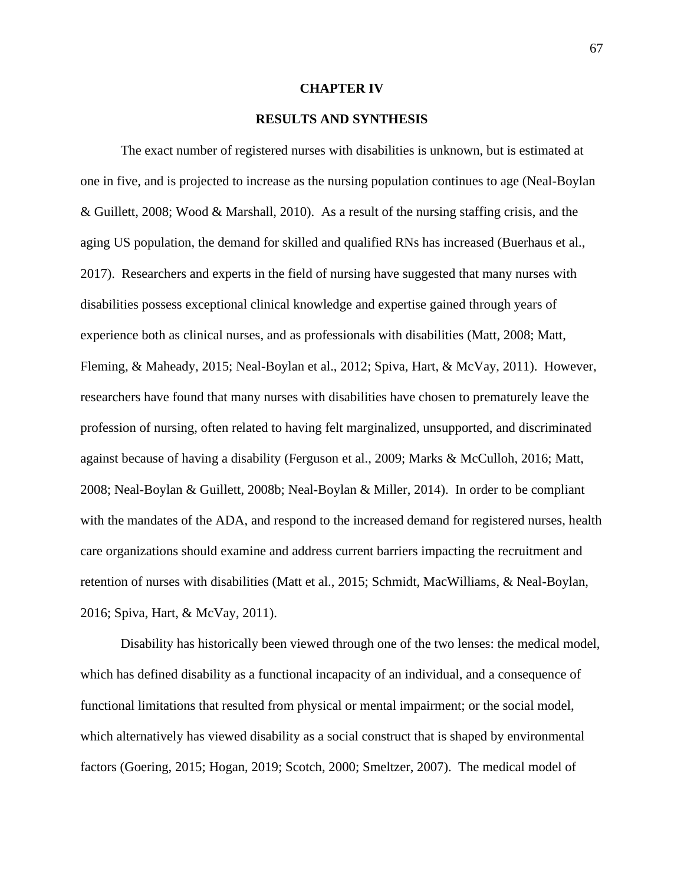# CHAPTER IV

## RESULTS AND SYNTHESIS

The exact number of registered nurses with disabilities is unknown, but is estimated at one in five, and is projected to increase as the nursing population continues to age (Neal-Boylan & Guillett, 2008; Wood & Marshall, 2010). As a result of the nursing staffing crisis, and the aging US population, the demand for skilled and qualified RNs has increased (Buerhaus et al., 2017). Researchers and experts in the field of nursing have suggested that many nurses with disabilities possess exceptional clinical knowledge and expertise gained through years of experience both as clinical nurses, and as professionals with disabilities (Matt, 2008; Matt, Fleming, & Maheady, 2015; Neal-Boylan et al., 2012; Spiva, Hart, & McVay, 2011). However, researchers have found that many nurses with disabilities have chosen to prematurely leave the profession of nursing, often related to having felt marginalized, unsupported, and discriminated against because of having a disability (Ferguson et al., 2009; Marks & McCulloh, 2016; Matt, 2008; Neal-Boylan & Guillett, 2008b; Neal-Boylan & Miller, 2014). In order to be compliant with the mandates of the ADA, and respond to the increased demand for registered nurses, health care organizations should examine and address current barriers impacting the recruitment and retention of nurses with disabilities (Matt et al., 2015; Schmidt, MacWilliams, & Neal-Boylan, 2016; Spiva, Hart, & McVay, 2011).

Disability has historically been viewed through one of the two lenses: the medical model, which has defined disability as a functional incapacity of an individual, and a consequence of functional limitations that resulted from physical or mental impairment; or the social model, which alternatively has viewed disability as a social construct that is shaped by environmental factors (Goering, 2015; Hogan, 2019; Scotch, 2000; Smeltzer, 2007). The medical model of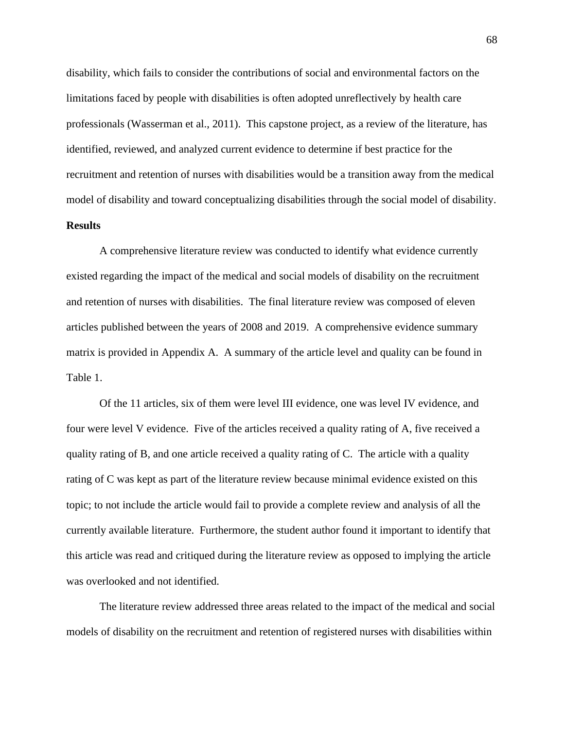disability, which fails to consider the contributions of social and environmental factors on the limitations faced by people with disabilities is often adopted unreflectively by health care professionals (Wasserman et al., 2011). This capstone project, as a review of the literature, has identified, reviewed, and analyzed current evidence to determine if best practice for the recruitment and retention of nurses with disabilities would be a transition away from the medical model of disability and toward conceptualizing disabilities through the social model of disability.

**Results**

A comprehensive literature review was conducted to identify what evidence currently existed regarding the impact of the medical and social models of disability on the recruitment and retention of nurses with disabilities. The final literature review was composed of eleven articles published between the years of 2008 and 2019. A comprehensive evidence summary matrix is provided in Appendix A. A summary of the article level and quality can be found in Table 1.

Of the 11 articles, six of them were level III evidence, one was level IV evidence, and four were level V evidence. Five of the articles received a quality rating of A, five received a quality rating of B, and one article received a quality rating of C. The article with a quality rating of C was kept as part of the literature review because minimal evidence existed on this topic; to not include the article would fail to provide a complete review and analysis of all the currently available literature. Furthermore, the student author found it important to identify that this article was read and critiqued during the literature review as opposed to implying the article was overlooked and not identified.

The literature review addressed three areas related to the impact of the medical and social models of disability on the recruitment and retention of registered nurses with disabilities within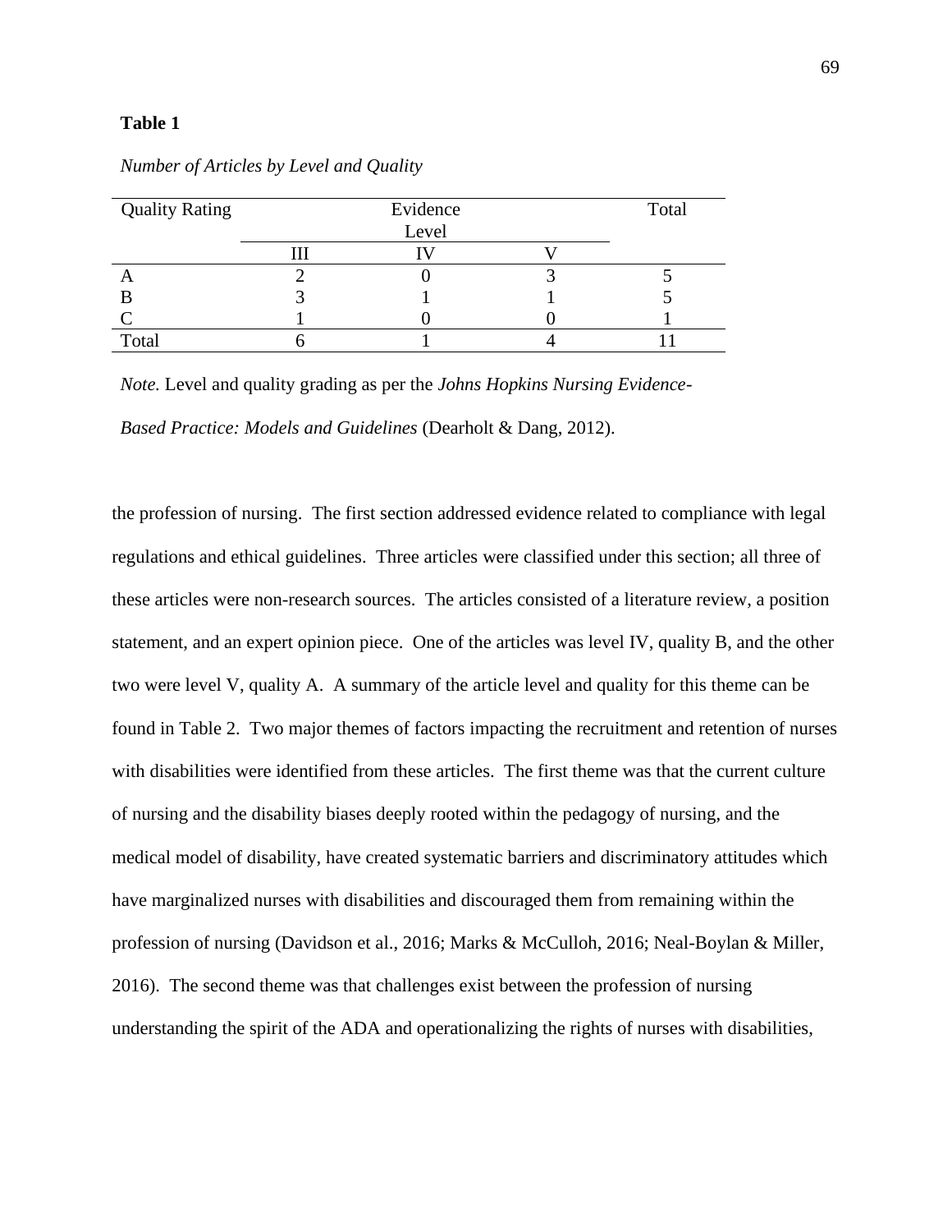**Table 1**

*Number of Articles by Level and Quality*

| Quality Rating | Evidence Level | | | Total |
|---|---|---|---|---|
| | III | IV | V | |
| A | 2 | 0 | 3 | 5 |
| B | 3 | 1 | 1 | 5 |
| C | 1 | 0 | 0 | 1 |
| Total | 6 | 1 | 4 | 11 |

*Note.* Level and quality grading as per the *Johns Hopkins Nursing Evidence-Based Practice: Models and Guidelines* (Dearholt & Dang, 2012).

the profession of nursing. The first section addressed evidence related to compliance with legal regulations and ethical guidelines. Three articles were classified under this section; all three of these articles were non-research sources. The articles consisted of a literature review, a position statement, and an expert opinion piece. One of the articles was level IV, quality B, and the other two were level V, quality A. A summary of the article level and quality for this theme can be found in Table 2. Two major themes of factors impacting the recruitment and retention of nurses with disabilities were identified from these articles. The first theme was that the current culture of nursing and the disability biases deeply rooted within the pedagogy of nursing, and the medical model of disability, have created systematic barriers and discriminatory attitudes which have marginalized nurses with disabilities and discouraged them from remaining within the profession of nursing (Davidson et al., 2016; Marks & McCulloh, 2016; Neal-Boylan & Miller, 2016). The second theme was that challenges exist between the profession of nursing understanding the spirit of the ADA and operationalizing the rights of nurses with disabilities,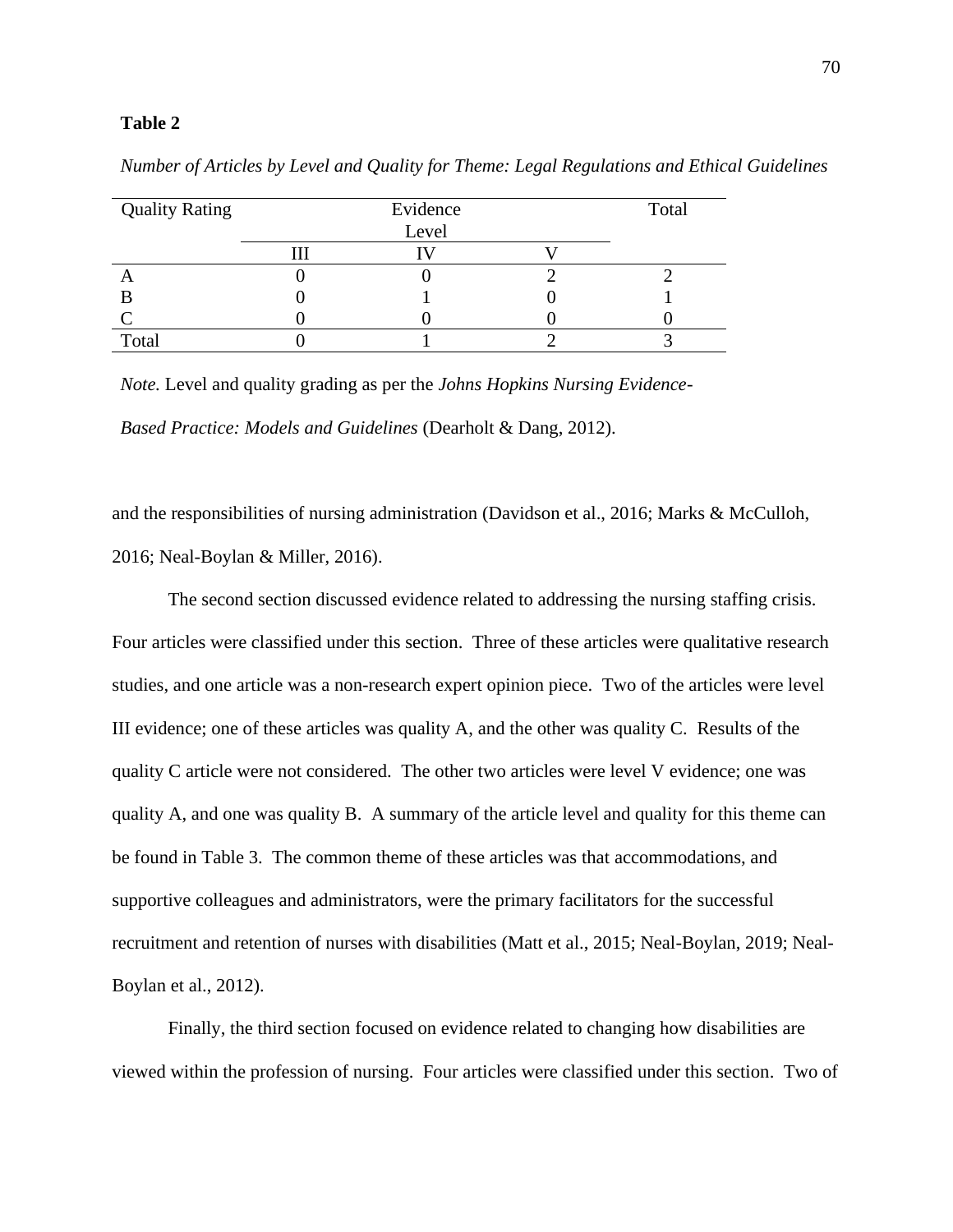**Table 2**

*Number of Articles by Level and Quality for Theme: Legal Regulations and Ethical Guidelines*

| Quality Rating | Evidence Level | | | Total |
|---|---|---|---|---|
| | III | IV | V | |
| A | 0 | 0 | 2 | 2 |
| B | 0 | 1 | 0 | 1 |
| C | 0 | 0 | 0 | 0 |
| Total | 0 | 1 | 2 | 3 |

*Note.* Level and quality grading as per the *Johns Hopkins Nursing Evidence-Based Practice: Models and Guidelines* (Dearholt & Dang, 2012).

and the responsibilities of nursing administration (Davidson et al., 2016; Marks & McCulloh, 2016; Neal-Boylan & Miller, 2016).

The second section discussed evidence related to addressing the nursing staffing crisis. Four articles were classified under this section. Three of these articles were qualitative research studies, and one article was a non-research expert opinion piece. Two of the articles were level III evidence; one of these articles was quality A, and the other was quality C. Results of the quality C article were not considered. The other two articles were level V evidence; one was quality A, and one was quality B. A summary of the article level and quality for this theme can be found in Table 3. The common theme of these articles was that accommodations, and supportive colleagues and administrators, were the primary facilitators for the successful recruitment and retention of nurses with disabilities (Matt et al., 2015; Neal-Boylan, 2019; Neal-Boylan et al., 2012).

Finally, the third section focused on evidence related to changing how disabilities are viewed within the profession of nursing. Four articles were classified under this section. Two of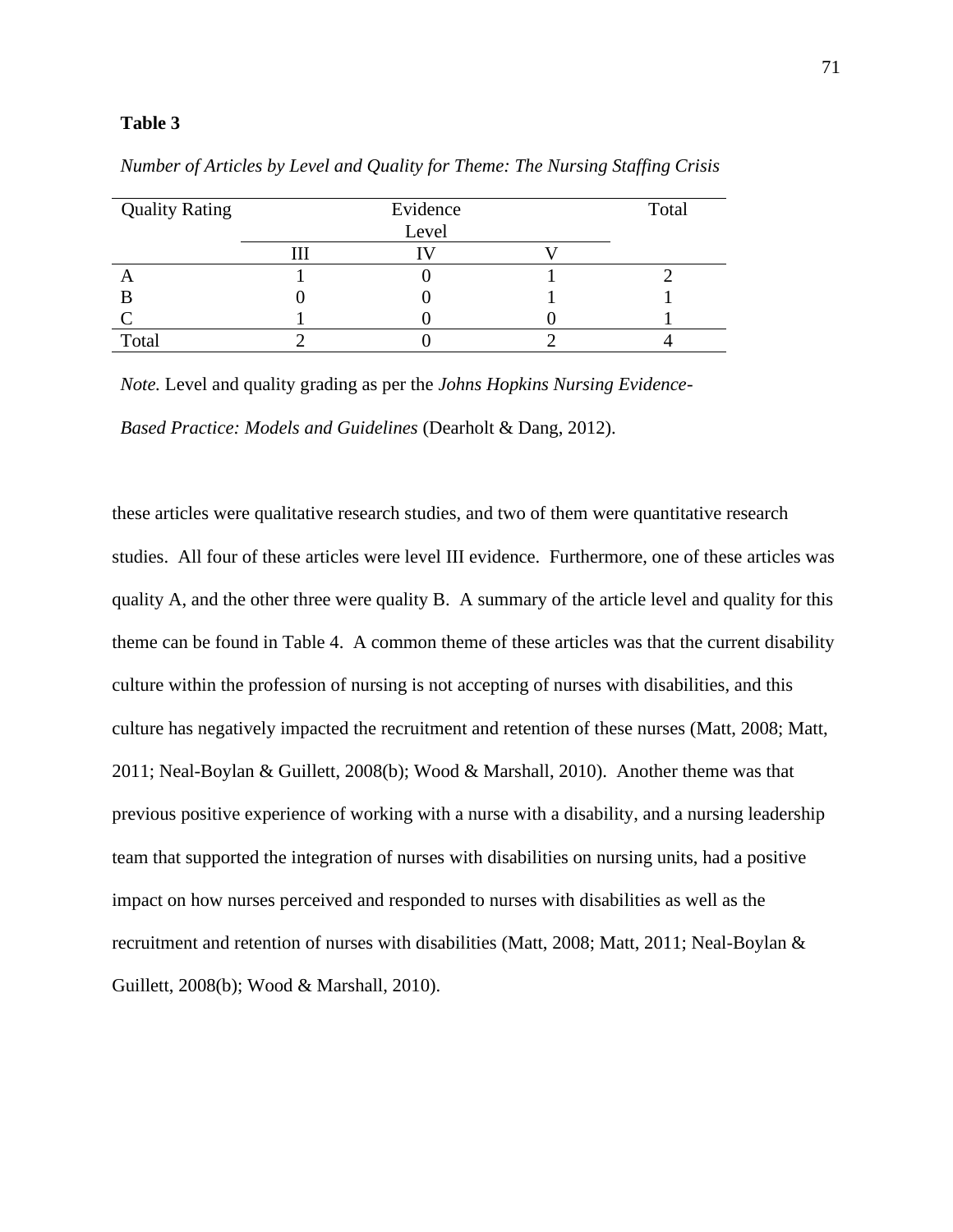**Table 3**

*Number of Articles by Level and Quality for Theme: The Nursing Staffing Crisis*

| Quality Rating | Evidence Level | | | Total |
|---|---|---|---|---|
| | III | IV | V | |
| A | 1 | 0 | 1 | 2 |
| B | 0 | 0 | 1 | 1 |
| C | 1 | 0 | 0 | 1 |
| Total | 2 | 0 | 2 | 4 |

*Note.* Level and quality grading as per the *Johns Hopkins Nursing Evidence-Based Practice: Models and Guidelines* (Dearholt & Dang, 2012).

these articles were qualitative research studies, and two of them were quantitative research studies. All four of these articles were level III evidence. Furthermore, one of these articles was quality A, and the other three were quality B. A summary of the article level and quality for this theme can be found in Table 4. A common theme of these articles was that the current disability culture within the profession of nursing is not accepting of nurses with disabilities, and this culture has negatively impacted the recruitment and retention of these nurses (Matt, 2008; Matt, 2011; Neal-Boylan & Guillett, 2008(b); Wood & Marshall, 2010). Another theme was that previous positive experience of working with a nurse with a disability, and a nursing leadership team that supported the integration of nurses with disabilities on nursing units, had a positive impact on how nurses perceived and responded to nurses with disabilities as well as the recruitment and retention of nurses with disabilities (Matt, 2008; Matt, 2011; Neal-Boylan & Guillett, 2008(b); Wood & Marshall, 2010).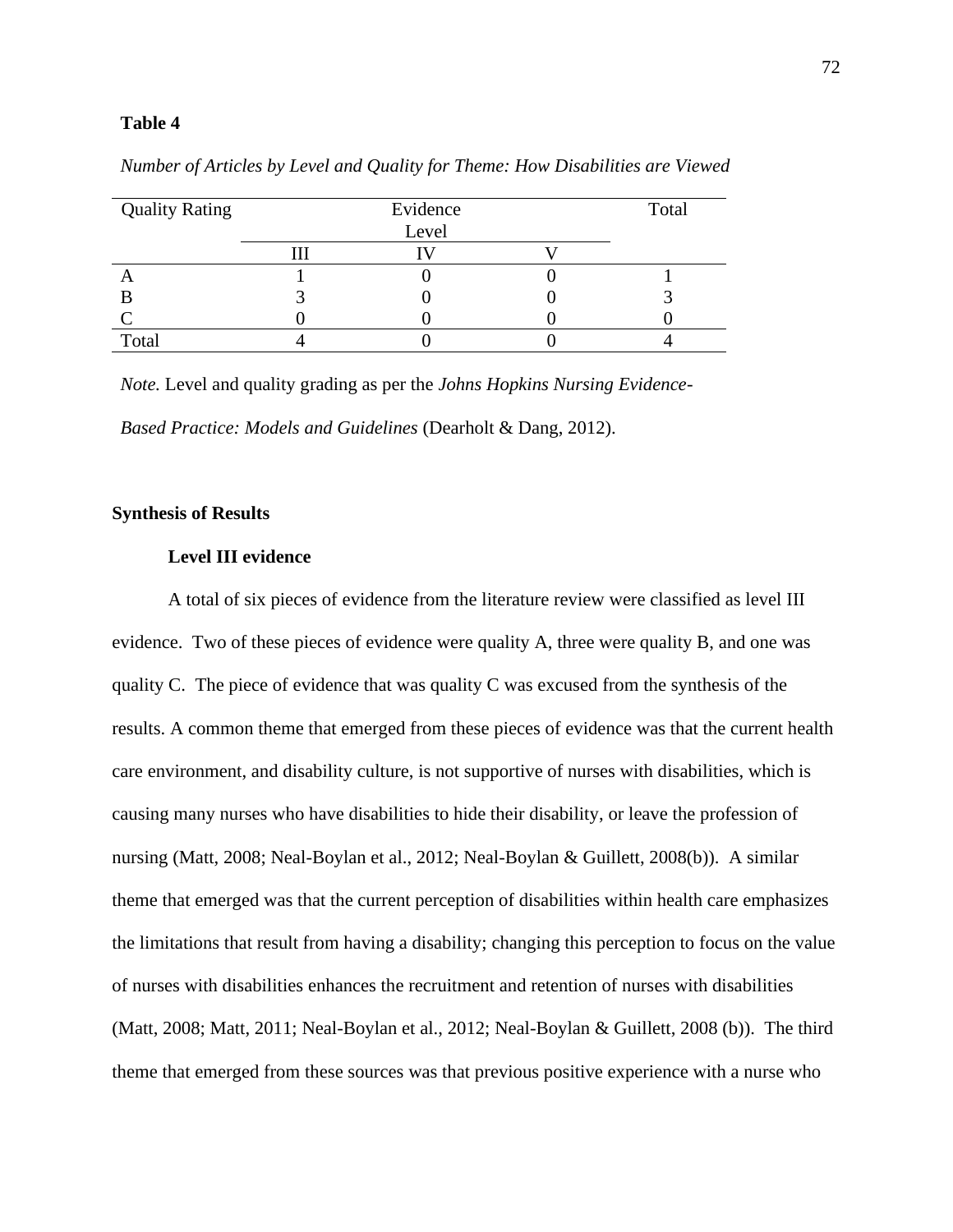**Table 4**

*Number of Articles by Level and Quality for Theme: How Disabilities are Viewed*

| Quality Rating | Evidence Level | | | Total |
|---|---|---|---|---|
| | III | IV | V | |
| A | 1 | 0 | 0 | 1 |
| B | 3 | 0 | 0 | 3 |
| C | 0 | 0 | 0 | 0 |
| Total | 4 | 0 | 0 | 4 |

*Note.* Level and quality grading as per the *Johns Hopkins Nursing Evidence-Based Practice: Models and Guidelines* (Dearholt & Dang, 2012).

## Synthesis of Results

### Level III evidence

A total of six pieces of evidence from the literature review were classified as level III evidence. Two of these pieces of evidence were quality A, three were quality B, and one was quality C. The piece of evidence that was quality C was excused from the synthesis of the results. A common theme that emerged from these pieces of evidence was that the current health care environment, and disability culture, is not supportive of nurses with disabilities, which is causing many nurses who have disabilities to hide their disability, or leave the profession of nursing (Matt, 2008; Neal-Boylan et al., 2012; Neal-Boylan & Guillett, 2008(b)). A similar theme that emerged was that the current perception of disabilities within health care emphasizes the limitations that result from having a disability; changing this perception to focus on the value of nurses with disabilities enhances the recruitment and retention of nurses with disabilities (Matt, 2008; Matt, 2011; Neal-Boylan et al., 2012; Neal-Boylan & Guillett, 2008 (b)). The third theme that emerged from these sources was that previous positive experience with a nurse who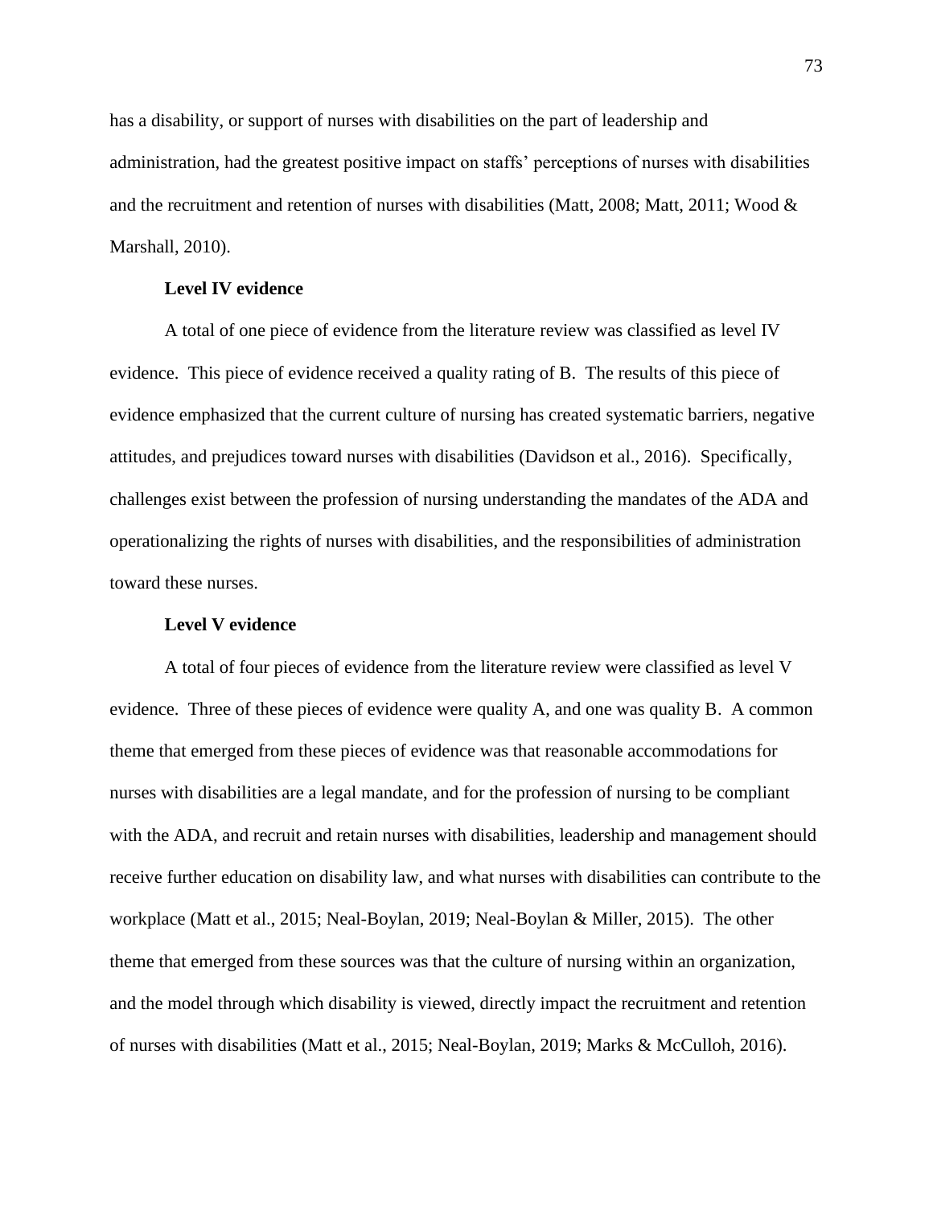has a disability, or support of nurses with disabilities on the part of leadership and administration, had the greatest positive impact on staffs' perceptions of nurses with disabilities and the recruitment and retention of nurses with disabilities (Matt, 2008; Matt, 2011; Wood & Marshall, 2010).

**Level IV evidence**

A total of one piece of evidence from the literature review was classified as level IV evidence. This piece of evidence received a quality rating of B. The results of this piece of evidence emphasized that the current culture of nursing has created systematic barriers, negative attitudes, and prejudices toward nurses with disabilities (Davidson et al., 2016). Specifically, challenges exist between the profession of nursing understanding the mandates of the ADA and operationalizing the rights of nurses with disabilities, and the responsibilities of administration toward these nurses.

**Level V evidence**

A total of four pieces of evidence from the literature review were classified as level V evidence. Three of these pieces of evidence were quality A, and one was quality B. A common theme that emerged from these pieces of evidence was that reasonable accommodations for nurses with disabilities are a legal mandate, and for the profession of nursing to be compliant with the ADA, and recruit and retain nurses with disabilities, leadership and management should receive further education on disability law, and what nurses with disabilities can contribute to the workplace (Matt et al., 2015; Neal-Boylan, 2019; Neal-Boylan & Miller, 2015). The other theme that emerged from these sources was that the culture of nursing within an organization, and the model through which disability is viewed, directly impact the recruitment and retention of nurses with disabilities (Matt et al., 2015; Neal-Boylan, 2019; Marks & McCulloh, 2016).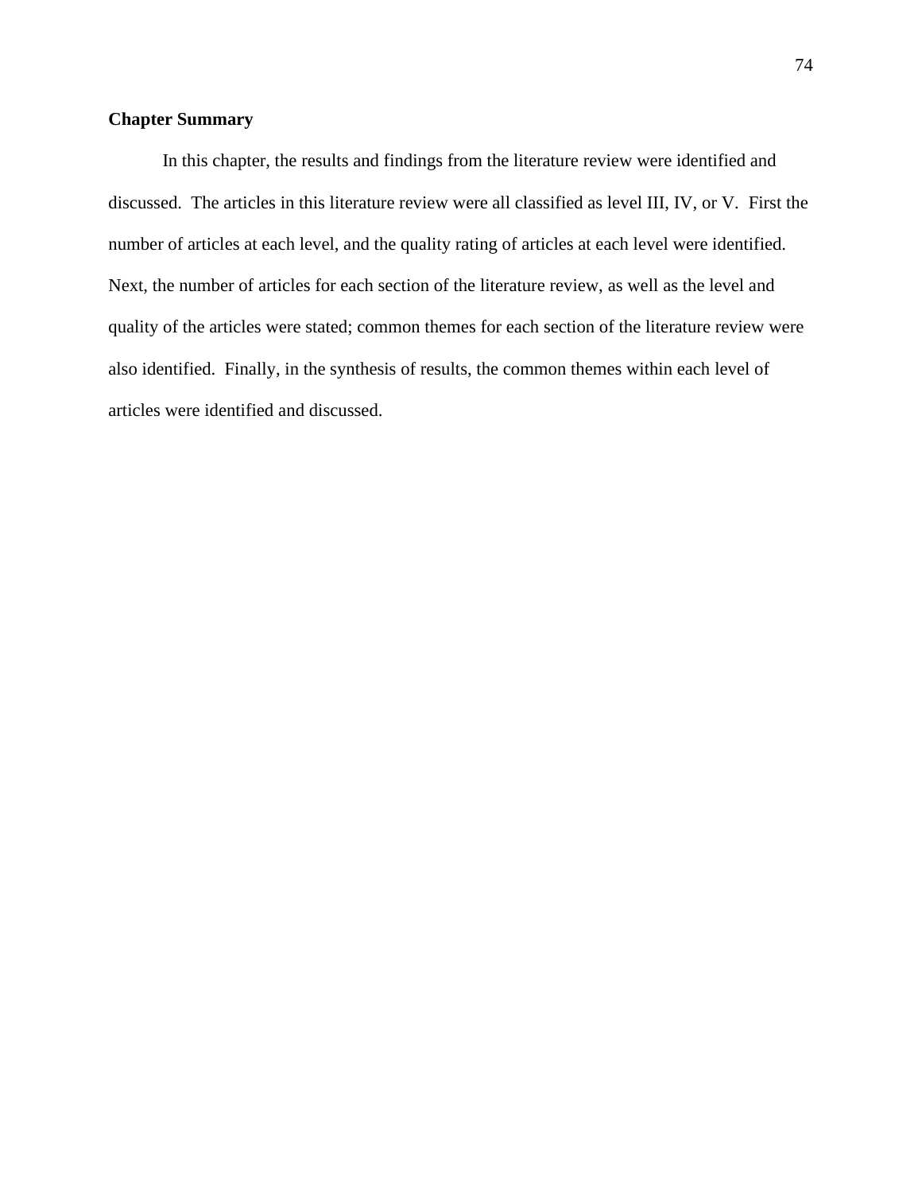## Chapter Summary

In this chapter, the results and findings from the literature review were identified and discussed. The articles in this literature review were all classified as level III, IV, or V. First the number of articles at each level, and the quality rating of articles at each level were identified. Next, the number of articles for each section of the literature review, as well as the level and quality of the articles were stated; common themes for each section of the literature review were also identified. Finally, in the synthesis of results, the common themes within each level of articles were identified and discussed.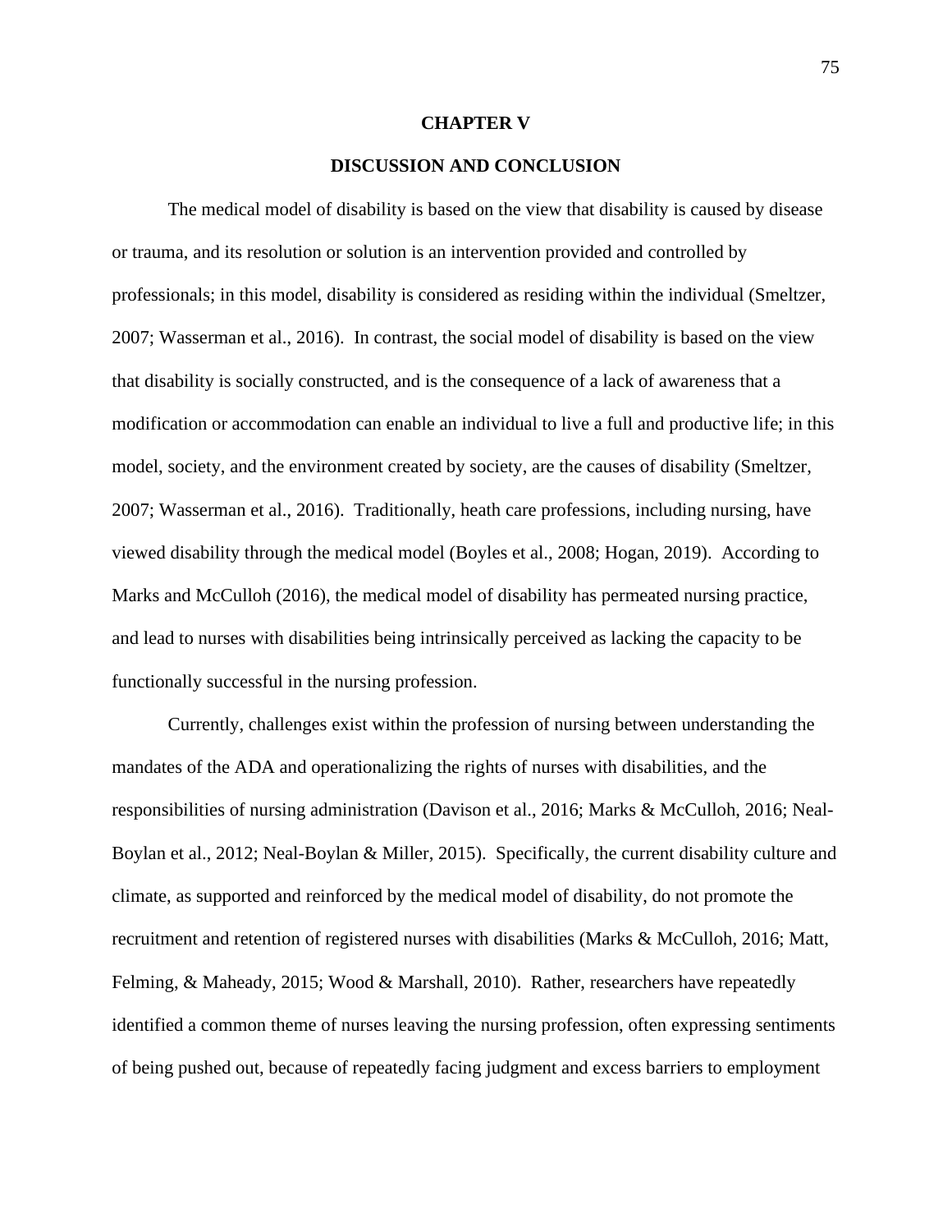# CHAPTER V

## DISCUSSION AND CONCLUSION

The medical model of disability is based on the view that disability is caused by disease or trauma, and its resolution or solution is an intervention provided and controlled by professionals; in this model, disability is considered as residing within the individual (Smeltzer, 2007; Wasserman et al., 2016). In contrast, the social model of disability is based on the view that disability is socially constructed, and is the consequence of a lack of awareness that a modification or accommodation can enable an individual to live a full and productive life; in this model, society, and the environment created by society, are the causes of disability (Smeltzer, 2007; Wasserman et al., 2016). Traditionally, heath care professions, including nursing, have viewed disability through the medical model (Boyles et al., 2008; Hogan, 2019). According to Marks and McCulloh (2016), the medical model of disability has permeated nursing practice, and lead to nurses with disabilities being intrinsically perceived as lacking the capacity to be functionally successful in the nursing profession.

Currently, challenges exist within the profession of nursing between understanding the mandates of the ADA and operationalizing the rights of nurses with disabilities, and the responsibilities of nursing administration (Davison et al., 2016; Marks & McCulloh, 2016; Neal-Boylan et al., 2012; Neal-Boylan & Miller, 2015). Specifically, the current disability culture and climate, as supported and reinforced by the medical model of disability, do not promote the recruitment and retention of registered nurses with disabilities (Marks & McCulloh, 2016; Matt, Felming, & Maheady, 2015; Wood & Marshall, 2010). Rather, researchers have repeatedly identified a common theme of nurses leaving the nursing profession, often expressing sentiments of being pushed out, because of repeatedly facing judgment and excess barriers to employment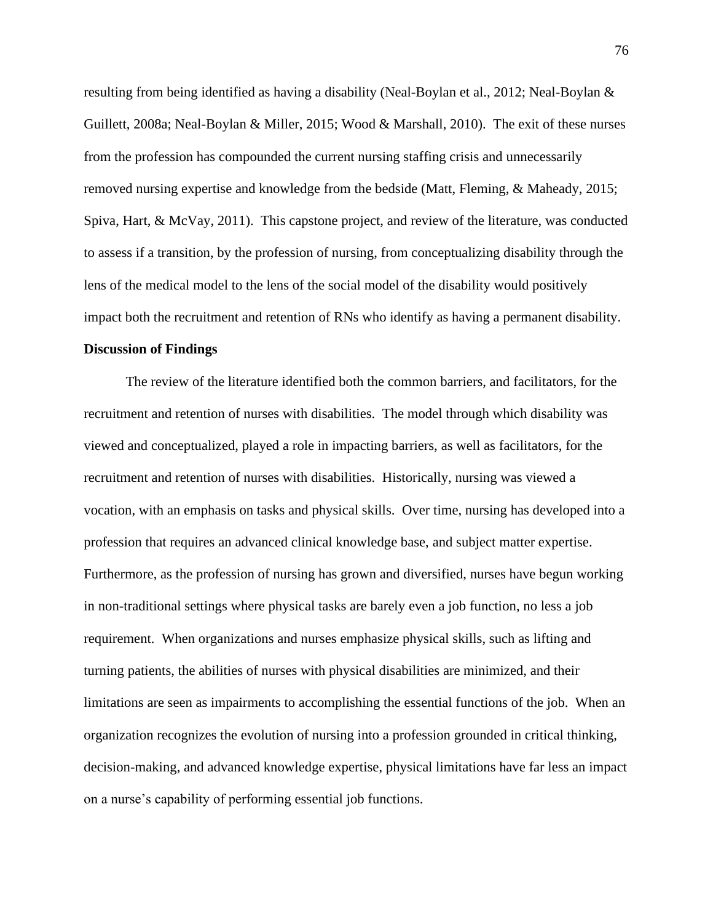resulting from being identified as having a disability (Neal-Boylan et al., 2012; Neal-Boylan & Guillett, 2008a; Neal-Boylan & Miller, 2015; Wood & Marshall, 2010). The exit of these nurses from the profession has compounded the current nursing staffing crisis and unnecessarily removed nursing expertise and knowledge from the bedside (Matt, Fleming, & Maheady, 2015; Spiva, Hart, & McVay, 2011). This capstone project, and review of the literature, was conducted to assess if a transition, by the profession of nursing, from conceptualizing disability through the lens of the medical model to the lens of the social model of the disability would positively impact both the recruitment and retention of RNs who identify as having a permanent disability.

**Discussion of Findings**

The review of the literature identified both the common barriers, and facilitators, for the recruitment and retention of nurses with disabilities. The model through which disability was viewed and conceptualized, played a role in impacting barriers, as well as facilitators, for the recruitment and retention of nurses with disabilities. Historically, nursing was viewed a vocation, with an emphasis on tasks and physical skills. Over time, nursing has developed into a profession that requires an advanced clinical knowledge base, and subject matter expertise. Furthermore, as the profession of nursing has grown and diversified, nurses have begun working in non-traditional settings where physical tasks are barely even a job function, no less a job requirement. When organizations and nurses emphasize physical skills, such as lifting and turning patients, the abilities of nurses with physical disabilities are minimized, and their limitations are seen as impairments to accomplishing the essential functions of the job. When an organization recognizes the evolution of nursing into a profession grounded in critical thinking, decision-making, and advanced knowledge expertise, physical limitations have far less an impact on a nurse's capability of performing essential job functions.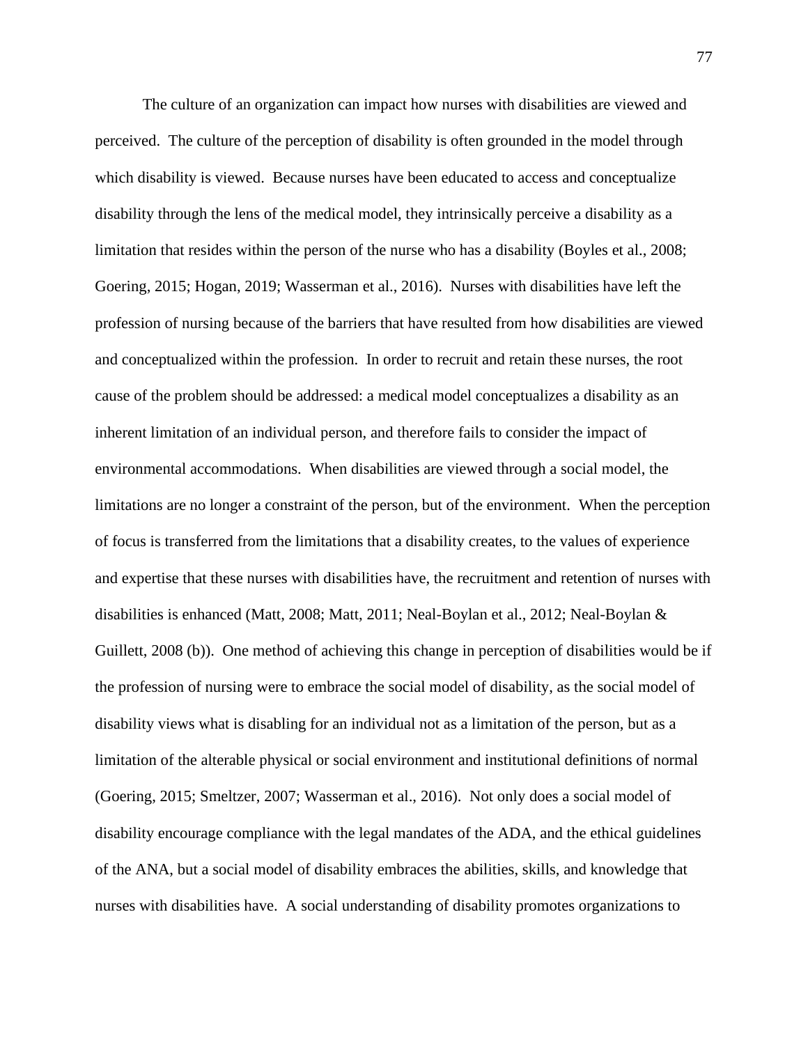The culture of an organization can impact how nurses with disabilities are viewed and perceived. The culture of the perception of disability is often grounded in the model through which disability is viewed. Because nurses have been educated to access and conceptualize disability through the lens of the medical model, they intrinsically perceive a disability as a limitation that resides within the person of the nurse who has a disability (Boyles et al., 2008; Goering, 2015; Hogan, 2019; Wasserman et al., 2016). Nurses with disabilities have left the profession of nursing because of the barriers that have resulted from how disabilities are viewed and conceptualized within the profession. In order to recruit and retain these nurses, the root cause of the problem should be addressed: a medical model conceptualizes a disability as an inherent limitation of an individual person, and therefore fails to consider the impact of environmental accommodations. When disabilities are viewed through a social model, the limitations are no longer a constraint of the person, but of the environment. When the perception of focus is transferred from the limitations that a disability creates, to the values of experience and expertise that these nurses with disabilities have, the recruitment and retention of nurses with disabilities is enhanced (Matt, 2008; Matt, 2011; Neal-Boylan et al., 2012; Neal-Boylan & Guillett, 2008 (b)). One method of achieving this change in perception of disabilities would be if the profession of nursing were to embrace the social model of disability, as the social model of disability views what is disabling for an individual not as a limitation of the person, but as a limitation of the alterable physical or social environment and institutional definitions of normal (Goering, 2015; Smeltzer, 2007; Wasserman et al., 2016). Not only does a social model of disability encourage compliance with the legal mandates of the ADA, and the ethical guidelines of the ANA, but a social model of disability embraces the abilities, skills, and knowledge that nurses with disabilities have. A social understanding of disability promotes organizations to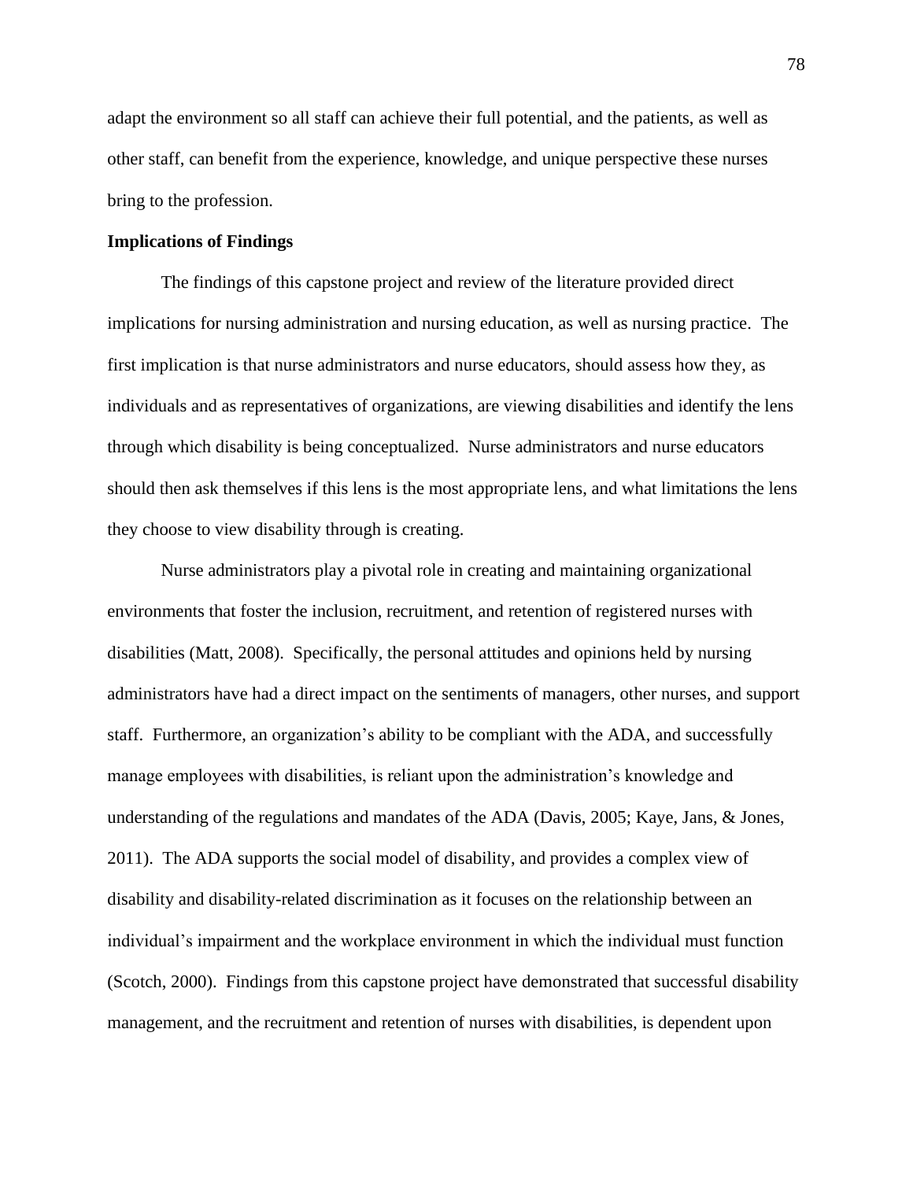adapt the environment so all staff can achieve their full potential, and the patients, as well as other staff, can benefit from the experience, knowledge, and unique perspective these nurses bring to the profession.

**Implications of Findings**

The findings of this capstone project and review of the literature provided direct implications for nursing administration and nursing education, as well as nursing practice. The first implication is that nurse administrators and nurse educators, should assess how they, as individuals and as representatives of organizations, are viewing disabilities and identify the lens through which disability is being conceptualized. Nurse administrators and nurse educators should then ask themselves if this lens is the most appropriate lens, and what limitations the lens they choose to view disability through is creating.

Nurse administrators play a pivotal role in creating and maintaining organizational environments that foster the inclusion, recruitment, and retention of registered nurses with disabilities (Matt, 2008). Specifically, the personal attitudes and opinions held by nursing administrators have had a direct impact on the sentiments of managers, other nurses, and support staff. Furthermore, an organization's ability to be compliant with the ADA, and successfully manage employees with disabilities, is reliant upon the administration's knowledge and understanding of the regulations and mandates of the ADA (Davis, 2005; Kaye, Jans, & Jones, 2011). The ADA supports the social model of disability, and provides a complex view of disability and disability-related discrimination as it focuses on the relationship between an individual's impairment and the workplace environment in which the individual must function (Scotch, 2000). Findings from this capstone project have demonstrated that successful disability management, and the recruitment and retention of nurses with disabilities, is dependent upon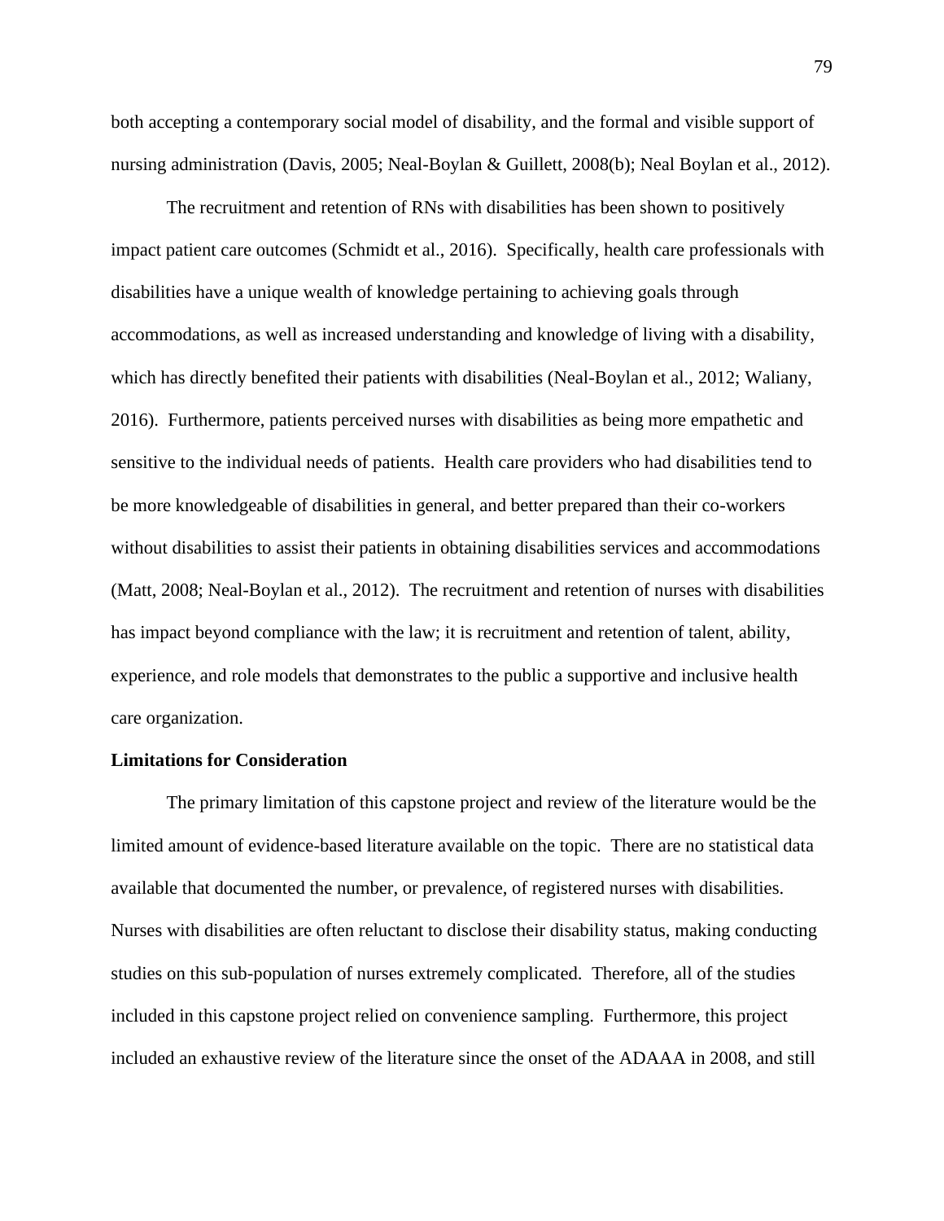both accepting a contemporary social model of disability, and the formal and visible support of nursing administration (Davis, 2005; Neal-Boylan & Guillett, 2008(b); Neal Boylan et al., 2012).

The recruitment and retention of RNs with disabilities has been shown to positively impact patient care outcomes (Schmidt et al., 2016). Specifically, health care professionals with disabilities have a unique wealth of knowledge pertaining to achieving goals through accommodations, as well as increased understanding and knowledge of living with a disability, which has directly benefited their patients with disabilities (Neal-Boylan et al., 2012; Waliany, 2016). Furthermore, patients perceived nurses with disabilities as being more empathetic and sensitive to the individual needs of patients. Health care providers who had disabilities tend to be more knowledgeable of disabilities in general, and better prepared than their co-workers without disabilities to assist their patients in obtaining disabilities services and accommodations (Matt, 2008; Neal-Boylan et al., 2012). The recruitment and retention of nurses with disabilities has impact beyond compliance with the law; it is recruitment and retention of talent, ability, experience, and role models that demonstrates to the public a supportive and inclusive health care organization.

**Limitations for Consideration**

The primary limitation of this capstone project and review of the literature would be the limited amount of evidence-based literature available on the topic. There are no statistical data available that documented the number, or prevalence, of registered nurses with disabilities. Nurses with disabilities are often reluctant to disclose their disability status, making conducting studies on this sub-population of nurses extremely complicated. Therefore, all of the studies included in this capstone project relied on convenience sampling. Furthermore, this project included an exhaustive review of the literature since the onset of the ADAAA in 2008, and still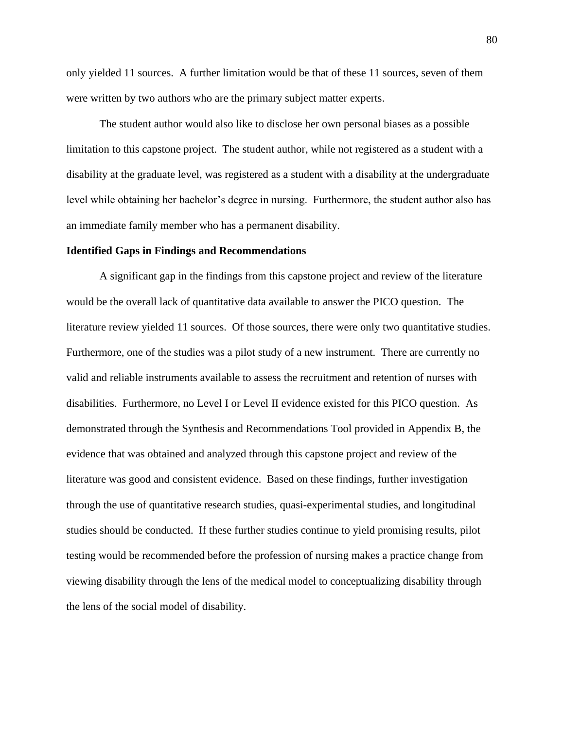only yielded 11 sources. A further limitation would be that of these 11 sources, seven of them were written by two authors who are the primary subject matter experts.

The student author would also like to disclose her own personal biases as a possible limitation to this capstone project. The student author, while not registered as a student with a disability at the graduate level, was registered as a student with a disability at the undergraduate level while obtaining her bachelor's degree in nursing. Furthermore, the student author also has an immediate family member who has a permanent disability.

**Identified Gaps in Findings and Recommendations**

A significant gap in the findings from this capstone project and review of the literature would be the overall lack of quantitative data available to answer the PICO question. The literature review yielded 11 sources. Of those sources, there were only two quantitative studies. Furthermore, one of the studies was a pilot study of a new instrument. There are currently no valid and reliable instruments available to assess the recruitment and retention of nurses with disabilities. Furthermore, no Level I or Level II evidence existed for this PICO question. As demonstrated through the Synthesis and Recommendations Tool provided in Appendix B, the evidence that was obtained and analyzed through this capstone project and review of the literature was good and consistent evidence. Based on these findings, further investigation through the use of quantitative research studies, quasi-experimental studies, and longitudinal studies should be conducted. If these further studies continue to yield promising results, pilot testing would be recommended before the profession of nursing makes a practice change from viewing disability through the lens of the medical model to conceptualizing disability through the lens of the social model of disability.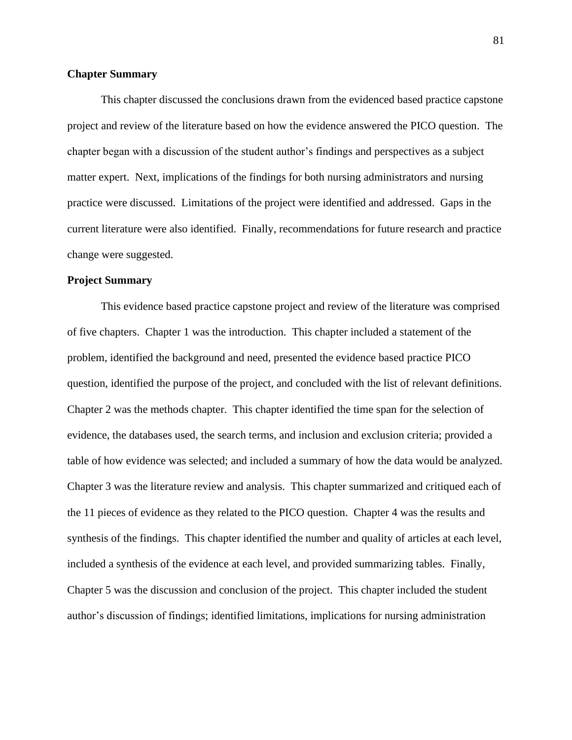### Chapter Summary

This chapter discussed the conclusions drawn from the evidenced based practice capstone project and review of the literature based on how the evidence answered the PICO question. The chapter began with a discussion of the student author's findings and perspectives as a subject matter expert. Next, implications of the findings for both nursing administrators and nursing practice were discussed. Limitations of the project were identified and addressed. Gaps in the current literature were also identified. Finally, recommendations for future research and practice change were suggested.

### Project Summary

This evidence based practice capstone project and review of the literature was comprised of five chapters. Chapter 1 was the introduction. This chapter included a statement of the problem, identified the background and need, presented the evidence based practice PICO question, identified the purpose of the project, and concluded with the list of relevant definitions. Chapter 2 was the methods chapter. This chapter identified the time span for the selection of evidence, the databases used, the search terms, and inclusion and exclusion criteria; provided a table of how evidence was selected; and included a summary of how the data would be analyzed. Chapter 3 was the literature review and analysis. This chapter summarized and critiqued each of the 11 pieces of evidence as they related to the PICO question. Chapter 4 was the results and synthesis of the findings. This chapter identified the number and quality of articles at each level, included a synthesis of the evidence at each level, and provided summarizing tables. Finally, Chapter 5 was the discussion and conclusion of the project. This chapter included the student author's discussion of findings; identified limitations, implications for nursing administration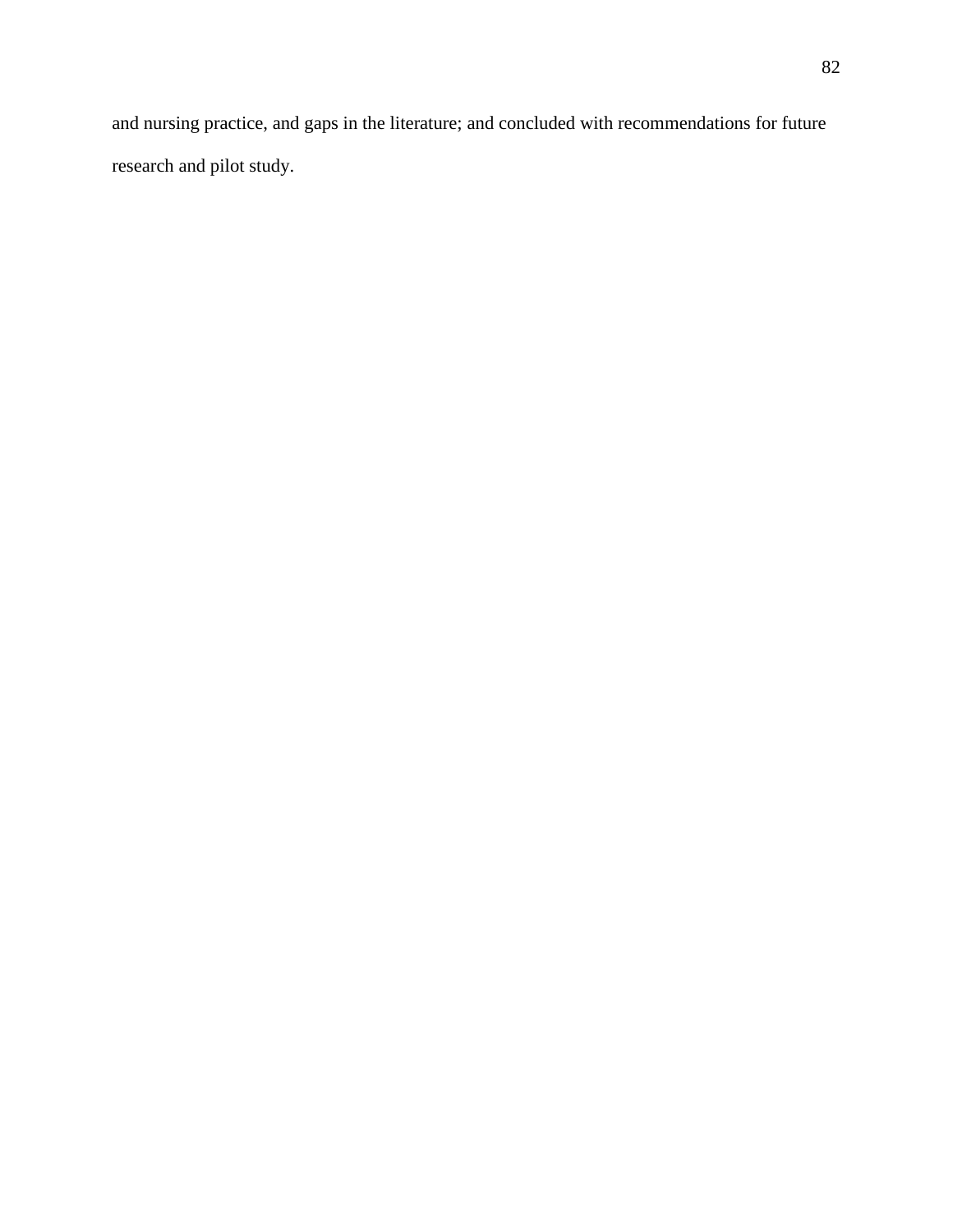and nursing practice, and gaps in the literature; and concluded with recommendations for future research and pilot study.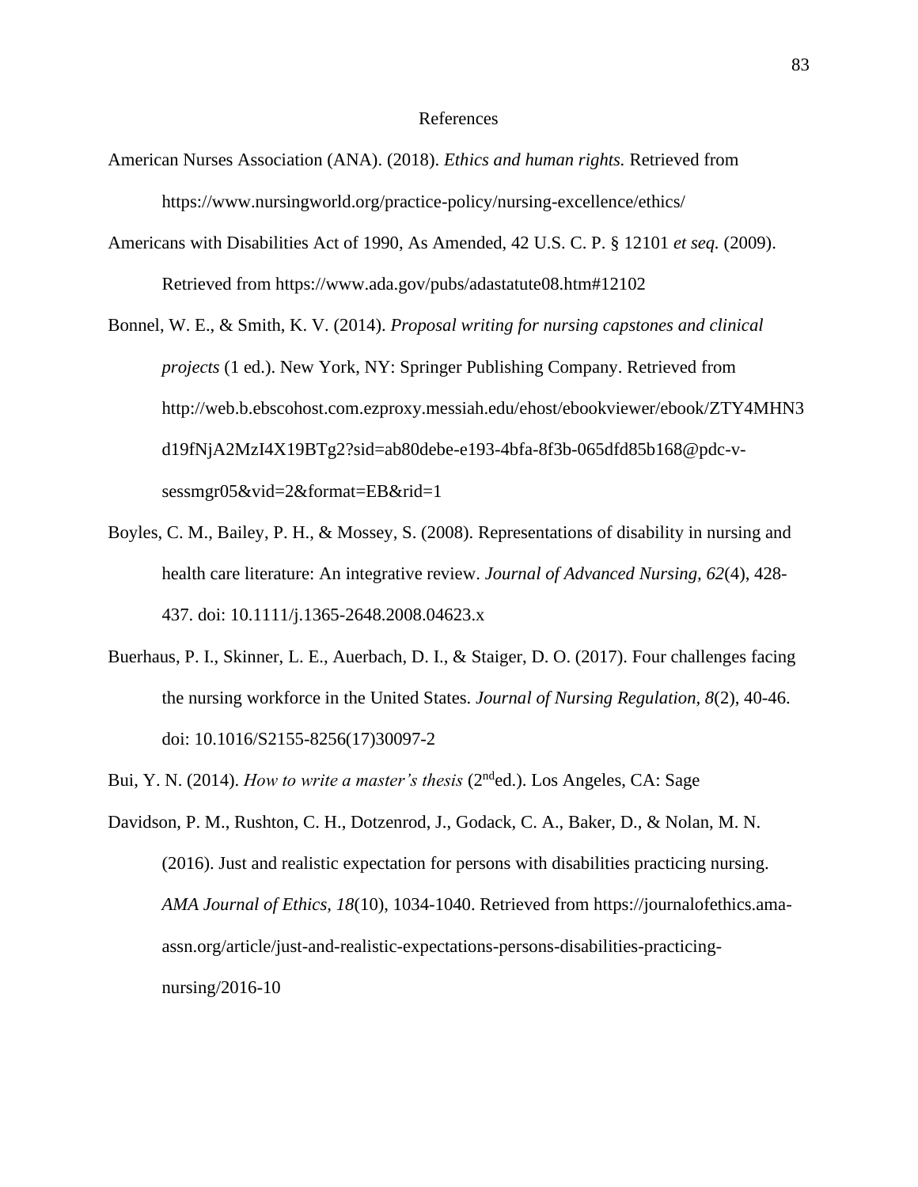# References

American Nurses Association (ANA). (2018). *Ethics and human rights.* Retrieved from https://www.nursingworld.org/practice-policy/nursing-excellence/ethics/

Americans with Disabilities Act of 1990, As Amended, 42 U.S. C. P. § 12101 *et seq.* (2009). Retrieved from https://www.ada.gov/pubs/adastatute08.htm#12102

Bonnel, W. E., & Smith, K. V. (2014). *Proposal writing for nursing capstones and clinical projects* (1 ed.). New York, NY: Springer Publishing Company. Retrieved from http://web.b.ebscohost.com.ezproxy.messiah.edu/ehost/ebookviewer/ebook/ZTY4MHN3d19fNjA2MzI4X19BTg2?sid=ab80debe-e193-4bfa-8f3b-065dfd85b168@pdc-v-sessmgr05&vid=2&format=EB&rid=1

Boyles, C. M., Bailey, P. H., & Mossey, S. (2008). Representations of disability in nursing and health care literature: An integrative review. *Journal of Advanced Nursing, 62*(4), 428-437. doi: 10.1111/j.1365-2648.2008.04623.x

Buerhaus, P. I., Skinner, L. E., Auerbach, D. I., & Staiger, D. O. (2017). Four challenges facing the nursing workforce in the United States. *Journal of Nursing Regulation, 8*(2), 40-46. doi: 10.1016/S2155-8256(17)30097-2

Bui, Y. N. (2014). *How to write a master's thesis* (2nd ed.). Los Angeles, CA: Sage

Davidson, P. M., Rushton, C. H., Dotzenrod, J., Godack, C. A., Baker, D., & Nolan, M. N. (2016). Just and realistic expectation for persons with disabilities practicing nursing. *AMA Journal of Ethics, 18*(10), 1034-1040. Retrieved from https://journalofethics.ama-assn.org/article/just-and-realistic-expectations-persons-disabilities-practicing-nursing/2016-10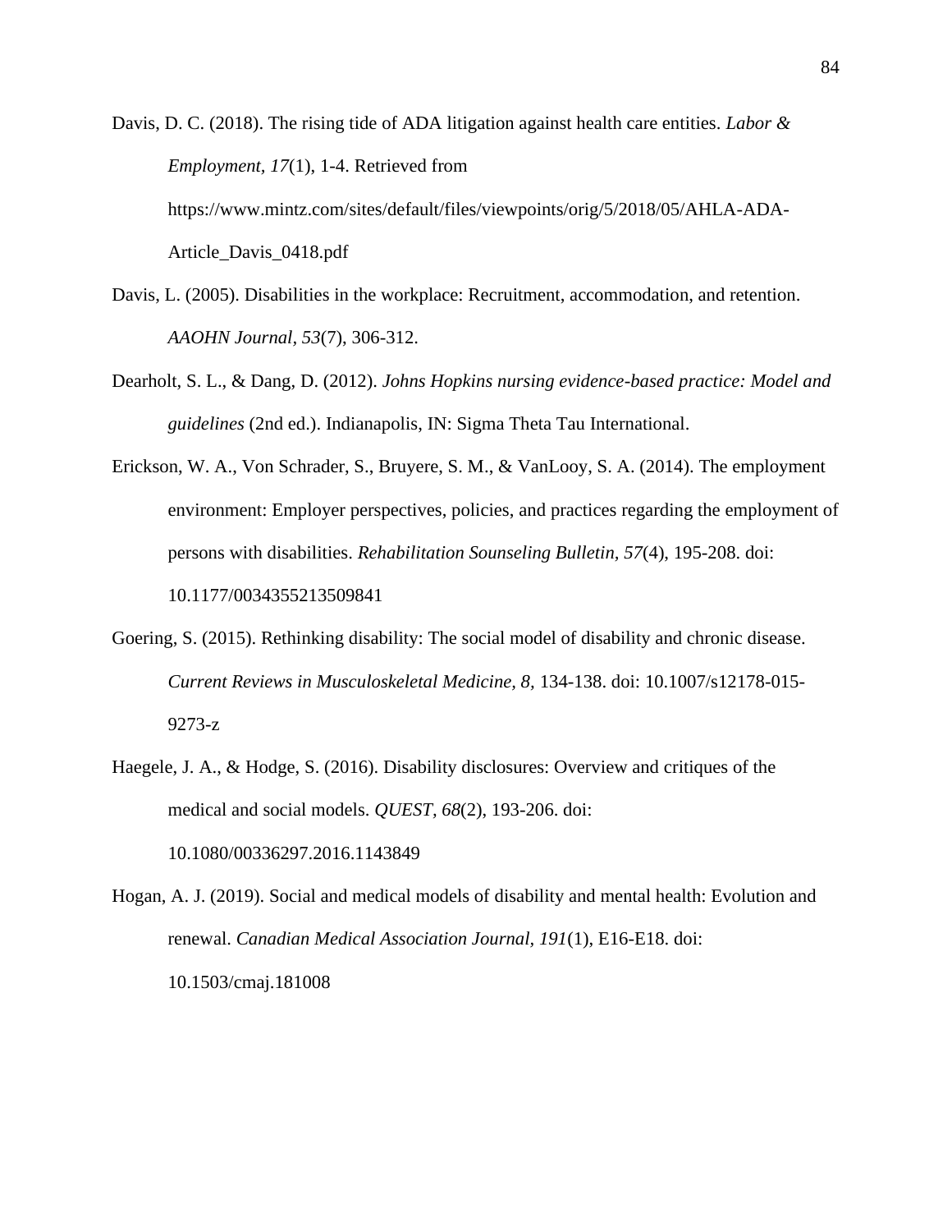Davis, D. C. (2018). The rising tide of ADA litigation against health care entities. *Labor & Employment*, *17*(1), 1-4. Retrieved from https://www.mintz.com/sites/default/files/viewpoints/orig/5/2018/05/AHLA-ADA-Article_Davis_0418.pdf

Davis, L. (2005). Disabilities in the workplace: Recruitment, accommodation, and retention. *AAOHN Journal*, *53*(7), 306-312.

Dearholt, S. L., & Dang, D. (2012). *Johns Hopkins nursing evidence-based practice: Model and guidelines* (2nd ed.). Indianapolis, IN: Sigma Theta Tau International.

Erickson, W. A., Von Schrader, S., Bruyere, S. M., & VanLooy, S. A. (2014). The employment environment: Employer perspectives, policies, and practices regarding the employment of persons with disabilities. *Rehabilitation Sounseling Bulletin, 57*(4), 195-208. doi: 10.1177/0034355213509841

Goering, S. (2015). Rethinking disability: The social model of disability and chronic disease. *Current Reviews in Musculoskeletal Medicine, 8,* 134-138. doi: 10.1007/s12178-015-9273-z

Haegele, J. A., & Hodge, S. (2016). Disability disclosures: Overview and critiques of the medical and social models. *QUEST*, *68*(2), 193-206. doi: 10.1080/00336297.2016.1143849

Hogan, A. J. (2019). Social and medical models of disability and mental health: Evolution and renewal. *Canadian Medical Association Journal, 191*(1), E16-E18. doi: 10.1503/cmaj.181008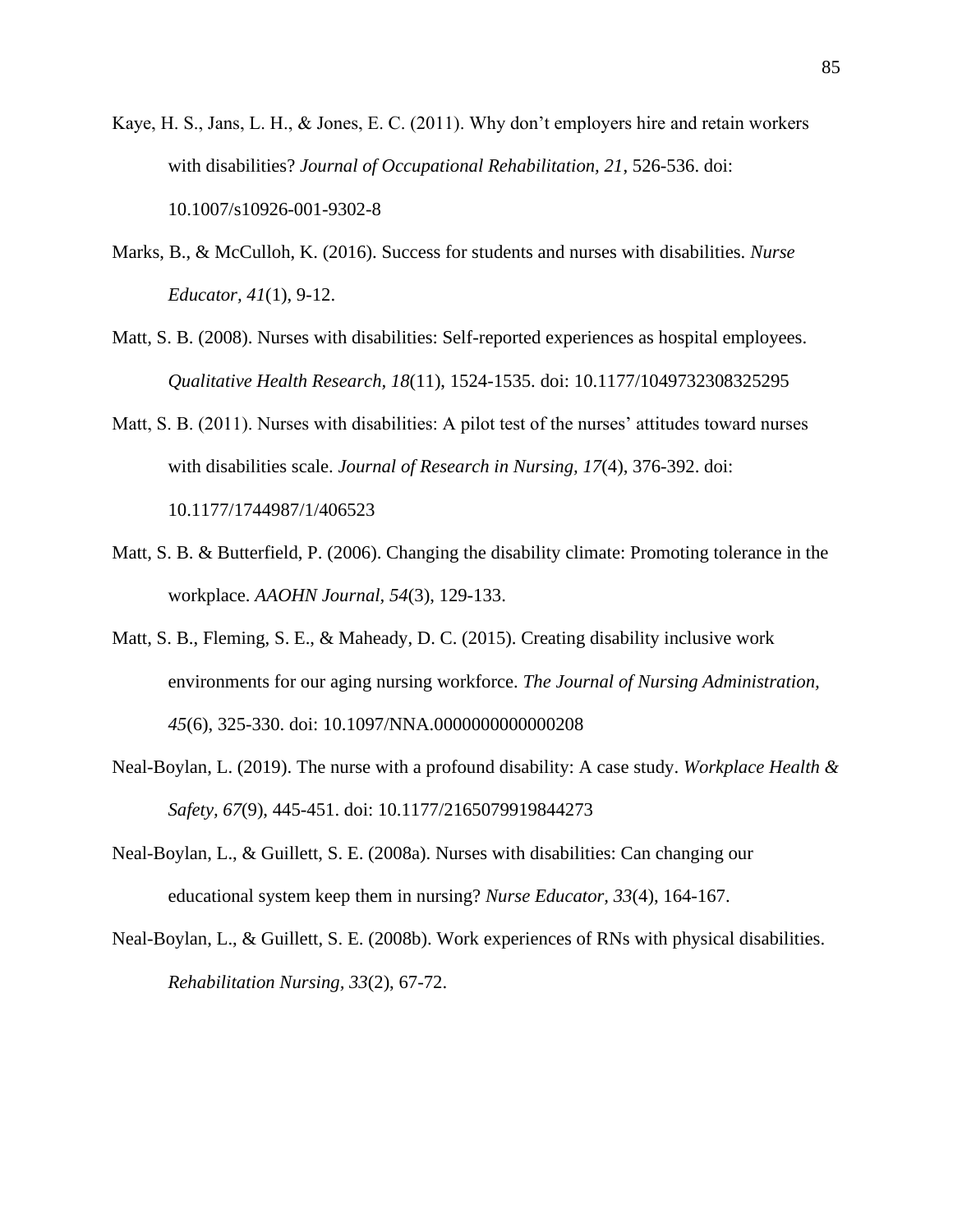Kaye, H. S., Jans, L. H., & Jones, E. C. (2011). Why don't employers hire and retain workers with disabilities? *Journal of Occupational Rehabilitation, 21*, 526-536. doi: 10.1007/s10926-001-9302-8

Marks, B., & McCulloh, K. (2016). Success for students and nurses with disabilities. *Nurse Educator, 41*(1), 9-12.

Matt, S. B. (2008). Nurses with disabilities: Self-reported experiences as hospital employees. *Qualitative Health Research, 18*(11), 1524-1535. doi: 10.1177/1049732308325295

Matt, S. B. (2011). Nurses with disabilities: A pilot test of the nurses' attitudes toward nurses with disabilities scale. *Journal of Research in Nursing, 17*(4), 376-392. doi: 10.1177/1744987/1/406523

Matt, S. B. & Butterfield, P. (2006). Changing the disability climate: Promoting tolerance in the workplace. *AAOHN Journal, 54*(3), 129-133.

Matt, S. B., Fleming, S. E., & Maheady, D. C. (2015). Creating disability inclusive work environments for our aging nursing workforce. *The Journal of Nursing Administration, 45*(6), 325-330. doi: 10.1097/NNA.0000000000000208

Neal-Boylan, L. (2019). The nurse with a profound disability: A case study. *Workplace Health & Safety, 67*(9), 445-451. doi: 10.1177/2165079919844273

Neal-Boylan, L., & Guillett, S. E. (2008a). Nurses with disabilities: Can changing our educational system keep them in nursing? *Nurse Educator, 33*(4), 164-167.

Neal-Boylan, L., & Guillett, S. E. (2008b). Work experiences of RNs with physical disabilities. *Rehabilitation Nursing, 33*(2), 67-72.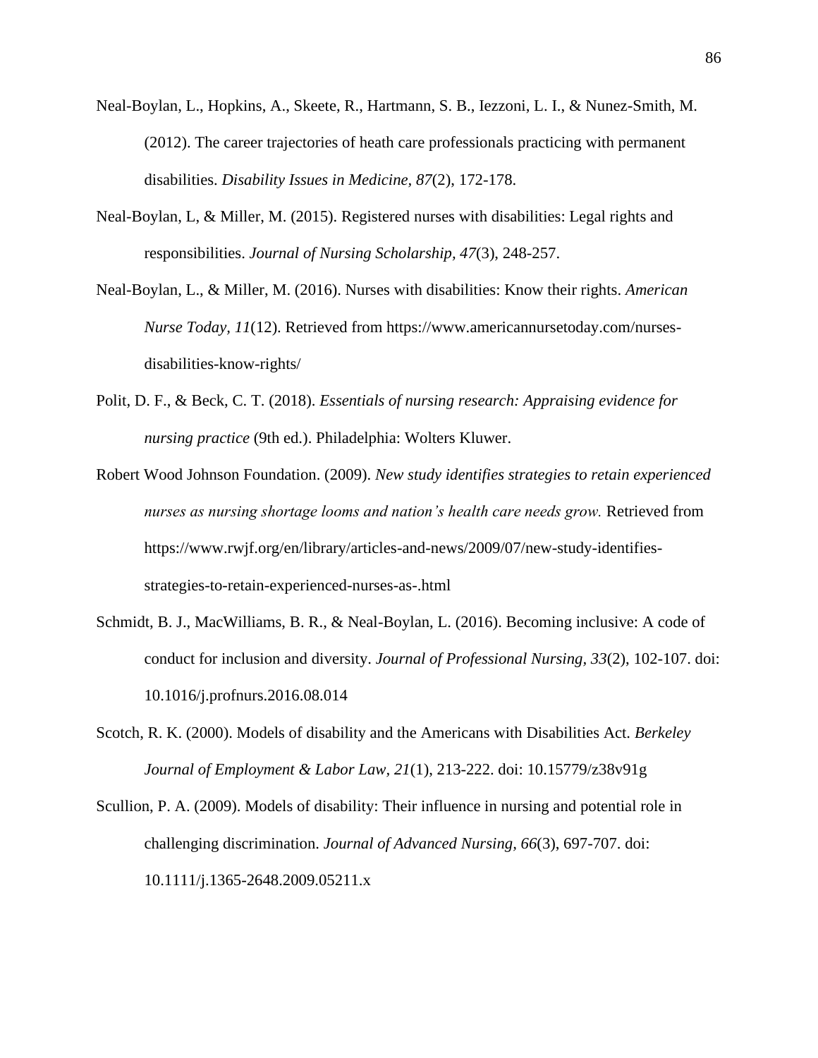Neal-Boylan, L., Hopkins, A., Skeete, R., Hartmann, S. B., Iezzoni, L. I., & Nunez-Smith, M. (2012). The career trajectories of heath care professionals practicing with permanent disabilities. *Disability Issues in Medicine, 87*(2), 172-178.

Neal-Boylan, L, & Miller, M. (2015). Registered nurses with disabilities: Legal rights and responsibilities. *Journal of Nursing Scholarship, 47*(3), 248-257.

Neal-Boylan, L., & Miller, M. (2016). Nurses with disabilities: Know their rights. *American Nurse Today, 11*(12). Retrieved from https://www.americannursetoday.com/nurses-disabilities-know-rights/

Polit, D. F., & Beck, C. T. (2018). *Essentials of nursing research: Appraising evidence for nursing practice* (9th ed.). Philadelphia: Wolters Kluwer.

Robert Wood Johnson Foundation. (2009). *New study identifies strategies to retain experienced nurses as nursing shortage looms and nation's health care needs grow.* Retrieved from https://www.rwjf.org/en/library/articles-and-news/2009/07/new-study-identifies-strategies-to-retain-experienced-nurses-as-.html

Schmidt, B. J., MacWilliams, B. R., & Neal-Boylan, L. (2016). Becoming inclusive: A code of conduct for inclusion and diversity. *Journal of Professional Nursing, 33*(2), 102-107. doi: 10.1016/j.profnurs.2016.08.014

Scotch, R. K. (2000). Models of disability and the Americans with Disabilities Act. *Berkeley Journal of Employment & Labor Law, 21*(1), 213-222. doi: 10.15779/z38v91g

Scullion, P. A. (2009). Models of disability: Their influence in nursing and potential role in challenging discrimination. *Journal of Advanced Nursing, 66*(3), 697-707. doi: 10.1111/j.1365-2648.2009.05211.x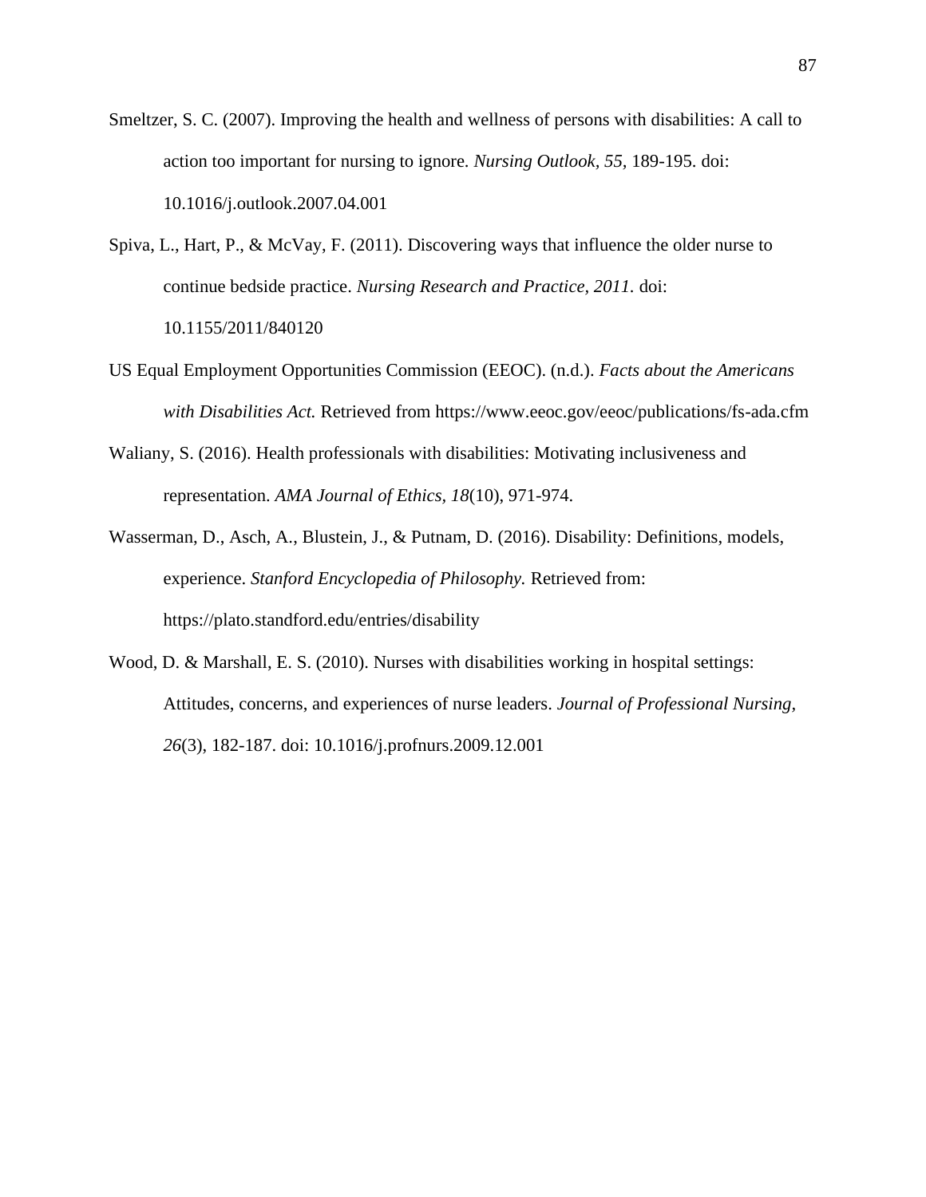Smeltzer, S. C. (2007). Improving the health and wellness of persons with disabilities: A call to action too important for nursing to ignore. *Nursing Outlook, 55*, 189-195. doi: 10.1016/j.outlook.2007.04.001

Spiva, L., Hart, P., & McVay, F. (2011). Discovering ways that influence the older nurse to continue bedside practice. *Nursing Research and Practice, 2011.* doi: 10.1155/2011/840120

US Equal Employment Opportunities Commission (EEOC). (n.d.). *Facts about the Americans with Disabilities Act.* Retrieved from https://www.eeoc.gov/eeoc/publications/fs-ada.cfm

Waliany, S. (2016). Health professionals with disabilities: Motivating inclusiveness and representation. *AMA Journal of Ethics, 18*(10), 971-974.

Wasserman, D., Asch, A., Blustein, J., & Putnam, D. (2016). Disability: Definitions, models, experience. *Stanford Encyclopedia of Philosophy.* Retrieved from: https://plato.standford.edu/entries/disability

Wood, D. & Marshall, E. S. (2010). Nurses with disabilities working in hospital settings: Attitudes, concerns, and experiences of nurse leaders. *Journal of Professional Nursing, 26*(3), 182-187. doi: 10.1016/j.profnurs.2009.12.001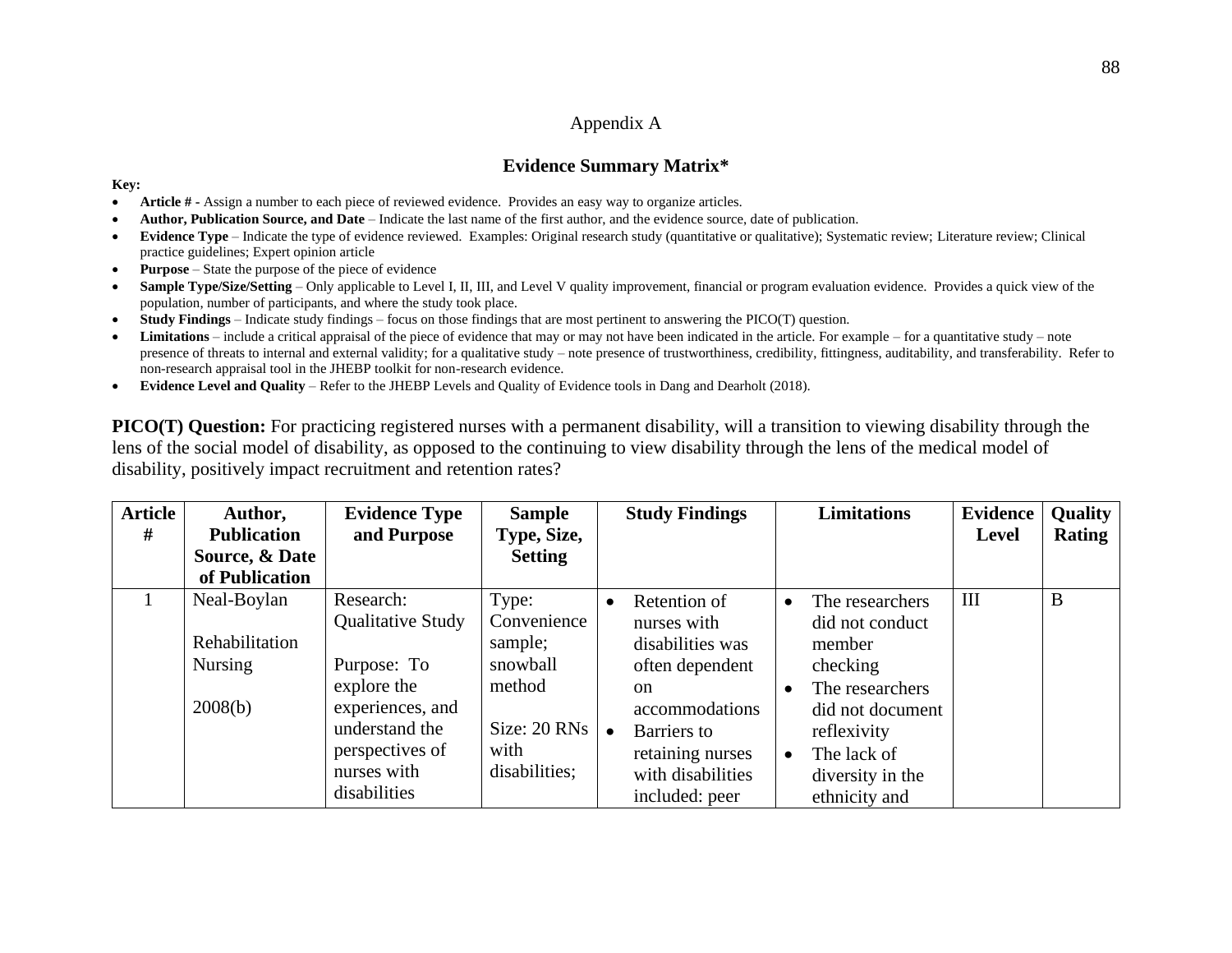## Appendix A

### Evidence Summary Matrix*

**Key:**

- **Article # -** Assign a number to each piece of reviewed evidence. Provides an easy way to organize articles.
- **Author, Publication Source, and Date** – Indicate the last name of the first author, and the evidence source, date of publication.
- **Evidence Type** – Indicate the type of evidence reviewed. Examples: Original research study (quantitative or qualitative); Systematic review; Literature review; Clinical practice guidelines; Expert opinion article
- **Purpose** – State the purpose of the piece of evidence
- **Sample Type/Size/Setting** – Only applicable to Level I, II, III, and Level V quality improvement, financial or program evaluation evidence. Provides a quick view of the population, number of participants, and where the study took place.
- **Study Findings** – Indicate study findings – focus on those findings that are most pertinent to answering the PICO(T) question.
- **Limitations** – include a critical appraisal of the piece of evidence that may or may not have been indicated in the article. For example – for a quantitative study – note presence of threats to internal and external validity; for a qualitative study – note presence of trustworthiness, credibility, fittingness, auditability, and transferability. Refer to non-research appraisal tool in the JHEBP toolkit for non-research evidence.
- **Evidence Level and Quality** – Refer to the JHEBP Levels and Quality of Evidence tools in Dang and Dearholt (2018).

**PICO(T) Question:** For practicing registered nurses with a permanent disability, will a transition to viewing disability through the lens of the social model of disability, as opposed to the continuing to view disability through the lens of the medical model of disability, positively impact recruitment and retention rates?

| Article # | Author, Publication Source, & Date of Publication | Evidence Type and Purpose | Sample Type, Size, Setting | Study Findings | Limitations | Evidence Level | Quality Rating |
|---|---|---|---|---|---|---|---|
| 1 | Neal-Boylan<br><br>Rehabilitation Nursing<br><br>2008(b) | Research: Qualitative Study<br><br>Purpose: To explore the experiences, and understand the perspectives of nurses with disabilities | Type: Convenience sample; snowball method<br><br>Size: 20 RNs with disabilities; | • Retention of nurses with disabilities was often dependent on accommodations<br>• Barriers to retaining nurses with disabilities included: peer | • The researchers did not conduct member checking<br>• The researchers did not document reflexivity<br>• The lack of diversity in the ethnicity and | III | B |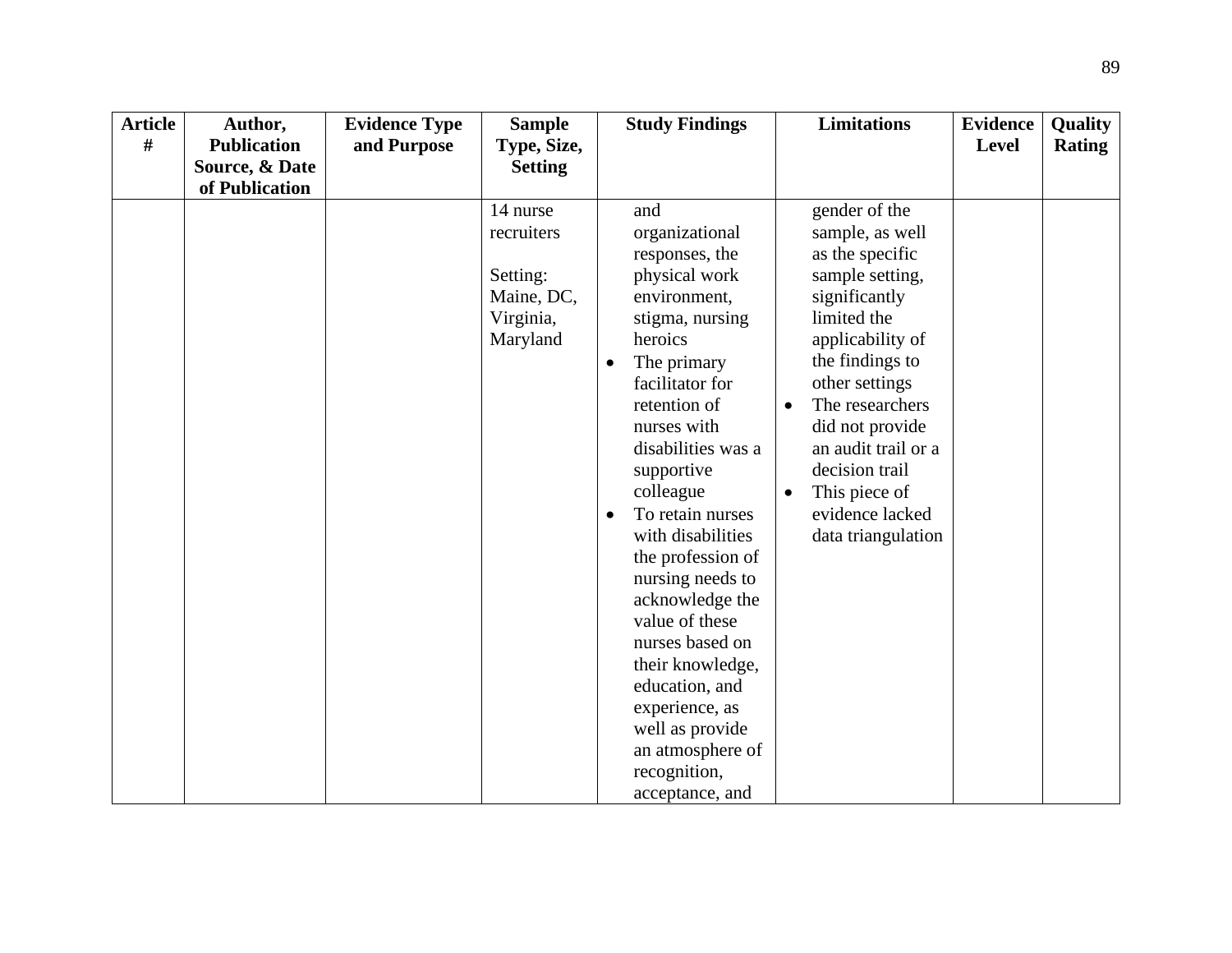| Article # | Author, Publication Source, & Date of Publication | Evidence Type and Purpose | Sample Type, Size, Setting | Study Findings | Limitations | Evidence Level | Quality Rating |
|---|---|---|---|---|---|---|---|
| | | | 14 nurse recruiters<br><br>Setting: Maine, DC, Virginia, Maryland | and organizational responses, the physical work environment, stigma, nursing heroics<br>• The primary facilitator for retention of nurses with disabilities was a supportive colleague<br>• To retain nurses with disabilities the profession of nursing needs to acknowledge the value of these nurses based on their knowledge, education, and experience, as well as provide an atmosphere of recognition, acceptance, and | gender of the sample, as well as the specific sample setting, significantly limited the applicability of the findings to other settings<br>• The researchers did not provide an audit trail or a decision trail<br>• This piece of evidence lacked data triangulation | | |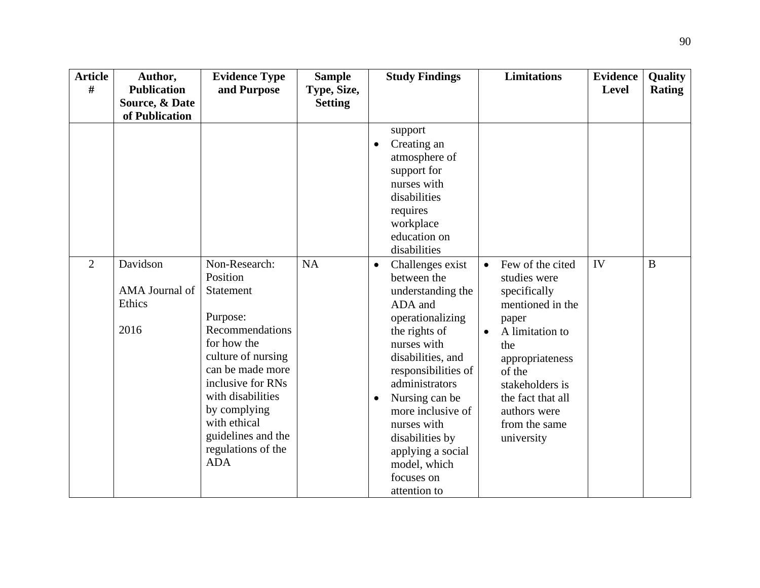| Article # | Author, Publication Source, & Date of Publication | Evidence Type and Purpose | Sample Type, Size, Setting | Study Findings | Limitations | Evidence Level | Quality Rating |
|---|---|---|---|---|---|---|---|
| | | | | support<br>• Creating an atmosphere of support for nurses with disabilities requires workplace education on disabilities | | | |
| 2 | Davidson<br><br>AMA Journal of Ethics<br><br>2016 | Non-Research: Position Statement<br><br>Purpose: Recommendations for how the culture of nursing can be made more inclusive for RNs with disabilities by complying with ethical guidelines and the regulations of the ADA | NA | • Challenges exist between the understanding the ADA and operationalizing the rights of nurses with disabilities, and responsibilities of administrators<br>• Nursing can be more inclusive of nurses with disabilities by applying a social model, which focuses on attention to | • Few of the cited studies were specifically mentioned in the paper<br>• A limitation to the appropriateness of the stakeholders is the fact that all authors were from the same university | IV | B |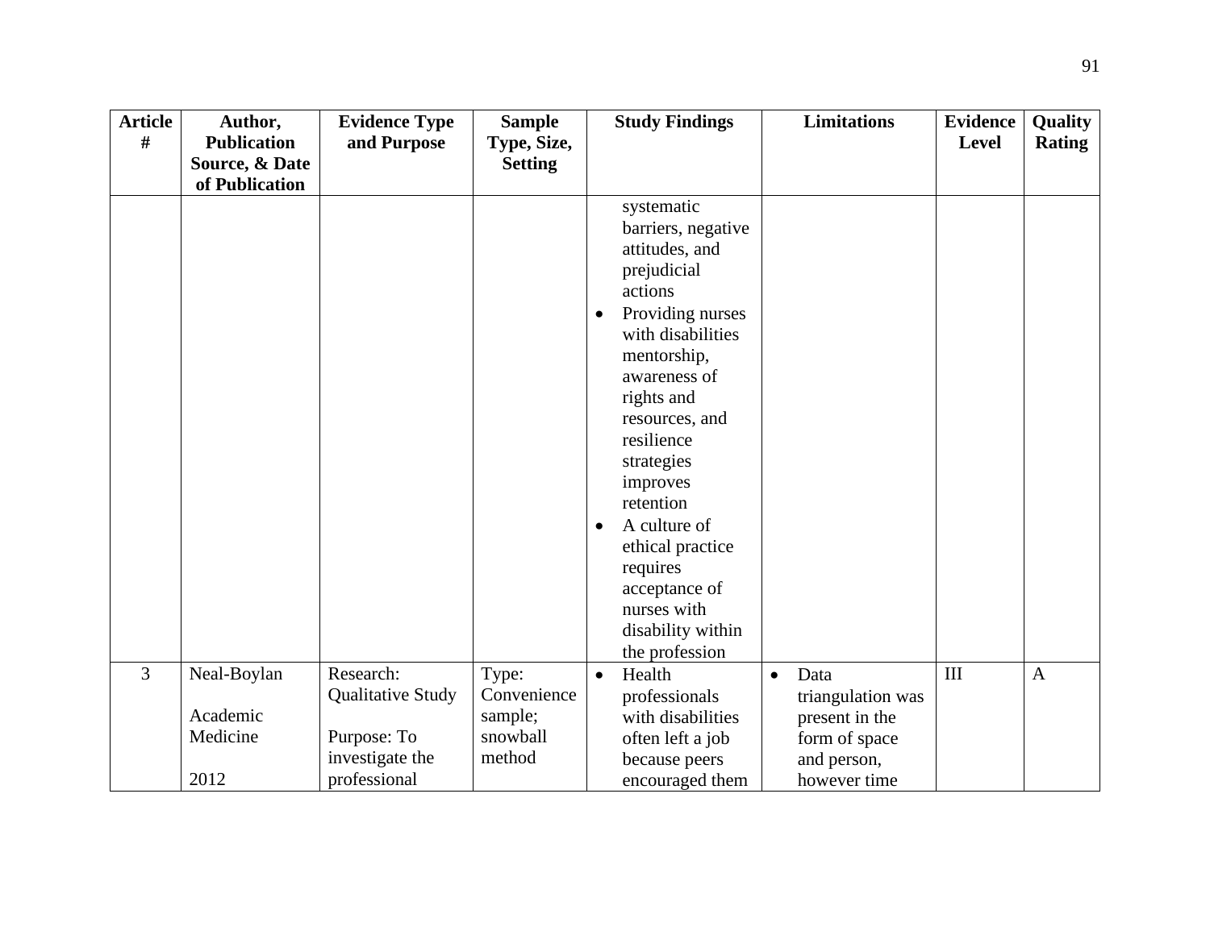| Article # | Author, Publication Source, & Date of Publication | Evidence Type and Purpose | Sample Type, Size, Setting | Study Findings | Limitations | Evidence Level | Quality Rating |
|---|---|---|---|---|---|---|---|
| | | | | systematic barriers, negative attitudes, and prejudicial actions<br>• Providing nurses with disabilities mentorship, awareness of rights and resources, and resilience strategies improves retention<br>• A culture of ethical practice requires acceptance of nurses with disability within the profession | | | |
| 3 | Neal-Boylan<br><br>Academic Medicine<br><br>2012 | Research: Qualitative Study<br><br>Purpose: To investigate the professional | Type: Convenience sample; snowball method | • Health professionals with disabilities often left a job because peers encouraged them | • Data triangulation was present in the form of space and person, however time | III | A |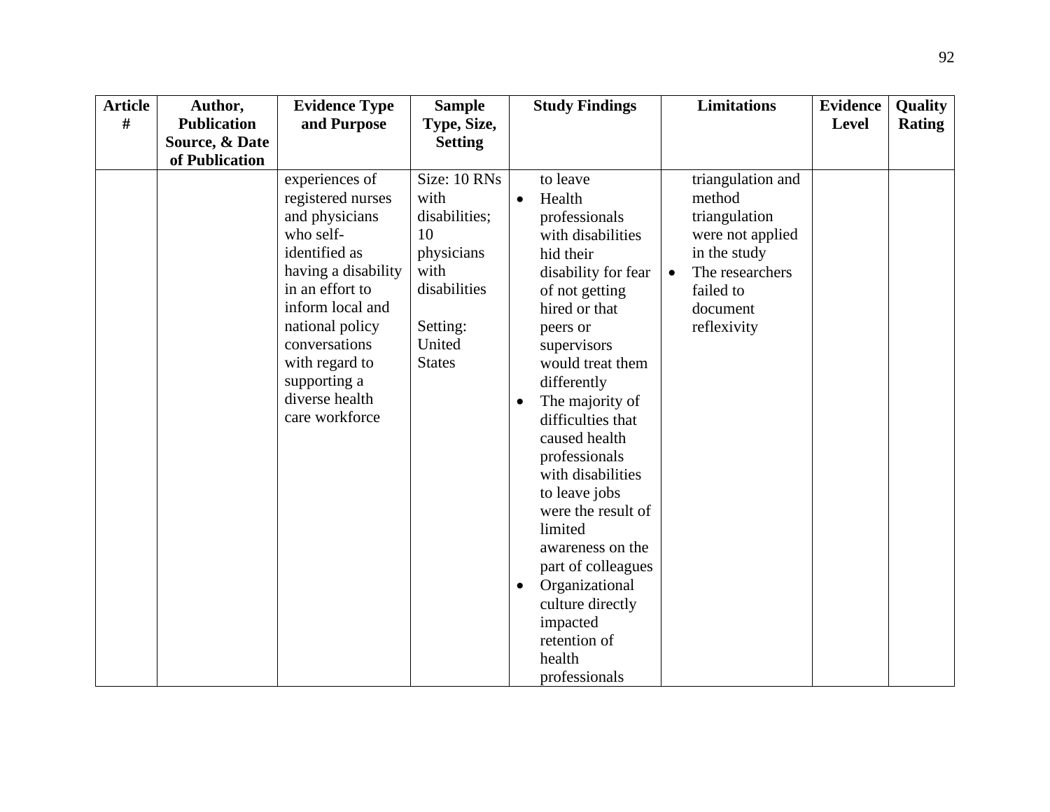| Article # | Author, Publication Source, & Date of Publication | Evidence Type and Purpose | Sample Type, Size, Setting | Study Findings | Limitations | Evidence Level | Quality Rating |
|---|---|---|---|---|---|---|---|
| | | experiences of registered nurses and physicians who self-identified as having a disability in an effort to inform local and national policy conversations with regard to supporting a diverse health care workforce | Size: 10 RNs with disabilities; 10 physicians with disabilities<br><br>Setting: United States | to leave<br>• Health professionals with disabilities hid their disability for fear of not getting hired or that peers or supervisors would treat them differently<br>• The majority of difficulties that caused health professionals with disabilities to leave jobs were the result of limited awareness on the part of colleagues<br>• Organizational culture directly impacted retention of health professionals | triangulation and method triangulation were not applied in the study<br>• The researchers failed to document reflexivity | | |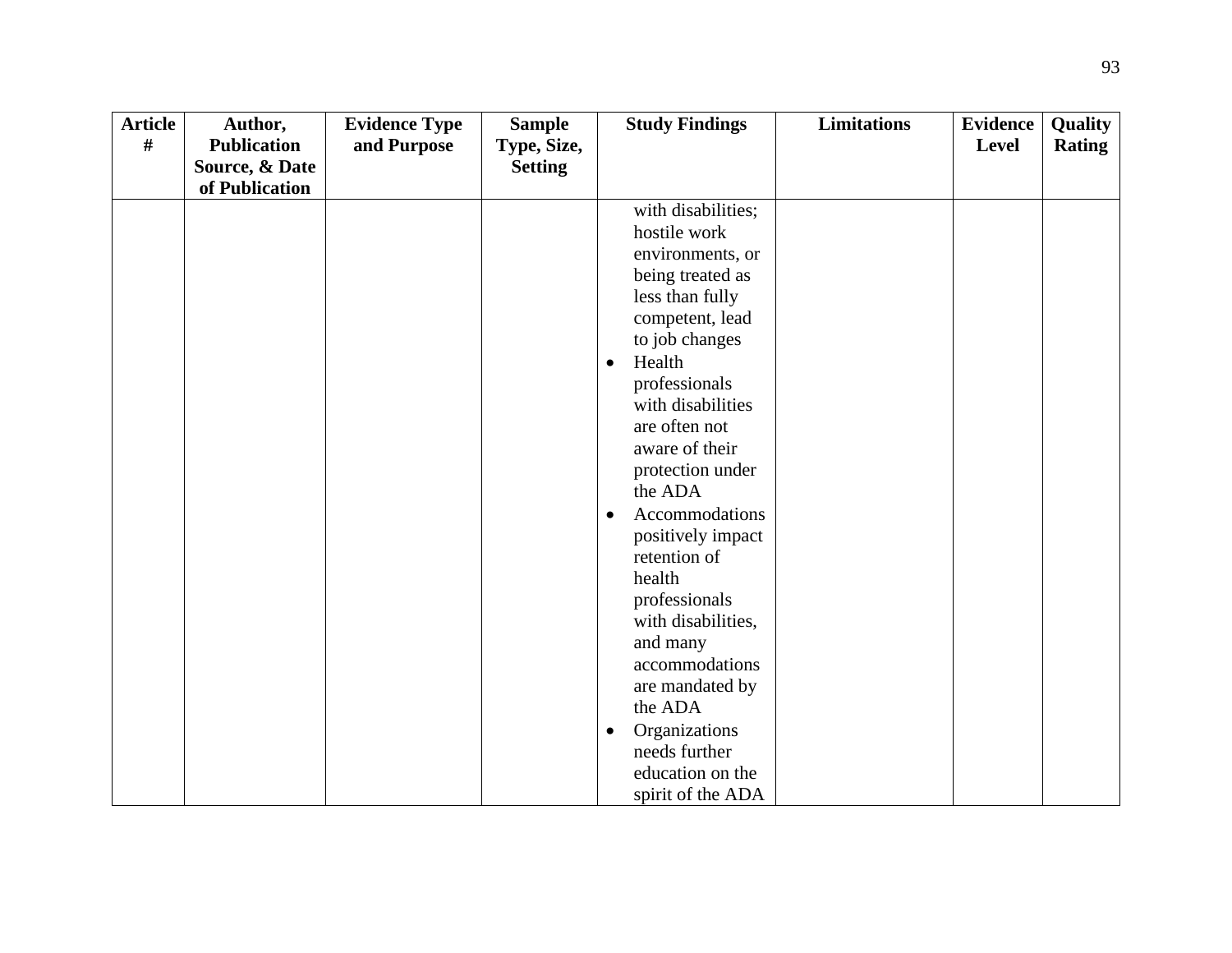| Article # | Author, Publication Source, & Date of Publication | Evidence Type and Purpose | Sample Type, Size, Setting | Study Findings | Limitations | Evidence Level | Quality Rating |
|---|---|---|---|---|---|---|---|
| | | | | with disabilities; hostile work environments, or being treated as less than fully competent, lead to job changes<br>• Health professionals with disabilities are often not aware of their protection under the ADA<br>• Accommodations positively impact retention of health professionals with disabilities, and many accommodations are mandated by the ADA<br>• Organizations needs further education on the spirit of the ADA | | | |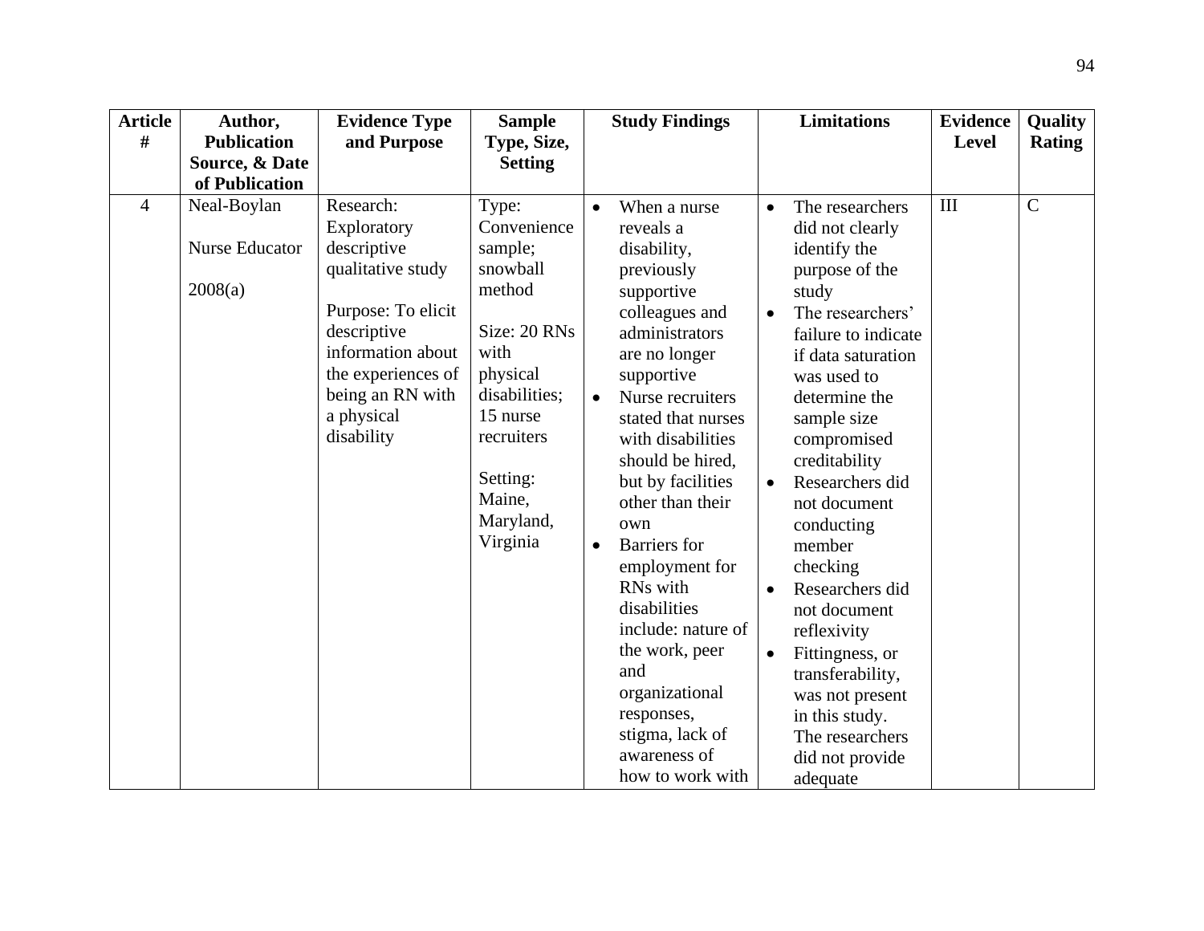| Article # | Author, Publication Source, & Date of Publication | Evidence Type and Purpose | Sample Type, Size, Setting | Study Findings | Limitations | Evidence Level | Quality Rating |
|---|---|---|---|---|---|---|---|
| 4 | Neal-Boylan<br><br>Nurse Educator<br><br>2008(a) | Research: Exploratory descriptive qualitative study<br><br>Purpose: To elicit descriptive information about the experiences of being an RN with a physical disability | Type: Convenience sample; snowball method<br><br>Size: 20 RNs with physical disabilities; 15 nurse recruiters<br><br>Setting: Maine, Maryland, Virginia | • When a nurse reveals a disability, previously supportive colleagues and administrators are no longer supportive<br>• Nurse recruiters stated that nurses with disabilities should be hired, but by facilities other than their own<br>• Barriers for employment for RNs with disabilities include: nature of the work, peer and organizational responses, stigma, lack of awareness of how to work with | • The researchers did not clearly identify the purpose of the study<br>• The researchers' failure to indicate if data saturation was used to determine the sample size compromised creditability<br>• Researchers did not document conducting member checking<br>• Researchers did not document reflexivity<br>• Fittingness, or transferability, was not present in this study. The researchers did not provide adequate | III | C |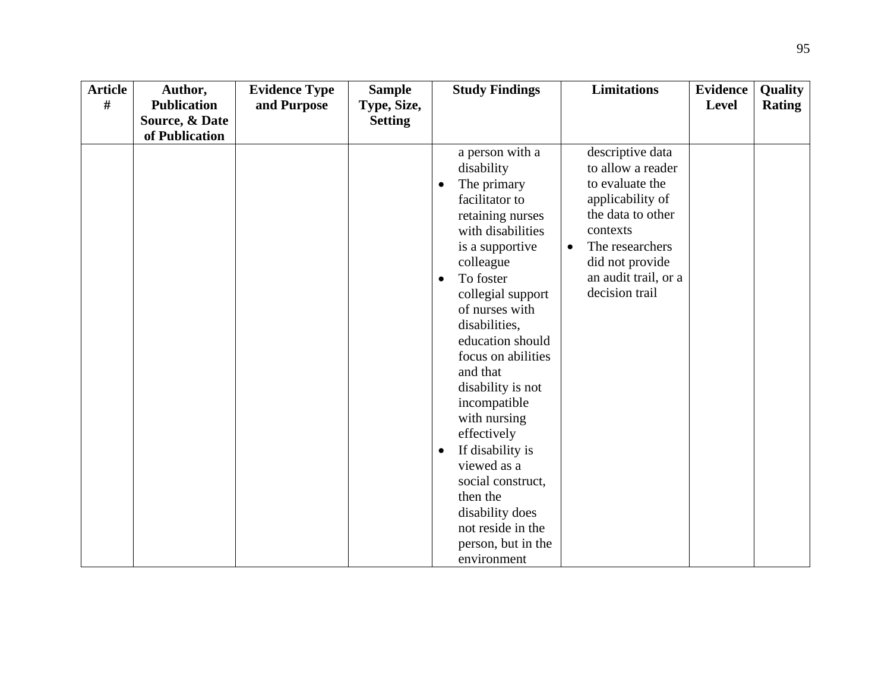| Article # | Author, Publication Source, & Date of Publication | Evidence Type and Purpose | Sample Type, Size, Setting | Study Findings | Limitations | Evidence Level | Quality Rating |
|---|---|---|---|---|---|---|---|
| | | | | a person with a disability<br>• The primary facilitator to retaining nurses with disabilities is a supportive colleague<br>• To foster collegial support of nurses with disabilities, education should focus on abilities and that disability is not incompatible with nursing effectively<br>• If disability is viewed as a social construct, then the disability does not reside in the person, but in the environment | descriptive data to allow a reader to evaluate the applicability of the data to other contexts<br>• The researchers did not provide an audit trail, or a decision trail | | |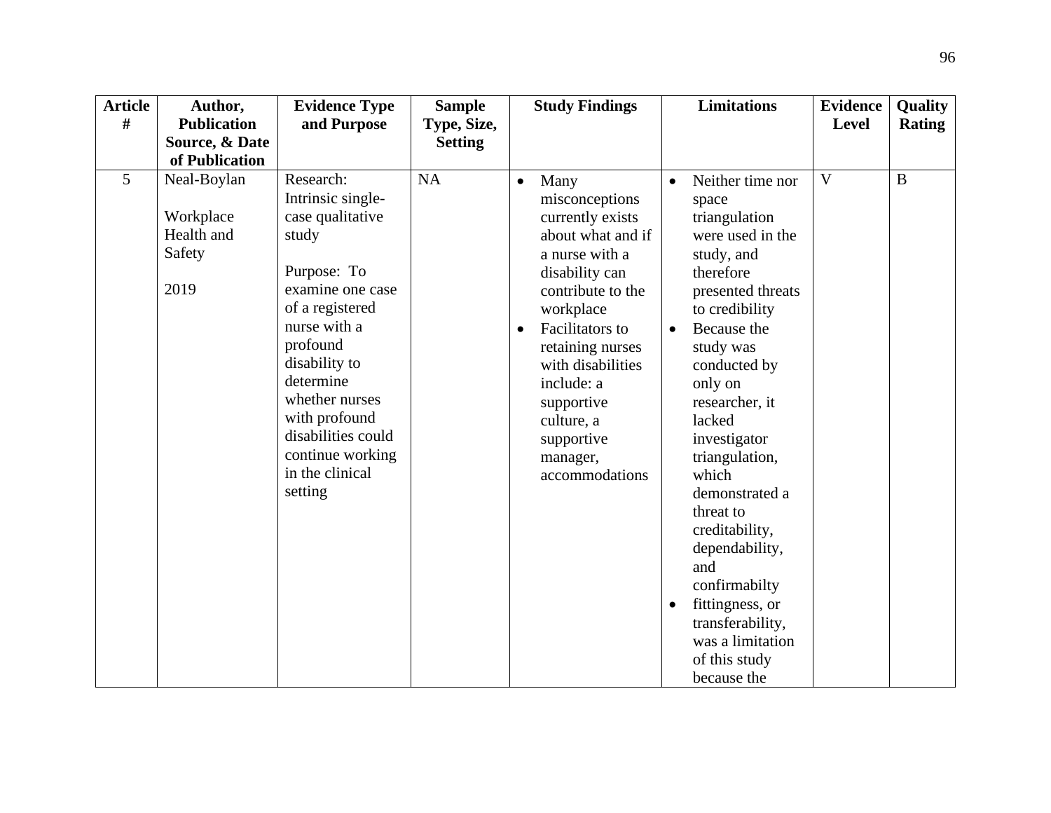| Article # | Author, Publication Source, & Date of Publication | Evidence Type and Purpose | Sample Type, Size, Setting | Study Findings | Limitations | Evidence Level | Quality Rating |
|---|---|---|---|---|---|---|---|
| 5 | Neal-Boylan<br><br>Workplace Health and Safety<br><br>2019 | Research: Intrinsic single-case qualitative study<br><br>Purpose: To examine one case of a registered nurse with a profound disability to determine whether nurses with profound disabilities could continue working in the clinical setting | NA | • Many misconceptions currently exists about what and if a nurse with a disability can contribute to the workplace<br>• Facilitators to retaining nurses with disabilities include: a supportive culture, a supportive manager, accommodations | • Neither time nor space triangulation were used in the study, and therefore presented threats to credibility<br>• Because the study was conducted by only on researcher, it lacked investigator triangulation, which demonstrated a threat to creditability, dependability, and confirmabilty<br>• fittingness, or transferability, was a limitation of this study because the | V | B |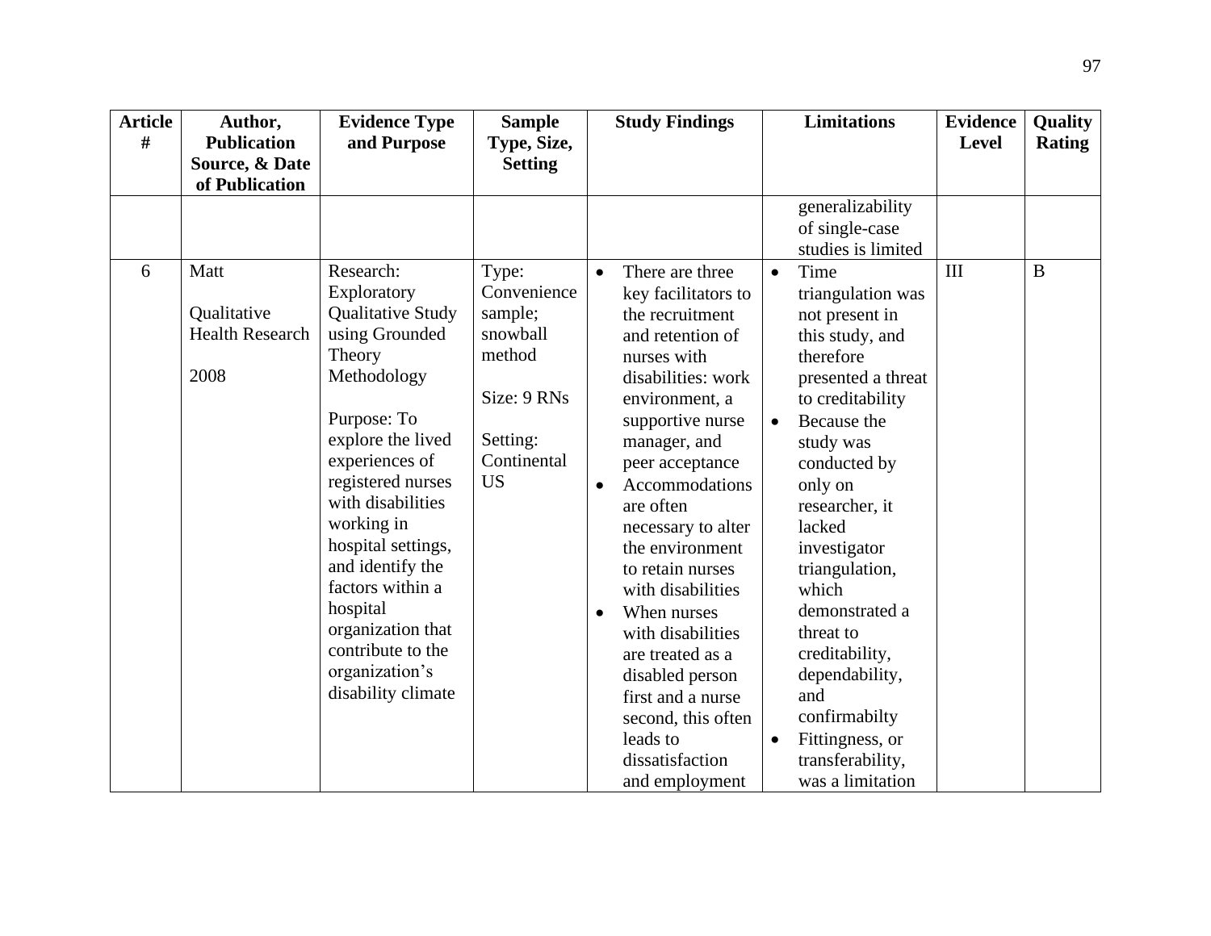| Article # | Author, Publication Source, & Date of Publication | Evidence Type and Purpose | Sample Type, Size, Setting | Study Findings | Limitations | Evidence Level | Quality Rating |
|---|---|---|---|---|---|---|---|
| | | | | | generalizability of single-case studies is limited | | |
| 6 | Matt<br><br>Qualitative Health Research<br><br>2008 | Research: Exploratory Qualitative Study using Grounded Theory Methodology<br><br>Purpose: To explore the lived experiences of registered nurses with disabilities working in hospital settings, and identify the factors within a hospital organization that contribute to the organization's disability climate | Type: Convenience sample; snowball method<br><br>Size: 9 RNs<br><br>Setting: Continental US | • There are three key facilitators to the recruitment and retention of nurses with disabilities: work environment, a supportive nurse manager, and peer acceptance<br>• Accommodations are often necessary to alter the environment to retain nurses with disabilities<br>• When nurses with disabilities are treated as a disabled person first and a nurse second, this often leads to dissatisfaction and employment | • Time triangulation was not present in this study, and therefore presented a threat to creditability<br>• Because the study was conducted by only on researcher, it lacked investigator triangulation, which demonstrated a threat to creditability, dependability, and confirmabilty<br>• Fittingness, or transferability, was a limitation | III | B |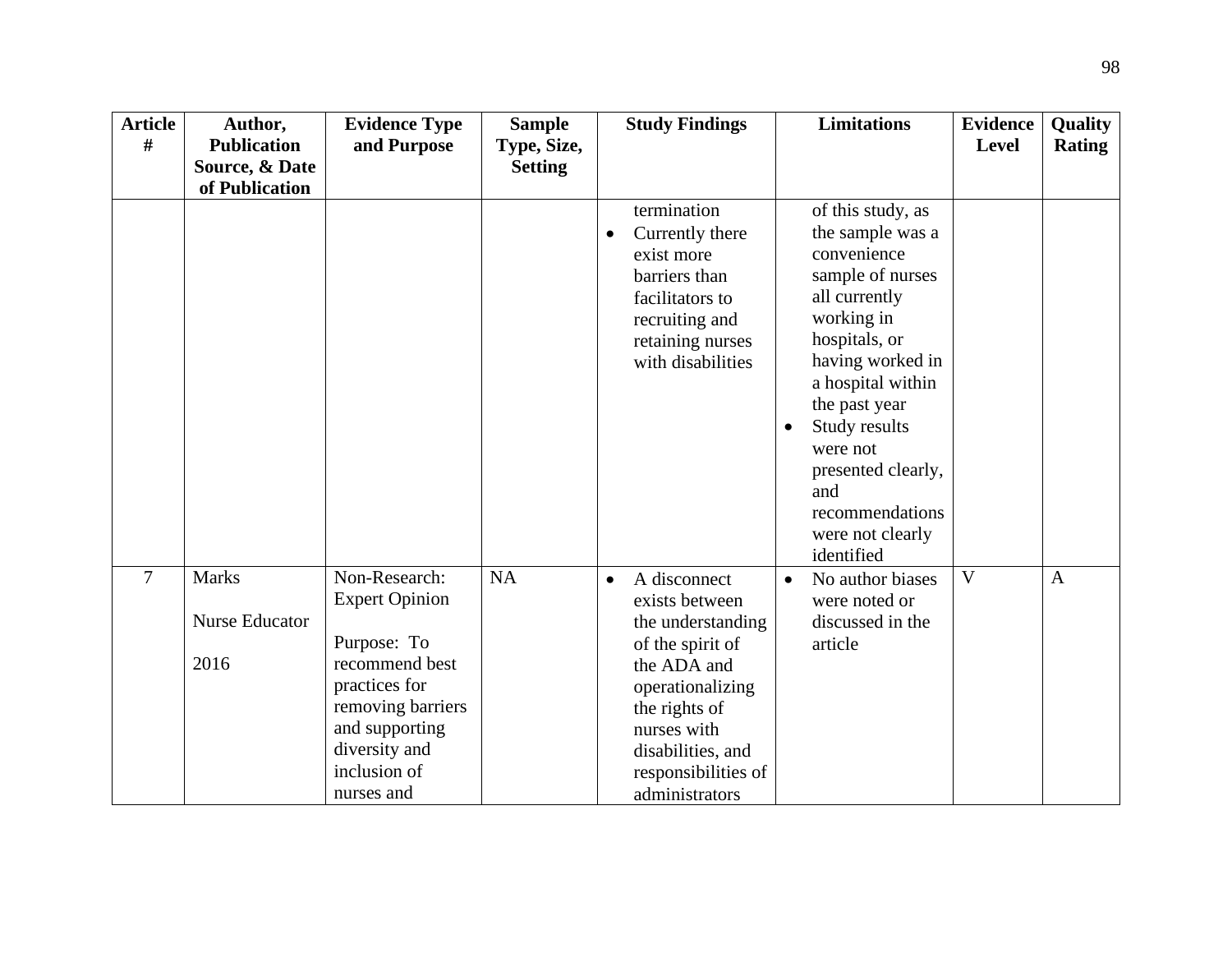| Article # | Author, Publication Source, & Date of Publication | Evidence Type and Purpose | Sample Type, Size, Setting | Study Findings | Limitations | Evidence Level | Quality Rating |
|---|---|---|---|---|---|---|---|
| | | | | termination<br>• Currently there exist more barriers than facilitators to recruiting and retaining nurses with disabilities | of this study, as the sample was a convenience sample of nurses all currently working in hospitals, or having worked in a hospital within the past year<br>• Study results were not presented clearly, and recommendations were not clearly identified | | |
| 7 | Marks<br><br>Nurse Educator<br><br>2016 | Non-Research: Expert Opinion<br><br>Purpose: To recommend best practices for removing barriers and supporting diversity and inclusion of nurses and | NA | • A disconnect exists between the understanding of the spirit of the ADA and operationalizing the rights of nurses with disabilities, and responsibilities of administrators | • No author biases were noted or discussed in the article | V | A |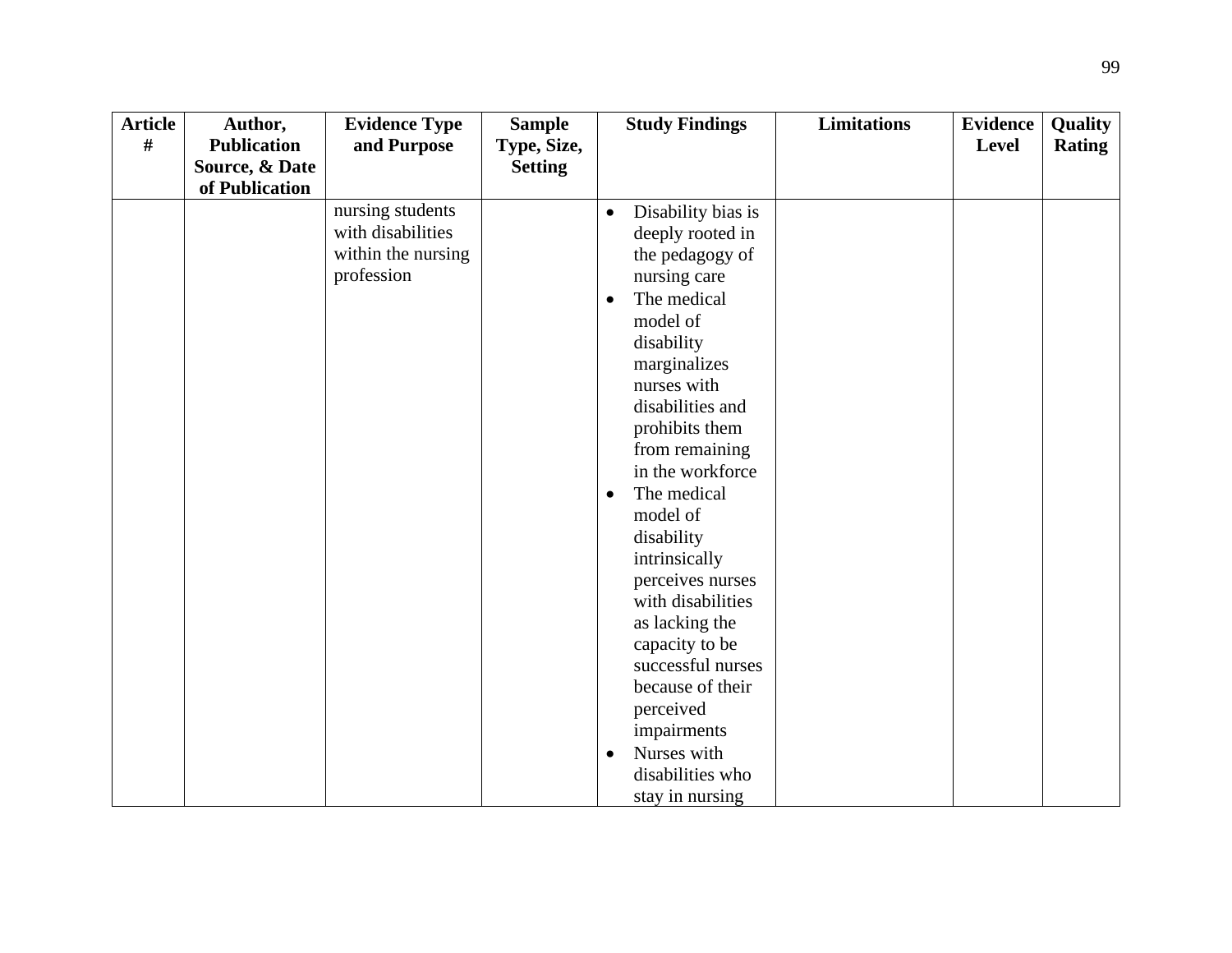| Article # | Author, Publication Source, & Date of Publication | Evidence Type and Purpose | Sample Type, Size, Setting | Study Findings | Limitations | Evidence Level | Quality Rating |
|---|---|---|---|---|---|---|---|
| | | nursing students with disabilities within the nursing profession | | • Disability bias is deeply rooted in the pedagogy of nursing care<br>• The medical model of disability marginalizes nurses with disabilities and prohibits them from remaining in the workforce<br>• The medical model of disability intrinsically perceives nurses with disabilities as lacking the capacity to be successful nurses because of their perceived impairments<br>• Nurses with disabilities who stay in nursing | | | |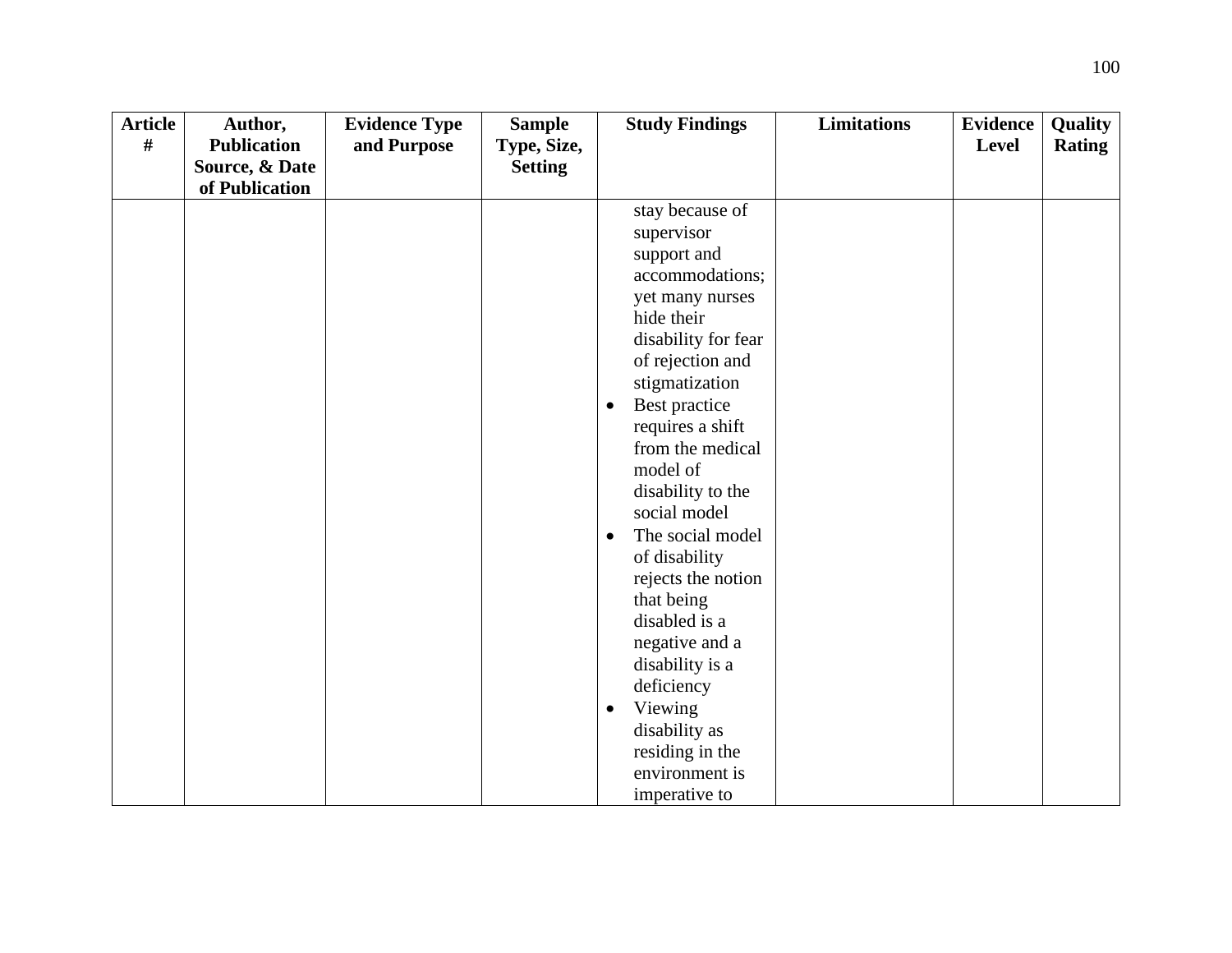| Article # | Author, Publication Source, & Date of Publication | Evidence Type and Purpose | Sample Type, Size, Setting | Study Findings | Limitations | Evidence Level | Quality Rating |
|---|---|---|---|---|---|---|---|
| | | | | stay because of supervisor support and accommodations; yet many nurses hide their disability for fear of rejection and stigmatization<br>• Best practice requires a shift from the medical model of disability to the social model<br>• The social model of disability rejects the notion that being disabled is a negative and a disability is a deficiency<br>• Viewing disability as residing in the environment is imperative to | | | |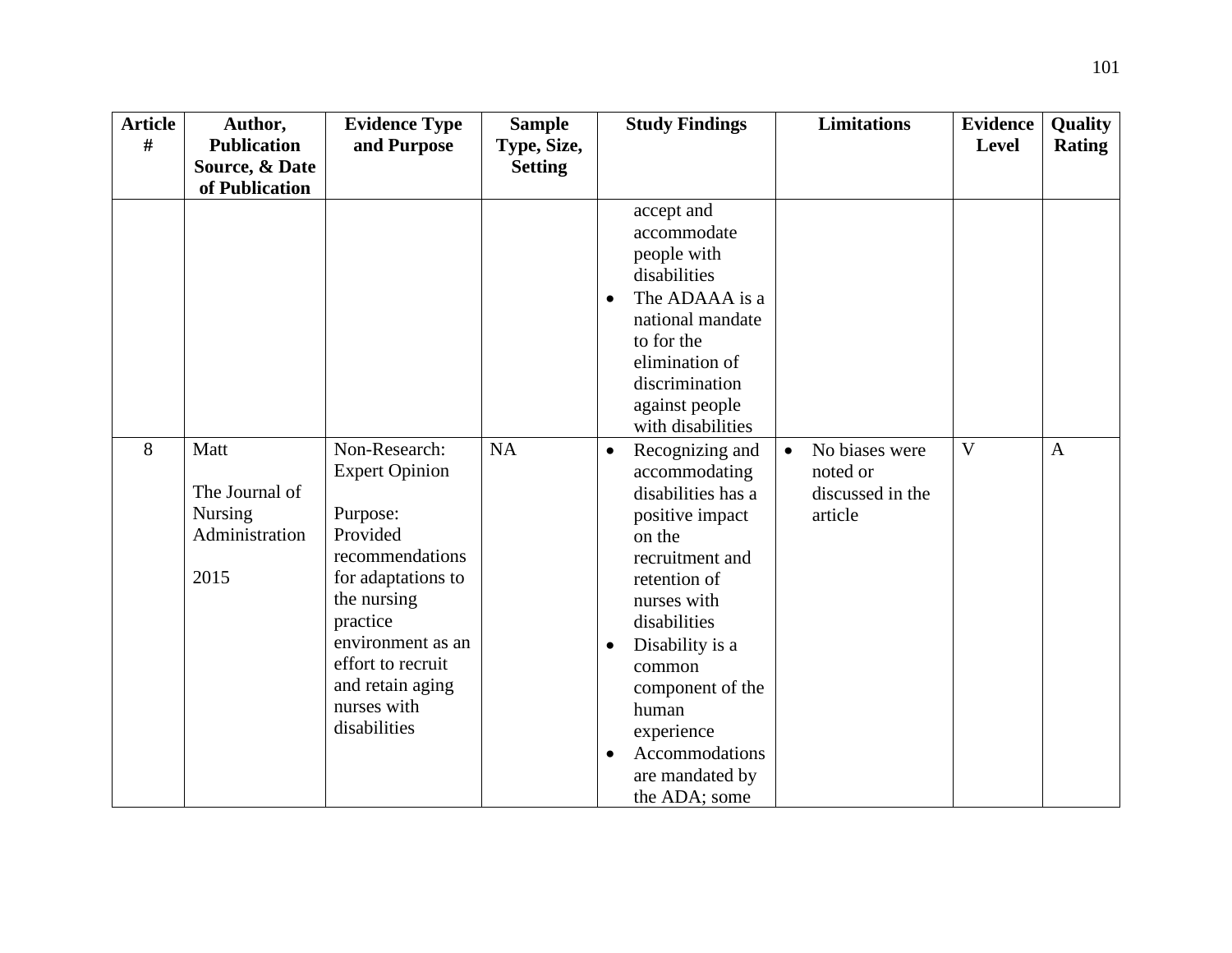| Article # | Author, Publication Source, & Date of Publication | Evidence Type and Purpose | Sample Type, Size, Setting | Study Findings | Limitations | Evidence Level | Quality Rating |
|---|---|---|---|---|---|---|---|
| | | | | accept and accommodate people with disabilities<br>• The ADAAA is a national mandate to for the elimination of discrimination against people with disabilities | | | |
| 8 | Matt<br><br>The Journal of Nursing Administration<br><br>2015 | Non-Research: Expert Opinion<br><br>Purpose: Provided recommendations for adaptations to the nursing practice environment as an effort to recruit and retain aging nurses with disabilities | NA | • Recognizing and accommodating disabilities has a positive impact on the recruitment and retention of nurses with disabilities<br>• Disability is a common component of the human experience<br>• Accommodations are mandated by the ADA; some | • No biases were noted or discussed in the article | V | A |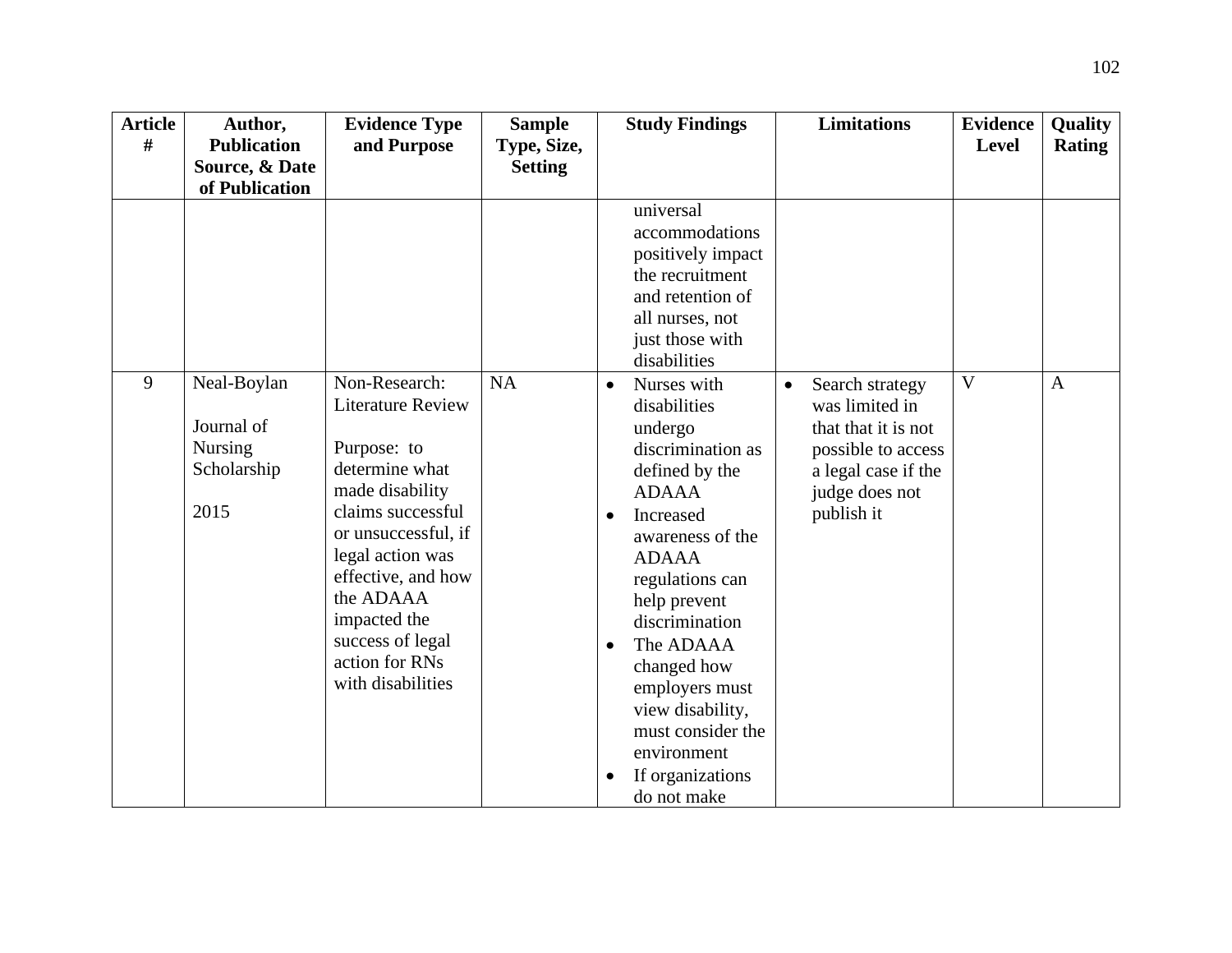| Article # | Author, Publication Source, & Date of Publication | Evidence Type and Purpose | Sample Type, Size, Setting | Study Findings | Limitations | Evidence Level | Quality Rating |
|---|---|---|---|---|---|---|---|
| | | | | universal accommodations positively impact the recruitment and retention of all nurses, not just those with disabilities | | | |
| 9 | Neal-Boylan<br><br>Journal of Nursing Scholarship<br><br>2015 | Non-Research: Literature Review<br><br>Purpose: to determine what made disability claims successful or unsuccessful, if legal action was effective, and how the ADAAA impacted the success of legal action for RNs with disabilities | NA | • Nurses with disabilities undergo discrimination as defined by the ADAAA<br>• Increased awareness of the ADAAA regulations can help prevent discrimination<br>• The ADAAA changed how employers must view disability, must consider the environment<br>• If organizations do not make | • Search strategy was limited in that that it is not possible to access a legal case if the judge does not publish it | V | A |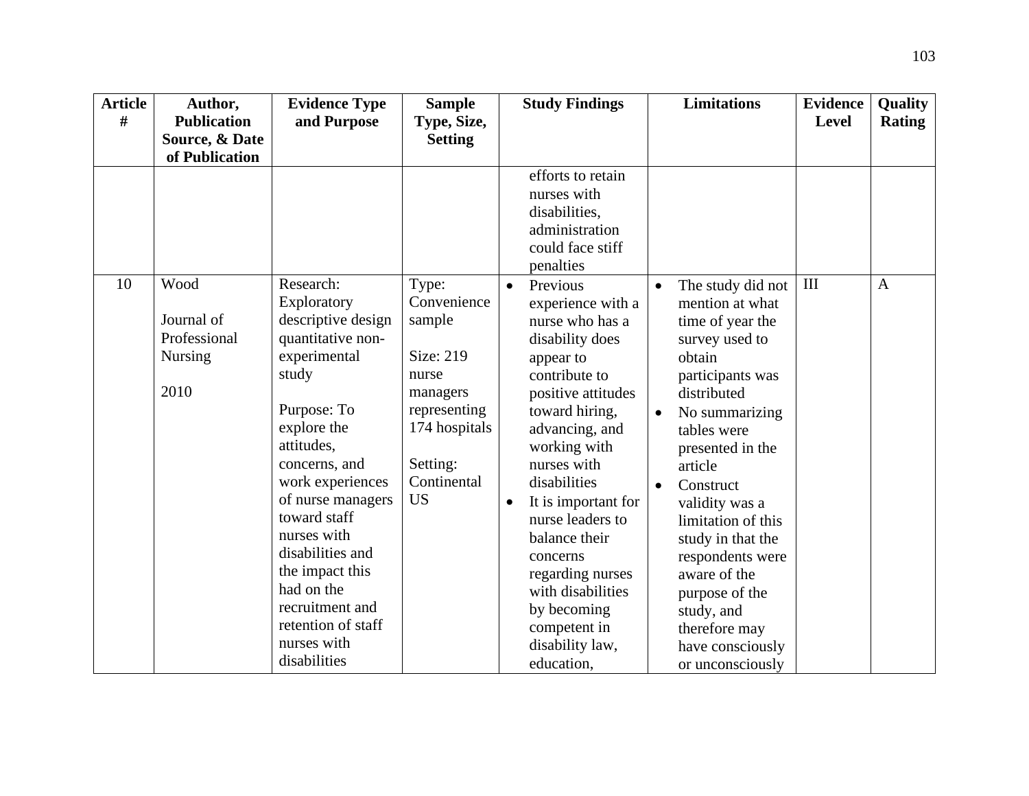| Article # | Author, Publication Source, & Date of Publication | Evidence Type and Purpose | Sample Type, Size, Setting | Study Findings | Limitations | Evidence Level | Quality Rating |
|---|---|---|---|---|---|---|---|
| | | | | efforts to retain nurses with disabilities, administration could face stiff penalties | | | |
| 10 | Wood<br><br>Journal of Professional Nursing<br><br>2010 | Research: Exploratory descriptive design quantitative non-experimental study<br><br>Purpose: To explore the attitudes, concerns, and work experiences of nurse managers toward staff nurses with disabilities and the impact this had on the recruitment and retention of staff nurses with disabilities | Type: Convenience sample<br><br>Size: 219 nurse managers representing 174 hospitals<br><br>Setting: Continental US | • Previous experience with a nurse who has a disability does appear to contribute to positive attitudes toward hiring, advancing, and working with nurses with disabilities<br>• It is important for nurse leaders to balance their concerns regarding nurses with disabilities by becoming competent in disability law, education, | • The study did not mention at what time of year the survey used to obtain participants was distributed<br>• No summarizing tables were presented in the article<br>• Construct validity was a limitation of this study in that the respondents were aware of the purpose of the study, and therefore may have consciously or unconsciously | III | A |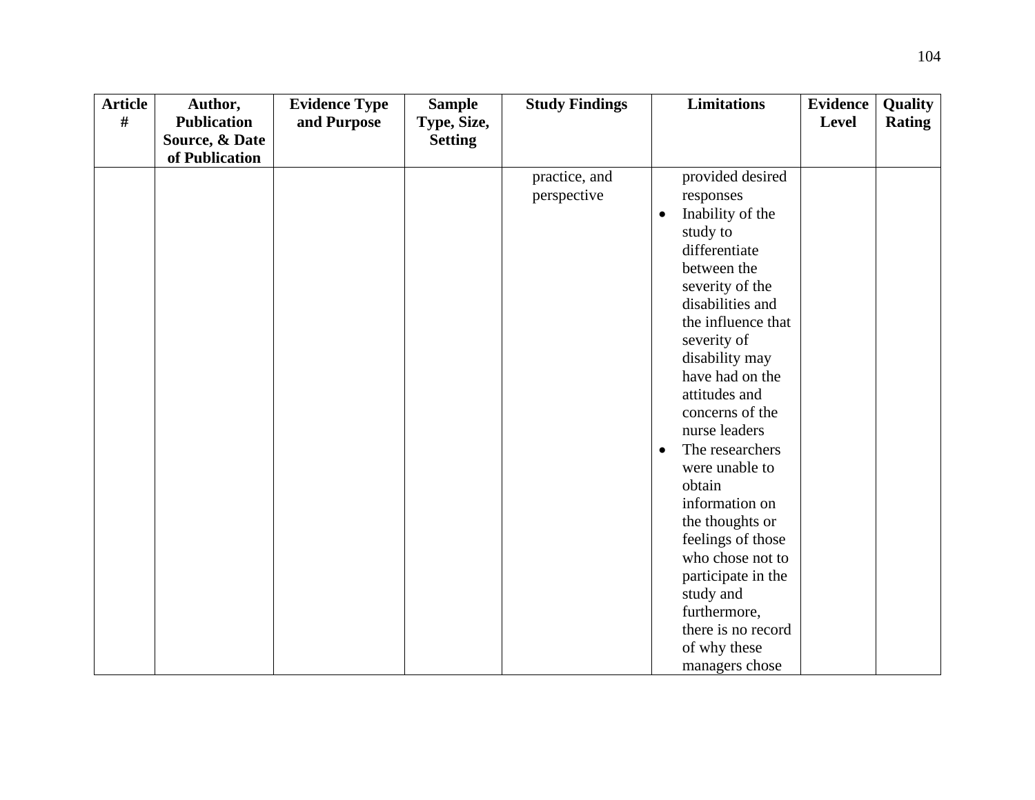| Article # | Author, Publication Source, & Date of Publication | Evidence Type and Purpose | Sample Type, Size, Setting | Study Findings | Limitations | Evidence Level | Quality Rating |
|---|---|---|---|---|---|---|---|
| | | | | practice, and perspective | provided desired responses <br>• Inability of the study to differentiate between the severity of the disabilities and the influence that severity of disability may have had on the attitudes and concerns of the nurse leaders <br>• The researchers were unable to obtain information on the thoughts or feelings of those who chose not to participate in the study and furthermore, there is no record of why these managers chose | | |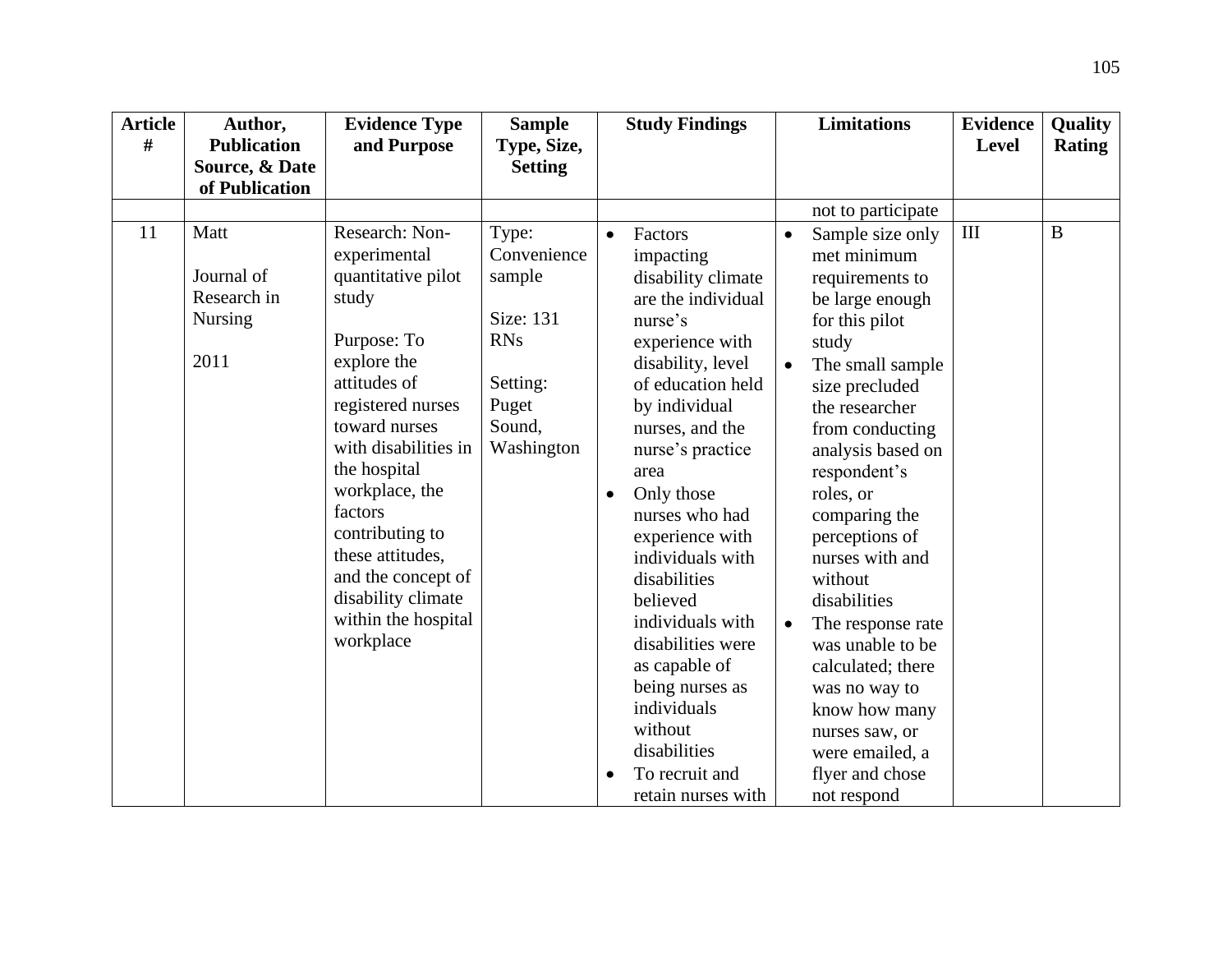| Article # | Author, Publication Source, & Date of Publication | Evidence Type and Purpose | Sample Type, Size, Setting | Study Findings | Limitations | Evidence Level | Quality Rating |
|---|---|---|---|---|---|---|---|
| | | | | | not to participate | | |
| 11 | Matt<br><br>Journal of Research in Nursing<br><br>2011 | Research: Non-experimental quantitative pilot study<br><br>Purpose: To explore the attitudes of registered nurses toward nurses with disabilities in the hospital workplace, the factors contributing to these attitudes, and the concept of disability climate within the hospital workplace | Type: Convenience sample<br><br>Size: 131 RNs<br><br>Setting: Puget Sound, Washington | • Factors impacting disability climate are the individual nurse's experience with disability, level of education held by individual nurses, and the nurse's practice area<br>• Only those nurses who had experience with individuals with disabilities believed individuals with disabilities were as capable of being nurses as individuals without disabilities<br>• To recruit and retain nurses with | • Sample size only met minimum requirements to be large enough for this pilot study<br>• The small sample size precluded the researcher from conducting analysis based on respondent's roles, or comparing the perceptions of nurses with and without disabilities<br>• The response rate was unable to be calculated; there was no way to know how many nurses saw, or were emailed, a flyer and chose not respond | III | B |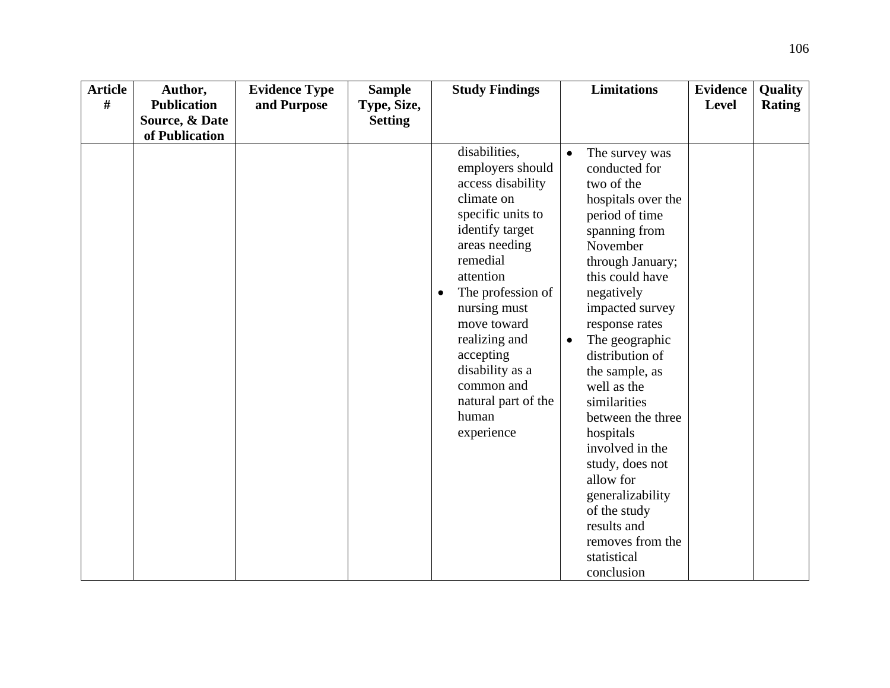| Article # | Author, Publication Source, & Date of Publication | Evidence Type and Purpose | Sample Type, Size, Setting | Study Findings | Limitations | Evidence Level | Quality Rating |
|---|---|---|---|---|---|---|---|
| | | | | disabilities, employers should access disability climate on specific units to identify target areas needing remedial attention<br>• The profession of nursing must move toward realizing and accepting disability as a common and natural part of the human experience | • The survey was conducted for two of the hospitals over the period of time spanning from November through January; this could have negatively impacted survey response rates<br>• The geographic distribution of the sample, as well as the similarities between the three hospitals involved in the study, does not allow for generalizability of the study results and removes from the statistical conclusion | | |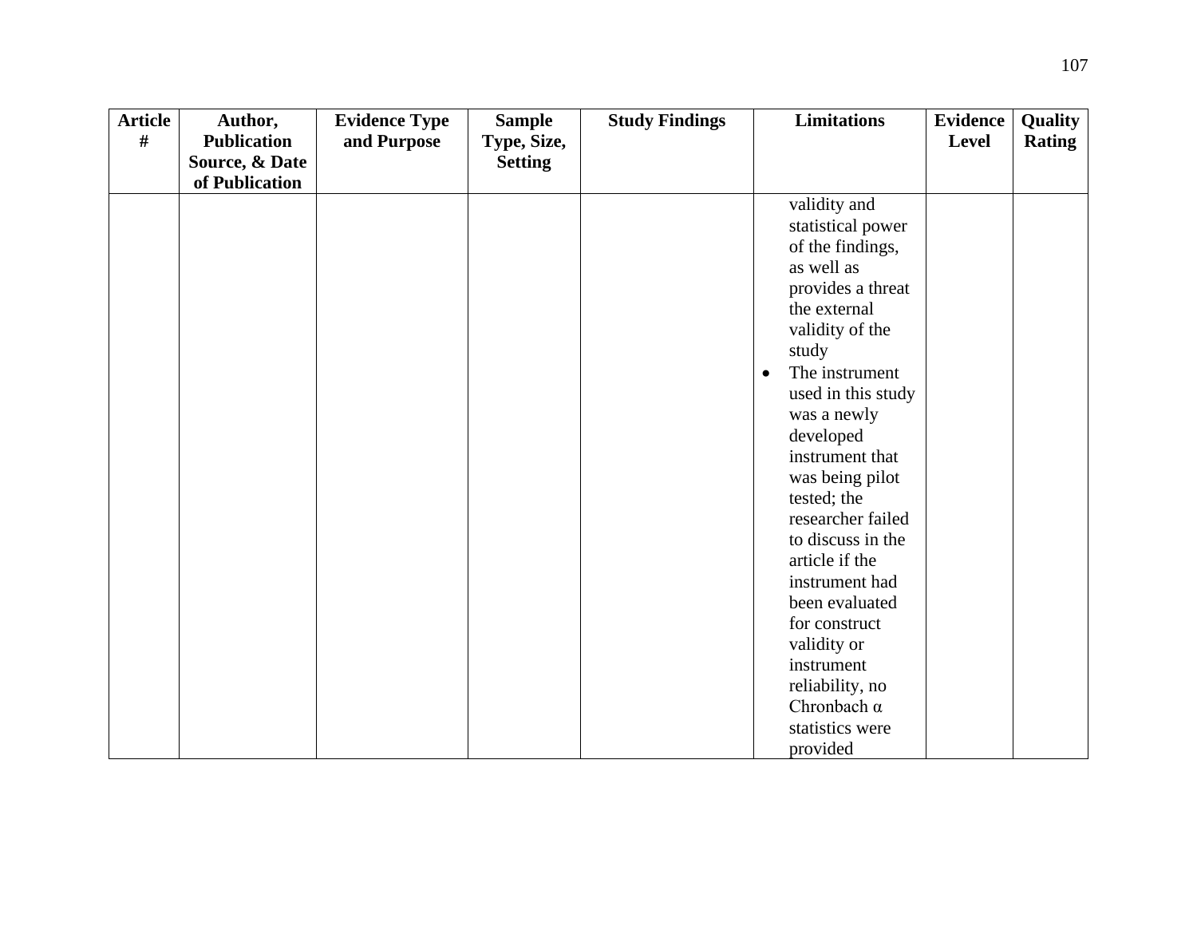| Article # | Author, Publication Source, & Date of Publication | Evidence Type and Purpose | Sample Type, Size, Setting | Study Findings | Limitations | Evidence Level | Quality Rating |
|---|---|---|---|---|---|---|---|
| | | | | | validity and statistical power of the findings, as well as provides a threat the external validity of the study<br>• The instrument used in this study was a newly developed instrument that was being pilot tested; the researcher failed to discuss in the article if the instrument had been evaluated for construct validity or instrument reliability, no Chronbach α statistics were provided | | |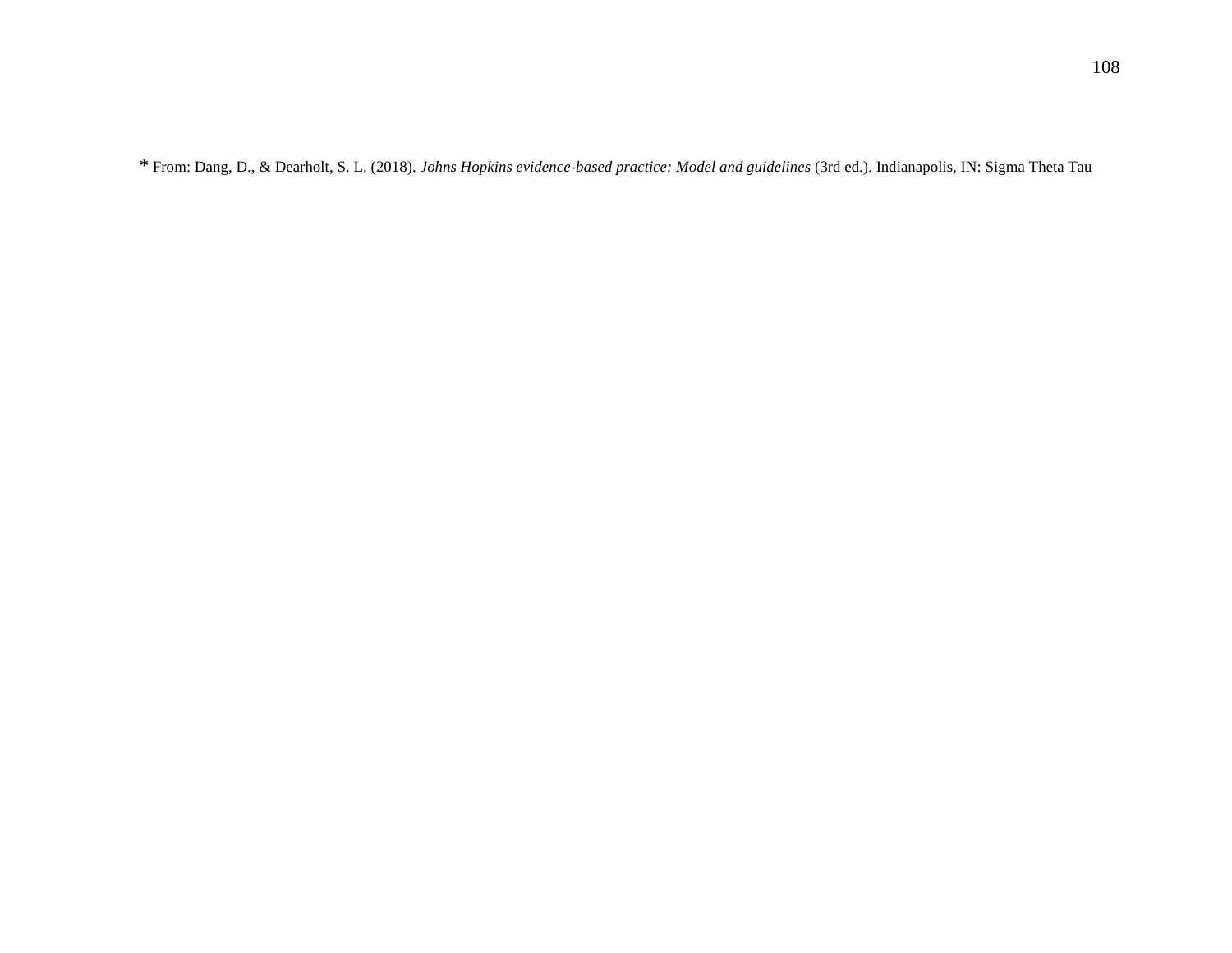* From: Dang, D., & Dearholt, S. L. (2018). *Johns Hopkins evidence-based practice: Model and guidelines* (3rd ed.). Indianapolis, IN: Sigma Theta Tau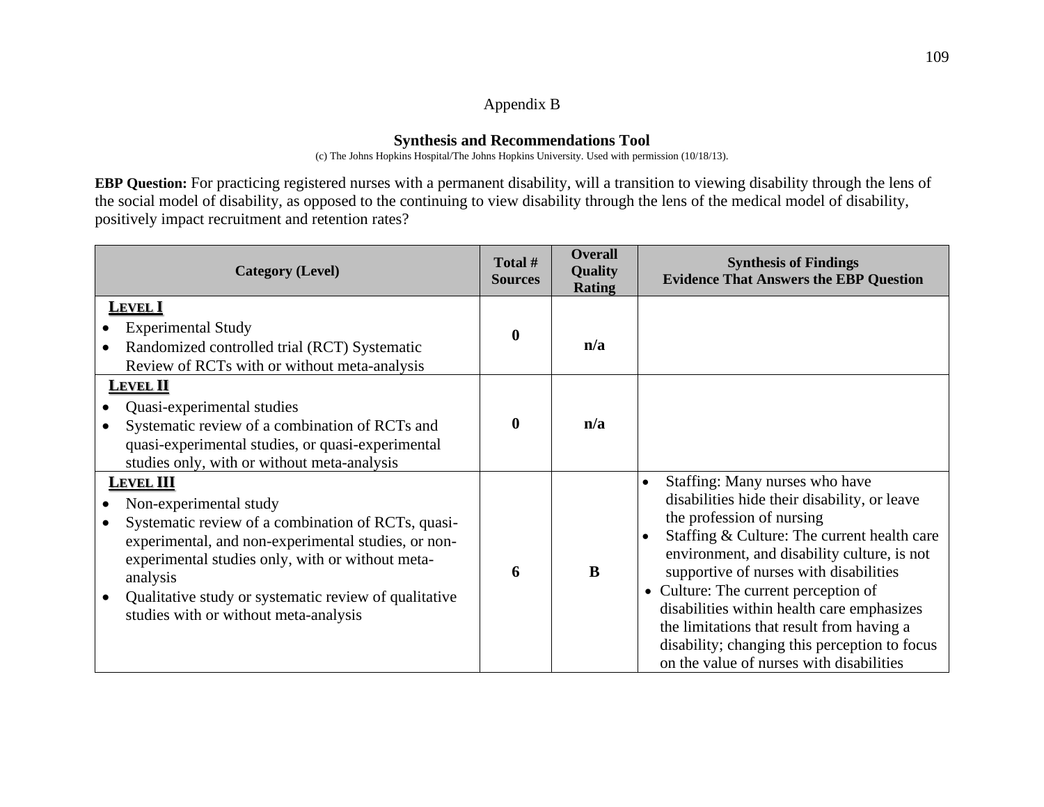Appendix B

## Synthesis and Recommendations Tool

(c) The Johns Hopkins Hospital/The Johns Hopkins University. Used with permission (10/18/13).

**EBP Question:** For practicing registered nurses with a permanent disability, will a transition to viewing disability through the lens of the social model of disability, as opposed to the continuing to view disability through the lens of the medical model of disability, positively impact recruitment and retention rates?

| Category (Level) | Total # Sources | Overall Quality Rating | Synthesis of Findings Evidence That Answers the EBP Question |
|---|---|---|---|
| **LEVEL I**<br>• Experimental Study<br>• Randomized controlled trial (RCT) Systematic Review of RCTs with or without meta-analysis | **0** | **n/a** | |
| **LEVEL II**<br>• Quasi-experimental studies<br>• Systematic review of a combination of RCTs and quasi-experimental studies, or quasi-experimental studies only, with or without meta-analysis | **0** | **n/a** | |
| **LEVEL III**<br>• Non-experimental study<br>• Systematic review of a combination of RCTs, quasi-experimental, and non-experimental studies, or non-experimental studies only, with or without meta-analysis<br>• Qualitative study or systematic review of qualitative studies with or without meta-analysis | **6** | **B** | • Staffing: Many nurses who have disabilities hide their disability, or leave the profession of nursing<br>• Staffing & Culture: The current health care environment, and disability culture, is not supportive of nurses with disabilities<br>• Culture: The current perception of disabilities within health care emphasizes the limitations that result from having a disability; changing this perception to focus on the value of nurses with disabilities |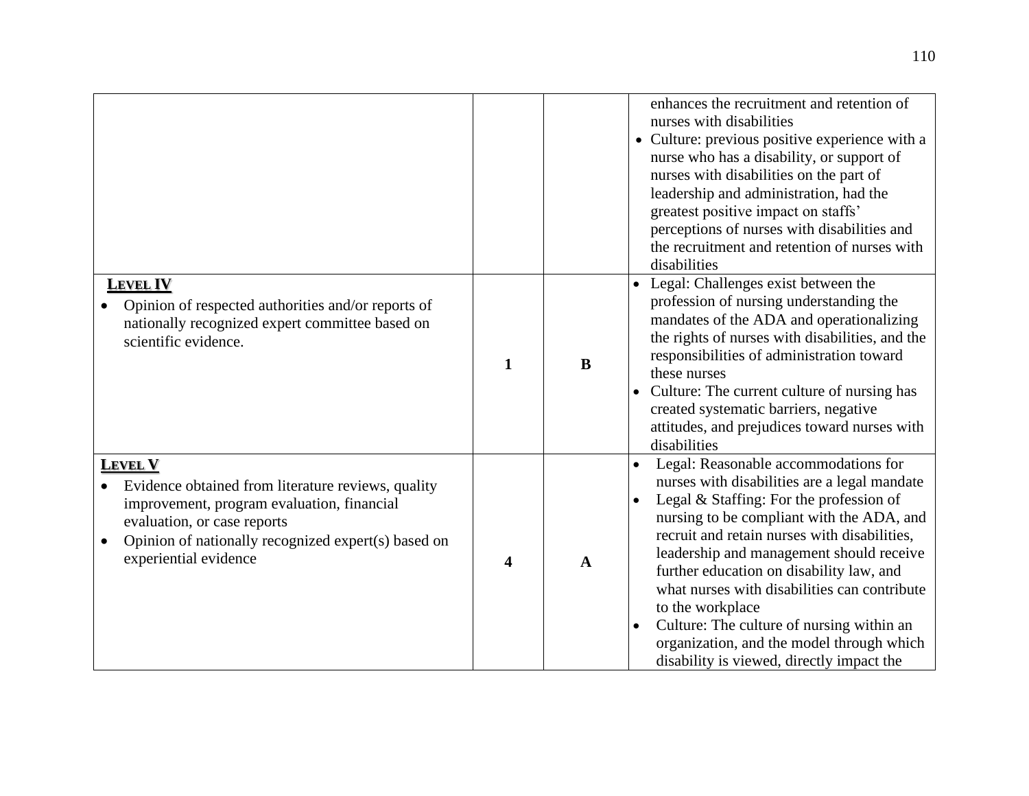| | | | |
|---|---|---|---|
| | | | enhances the recruitment and retention of nurses with disabilities<br>• Culture: previous positive experience with a nurse who has a disability, or support of nurses with disabilities on the part of leadership and administration, had the greatest positive impact on staffs' perceptions of nurses with disabilities and the recruitment and retention of nurses with disabilities |
| **LEVEL IV**<br>• Opinion of respected authorities and/or reports of nationally recognized expert committee based on scientific evidence. | **1** | **B** | • Legal: Challenges exist between the profession of nursing understanding the mandates of the ADA and operationalizing the rights of nurses with disabilities, and the responsibilities of administration toward these nurses<br>• Culture: The current culture of nursing has created systematic barriers, negative attitudes, and prejudices toward nurses with disabilities |
| **LEVEL V**<br>• Evidence obtained from literature reviews, quality improvement, program evaluation, financial evaluation, or case reports<br>• Opinion of nationally recognized expert(s) based on experiential evidence | **4** | **A** | • Legal: Reasonable accommodations for nurses with disabilities are a legal mandate<br>• Legal & Staffing: For the profession of nursing to be compliant with the ADA, and recruit and retain nurses with disabilities, leadership and management should receive further education on disability law, and what nurses with disabilities can contribute to the workplace<br>• Culture: The culture of nursing within an organization, and the model through which disability is viewed, directly impact the |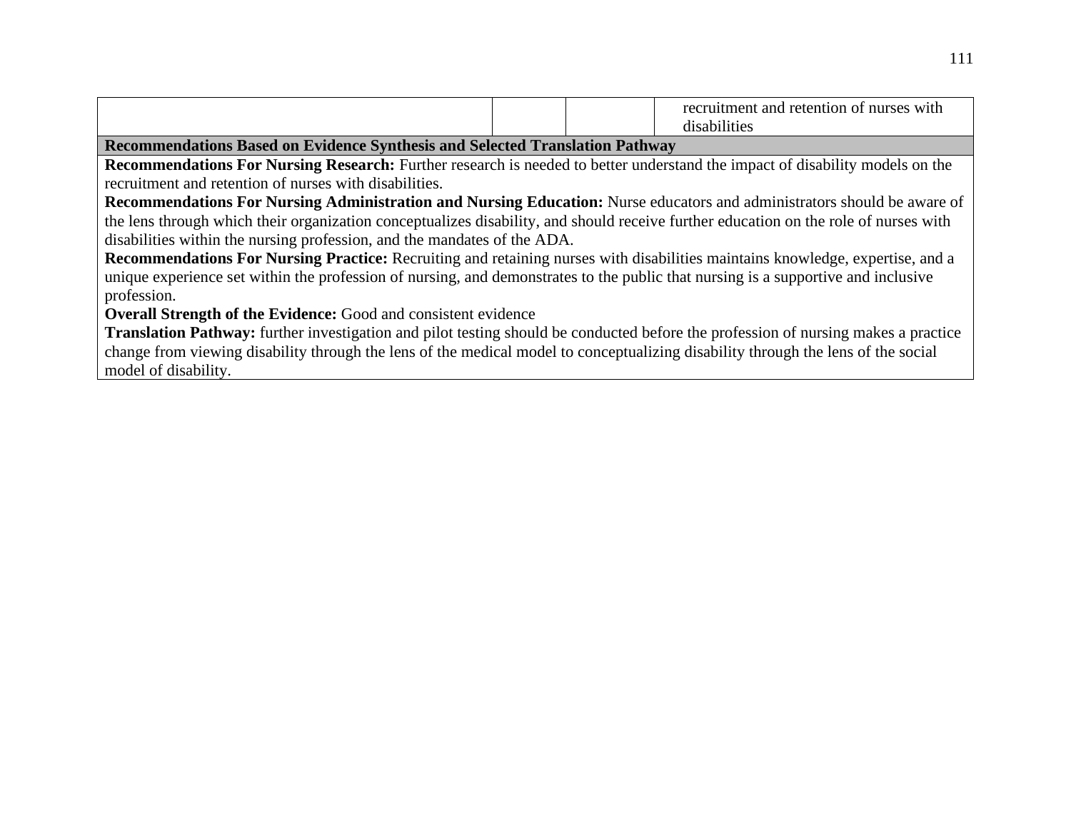| | | | |
|---|---|---|---|
| | | | recruitment and retention of nurses with disabilities |

**Recommendations Based on Evidence Synthesis and Selected Translation Pathway**

**Recommendations For Nursing Research:** Further research is needed to better understand the impact of disability models on the recruitment and retention of nurses with disabilities.

**Recommendations For Nursing Administration and Nursing Education:** Nurse educators and administrators should be aware of the lens through which their organization conceptualizes disability, and should receive further education on the role of nurses with disabilities within the nursing profession, and the mandates of the ADA.

**Recommendations For Nursing Practice:** Recruiting and retaining nurses with disabilities maintains knowledge, expertise, and a unique experience set within the profession of nursing, and demonstrates to the public that nursing is a supportive and inclusive profession.

**Overall Strength of the Evidence:** Good and consistent evidence

**Translation Pathway:** further investigation and pilot testing should be conducted before the profession of nursing makes a practice change from viewing disability through the lens of the medical model to conceptualizing disability through the lens of the social model of disability.